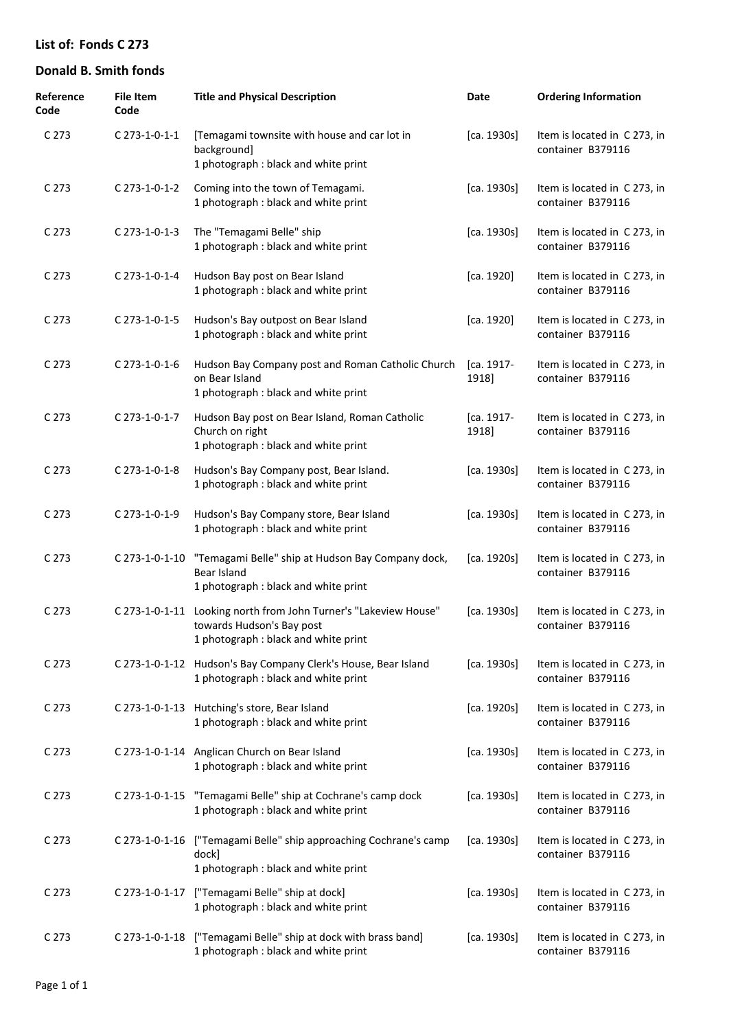## List of: Fonds C 273

## Donald B. Smith fonds

| Reference Code | File Item Code | Title and Physical Description | Date | Ordering Information |
|---|---|---|---|---|
| C 273 | C 273-1-0-1-1 | [Temagami townsite with house and car lot in background]<br>1 photograph : black and white print | [ca. 1930s] | Item is located in C 273, in container B379116 |
| C 273 | C 273-1-0-1-2 | Coming into the town of Temagami.<br>1 photograph : black and white print | [ca. 1930s] | Item is located in C 273, in container B379116 |
| C 273 | C 273-1-0-1-3 | The "Temagami Belle" ship<br>1 photograph : black and white print | [ca. 1930s] | Item is located in C 273, in container B379116 |
| C 273 | C 273-1-0-1-4 | Hudson Bay post on Bear Island<br>1 photograph : black and white print | [ca. 1920] | Item is located in C 273, in container B379116 |
| C 273 | C 273-1-0-1-5 | Hudson's Bay outpost on Bear Island<br>1 photograph : black and white print | [ca. 1920] | Item is located in C 273, in container B379116 |
| C 273 | C 273-1-0-1-6 | Hudson Bay Company post and Roman Catholic Church on Bear Island<br>1 photograph : black and white print | [ca. 1917-1918] | Item is located in C 273, in container B379116 |
| C 273 | C 273-1-0-1-7 | Hudson Bay post on Bear Island, Roman Catholic Church on right<br>1 photograph : black and white print | [ca. 1917-1918] | Item is located in C 273, in container B379116 |
| C 273 | C 273-1-0-1-8 | Hudson's Bay Company post, Bear Island.<br>1 photograph : black and white print | [ca. 1930s] | Item is located in C 273, in container B379116 |
| C 273 | C 273-1-0-1-9 | Hudson's Bay Company store, Bear Island<br>1 photograph : black and white print | [ca. 1930s] | Item is located in C 273, in container B379116 |
| C 273 | C 273-1-0-1-10 | "Temagami Belle" ship at Hudson Bay Company dock, Bear Island<br>1 photograph : black and white print | [ca. 1920s] | Item is located in C 273, in container B379116 |
| C 273 | C 273-1-0-1-11 | Looking north from John Turner's "Lakeview House" towards Hudson's Bay post<br>1 photograph : black and white print | [ca. 1930s] | Item is located in C 273, in container B379116 |
| C 273 | C 273-1-0-1-12 | Hudson's Bay Company Clerk's House, Bear Island<br>1 photograph : black and white print | [ca. 1930s] | Item is located in C 273, in container B379116 |
| C 273 | C 273-1-0-1-13 | Hutching's store, Bear Island<br>1 photograph : black and white print | [ca. 1920s] | Item is located in C 273, in container B379116 |
| C 273 | C 273-1-0-1-14 | Anglican Church on Bear Island<br>1 photograph : black and white print | [ca. 1930s] | Item is located in C 273, in container B379116 |
| C 273 | C 273-1-0-1-15 | "Temagami Belle" ship at Cochrane's camp dock<br>1 photograph : black and white print | [ca. 1930s] | Item is located in C 273, in container B379116 |
| C 273 | C 273-1-0-1-16 | ["Temagami Belle" ship approaching Cochrane's camp dock]<br>1 photograph : black and white print | [ca. 1930s] | Item is located in C 273, in container B379116 |
| C 273 | C 273-1-0-1-17 | ["Temagami Belle" ship at dock]<br>1 photograph : black and white print | [ca. 1930s] | Item is located in C 273, in container B379116 |
| C 273 | C 273-1-0-1-18 | ["Temagami Belle" ship at dock with brass band]<br>1 photograph : black and white print | [ca. 1930s] | Item is located in C 273, in container B379116 |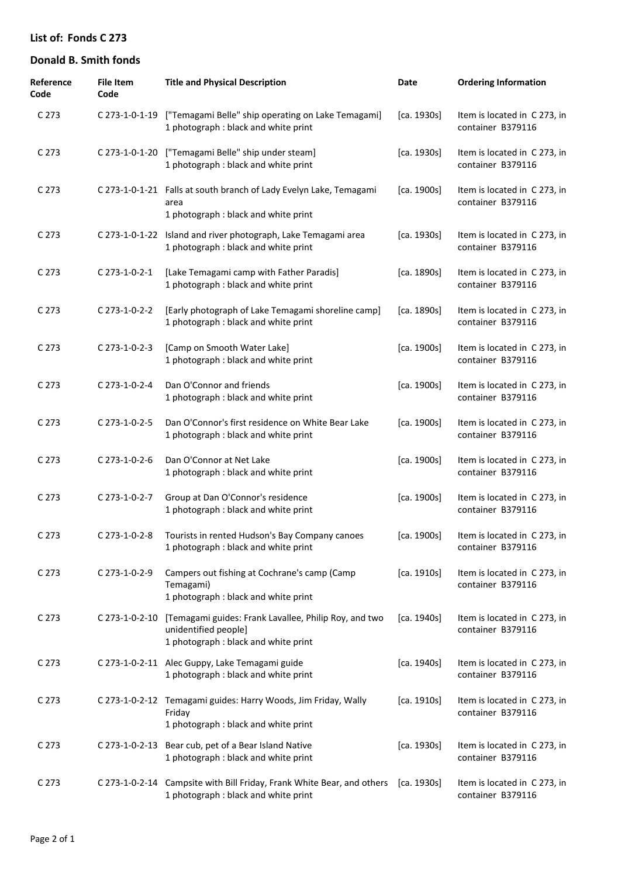**List of: Fonds C 273**

**Donald B. Smith fonds**

| Reference Code | File Item Code | Title and Physical Description | Date | Ordering Information |
|---|---|---|---|---|
| C 273 | C 273-1-0-1-19 | ["Temagami Belle" ship operating on Lake Temagami]<br>1 photograph : black and white print | [ca. 1930s] | Item is located in C 273, in container B379116 |
| C 273 | C 273-1-0-1-20 | ["Temagami Belle" ship under steam]<br>1 photograph : black and white print | [ca. 1930s] | Item is located in C 273, in container B379116 |
| C 273 | C 273-1-0-1-21 | Falls at south branch of Lady Evelyn Lake, Temagami area<br>1 photograph : black and white print | [ca. 1900s] | Item is located in C 273, in container B379116 |
| C 273 | C 273-1-0-1-22 | Island and river photograph, Lake Temagami area<br>1 photograph : black and white print | [ca. 1930s] | Item is located in C 273, in container B379116 |
| C 273 | C 273-1-0-2-1 | [Lake Temagami camp with Father Paradis]<br>1 photograph : black and white print | [ca. 1890s] | Item is located in C 273, in container B379116 |
| C 273 | C 273-1-0-2-2 | [Early photograph of Lake Temagami shoreline camp]<br>1 photograph : black and white print | [ca. 1890s] | Item is located in C 273, in container B379116 |
| C 273 | C 273-1-0-2-3 | [Camp on Smooth Water Lake]<br>1 photograph : black and white print | [ca. 1900s] | Item is located in C 273, in container B379116 |
| C 273 | C 273-1-0-2-4 | Dan O'Connor and friends<br>1 photograph : black and white print | [ca. 1900s] | Item is located in C 273, in container B379116 |
| C 273 | C 273-1-0-2-5 | Dan O'Connor's first residence on White Bear Lake<br>1 photograph : black and white print | [ca. 1900s] | Item is located in C 273, in container B379116 |
| C 273 | C 273-1-0-2-6 | Dan O'Connor at Net Lake<br>1 photograph : black and white print | [ca. 1900s] | Item is located in C 273, in container B379116 |
| C 273 | C 273-1-0-2-7 | Group at Dan O'Connor's residence<br>1 photograph : black and white print | [ca. 1900s] | Item is located in C 273, in container B379116 |
| C 273 | C 273-1-0-2-8 | Tourists in rented Hudson's Bay Company canoes<br>1 photograph : black and white print | [ca. 1900s] | Item is located in C 273, in container B379116 |
| C 273 | C 273-1-0-2-9 | Campers out fishing at Cochrane's camp (Camp Temagami)<br>1 photograph : black and white print | [ca. 1910s] | Item is located in C 273, in container B379116 |
| C 273 | C 273-1-0-2-10 | [Temagami guides: Frank Lavallee, Philip Roy, and two unidentified people]<br>1 photograph : black and white print | [ca. 1940s] | Item is located in C 273, in container B379116 |
| C 273 | C 273-1-0-2-11 | Alec Guppy, Lake Temagami guide<br>1 photograph : black and white print | [ca. 1940s] | Item is located in C 273, in container B379116 |
| C 273 | C 273-1-0-2-12 | Temagami guides: Harry Woods, Jim Friday, Wally Friday<br>1 photograph : black and white print | [ca. 1910s] | Item is located in C 273, in container B379116 |
| C 273 | C 273-1-0-2-13 | Bear cub, pet of a Bear Island Native<br>1 photograph : black and white print | [ca. 1930s] | Item is located in C 273, in container B379116 |
| C 273 | C 273-1-0-2-14 | Campsite with Bill Friday, Frank White Bear, and others<br>1 photograph : black and white print | [ca. 1930s] | Item is located in C 273, in container B379116 |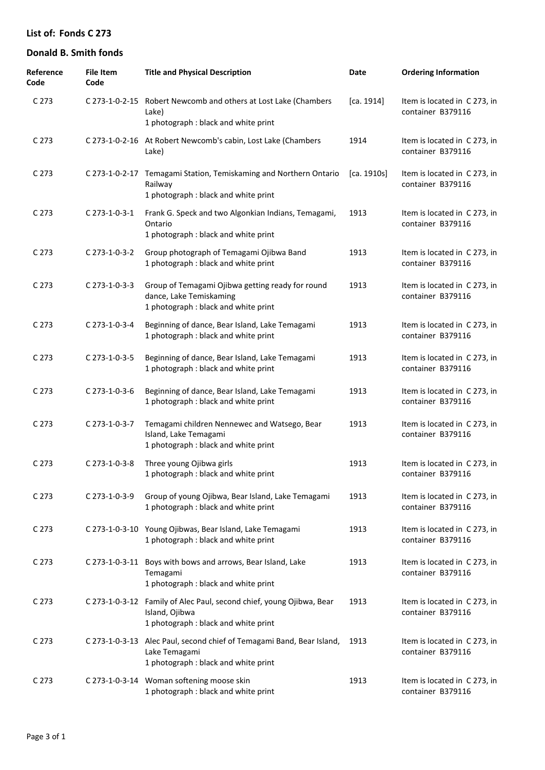## List of: Fonds C 273

## Donald B. Smith fonds

| Reference Code | File Item Code | Title and Physical Description | Date | Ordering Information |
|---|---|---|---|---|
| C 273 | C 273-1-0-2-15 | Robert Newcomb and others at Lost Lake (Chambers Lake)<br>1 photograph : black and white print | [ca. 1914] | Item is located in C 273, in container B379116 |
| C 273 | C 273-1-0-2-16 | At Robert Newcomb's cabin, Lost Lake (Chambers Lake) | 1914 | Item is located in C 273, in container B379116 |
| C 273 | C 273-1-0-2-17 | Temagami Station, Temiskaming and Northern Ontario Railway<br>1 photograph : black and white print | [ca. 1910s] | Item is located in C 273, in container B379116 |
| C 273 | C 273-1-0-3-1 | Frank G. Speck and two Algonkian Indians, Temagami, Ontario<br>1 photograph : black and white print | 1913 | Item is located in C 273, in container B379116 |
| C 273 | C 273-1-0-3-2 | Group photograph of Temagami Ojibwa Band<br>1 photograph : black and white print | 1913 | Item is located in C 273, in container B379116 |
| C 273 | C 273-1-0-3-3 | Group of Temagami Ojibwa getting ready for round dance, Lake Temiskaming<br>1 photograph : black and white print | 1913 | Item is located in C 273, in container B379116 |
| C 273 | C 273-1-0-3-4 | Beginning of dance, Bear Island, Lake Temagami<br>1 photograph : black and white print | 1913 | Item is located in C 273, in container B379116 |
| C 273 | C 273-1-0-3-5 | Beginning of dance, Bear Island, Lake Temagami<br>1 photograph : black and white print | 1913 | Item is located in C 273, in container B379116 |
| C 273 | C 273-1-0-3-6 | Beginning of dance, Bear Island, Lake Temagami<br>1 photograph : black and white print | 1913 | Item is located in C 273, in container B379116 |
| C 273 | C 273-1-0-3-7 | Temagami children Nennewec and Watsego, Bear Island, Lake Temagami<br>1 photograph : black and white print | 1913 | Item is located in C 273, in container B379116 |
| C 273 | C 273-1-0-3-8 | Three young Ojibwa girls<br>1 photograph : black and white print | 1913 | Item is located in C 273, in container B379116 |
| C 273 | C 273-1-0-3-9 | Group of young Ojibwa, Bear Island, Lake Temagami<br>1 photograph : black and white print | 1913 | Item is located in C 273, in container B379116 |
| C 273 | C 273-1-0-3-10 | Young Ojibwas, Bear Island, Lake Temagami<br>1 photograph : black and white print | 1913 | Item is located in C 273, in container B379116 |
| C 273 | C 273-1-0-3-11 | Boys with bows and arrows, Bear Island, Lake Temagami<br>1 photograph : black and white print | 1913 | Item is located in C 273, in container B379116 |
| C 273 | C 273-1-0-3-12 | Family of Alec Paul, second chief, young Ojibwa, Bear Island, Ojibwa<br>1 photograph : black and white print | 1913 | Item is located in C 273, in container B379116 |
| C 273 | C 273-1-0-3-13 | Alec Paul, second chief of Temagami Band, Bear Island, Lake Temagami<br>1 photograph : black and white print | 1913 | Item is located in C 273, in container B379116 |
| C 273 | C 273-1-0-3-14 | Woman softening moose skin<br>1 photograph : black and white print | 1913 | Item is located in C 273, in container B379116 |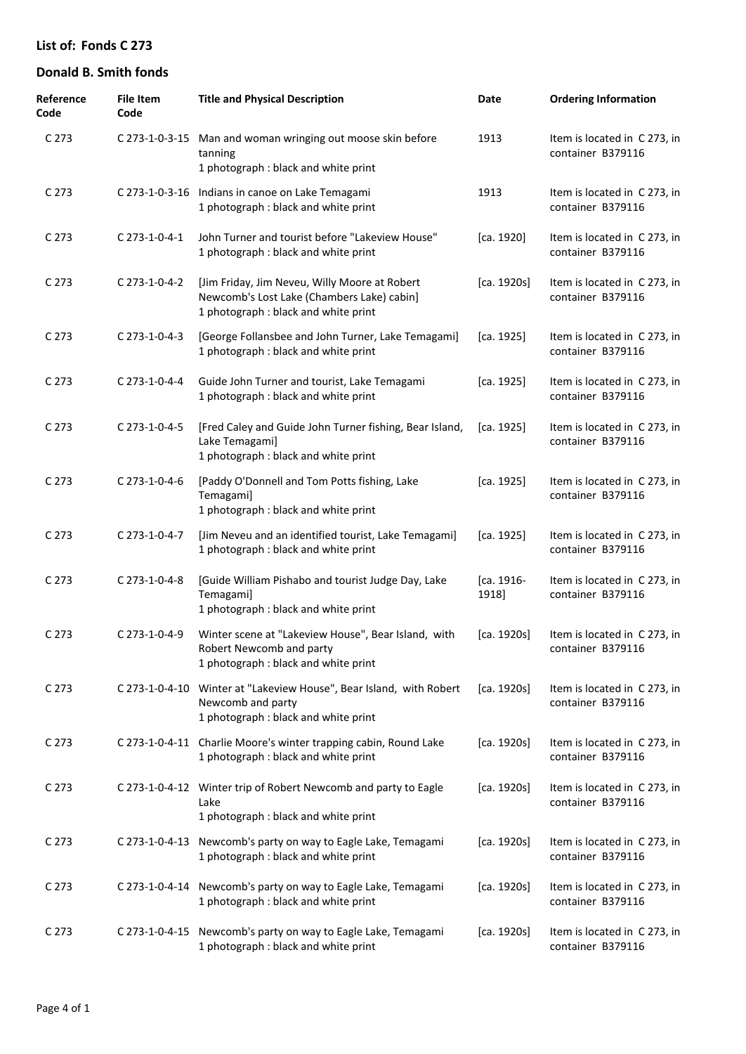## List of: Fonds C 273

## Donald B. Smith fonds

| Reference Code | File Item Code | Title and Physical Description | Date | Ordering Information |
|---|---|---|---|---|
| C 273 | C 273-1-0-3-15 | Man and woman wringing out moose skin before tanning<br>1 photograph : black and white print | 1913 | Item is located in C 273, in container B379116 |
| C 273 | C 273-1-0-3-16 | Indians in canoe on Lake Temagami<br>1 photograph : black and white print | 1913 | Item is located in C 273, in container B379116 |
| C 273 | C 273-1-0-4-1 | John Turner and tourist before "Lakeview House"<br>1 photograph : black and white print | [ca. 1920] | Item is located in C 273, in container B379116 |
| C 273 | C 273-1-0-4-2 | [Jim Friday, Jim Neveu, Willy Moore at Robert Newcomb's Lost Lake (Chambers Lake) cabin]<br>1 photograph : black and white print | [ca. 1920s] | Item is located in C 273, in container B379116 |
| C 273 | C 273-1-0-4-3 | [George Follansbee and John Turner, Lake Temagami]<br>1 photograph : black and white print | [ca. 1925] | Item is located in C 273, in container B379116 |
| C 273 | C 273-1-0-4-4 | Guide John Turner and tourist, Lake Temagami<br>1 photograph : black and white print | [ca. 1925] | Item is located in C 273, in container B379116 |
| C 273 | C 273-1-0-4-5 | [Fred Caley and Guide John Turner fishing, Bear Island, Lake Temagami]<br>1 photograph : black and white print | [ca. 1925] | Item is located in C 273, in container B379116 |
| C 273 | C 273-1-0-4-6 | [Paddy O'Donnell and Tom Potts fishing, Lake Temagami]<br>1 photograph : black and white print | [ca. 1925] | Item is located in C 273, in container B379116 |
| C 273 | C 273-1-0-4-7 | [Jim Neveu and an identified tourist, Lake Temagami]<br>1 photograph : black and white print | [ca. 1925] | Item is located in C 273, in container B379116 |
| C 273 | C 273-1-0-4-8 | [Guide William Pishabo and tourist Judge Day, Lake Temagami]<br>1 photograph : black and white print | [ca. 1916-1918] | Item is located in C 273, in container B379116 |
| C 273 | C 273-1-0-4-9 | Winter scene at "Lakeview House", Bear Island, with Robert Newcomb and party<br>1 photograph : black and white print | [ca. 1920s] | Item is located in C 273, in container B379116 |
| C 273 | C 273-1-0-4-10 | Winter at "Lakeview House", Bear Island, with Robert Newcomb and party<br>1 photograph : black and white print | [ca. 1920s] | Item is located in C 273, in container B379116 |
| C 273 | C 273-1-0-4-11 | Charlie Moore's winter trapping cabin, Round Lake<br>1 photograph : black and white print | [ca. 1920s] | Item is located in C 273, in container B379116 |
| C 273 | C 273-1-0-4-12 | Winter trip of Robert Newcomb and party to Eagle Lake<br>1 photograph : black and white print | [ca. 1920s] | Item is located in C 273, in container B379116 |
| C 273 | C 273-1-0-4-13 | Newcomb's party on way to Eagle Lake, Temagami<br>1 photograph : black and white print | [ca. 1920s] | Item is located in C 273, in container B379116 |
| C 273 | C 273-1-0-4-14 | Newcomb's party on way to Eagle Lake, Temagami<br>1 photograph : black and white print | [ca. 1920s] | Item is located in C 273, in container B379116 |
| C 273 | C 273-1-0-4-15 | Newcomb's party on way to Eagle Lake, Temagami<br>1 photograph : black and white print | [ca. 1920s] | Item is located in C 273, in container B379116 |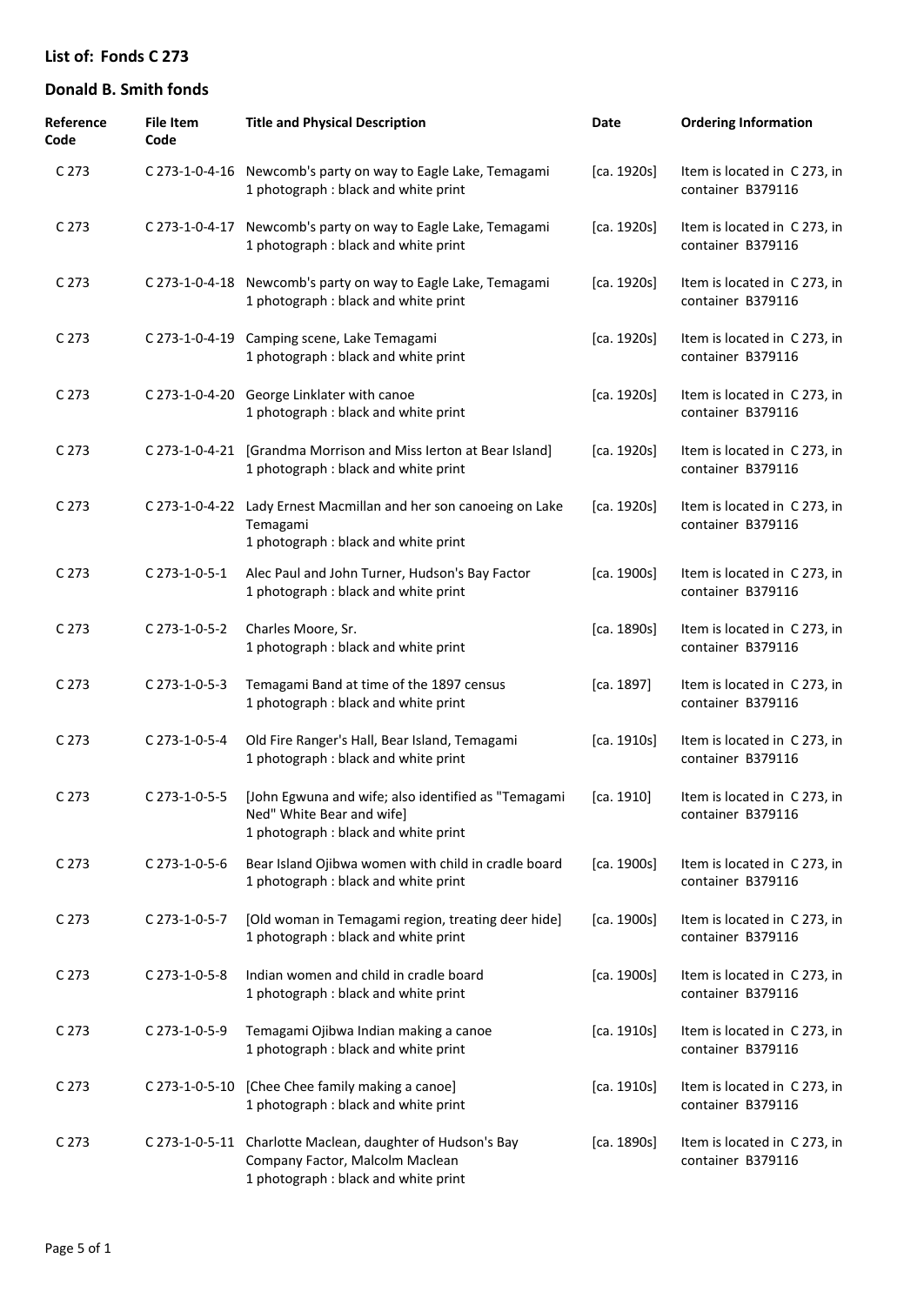## List of: Fonds C 273

## Donald B. Smith fonds

| Reference Code | File Item Code | Title and Physical Description | Date | Ordering Information |
|---|---|---|---|---|
| C 273 | C 273-1-0-4-16 | Newcomb's party on way to Eagle Lake, Temagami<br>1 photograph : black and white print | [ca. 1920s] | Item is located in C 273, in container B379116 |
| C 273 | C 273-1-0-4-17 | Newcomb's party on way to Eagle Lake, Temagami<br>1 photograph : black and white print | [ca. 1920s] | Item is located in C 273, in container B379116 |
| C 273 | C 273-1-0-4-18 | Newcomb's party on way to Eagle Lake, Temagami<br>1 photograph : black and white print | [ca. 1920s] | Item is located in C 273, in container B379116 |
| C 273 | C 273-1-0-4-19 | Camping scene, Lake Temagami<br>1 photograph : black and white print | [ca. 1920s] | Item is located in C 273, in container B379116 |
| C 273 | C 273-1-0-4-20 | George Linklater with canoe<br>1 photograph : black and white print | [ca. 1920s] | Item is located in C 273, in container B379116 |
| C 273 | C 273-1-0-4-21 | [Grandma Morrison and Miss Ierton at Bear Island]<br>1 photograph : black and white print | [ca. 1920s] | Item is located in C 273, in container B379116 |
| C 273 | C 273-1-0-4-22 | Lady Ernest Macmillan and her son canoeing on Lake Temagami<br>1 photograph : black and white print | [ca. 1920s] | Item is located in C 273, in container B379116 |
| C 273 | C 273-1-0-5-1 | Alec Paul and John Turner, Hudson's Bay Factor<br>1 photograph : black and white print | [ca. 1900s] | Item is located in C 273, in container B379116 |
| C 273 | C 273-1-0-5-2 | Charles Moore, Sr.<br>1 photograph : black and white print | [ca. 1890s] | Item is located in C 273, in container B379116 |
| C 273 | C 273-1-0-5-3 | Temagami Band at time of the 1897 census<br>1 photograph : black and white print | [ca. 1897] | Item is located in C 273, in container B379116 |
| C 273 | C 273-1-0-5-4 | Old Fire Ranger's Hall, Bear Island, Temagami<br>1 photograph : black and white print | [ca. 1910s] | Item is located in C 273, in container B379116 |
| C 273 | C 273-1-0-5-5 | [John Egwuna and wife; also identified as "Temagami Ned" White Bear and wife]<br>1 photograph : black and white print | [ca. 1910] | Item is located in C 273, in container B379116 |
| C 273 | C 273-1-0-5-6 | Bear Island Ojibwa women with child in cradle board<br>1 photograph : black and white print | [ca. 1900s] | Item is located in C 273, in container B379116 |
| C 273 | C 273-1-0-5-7 | [Old woman in Temagami region, treating deer hide]<br>1 photograph : black and white print | [ca. 1900s] | Item is located in C 273, in container B379116 |
| C 273 | C 273-1-0-5-8 | Indian women and child in cradle board<br>1 photograph : black and white print | [ca. 1900s] | Item is located in C 273, in container B379116 |
| C 273 | C 273-1-0-5-9 | Temagami Ojibwa Indian making a canoe<br>1 photograph : black and white print | [ca. 1910s] | Item is located in C 273, in container B379116 |
| C 273 | C 273-1-0-5-10 | [Chee Chee family making a canoe]<br>1 photograph : black and white print | [ca. 1910s] | Item is located in C 273, in container B379116 |
| C 273 | C 273-1-0-5-11 | Charlotte Maclean, daughter of Hudson's Bay Company Factor, Malcolm Maclean<br>1 photograph : black and white print | [ca. 1890s] | Item is located in C 273, in container B379116 |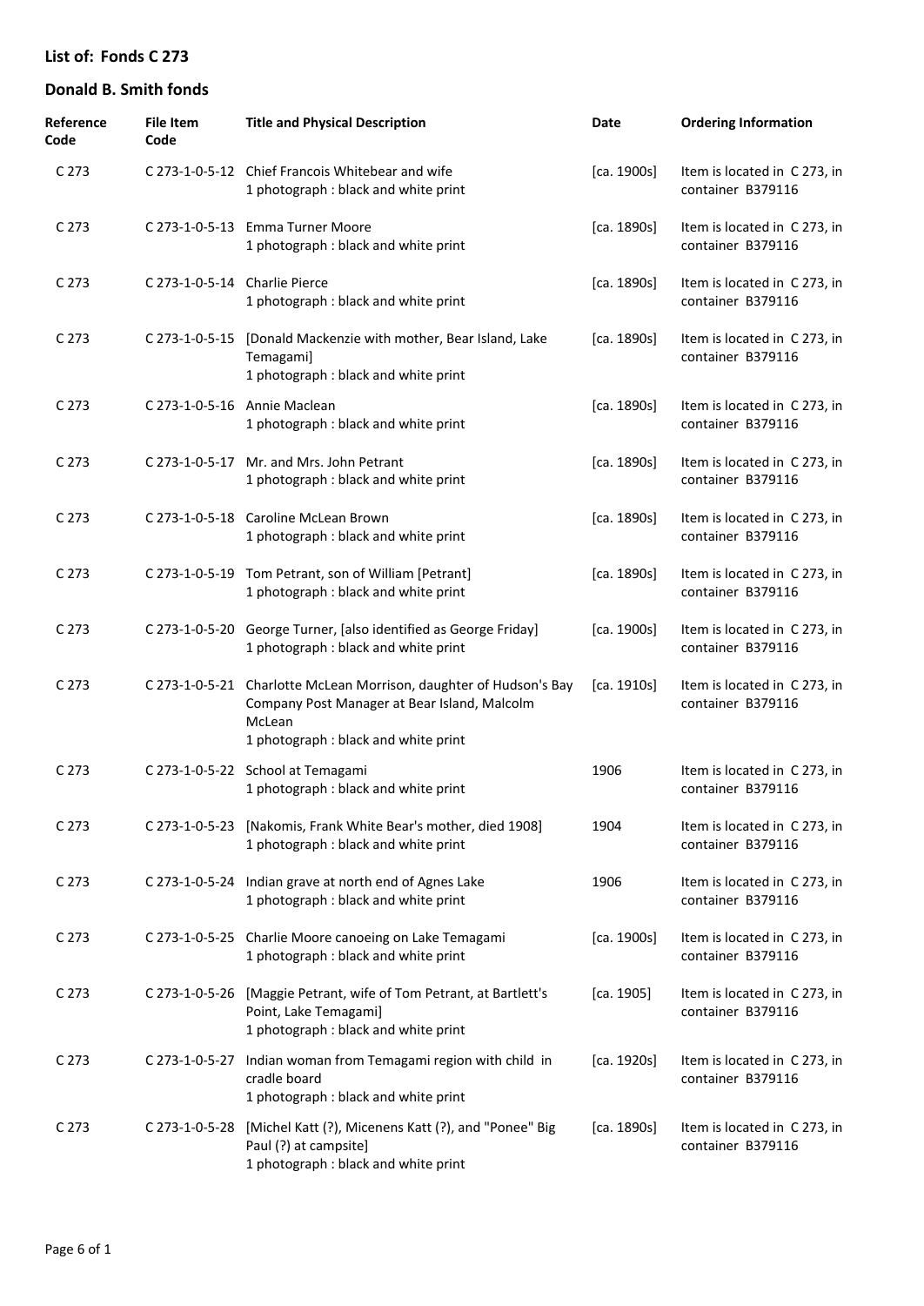## List of: Fonds C 273

## Donald B. Smith fonds

| Reference Code | File Item Code | Title and Physical Description | Date | Ordering Information |
| --- | --- | --- | --- | --- |
| C 273 | C 273-1-0-5-12 | Chief Francois Whitebear and wife<br>1 photograph : black and white print | [ca. 1900s] | Item is located in C 273, in container B379116 |
| C 273 | C 273-1-0-5-13 | Emma Turner Moore<br>1 photograph : black and white print | [ca. 1890s] | Item is located in C 273, in container B379116 |
| C 273 | C 273-1-0-5-14 | Charlie Pierce<br>1 photograph : black and white print | [ca. 1890s] | Item is located in C 273, in container B379116 |
| C 273 | C 273-1-0-5-15 | [Donald Mackenzie with mother, Bear Island, Lake Temagami]<br>1 photograph : black and white print | [ca. 1890s] | Item is located in C 273, in container B379116 |
| C 273 | C 273-1-0-5-16 | Annie Maclean<br>1 photograph : black and white print | [ca. 1890s] | Item is located in C 273, in container B379116 |
| C 273 | C 273-1-0-5-17 | Mr. and Mrs. John Petrant<br>1 photograph : black and white print | [ca. 1890s] | Item is located in C 273, in container B379116 |
| C 273 | C 273-1-0-5-18 | Caroline McLean Brown<br>1 photograph : black and white print | [ca. 1890s] | Item is located in C 273, in container B379116 |
| C 273 | C 273-1-0-5-19 | Tom Petrant, son of William [Petrant]<br>1 photograph : black and white print | [ca. 1890s] | Item is located in C 273, in container B379116 |
| C 273 | C 273-1-0-5-20 | George Turner, [also identified as George Friday]<br>1 photograph : black and white print | [ca. 1900s] | Item is located in C 273, in container B379116 |
| C 273 | C 273-1-0-5-21 | Charlotte McLean Morrison, daughter of Hudson's Bay Company Post Manager at Bear Island, Malcolm McLean<br>1 photograph : black and white print | [ca. 1910s] | Item is located in C 273, in container B379116 |
| C 273 | C 273-1-0-5-22 | School at Temagami<br>1 photograph : black and white print | 1906 | Item is located in C 273, in container B379116 |
| C 273 | C 273-1-0-5-23 | [Nakomis, Frank White Bear's mother, died 1908]<br>1 photograph : black and white print | 1904 | Item is located in C 273, in container B379116 |
| C 273 | C 273-1-0-5-24 | Indian grave at north end of Agnes Lake<br>1 photograph : black and white print | 1906 | Item is located in C 273, in container B379116 |
| C 273 | C 273-1-0-5-25 | Charlie Moore canoeing on Lake Temagami<br>1 photograph : black and white print | [ca. 1900s] | Item is located in C 273, in container B379116 |
| C 273 | C 273-1-0-5-26 | [Maggie Petrant, wife of Tom Petrant, at Bartlett's Point, Lake Temagami]<br>1 photograph : black and white print | [ca. 1905] | Item is located in C 273, in container B379116 |
| C 273 | C 273-1-0-5-27 | Indian woman from Temagami region with child in cradle board<br>1 photograph : black and white print | [ca. 1920s] | Item is located in C 273, in container B379116 |
| C 273 | C 273-1-0-5-28 | [Michel Katt (?), Micenens Katt (?), and "Ponee" Big Paul (?) at campsite]<br>1 photograph : black and white print | [ca. 1890s] | Item is located in C 273, in container B379116 |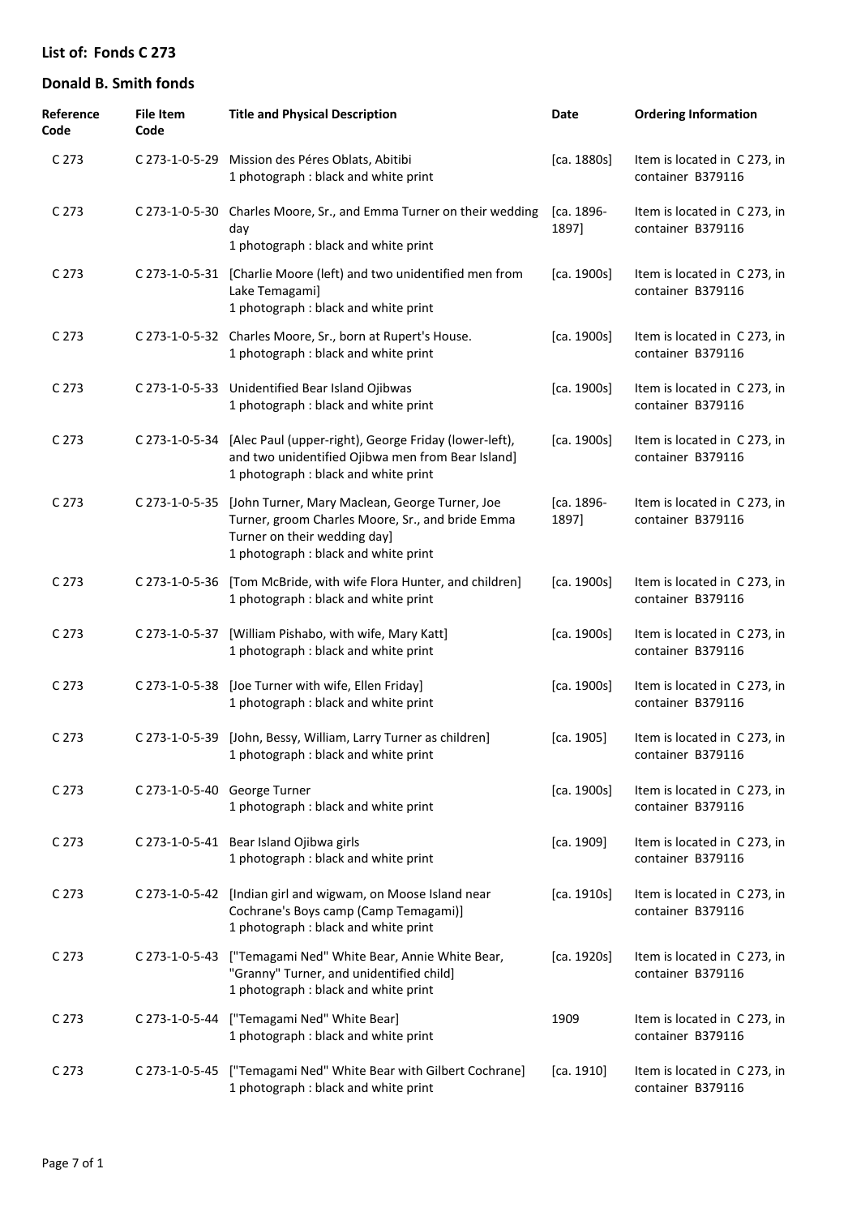## List of: Fonds C 273

## Donald B. Smith fonds

| Reference Code | File Item Code | Title and Physical Description | Date | Ordering Information |
|---|---|---|---|---|
| C 273 | C 273-1-0-5-29 | Mission des Péres Oblats, Abitibi<br>1 photograph : black and white print | [ca. 1880s] | Item is located in C 273, in container B379116 |
| C 273 | C 273-1-0-5-30 | Charles Moore, Sr., and Emma Turner on their wedding day<br>1 photograph : black and white print | [ca. 1896-1897] | Item is located in C 273, in container B379116 |
| C 273 | C 273-1-0-5-31 | [Charlie Moore (left) and two unidentified men from Lake Temagami]<br>1 photograph : black and white print | [ca. 1900s] | Item is located in C 273, in container B379116 |
| C 273 | C 273-1-0-5-32 | Charles Moore, Sr., born at Rupert's House.<br>1 photograph : black and white print | [ca. 1900s] | Item is located in C 273, in container B379116 |
| C 273 | C 273-1-0-5-33 | Unidentified Bear Island Ojibwas<br>1 photograph : black and white print | [ca. 1900s] | Item is located in C 273, in container B379116 |
| C 273 | C 273-1-0-5-34 | [Alec Paul (upper-right), George Friday (lower-left), and two unidentified Ojibwa men from Bear Island]<br>1 photograph : black and white print | [ca. 1900s] | Item is located in C 273, in container B379116 |
| C 273 | C 273-1-0-5-35 | [John Turner, Mary Maclean, George Turner, Joe Turner, groom Charles Moore, Sr., and bride Emma Turner on their wedding day]<br>1 photograph : black and white print | [ca. 1896-1897] | Item is located in C 273, in container B379116 |
| C 273 | C 273-1-0-5-36 | [Tom McBride, with wife Flora Hunter, and children]<br>1 photograph : black and white print | [ca. 1900s] | Item is located in C 273, in container B379116 |
| C 273 | C 273-1-0-5-37 | [William Pishabo, with wife, Mary Katt]<br>1 photograph : black and white print | [ca. 1900s] | Item is located in C 273, in container B379116 |
| C 273 | C 273-1-0-5-38 | [Joe Turner with wife, Ellen Friday]<br>1 photograph : black and white print | [ca. 1900s] | Item is located in C 273, in container B379116 |
| C 273 | C 273-1-0-5-39 | [John, Bessy, William, Larry Turner as children]<br>1 photograph : black and white print | [ca. 1905] | Item is located in C 273, in container B379116 |
| C 273 | C 273-1-0-5-40 | George Turner<br>1 photograph : black and white print | [ca. 1900s] | Item is located in C 273, in container B379116 |
| C 273 | C 273-1-0-5-41 | Bear Island Ojibwa girls<br>1 photograph : black and white print | [ca. 1909] | Item is located in C 273, in container B379116 |
| C 273 | C 273-1-0-5-42 | [Indian girl and wigwam, on Moose Island near Cochrane's Boys camp (Camp Temagami)]<br>1 photograph : black and white print | [ca. 1910s] | Item is located in C 273, in container B379116 |
| C 273 | C 273-1-0-5-43 | ["Temagami Ned" White Bear, Annie White Bear, "Granny" Turner, and unidentified child]<br>1 photograph : black and white print | [ca. 1920s] | Item is located in C 273, in container B379116 |
| C 273 | C 273-1-0-5-44 | ["Temagami Ned" White Bear]<br>1 photograph : black and white print | 1909 | Item is located in C 273, in container B379116 |
| C 273 | C 273-1-0-5-45 | ["Temagami Ned" White Bear with Gilbert Cochrane]<br>1 photograph : black and white print | [ca. 1910] | Item is located in C 273, in container B379116 |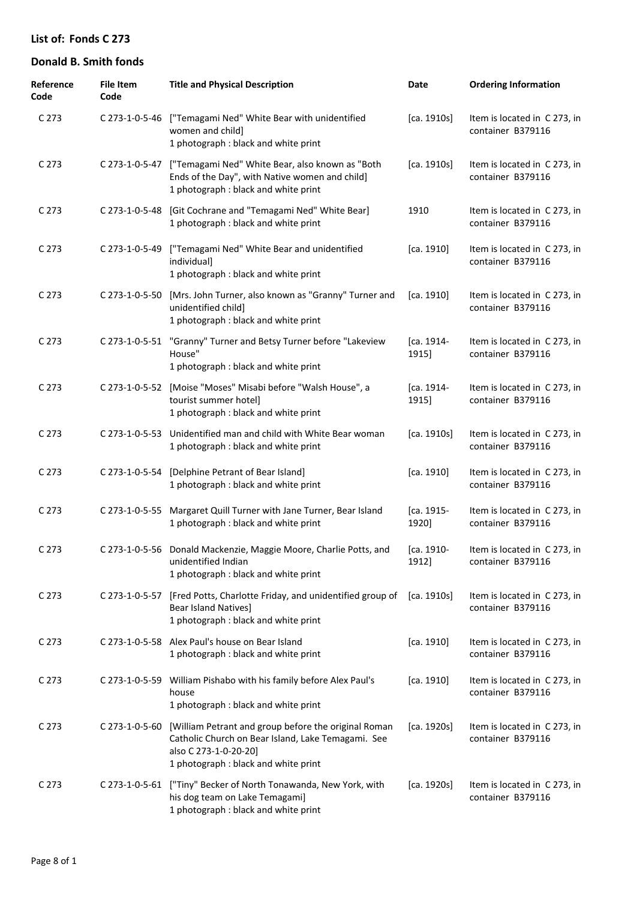## List of: Fonds C 273

## Donald B. Smith fonds

| Reference Code | File Item Code | Title and Physical Description | Date | Ordering Information |
|---|---|---|---|---|
| C 273 | C 273-1-0-5-46 | ["Temagami Ned" White Bear with unidentified women and child]<br>1 photograph : black and white print | [ca. 1910s] | Item is located in C 273, in container B379116 |
| C 273 | C 273-1-0-5-47 | ["Temagami Ned" White Bear, also known as "Both Ends of the Day", with Native women and child]<br>1 photograph : black and white print | [ca. 1910s] | Item is located in C 273, in container B379116 |
| C 273 | C 273-1-0-5-48 | [Git Cochrane and "Temagami Ned" White Bear]<br>1 photograph : black and white print | 1910 | Item is located in C 273, in container B379116 |
| C 273 | C 273-1-0-5-49 | ["Temagami Ned" White Bear and unidentified individual]<br>1 photograph : black and white print | [ca. 1910] | Item is located in C 273, in container B379116 |
| C 273 | C 273-1-0-5-50 | [Mrs. John Turner, also known as "Granny" Turner and unidentified child]<br>1 photograph : black and white print | [ca. 1910] | Item is located in C 273, in container B379116 |
| C 273 | C 273-1-0-5-51 | "Granny" Turner and Betsy Turner before "Lakeview House"<br>1 photograph : black and white print | [ca. 1914-1915] | Item is located in C 273, in container B379116 |
| C 273 | C 273-1-0-5-52 | [Moise "Moses" Misabi before "Walsh House", a tourist summer hotel]<br>1 photograph : black and white print | [ca. 1914-1915] | Item is located in C 273, in container B379116 |
| C 273 | C 273-1-0-5-53 | Unidentified man and child with White Bear woman<br>1 photograph : black and white print | [ca. 1910s] | Item is located in C 273, in container B379116 |
| C 273 | C 273-1-0-5-54 | [Delphine Petrant of Bear Island]<br>1 photograph : black and white print | [ca. 1910] | Item is located in C 273, in container B379116 |
| C 273 | C 273-1-0-5-55 | Margaret Quill Turner with Jane Turner, Bear Island<br>1 photograph : black and white print | [ca. 1915-1920] | Item is located in C 273, in container B379116 |
| C 273 | C 273-1-0-5-56 | Donald Mackenzie, Maggie Moore, Charlie Potts, and unidentified Indian<br>1 photograph : black and white print | [ca. 1910-1912] | Item is located in C 273, in container B379116 |
| C 273 | C 273-1-0-5-57 | [Fred Potts, Charlotte Friday, and unidentified group of Bear Island Natives]<br>1 photograph : black and white print | [ca. 1910s] | Item is located in C 273, in container B379116 |
| C 273 | C 273-1-0-5-58 | Alex Paul's house on Bear Island<br>1 photograph : black and white print | [ca. 1910] | Item is located in C 273, in container B379116 |
| C 273 | C 273-1-0-5-59 | William Pishabo with his family before Alex Paul's house<br>1 photograph : black and white print | [ca. 1910] | Item is located in C 273, in container B379116 |
| C 273 | C 273-1-0-5-60 | [William Petrant and group before the original Roman Catholic Church on Bear Island, Lake Temagami. See also C 273-1-0-20-20]<br>1 photograph : black and white print | [ca. 1920s] | Item is located in C 273, in container B379116 |
| C 273 | C 273-1-0-5-61 | ["Tiny" Becker of North Tonawanda, New York, with his dog team on Lake Temagami]<br>1 photograph : black and white print | [ca. 1920s] | Item is located in C 273, in container B379116 |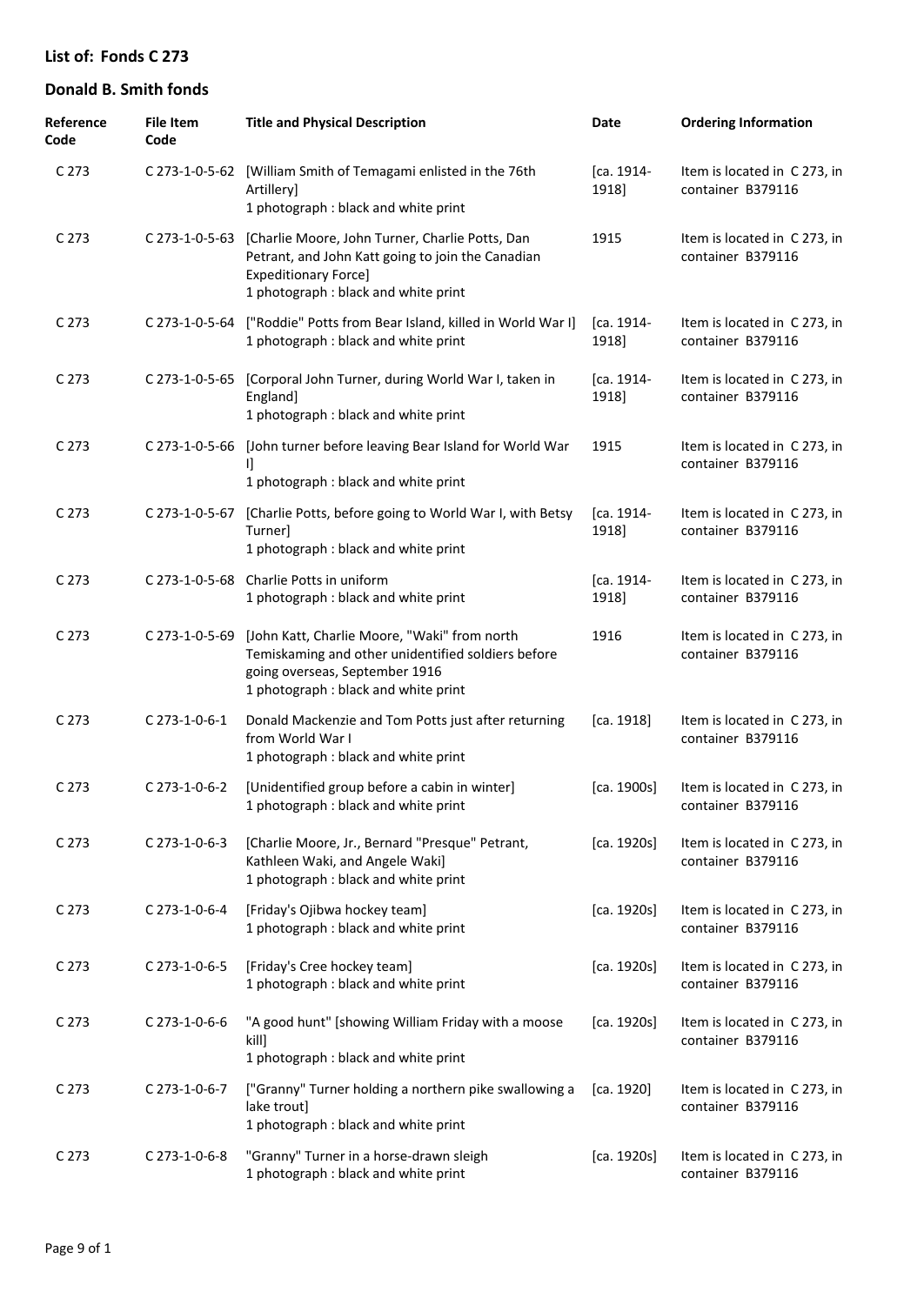## List of: Fonds C 273

## Donald B. Smith fonds

| Reference Code | File Item Code | Title and Physical Description | Date | Ordering Information |
|---|---|---|---|---|
| C 273 | C 273-1-0-5-62 | [William Smith of Temagami enlisted in the 76th Artillery]<br>1 photograph : black and white print | [ca. 1914-1918] | Item is located in C 273, in container B379116 |
| C 273 | C 273-1-0-5-63 | [Charlie Moore, John Turner, Charlie Potts, Dan Petrant, and John Katt going to join the Canadian Expeditionary Force]<br>1 photograph : black and white print | 1915 | Item is located in C 273, in container B379116 |
| C 273 | C 273-1-0-5-64 | ["Roddie" Potts from Bear Island, killed in World War I]<br>1 photograph : black and white print | [ca. 1914-1918] | Item is located in C 273, in container B379116 |
| C 273 | C 273-1-0-5-65 | [Corporal John Turner, during World War I, taken in England]<br>1 photograph : black and white print | [ca. 1914-1918] | Item is located in C 273, in container B379116 |
| C 273 | C 273-1-0-5-66 | [John turner before leaving Bear Island for World War I]<br>1 photograph : black and white print | 1915 | Item is located in C 273, in container B379116 |
| C 273 | C 273-1-0-5-67 | [Charlie Potts, before going to World War I, with Betsy Turner]<br>1 photograph : black and white print | [ca. 1914-1918] | Item is located in C 273, in container B379116 |
| C 273 | C 273-1-0-5-68 | Charlie Potts in uniform<br>1 photograph : black and white print | [ca. 1914-1918] | Item is located in C 273, in container B379116 |
| C 273 | C 273-1-0-5-69 | [John Katt, Charlie Moore, "Waki" from north Temiskaming and other unidentified soldiers before going overseas, September 1916<br>1 photograph : black and white print | 1916 | Item is located in C 273, in container B379116 |
| C 273 | C 273-1-0-6-1 | Donald Mackenzie and Tom Potts just after returning from World War I<br>1 photograph : black and white print | [ca. 1918] | Item is located in C 273, in container B379116 |
| C 273 | C 273-1-0-6-2 | [Unidentified group before a cabin in winter]<br>1 photograph : black and white print | [ca. 1900s] | Item is located in C 273, in container B379116 |
| C 273 | C 273-1-0-6-3 | [Charlie Moore, Jr., Bernard "Presque" Petrant, Kathleen Waki, and Angele Waki]<br>1 photograph : black and white print | [ca. 1920s] | Item is located in C 273, in container B379116 |
| C 273 | C 273-1-0-6-4 | [Friday's Ojibwa hockey team]<br>1 photograph : black and white print | [ca. 1920s] | Item is located in C 273, in container B379116 |
| C 273 | C 273-1-0-6-5 | [Friday's Cree hockey team]<br>1 photograph : black and white print | [ca. 1920s] | Item is located in C 273, in container B379116 |
| C 273 | C 273-1-0-6-6 | "A good hunt" [showing William Friday with a moose kill]<br>1 photograph : black and white print | [ca. 1920s] | Item is located in C 273, in container B379116 |
| C 273 | C 273-1-0-6-7 | ["Granny" Turner holding a northern pike swallowing a lake trout]<br>1 photograph : black and white print | [ca. 1920] | Item is located in C 273, in container B379116 |
| C 273 | C 273-1-0-6-8 | "Granny" Turner in a horse-drawn sleigh<br>1 photograph : black and white print | [ca. 1920s] | Item is located in C 273, in container B379116 |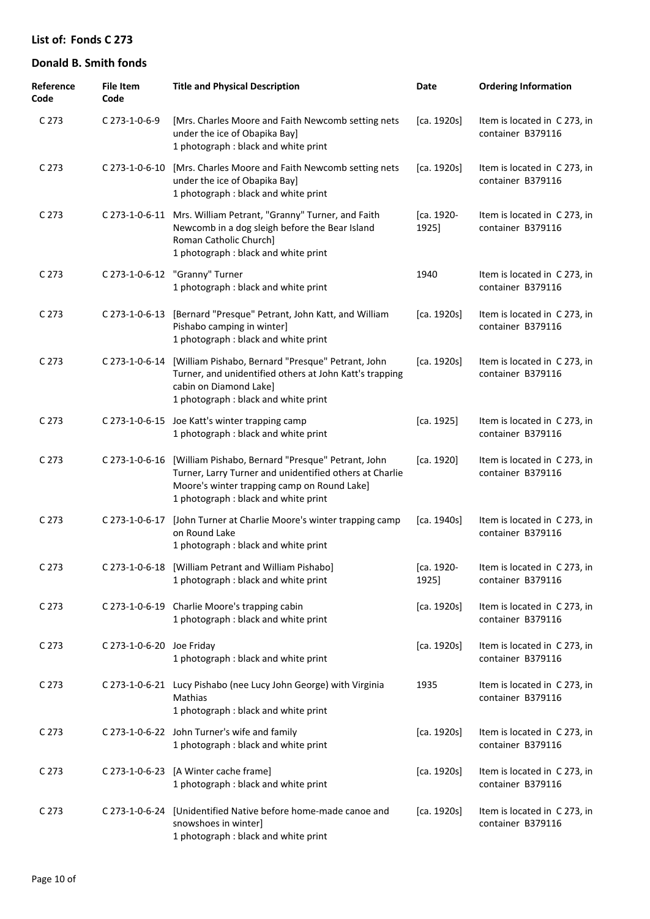## List of: Fonds C 273

## Donald B. Smith fonds

| Reference Code | File Item Code | Title and Physical Description | Date | Ordering Information |
|---|---|---|---|---|
| C 273 | C 273-1-0-6-9 | [Mrs. Charles Moore and Faith Newcomb setting nets under the ice of Obapika Bay]<br>1 photograph : black and white print | [ca. 1920s] | Item is located in C 273, in container B379116 |
| C 273 | C 273-1-0-6-10 | [Mrs. Charles Moore and Faith Newcomb setting nets under the ice of Obapika Bay]<br>1 photograph : black and white print | [ca. 1920s] | Item is located in C 273, in container B379116 |
| C 273 | C 273-1-0-6-11 | Mrs. William Petrant, "Granny" Turner, and Faith Newcomb in a dog sleigh before the Bear Island Roman Catholic Church]<br>1 photograph : black and white print | [ca. 1920-1925] | Item is located in C 273, in container B379116 |
| C 273 | C 273-1-0-6-12 | "Granny" Turner<br>1 photograph : black and white print | 1940 | Item is located in C 273, in container B379116 |
| C 273 | C 273-1-0-6-13 | [Bernard "Presque" Petrant, John Katt, and William Pishabo camping in winter]<br>1 photograph : black and white print | [ca. 1920s] | Item is located in C 273, in container B379116 |
| C 273 | C 273-1-0-6-14 | [William Pishabo, Bernard "Presque" Petrant, John Turner, and unidentified others at John Katt's trapping cabin on Diamond Lake]<br>1 photograph : black and white print | [ca. 1920s] | Item is located in C 273, in container B379116 |
| C 273 | C 273-1-0-6-15 | Joe Katt's winter trapping camp<br>1 photograph : black and white print | [ca. 1925] | Item is located in C 273, in container B379116 |
| C 273 | C 273-1-0-6-16 | [William Pishabo, Bernard "Presque" Petrant, John Turner, Larry Turner and unidentified others at Charlie Moore's winter trapping camp on Round Lake]<br>1 photograph : black and white print | [ca. 1920] | Item is located in C 273, in container B379116 |
| C 273 | C 273-1-0-6-17 | [John Turner at Charlie Moore's winter trapping camp on Round Lake<br>1 photograph : black and white print | [ca. 1940s] | Item is located in C 273, in container B379116 |
| C 273 | C 273-1-0-6-18 | [William Petrant and William Pishabo]<br>1 photograph : black and white print | [ca. 1920-1925] | Item is located in C 273, in container B379116 |
| C 273 | C 273-1-0-6-19 | Charlie Moore's trapping cabin<br>1 photograph : black and white print | [ca. 1920s] | Item is located in C 273, in container B379116 |
| C 273 | C 273-1-0-6-20 | Joe Friday<br>1 photograph : black and white print | [ca. 1920s] | Item is located in C 273, in container B379116 |
| C 273 | C 273-1-0-6-21 | Lucy Pishabo (nee Lucy John George) with Virginia Mathias<br>1 photograph : black and white print | 1935 | Item is located in C 273, in container B379116 |
| C 273 | C 273-1-0-6-22 | John Turner's wife and family<br>1 photograph : black and white print | [ca. 1920s] | Item is located in C 273, in container B379116 |
| C 273 | C 273-1-0-6-23 | [A Winter cache frame]<br>1 photograph : black and white print | [ca. 1920s] | Item is located in C 273, in container B379116 |
| C 273 | C 273-1-0-6-24 | [Unidentified Native before home-made canoe and snowshoes in winter]<br>1 photograph : black and white print | [ca. 1920s] | Item is located in C 273, in container B379116 |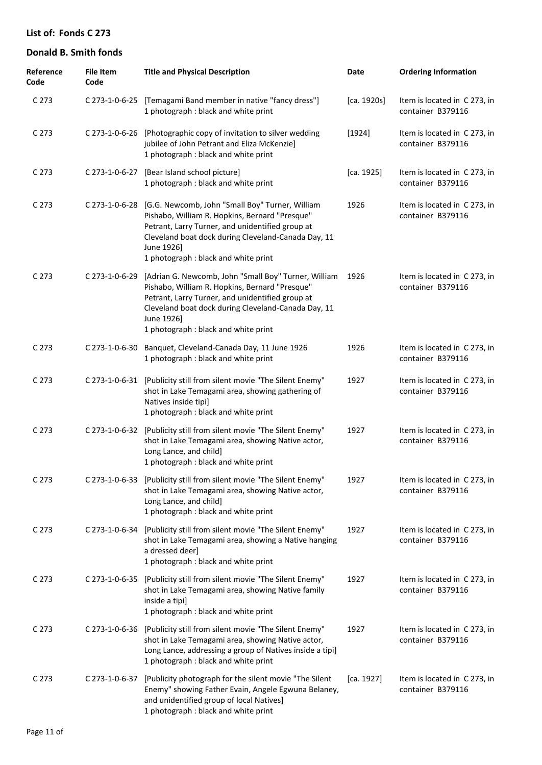## List of: Fonds C 273

## Donald B. Smith fonds

| Reference Code | File Item Code | Title and Physical Description | Date | Ordering Information |
|---|---|---|---|---|
| C 273 | C 273-1-0-6-25 | [Temagami Band member in native "fancy dress"]<br>1 photograph : black and white print | [ca. 1920s] | Item is located in C 273, in container B379116 |
| C 273 | C 273-1-0-6-26 | [Photographic copy of invitation to silver wedding jubilee of John Petrant and Eliza McKenzie]<br>1 photograph : black and white print | [1924] | Item is located in C 273, in container B379116 |
| C 273 | C 273-1-0-6-27 | [Bear Island school picture]<br>1 photograph : black and white print | [ca. 1925] | Item is located in C 273, in container B379116 |
| C 273 | C 273-1-0-6-28 | [G.G. Newcomb, John "Small Boy" Turner, William Pishabo, William R. Hopkins, Bernard "Presque" Petrant, Larry Turner, and unidentified group at Cleveland boat dock during Cleveland-Canada Day, 11 June 1926]<br>1 photograph : black and white print | 1926 | Item is located in C 273, in container B379116 |
| C 273 | C 273-1-0-6-29 | [Adrian G. Newcomb, John "Small Boy" Turner, William Pishabo, William R. Hopkins, Bernard "Presque" Petrant, Larry Turner, and unidentified group at Cleveland boat dock during Cleveland-Canada Day, 11 June 1926]<br>1 photograph : black and white print | 1926 | Item is located in C 273, in container B379116 |
| C 273 | C 273-1-0-6-30 | Banquet, Cleveland-Canada Day, 11 June 1926<br>1 photograph : black and white print | 1926 | Item is located in C 273, in container B379116 |
| C 273 | C 273-1-0-6-31 | [Publicity still from silent movie "The Silent Enemy" shot in Lake Temagami area, showing gathering of Natives inside tipi]<br>1 photograph : black and white print | 1927 | Item is located in C 273, in container B379116 |
| C 273 | C 273-1-0-6-32 | [Publicity still from silent movie "The Silent Enemy" shot in Lake Temagami area, showing Native actor, Long Lance, and child]<br>1 photograph : black and white print | 1927 | Item is located in C 273, in container B379116 |
| C 273 | C 273-1-0-6-33 | [Publicity still from silent movie "The Silent Enemy" shot in Lake Temagami area, showing Native actor, Long Lance, and child]<br>1 photograph : black and white print | 1927 | Item is located in C 273, in container B379116 |
| C 273 | C 273-1-0-6-34 | [Publicity still from silent movie "The Silent Enemy" shot in Lake Temagami area, showing a Native hanging a dressed deer]<br>1 photograph : black and white print | 1927 | Item is located in C 273, in container B379116 |
| C 273 | C 273-1-0-6-35 | [Publicity still from silent movie "The Silent Enemy" shot in Lake Temagami area, showing Native family inside a tipi]<br>1 photograph : black and white print | 1927 | Item is located in C 273, in container B379116 |
| C 273 | C 273-1-0-6-36 | [Publicity still from silent movie "The Silent Enemy" shot in Lake Temagami area, showing Native actor, Long Lance, addressing a group of Natives inside a tipi]<br>1 photograph : black and white print | 1927 | Item is located in C 273, in container B379116 |
| C 273 | C 273-1-0-6-37 | [Publicity photograph for the silent movie "The Silent Enemy" showing Father Evain, Angele Egwuna Belaney, and unidentified group of local Natives]<br>1 photograph : black and white print | [ca. 1927] | Item is located in C 273, in container B379116 |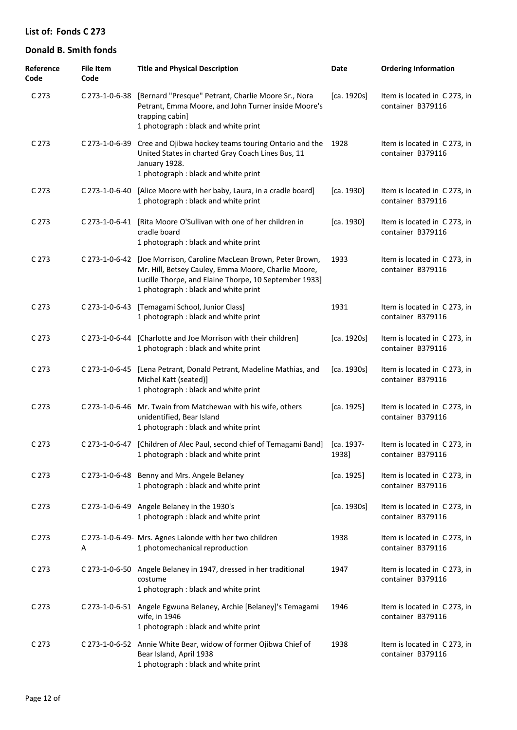## List of: Fonds C 273

## Donald B. Smith fonds

| Reference Code | File Item Code | Title and Physical Description | Date | Ordering Information |
|---|---|---|---|---|
| C 273 | C 273-1-0-6-38 | [Bernard "Presque" Petrant, Charlie Moore Sr., Nora Petrant, Emma Moore, and John Turner inside Moore's trapping cabin]<br>1 photograph : black and white print | [ca. 1920s] | Item is located in C 273, in container B379116 |
| C 273 | C 273-1-0-6-39 | Cree and Ojibwa hockey teams touring Ontario and the United States in charted Gray Coach Lines Bus, 11 January 1928.<br>1 photograph : black and white print | 1928 | Item is located in C 273, in container B379116 |
| C 273 | C 273-1-0-6-40 | [Alice Moore with her baby, Laura, in a cradle board]<br>1 photograph : black and white print | [ca. 1930] | Item is located in C 273, in container B379116 |
| C 273 | C 273-1-0-6-41 | [Rita Moore O'Sullivan with one of her children in cradle board<br>1 photograph : black and white print | [ca. 1930] | Item is located in C 273, in container B379116 |
| C 273 | C 273-1-0-6-42 | [Joe Morrison, Caroline MacLean Brown, Peter Brown, Mr. Hill, Betsey Cauley, Emma Moore, Charlie Moore, Lucille Thorpe, and Elaine Thorpe, 10 September 1933]<br>1 photograph : black and white print | 1933 | Item is located in C 273, in container B379116 |
| C 273 | C 273-1-0-6-43 | [Temagami School, Junior Class]<br>1 photograph : black and white print | 1931 | Item is located in C 273, in container B379116 |
| C 273 | C 273-1-0-6-44 | [Charlotte and Joe Morrison with their children]<br>1 photograph : black and white print | [ca. 1920s] | Item is located in C 273, in container B379116 |
| C 273 | C 273-1-0-6-45 | [Lena Petrant, Donald Petrant, Madeline Mathias, and Michel Katt (seated)]<br>1 photograph : black and white print | [ca. 1930s] | Item is located in C 273, in container B379116 |
| C 273 | C 273-1-0-6-46 | Mr. Twain from Matchewan with his wife, others unidentified, Bear Island<br>1 photograph : black and white print | [ca. 1925] | Item is located in C 273, in container B379116 |
| C 273 | C 273-1-0-6-47 | [Children of Alec Paul, second chief of Temagami Band]<br>1 photograph : black and white print | [ca. 1937-1938] | Item is located in C 273, in container B379116 |
| C 273 | C 273-1-0-6-48 | Benny and Mrs. Angele Belaney<br>1 photograph : black and white print | [ca. 1925] | Item is located in C 273, in container B379116 |
| C 273 | C 273-1-0-6-49 | Angele Belaney in the 1930's<br>1 photograph : black and white print | [ca. 1930s] | Item is located in C 273, in container B379116 |
| C 273 | C 273-1-0-6-49-A | Mrs. Agnes Lalonde with her two children<br>1 photomechanical reproduction | 1938 | Item is located in C 273, in container B379116 |
| C 273 | C 273-1-0-6-50 | Angele Belaney in 1947, dressed in her traditional costume<br>1 photograph : black and white print | 1947 | Item is located in C 273, in container B379116 |
| C 273 | C 273-1-0-6-51 | Angele Egwuna Belaney, Archie [Belaney]'s Temagami wife, in 1946<br>1 photograph : black and white print | 1946 | Item is located in C 273, in container B379116 |
| C 273 | C 273-1-0-6-52 | Annie White Bear, widow of former Ojibwa Chief of Bear Island, April 1938<br>1 photograph : black and white print | 1938 | Item is located in C 273, in container B379116 |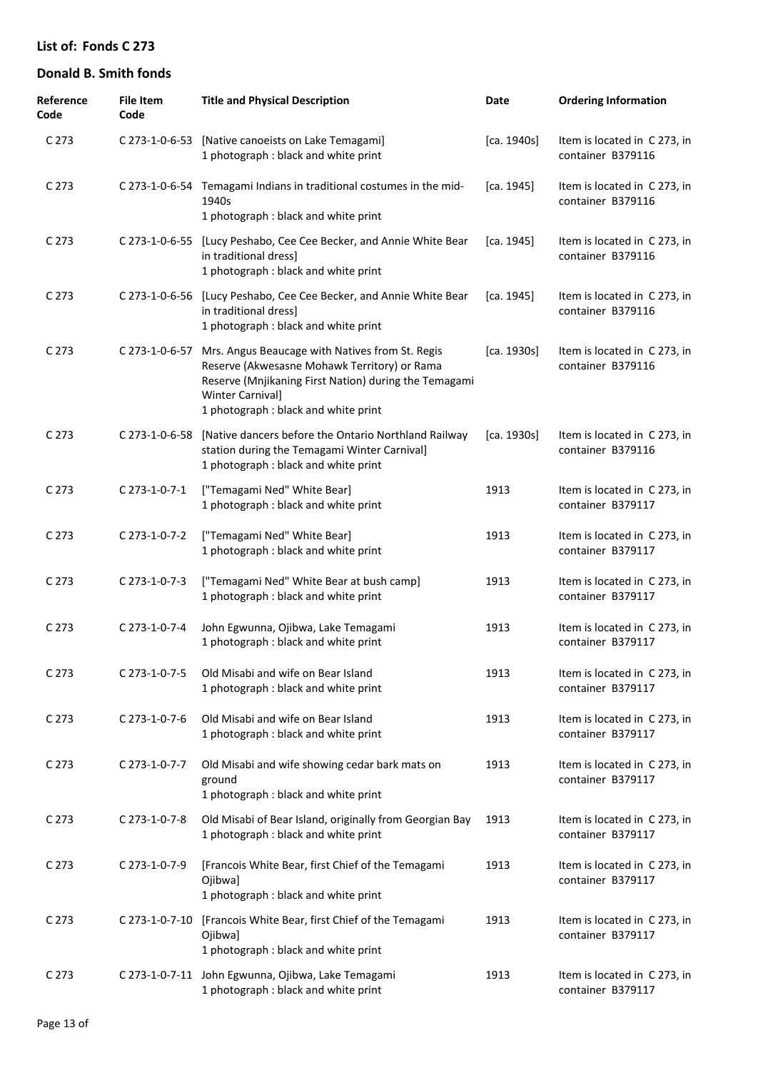## List of: Fonds C 273

## Donald B. Smith fonds

| Reference Code | File Item Code | Title and Physical Description | Date | Ordering Information |
|---|---|---|---|---|
| C 273 | C 273-1-0-6-53 | [Native canoeists on Lake Temagami]<br>1 photograph : black and white print | [ca. 1940s] | Item is located in C 273, in container B379116 |
| C 273 | C 273-1-0-6-54 | Temagami Indians in traditional costumes in the mid-1940s<br>1 photograph : black and white print | [ca. 1945] | Item is located in C 273, in container B379116 |
| C 273 | C 273-1-0-6-55 | [Lucy Peshabo, Cee Cee Becker, and Annie White Bear in traditional dress]<br>1 photograph : black and white print | [ca. 1945] | Item is located in C 273, in container B379116 |
| C 273 | C 273-1-0-6-56 | [Lucy Peshabo, Cee Cee Becker, and Annie White Bear in traditional dress]<br>1 photograph : black and white print | [ca. 1945] | Item is located in C 273, in container B379116 |
| C 273 | C 273-1-0-6-57 | Mrs. Angus Beaucage with Natives from St. Regis Reserve (Akwesasne Mohawk Territory) or Rama Reserve (Mnjikaning First Nation) during the Temagami Winter Carnival]<br>1 photograph : black and white print | [ca. 1930s] | Item is located in C 273, in container B379116 |
| C 273 | C 273-1-0-6-58 | [Native dancers before the Ontario Northland Railway station during the Temagami Winter Carnival]<br>1 photograph : black and white print | [ca. 1930s] | Item is located in C 273, in container B379116 |
| C 273 | C 273-1-0-7-1 | ["Temagami Ned" White Bear]<br>1 photograph : black and white print | 1913 | Item is located in C 273, in container B379117 |
| C 273 | C 273-1-0-7-2 | ["Temagami Ned" White Bear]<br>1 photograph : black and white print | 1913 | Item is located in C 273, in container B379117 |
| C 273 | C 273-1-0-7-3 | ["Temagami Ned" White Bear at bush camp]<br>1 photograph : black and white print | 1913 | Item is located in C 273, in container B379117 |
| C 273 | C 273-1-0-7-4 | John Egwunna, Ojibwa, Lake Temagami<br>1 photograph : black and white print | 1913 | Item is located in C 273, in container B379117 |
| C 273 | C 273-1-0-7-5 | Old Misabi and wife on Bear Island<br>1 photograph : black and white print | 1913 | Item is located in C 273, in container B379117 |
| C 273 | C 273-1-0-7-6 | Old Misabi and wife on Bear Island<br>1 photograph : black and white print | 1913 | Item is located in C 273, in container B379117 |
| C 273 | C 273-1-0-7-7 | Old Misabi and wife showing cedar bark mats on ground<br>1 photograph : black and white print | 1913 | Item is located in C 273, in container B379117 |
| C 273 | C 273-1-0-7-8 | Old Misabi of Bear Island, originally from Georgian Bay<br>1 photograph : black and white print | 1913 | Item is located in C 273, in container B379117 |
| C 273 | C 273-1-0-7-9 | [Francois White Bear, first Chief of the Temagami Ojibwa]<br>1 photograph : black and white print | 1913 | Item is located in C 273, in container B379117 |
| C 273 | C 273-1-0-7-10 | [Francois White Bear, first Chief of the Temagami Ojibwa]<br>1 photograph : black and white print | 1913 | Item is located in C 273, in container B379117 |
| C 273 | C 273-1-0-7-11 | John Egwunna, Ojibwa, Lake Temagami<br>1 photograph : black and white print | 1913 | Item is located in C 273, in container B379117 |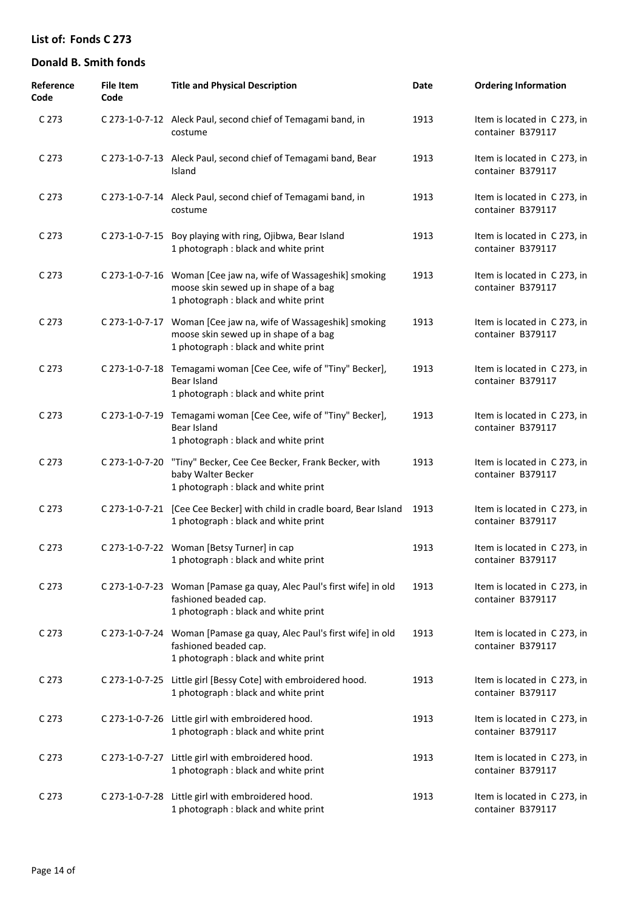## List of: Fonds C 273

## Donald B. Smith fonds

| Reference Code | File Item Code | Title and Physical Description | Date | Ordering Information |
|---|---|---|---|---|
| C 273 | C 273-1-0-7-12 | Aleck Paul, second chief of Temagami band, in costume | 1913 | Item is located in C 273, in container B379117 |
| C 273 | C 273-1-0-7-13 | Aleck Paul, second chief of Temagami band, Bear Island | 1913 | Item is located in C 273, in container B379117 |
| C 273 | C 273-1-0-7-14 | Aleck Paul, second chief of Temagami band, in costume | 1913 | Item is located in C 273, in container B379117 |
| C 273 | C 273-1-0-7-15 | Boy playing with ring, Ojibwa, Bear Island<br>1 photograph : black and white print | 1913 | Item is located in C 273, in container B379117 |
| C 273 | C 273-1-0-7-16 | Woman [Cee jaw na, wife of Wassageshik] smoking moose skin sewed up in shape of a bag<br>1 photograph : black and white print | 1913 | Item is located in C 273, in container B379117 |
| C 273 | C 273-1-0-7-17 | Woman [Cee jaw na, wife of Wassageshik] smoking moose skin sewed up in shape of a bag<br>1 photograph : black and white print | 1913 | Item is located in C 273, in container B379117 |
| C 273 | C 273-1-0-7-18 | Temagami woman [Cee Cee, wife of "Tiny" Becker], Bear Island<br>1 photograph : black and white print | 1913 | Item is located in C 273, in container B379117 |
| C 273 | C 273-1-0-7-19 | Temagami woman [Cee Cee, wife of "Tiny" Becker], Bear Island<br>1 photograph : black and white print | 1913 | Item is located in C 273, in container B379117 |
| C 273 | C 273-1-0-7-20 | "Tiny" Becker, Cee Cee Becker, Frank Becker, with baby Walter Becker<br>1 photograph : black and white print | 1913 | Item is located in C 273, in container B379117 |
| C 273 | C 273-1-0-7-21 | [Cee Cee Becker] with child in cradle board, Bear Island<br>1 photograph : black and white print | 1913 | Item is located in C 273, in container B379117 |
| C 273 | C 273-1-0-7-22 | Woman [Betsy Turner] in cap<br>1 photograph : black and white print | 1913 | Item is located in C 273, in container B379117 |
| C 273 | C 273-1-0-7-23 | Woman [Pamase ga quay, Alec Paul's first wife] in old fashioned beaded cap.<br>1 photograph : black and white print | 1913 | Item is located in C 273, in container B379117 |
| C 273 | C 273-1-0-7-24 | Woman [Pamase ga quay, Alec Paul's first wife] in old fashioned beaded cap.<br>1 photograph : black and white print | 1913 | Item is located in C 273, in container B379117 |
| C 273 | C 273-1-0-7-25 | Little girl [Bessy Cote] with embroidered hood.<br>1 photograph : black and white print | 1913 | Item is located in C 273, in container B379117 |
| C 273 | C 273-1-0-7-26 | Little girl with embroidered hood.<br>1 photograph : black and white print | 1913 | Item is located in C 273, in container B379117 |
| C 273 | C 273-1-0-7-27 | Little girl with embroidered hood.<br>1 photograph : black and white print | 1913 | Item is located in C 273, in container B379117 |
| C 273 | C 273-1-0-7-28 | Little girl with embroidered hood.<br>1 photograph : black and white print | 1913 | Item is located in C 273, in container B379117 |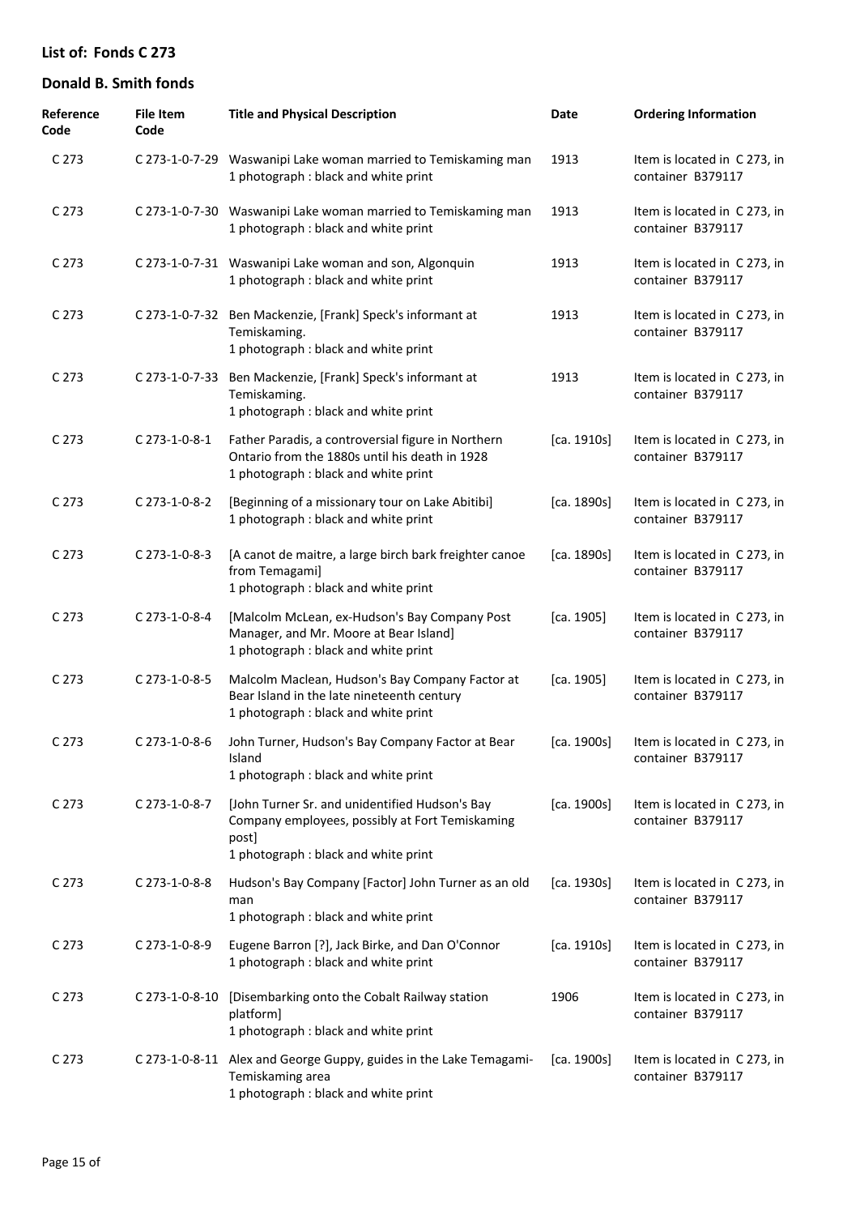## List of: Fonds C 273

## Donald B. Smith fonds

| Reference Code | File Item Code | Title and Physical Description | Date | Ordering Information |
|---|---|---|---|---|
| C 273 | C 273-1-0-7-29 | Waswanipi Lake woman married to Temiskaming man<br>1 photograph : black and white print | 1913 | Item is located in C 273, in container B379117 |
| C 273 | C 273-1-0-7-30 | Waswanipi Lake woman married to Temiskaming man<br>1 photograph : black and white print | 1913 | Item is located in C 273, in container B379117 |
| C 273 | C 273-1-0-7-31 | Waswanipi Lake woman and son, Algonquin<br>1 photograph : black and white print | 1913 | Item is located in C 273, in container B379117 |
| C 273 | C 273-1-0-7-32 | Ben Mackenzie, [Frank] Speck's informant at Temiskaming.<br>1 photograph : black and white print | 1913 | Item is located in C 273, in container B379117 |
| C 273 | C 273-1-0-7-33 | Ben Mackenzie, [Frank] Speck's informant at Temiskaming.<br>1 photograph : black and white print | 1913 | Item is located in C 273, in container B379117 |
| C 273 | C 273-1-0-8-1 | Father Paradis, a controversial figure in Northern Ontario from the 1880s until his death in 1928<br>1 photograph : black and white print | [ca. 1910s] | Item is located in C 273, in container B379117 |
| C 273 | C 273-1-0-8-2 | [Beginning of a missionary tour on Lake Abitibi]<br>1 photograph : black and white print | [ca. 1890s] | Item is located in C 273, in container B379117 |
| C 273 | C 273-1-0-8-3 | [A canot de maitre, a large birch bark freighter canoe from Temagami]<br>1 photograph : black and white print | [ca. 1890s] | Item is located in C 273, in container B379117 |
| C 273 | C 273-1-0-8-4 | [Malcolm McLean, ex-Hudson's Bay Company Post Manager, and Mr. Moore at Bear Island]<br>1 photograph : black and white print | [ca. 1905] | Item is located in C 273, in container B379117 |
| C 273 | C 273-1-0-8-5 | Malcolm Maclean, Hudson's Bay Company Factor at Bear Island in the late nineteenth century<br>1 photograph : black and white print | [ca. 1905] | Item is located in C 273, in container B379117 |
| C 273 | C 273-1-0-8-6 | John Turner, Hudson's Bay Company Factor at Bear Island<br>1 photograph : black and white print | [ca. 1900s] | Item is located in C 273, in container B379117 |
| C 273 | C 273-1-0-8-7 | [John Turner Sr. and unidentified Hudson's Bay Company employees, possibly at Fort Temiskaming post]<br>1 photograph : black and white print | [ca. 1900s] | Item is located in C 273, in container B379117 |
| C 273 | C 273-1-0-8-8 | Hudson's Bay Company [Factor] John Turner as an old man<br>1 photograph : black and white print | [ca. 1930s] | Item is located in C 273, in container B379117 |
| C 273 | C 273-1-0-8-9 | Eugene Barron [?], Jack Birke, and Dan O'Connor<br>1 photograph : black and white print | [ca. 1910s] | Item is located in C 273, in container B379117 |
| C 273 | C 273-1-0-8-10 | [Disembarking onto the Cobalt Railway station platform]<br>1 photograph : black and white print | 1906 | Item is located in C 273, in container B379117 |
| C 273 | C 273-1-0-8-11 | Alex and George Guppy, guides in the Lake Temagami-Temiskaming area<br>1 photograph : black and white print | [ca. 1900s] | Item is located in C 273, in container B379117 |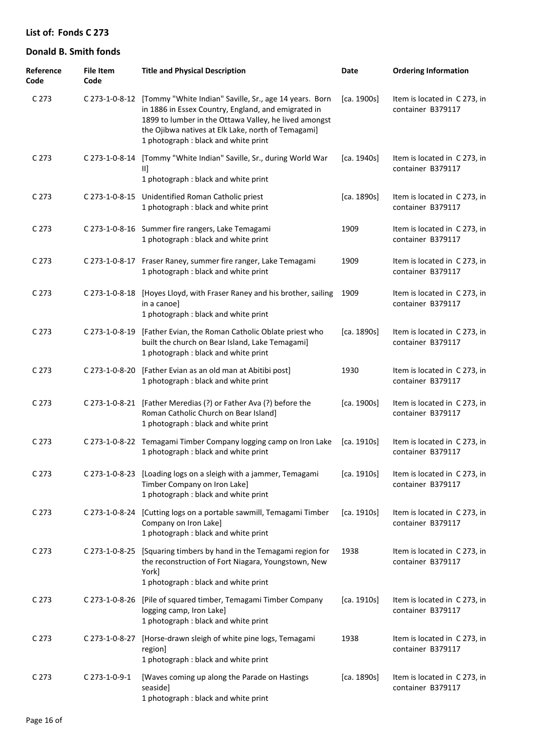## List of: Fonds C 273

## Donald B. Smith fonds

| Reference Code | File Item Code | Title and Physical Description | Date | Ordering Information |
|---|---|---|---|---|
| C 273 | C 273-1-0-8-12 | [Tommy "White Indian" Saville, Sr., age 14 years. Born in 1886 in Essex Country, England, and emigrated in 1899 to lumber in the Ottawa Valley, he lived amongst the Ojibwa natives at Elk Lake, north of Temagami]<br>1 photograph : black and white print | [ca. 1900s] | Item is located in C 273, in container B379117 |
| C 273 | C 273-1-0-8-14 | [Tommy "White Indian" Saville, Sr., during World War II]<br>1 photograph : black and white print | [ca. 1940s] | Item is located in C 273, in container B379117 |
| C 273 | C 273-1-0-8-15 | Unidentified Roman Catholic priest<br>1 photograph : black and white print | [ca. 1890s] | Item is located in C 273, in container B379117 |
| C 273 | C 273-1-0-8-16 | Summer fire rangers, Lake Temagami<br>1 photograph : black and white print | 1909 | Item is located in C 273, in container B379117 |
| C 273 | C 273-1-0-8-17 | Fraser Raney, summer fire ranger, Lake Temagami<br>1 photograph : black and white print | 1909 | Item is located in C 273, in container B379117 |
| C 273 | C 273-1-0-8-18 | [Hoyes Lloyd, with Fraser Raney and his brother, sailing in a canoe]<br>1 photograph : black and white print | 1909 | Item is located in C 273, in container B379117 |
| C 273 | C 273-1-0-8-19 | [Father Evian, the Roman Catholic Oblate priest who built the church on Bear Island, Lake Temagami]<br>1 photograph : black and white print | [ca. 1890s] | Item is located in C 273, in container B379117 |
| C 273 | C 273-1-0-8-20 | [Father Evian as an old man at Abitibi post]<br>1 photograph : black and white print | 1930 | Item is located in C 273, in container B379117 |
| C 273 | C 273-1-0-8-21 | [Father Meredias (?) or Father Ava (?) before the Roman Catholic Church on Bear Island]<br>1 photograph : black and white print | [ca. 1900s] | Item is located in C 273, in container B379117 |
| C 273 | C 273-1-0-8-22 | Temagami Timber Company logging camp on Iron Lake<br>1 photograph : black and white print | [ca. 1910s] | Item is located in C 273, in container B379117 |
| C 273 | C 273-1-0-8-23 | [Loading logs on a sleigh with a jammer, Temagami Timber Company on Iron Lake]<br>1 photograph : black and white print | [ca. 1910s] | Item is located in C 273, in container B379117 |
| C 273 | C 273-1-0-8-24 | [Cutting logs on a portable sawmill, Temagami Timber Company on Iron Lake]<br>1 photograph : black and white print | [ca. 1910s] | Item is located in C 273, in container B379117 |
| C 273 | C 273-1-0-8-25 | [Squaring timbers by hand in the Temagami region for the reconstruction of Fort Niagara, Youngstown, New York]<br>1 photograph : black and white print | 1938 | Item is located in C 273, in container B379117 |
| C 273 | C 273-1-0-8-26 | [Pile of squared timber, Temagami Timber Company logging camp, Iron Lake]<br>1 photograph : black and white print | [ca. 1910s] | Item is located in C 273, in container B379117 |
| C 273 | C 273-1-0-8-27 | [Horse-drawn sleigh of white pine logs, Temagami region]<br>1 photograph : black and white print | 1938 | Item is located in C 273, in container B379117 |
| C 273 | C 273-1-0-9-1 | [Waves coming up along the Parade on Hastings seaside]<br>1 photograph : black and white print | [ca. 1890s] | Item is located in C 273, in container B379117 |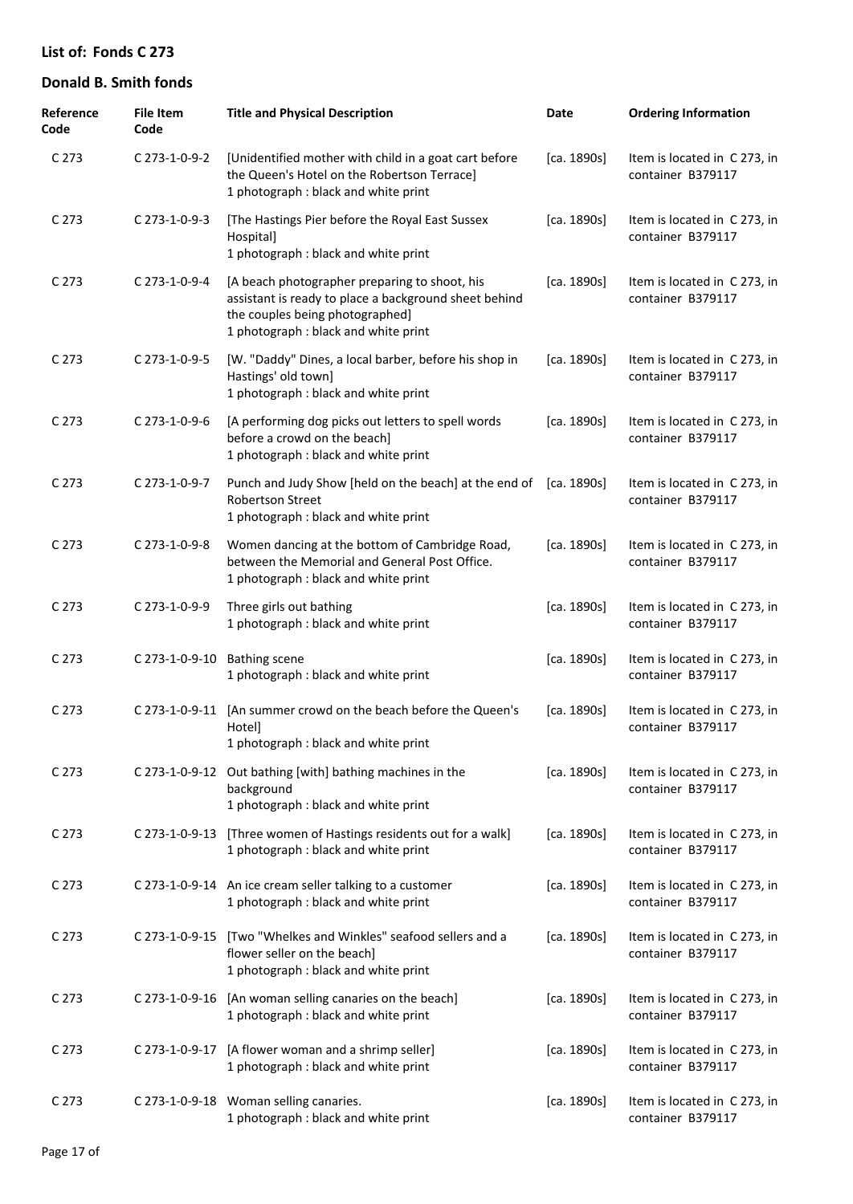## List of: Fonds C 273

## Donald B. Smith fonds

| Reference Code | File Item Code | Title and Physical Description | Date | Ordering Information |
|---|---|---|---|---|
| C 273 | C 273-1-0-9-2 | [Unidentified mother with child in a goat cart before the Queen's Hotel on the Robertson Terrace] 1 photograph : black and white print | [ca. 1890s] | Item is located in C 273, in container B379117 |
| C 273 | C 273-1-0-9-3 | [The Hastings Pier before the Royal East Sussex Hospital] 1 photograph : black and white print | [ca. 1890s] | Item is located in C 273, in container B379117 |
| C 273 | C 273-1-0-9-4 | [A beach photographer preparing to shoot, his assistant is ready to place a background sheet behind the couples being photographed] 1 photograph : black and white print | [ca. 1890s] | Item is located in C 273, in container B379117 |
| C 273 | C 273-1-0-9-5 | [W. "Daddy" Dines, a local barber, before his shop in Hastings' old town] 1 photograph : black and white print | [ca. 1890s] | Item is located in C 273, in container B379117 |
| C 273 | C 273-1-0-9-6 | [A performing dog picks out letters to spell words before a crowd on the beach] 1 photograph : black and white print | [ca. 1890s] | Item is located in C 273, in container B379117 |
| C 273 | C 273-1-0-9-7 | Punch and Judy Show [held on the beach] at the end of Robertson Street 1 photograph : black and white print | [ca. 1890s] | Item is located in C 273, in container B379117 |
| C 273 | C 273-1-0-9-8 | Women dancing at the bottom of Cambridge Road, between the Memorial and General Post Office. 1 photograph : black and white print | [ca. 1890s] | Item is located in C 273, in container B379117 |
| C 273 | C 273-1-0-9-9 | Three girls out bathing 1 photograph : black and white print | [ca. 1890s] | Item is located in C 273, in container B379117 |
| C 273 | C 273-1-0-9-10 | Bathing scene 1 photograph : black and white print | [ca. 1890s] | Item is located in C 273, in container B379117 |
| C 273 | C 273-1-0-9-11 | [An summer crowd on the beach before the Queen's Hotel] 1 photograph : black and white print | [ca. 1890s] | Item is located in C 273, in container B379117 |
| C 273 | C 273-1-0-9-12 | Out bathing [with] bathing machines in the background 1 photograph : black and white print | [ca. 1890s] | Item is located in C 273, in container B379117 |
| C 273 | C 273-1-0-9-13 | [Three women of Hastings residents out for a walk] 1 photograph : black and white print | [ca. 1890s] | Item is located in C 273, in container B379117 |
| C 273 | C 273-1-0-9-14 | An ice cream seller talking to a customer 1 photograph : black and white print | [ca. 1890s] | Item is located in C 273, in container B379117 |
| C 273 | C 273-1-0-9-15 | [Two "Whelkes and Winkles" seafood sellers and a flower seller on the beach] 1 photograph : black and white print | [ca. 1890s] | Item is located in C 273, in container B379117 |
| C 273 | C 273-1-0-9-16 | [An woman selling canaries on the beach] 1 photograph : black and white print | [ca. 1890s] | Item is located in C 273, in container B379117 |
| C 273 | C 273-1-0-9-17 | [A flower woman and a shrimp seller] 1 photograph : black and white print | [ca. 1890s] | Item is located in C 273, in container B379117 |
| C 273 | C 273-1-0-9-18 | Woman selling canaries. 1 photograph : black and white print | [ca. 1890s] | Item is located in C 273, in container B379117 |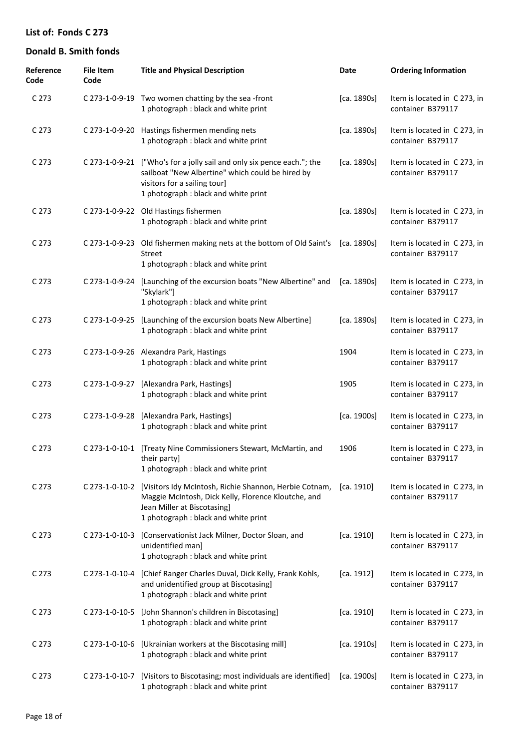## List of: Fonds C 273

## Donald B. Smith fonds

| Reference Code | File Item Code | Title and Physical Description | Date | Ordering Information |
|---|---|---|---|---|
| C 273 | C 273-1-0-9-19 | Two women chatting by the sea -front<br>1 photograph : black and white print | [ca. 1890s] | Item is located in C 273, in container B379117 |
| C 273 | C 273-1-0-9-20 | Hastings fishermen mending nets<br>1 photograph : black and white print | [ca. 1890s] | Item is located in C 273, in container B379117 |
| C 273 | C 273-1-0-9-21 | ["Who's for a jolly sail and only six pence each."; the sailboat "New Albertine" which could be hired by visitors for a sailing tour]<br>1 photograph : black and white print | [ca. 1890s] | Item is located in C 273, in container B379117 |
| C 273 | C 273-1-0-9-22 | Old Hastings fishermen<br>1 photograph : black and white print | [ca. 1890s] | Item is located in C 273, in container B379117 |
| C 273 | C 273-1-0-9-23 | Old fishermen making nets at the bottom of Old Saint's Street<br>1 photograph : black and white print | [ca. 1890s] | Item is located in C 273, in container B379117 |
| C 273 | C 273-1-0-9-24 | [Launching of the excursion boats "New Albertine" and "Skylark"]<br>1 photograph : black and white print | [ca. 1890s] | Item is located in C 273, in container B379117 |
| C 273 | C 273-1-0-9-25 | [Launching of the excursion boats New Albertine]<br>1 photograph : black and white print | [ca. 1890s] | Item is located in C 273, in container B379117 |
| C 273 | C 273-1-0-9-26 | Alexandra Park, Hastings<br>1 photograph : black and white print | 1904 | Item is located in C 273, in container B379117 |
| C 273 | C 273-1-0-9-27 | [Alexandra Park, Hastings]<br>1 photograph : black and white print | 1905 | Item is located in C 273, in container B379117 |
| C 273 | C 273-1-0-9-28 | [Alexandra Park, Hastings]<br>1 photograph : black and white print | [ca. 1900s] | Item is located in C 273, in container B379117 |
| C 273 | C 273-1-0-10-1 | [Treaty Nine Commissioners Stewart, McMartin, and their party]<br>1 photograph : black and white print | 1906 | Item is located in C 273, in container B379117 |
| C 273 | C 273-1-0-10-2 | [Visitors Idy McIntosh, Richie Shannon, Herbie Cotnam, Maggie McIntosh, Dick Kelly, Florence Kloutche, and Jean Miller at Biscotasing]<br>1 photograph : black and white print | [ca. 1910] | Item is located in C 273, in container B379117 |
| C 273 | C 273-1-0-10-3 | [Conservationist Jack Milner, Doctor Sloan, and unidentified man]<br>1 photograph : black and white print | [ca. 1910] | Item is located in C 273, in container B379117 |
| C 273 | C 273-1-0-10-4 | [Chief Ranger Charles Duval, Dick Kelly, Frank Kohls, and unidentified group at Biscotasing]<br>1 photograph : black and white print | [ca. 1912] | Item is located in C 273, in container B379117 |
| C 273 | C 273-1-0-10-5 | [John Shannon's children in Biscotasing]<br>1 photograph : black and white print | [ca. 1910] | Item is located in C 273, in container B379117 |
| C 273 | C 273-1-0-10-6 | [Ukrainian workers at the Biscotasing mill]<br>1 photograph : black and white print | [ca. 1910s] | Item is located in C 273, in container B379117 |
| C 273 | C 273-1-0-10-7 | [Visitors to Biscotasing; most individuals are identified]<br>1 photograph : black and white print | [ca. 1900s] | Item is located in C 273, in container B379117 |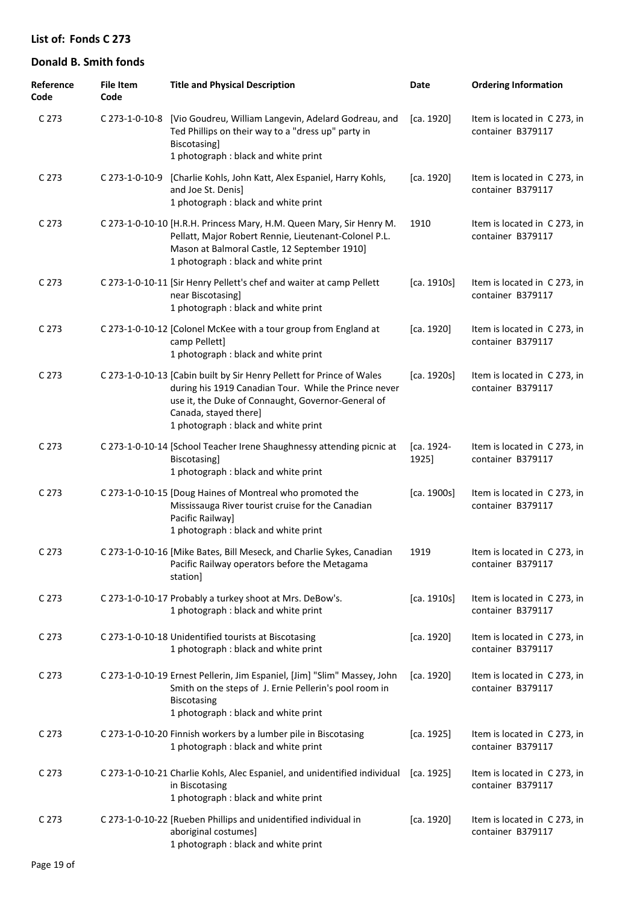## List of: Fonds C 273

## Donald B. Smith fonds

| Reference Code | File Item Code | Title and Physical Description | Date | Ordering Information |
|---|---|---|---|---|
| C 273 | C 273-1-0-10-8 | [Vio Goudreu, William Langevin, Adelard Godreau, and Ted Phillips on their way to a "dress up" party in Biscotasing]<br>1 photograph : black and white print | [ca. 1920] | Item is located in C 273, in container B379117 |
| C 273 | C 273-1-0-10-9 | [Charlie Kohls, John Katt, Alex Espaniel, Harry Kohls, and Joe St. Denis]<br>1 photograph : black and white print | [ca. 1920] | Item is located in C 273, in container B379117 |
| C 273 | C 273-1-0-10-10 | [H.R.H. Princess Mary, H.M. Queen Mary, Sir Henry M. Pellatt, Major Robert Rennie, Lieutenant-Colonel P.L. Mason at Balmoral Castle, 12 September 1910]<br>1 photograph : black and white print | 1910 | Item is located in C 273, in container B379117 |
| C 273 | C 273-1-0-10-11 | [Sir Henry Pellett's chef and waiter at camp Pellett near Biscotasing]<br>1 photograph : black and white print | [ca. 1910s] | Item is located in C 273, in container B379117 |
| C 273 | C 273-1-0-10-12 | [Colonel McKee with a tour group from England at camp Pellett]<br>1 photograph : black and white print | [ca. 1920] | Item is located in C 273, in container B379117 |
| C 273 | C 273-1-0-10-13 | [Cabin built by Sir Henry Pellett for Prince of Wales during his 1919 Canadian Tour. While the Prince never use it, the Duke of Connaught, Governor-General of Canada, stayed there]<br>1 photograph : black and white print | [ca. 1920s] | Item is located in C 273, in container B379117 |
| C 273 | C 273-1-0-10-14 | [School Teacher Irene Shaughnessy attending picnic at Biscotasing]<br>1 photograph : black and white print | [ca. 1924-1925] | Item is located in C 273, in container B379117 |
| C 273 | C 273-1-0-10-15 | [Doug Haines of Montreal who promoted the Mississauga River tourist cruise for the Canadian Pacific Railway]<br>1 photograph : black and white print | [ca. 1900s] | Item is located in C 273, in container B379117 |
| C 273 | C 273-1-0-10-16 | [Mike Bates, Bill Meseck, and Charlie Sykes, Canadian Pacific Railway operators before the Metagama station] | 1919 | Item is located in C 273, in container B379117 |
| C 273 | C 273-1-0-10-17 | Probably a turkey shoot at Mrs. DeBow's.<br>1 photograph : black and white print | [ca. 1910s] | Item is located in C 273, in container B379117 |
| C 273 | C 273-1-0-10-18 | Unidentified tourists at Biscotasing<br>1 photograph : black and white print | [ca. 1920] | Item is located in C 273, in container B379117 |
| C 273 | C 273-1-0-10-19 | Ernest Pellerin, Jim Espaniel, [Jim] "Slim" Massey, John Smith on the steps of J. Ernie Pellerin's pool room in Biscotasing<br>1 photograph : black and white print | [ca. 1920] | Item is located in C 273, in container B379117 |
| C 273 | C 273-1-0-10-20 | Finnish workers by a lumber pile in Biscotasing<br>1 photograph : black and white print | [ca. 1925] | Item is located in C 273, in container B379117 |
| C 273 | C 273-1-0-10-21 | Charlie Kohls, Alec Espaniel, and unidentified individual in Biscotasing<br>1 photograph : black and white print | [ca. 1925] | Item is located in C 273, in container B379117 |
| C 273 | C 273-1-0-10-22 | [Rueben Phillips and unidentified individual in aboriginal costumes]<br>1 photograph : black and white print | [ca. 1920] | Item is located in C 273, in container B379117 |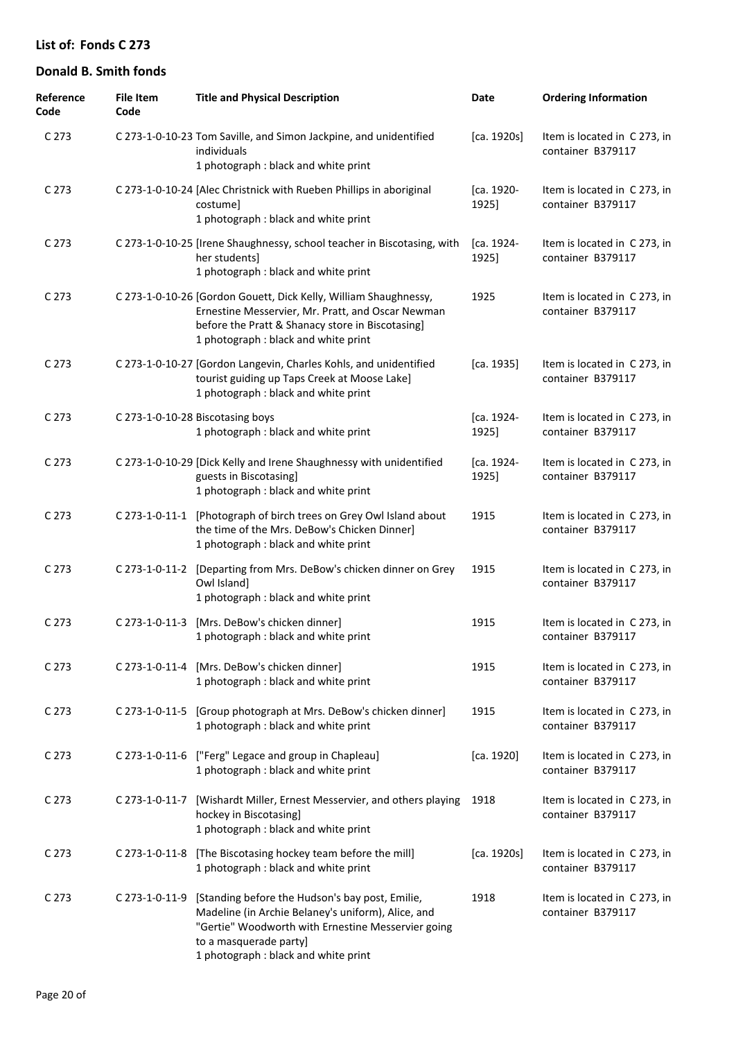## List of: Fonds C 273

## Donald B. Smith fonds

| Reference Code | File Item Code | Title and Physical Description | Date | Ordering Information |
|---|---|---|---|---|
| C 273 | C 273-1-0-10-23 | Tom Saville, and Simon Jackpine, and unidentified individuals<br>1 photograph : black and white print | [ca. 1920s] | Item is located in C 273, in container B379117 |
| C 273 | C 273-1-0-10-24 | [Alec Christnick with Rueben Phillips in aboriginal costume]<br>1 photograph : black and white print | [ca. 1920-1925] | Item is located in C 273, in container B379117 |
| C 273 | C 273-1-0-10-25 | [Irene Shaughnessy, school teacher in Biscotasing, with her students]<br>1 photograph : black and white print | [ca. 1924-1925] | Item is located in C 273, in container B379117 |
| C 273 | C 273-1-0-10-26 | [Gordon Gouett, Dick Kelly, William Shaughnessy, Ernestine Messervier, Mr. Pratt, and Oscar Newman before the Pratt & Shanacy store in Biscotasing]<br>1 photograph : black and white print | 1925 | Item is located in C 273, in container B379117 |
| C 273 | C 273-1-0-10-27 | [Gordon Langevin, Charles Kohls, and unidentified tourist guiding up Taps Creek at Moose Lake]<br>1 photograph : black and white print | [ca. 1935] | Item is located in C 273, in container B379117 |
| C 273 | C 273-1-0-10-28 | Biscotasing boys<br>1 photograph : black and white print | [ca. 1924-1925] | Item is located in C 273, in container B379117 |
| C 273 | C 273-1-0-10-29 | [Dick Kelly and Irene Shaughnessy with unidentified guests in Biscotasing]<br>1 photograph : black and white print | [ca. 1924-1925] | Item is located in C 273, in container B379117 |
| C 273 | C 273-1-0-11-1 | [Photograph of birch trees on Grey Owl Island about the time of the Mrs. DeBow's Chicken Dinner]<br>1 photograph : black and white print | 1915 | Item is located in C 273, in container B379117 |
| C 273 | C 273-1-0-11-2 | [Departing from Mrs. DeBow's chicken dinner on Grey Owl Island]<br>1 photograph : black and white print | 1915 | Item is located in C 273, in container B379117 |
| C 273 | C 273-1-0-11-3 | [Mrs. DeBow's chicken dinner]<br>1 photograph : black and white print | 1915 | Item is located in C 273, in container B379117 |
| C 273 | C 273-1-0-11-4 | [Mrs. DeBow's chicken dinner]<br>1 photograph : black and white print | 1915 | Item is located in C 273, in container B379117 |
| C 273 | C 273-1-0-11-5 | [Group photograph at Mrs. DeBow's chicken dinner]<br>1 photograph : black and white print | 1915 | Item is located in C 273, in container B379117 |
| C 273 | C 273-1-0-11-6 | ["Ferg" Legace and group in Chapleau]<br>1 photograph : black and white print | [ca. 1920] | Item is located in C 273, in container B379117 |
| C 273 | C 273-1-0-11-7 | [Wishardt Miller, Ernest Messervier, and others playing hockey in Biscotasing]<br>1 photograph : black and white print | 1918 | Item is located in C 273, in container B379117 |
| C 273 | C 273-1-0-11-8 | [The Biscotasing hockey team before the mill]<br>1 photograph : black and white print | [ca. 1920s] | Item is located in C 273, in container B379117 |
| C 273 | C 273-1-0-11-9 | [Standing before the Hudson's bay post, Emilie, Madeline (in Archie Belaney's uniform), Alice, and "Gertie" Woodworth with Ernestine Messervier going to a masquerade party]<br>1 photograph : black and white print | 1918 | Item is located in C 273, in container B379117 |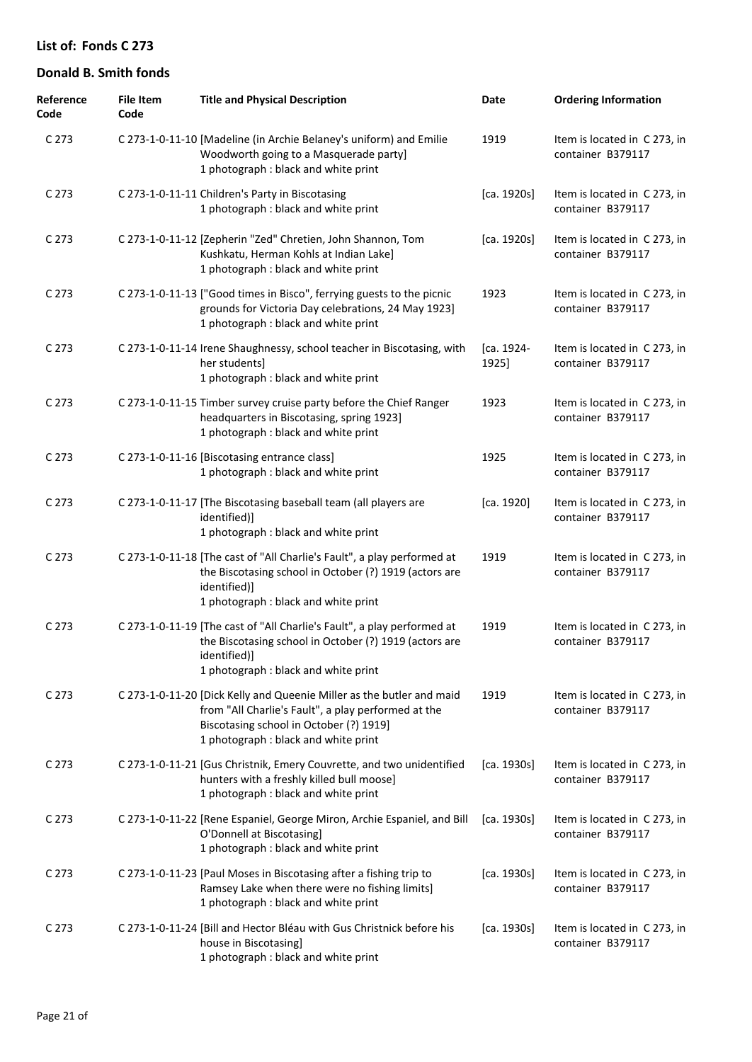## List of: Fonds C 273

## Donald B. Smith fonds

| Reference Code | File Item Code | Title and Physical Description | Date | Ordering Information |
| --- | --- | --- | --- | --- |
| C 273 | C 273-1-0-11-10 | [Madeline (in Archie Belaney's uniform) and Emilie Woodworth going to a Masquerade party]<br>1 photograph : black and white print | 1919 | Item is located in C 273, in container B379117 |
| C 273 | C 273-1-0-11-11 | Children's Party in Biscotasing<br>1 photograph : black and white print | [ca. 1920s] | Item is located in C 273, in container B379117 |
| C 273 | C 273-1-0-11-12 | [Zepherin "Zed" Chretien, John Shannon, Tom Kushkatu, Herman Kohls at Indian Lake]<br>1 photograph : black and white print | [ca. 1920s] | Item is located in C 273, in container B379117 |
| C 273 | C 273-1-0-11-13 | ["Good times in Bisco", ferrying guests to the picnic grounds for Victoria Day celebrations, 24 May 1923]<br>1 photograph : black and white print | 1923 | Item is located in C 273, in container B379117 |
| C 273 | C 273-1-0-11-14 | Irene Shaughnessy, school teacher in Biscotasing, with her students]<br>1 photograph : black and white print | [ca. 1924-1925] | Item is located in C 273, in container B379117 |
| C 273 | C 273-1-0-11-15 | Timber survey cruise party before the Chief Ranger headquarters in Biscotasing, spring 1923]<br>1 photograph : black and white print | 1923 | Item is located in C 273, in container B379117 |
| C 273 | C 273-1-0-11-16 | [Biscotasing entrance class]<br>1 photograph : black and white print | 1925 | Item is located in C 273, in container B379117 |
| C 273 | C 273-1-0-11-17 | [The Biscotasing baseball team (all players are identified)]<br>1 photograph : black and white print | [ca. 1920] | Item is located in C 273, in container B379117 |
| C 273 | C 273-1-0-11-18 | [The cast of "All Charlie's Fault", a play performed at the Biscotasing school in October (?) 1919 (actors are identified)]<br>1 photograph : black and white print | 1919 | Item is located in C 273, in container B379117 |
| C 273 | C 273-1-0-11-19 | [The cast of "All Charlie's Fault", a play performed at the Biscotasing school in October (?) 1919 (actors are identified)]<br>1 photograph : black and white print | 1919 | Item is located in C 273, in container B379117 |
| C 273 | C 273-1-0-11-20 | [Dick Kelly and Queenie Miller as the butler and maid from "All Charlie's Fault", a play performed at the Biscotasing school in October (?) 1919]<br>1 photograph : black and white print | 1919 | Item is located in C 273, in container B379117 |
| C 273 | C 273-1-0-11-21 | [Gus Christnik, Emery Couvrette, and two unidentified hunters with a freshly killed bull moose]<br>1 photograph : black and white print | [ca. 1930s] | Item is located in C 273, in container B379117 |
| C 273 | C 273-1-0-11-22 | [Rene Espaniel, George Miron, Archie Espaniel, and Bill O'Donnell at Biscotasing]<br>1 photograph : black and white print | [ca. 1930s] | Item is located in C 273, in container B379117 |
| C 273 | C 273-1-0-11-23 | [Paul Moses in Biscotasing after a fishing trip to Ramsey Lake when there were no fishing limits]<br>1 photograph : black and white print | [ca. 1930s] | Item is located in C 273, in container B379117 |
| C 273 | C 273-1-0-11-24 | [Bill and Hector Bléau with Gus Christnick before his house in Biscotasing]<br>1 photograph : black and white print | [ca. 1930s] | Item is located in C 273, in container B379117 |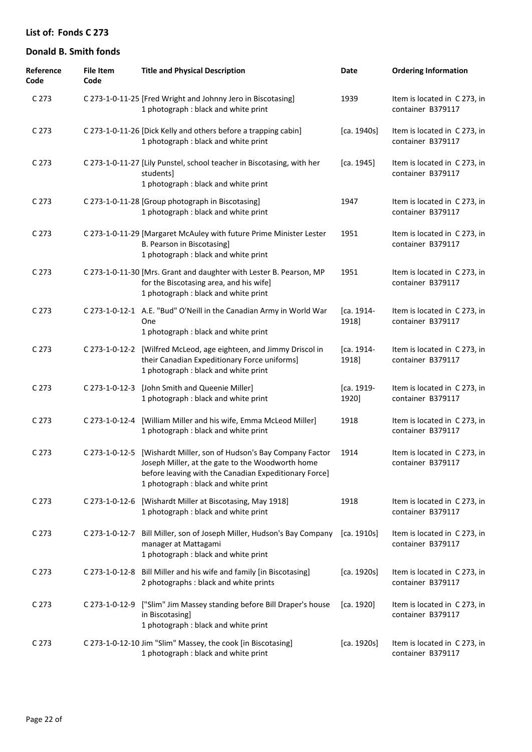## List of: Fonds C 273

## Donald B. Smith fonds

| Reference Code | File Item Code | Title and Physical Description | Date | Ordering Information |
|---|---|---|---|---|
| C 273 | C 273-1-0-11-25 | [Fred Wright and Johnny Jero in Biscotasing]<br>1 photograph : black and white print | 1939 | Item is located in C 273, in container B379117 |
| C 273 | C 273-1-0-11-26 | [Dick Kelly and others before a trapping cabin]<br>1 photograph : black and white print | [ca. 1940s] | Item is located in C 273, in container B379117 |
| C 273 | C 273-1-0-11-27 | [Lily Punstel, school teacher in Biscotasing, with her students]<br>1 photograph : black and white print | [ca. 1945] | Item is located in C 273, in container B379117 |
| C 273 | C 273-1-0-11-28 | [Group photograph in Biscotasing]<br>1 photograph : black and white print | 1947 | Item is located in C 273, in container B379117 |
| C 273 | C 273-1-0-11-29 | [Margaret McAuley with future Prime Minister Lester B. Pearson in Biscotasing]<br>1 photograph : black and white print | 1951 | Item is located in C 273, in container B379117 |
| C 273 | C 273-1-0-11-30 | [Mrs. Grant and daughter with Lester B. Pearson, MP for the Biscotasing area, and his wife]<br>1 photograph : black and white print | 1951 | Item is located in C 273, in container B379117 |
| C 273 | C 273-1-0-12-1 | A.E. "Bud" O'Neill in the Canadian Army in World War One<br>1 photograph : black and white print | [ca. 1914-1918] | Item is located in C 273, in container B379117 |
| C 273 | C 273-1-0-12-2 | [Wilfred McLeod, age eighteen, and Jimmy Driscol in their Canadian Expeditionary Force uniforms]<br>1 photograph : black and white print | [ca. 1914-1918] | Item is located in C 273, in container B379117 |
| C 273 | C 273-1-0-12-3 | [John Smith and Queenie Miller]<br>1 photograph : black and white print | [ca. 1919-1920] | Item is located in C 273, in container B379117 |
| C 273 | C 273-1-0-12-4 | [William Miller and his wife, Emma McLeod Miller]<br>1 photograph : black and white print | 1918 | Item is located in C 273, in container B379117 |
| C 273 | C 273-1-0-12-5 | [Wishardt Miller, son of Hudson's Bay Company Factor Joseph Miller, at the gate to the Woodworth home before leaving with the Canadian Expeditionary Force]<br>1 photograph : black and white print | 1914 | Item is located in C 273, in container B379117 |
| C 273 | C 273-1-0-12-6 | [Wishardt Miller at Biscotasing, May 1918]<br>1 photograph : black and white print | 1918 | Item is located in C 273, in container B379117 |
| C 273 | C 273-1-0-12-7 | Bill Miller, son of Joseph Miller, Hudson's Bay Company manager at Mattagami<br>1 photograph : black and white print | [ca. 1910s] | Item is located in C 273, in container B379117 |
| C 273 | C 273-1-0-12-8 | Bill Miller and his wife and family [in Biscotasing]<br>2 photographs : black and white prints | [ca. 1920s] | Item is located in C 273, in container B379117 |
| C 273 | C 273-1-0-12-9 | ["Slim" Jim Massey standing before Bill Draper's house in Biscotasing]<br>1 photograph : black and white print | [ca. 1920] | Item is located in C 273, in container B379117 |
| C 273 | C 273-1-0-12-10 | Jim "Slim" Massey, the cook [in Biscotasing]<br>1 photograph : black and white print | [ca. 1920s] | Item is located in C 273, in container B379117 |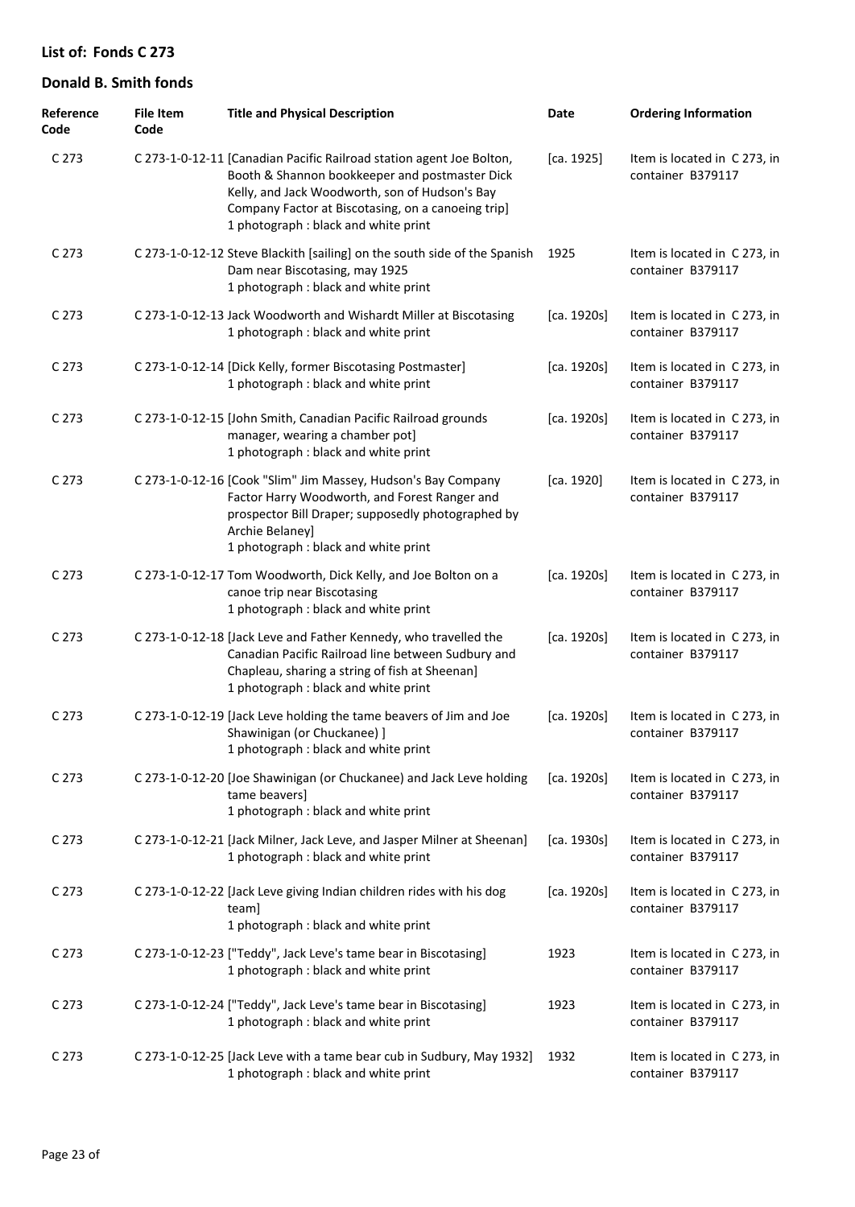## List of: Fonds C 273

## Donald B. Smith fonds

| Reference Code | File Item Code | Title and Physical Description | Date | Ordering Information |
|---|---|---|---|---|
| C 273 | C 273-1-0-12-11 | [Canadian Pacific Railroad station agent Joe Bolton, Booth & Shannon bookkeeper and postmaster Dick Kelly, and Jack Woodworth, son of Hudson's Bay Company Factor at Biscotasing, on a canoeing trip] 1 photograph : black and white print | [ca. 1925] | Item is located in C 273, in container B379117 |
| C 273 | C 273-1-0-12-12 | Steve Blackith [sailing] on the south side of the Spanish Dam near Biscotasing, may 1925 1 photograph : black and white print | 1925 | Item is located in C 273, in container B379117 |
| C 273 | C 273-1-0-12-13 | Jack Woodworth and Wishardt Miller at Biscotasing 1 photograph : black and white print | [ca. 1920s] | Item is located in C 273, in container B379117 |
| C 273 | C 273-1-0-12-14 | [Dick Kelly, former Biscotasing Postmaster] 1 photograph : black and white print | [ca. 1920s] | Item is located in C 273, in container B379117 |
| C 273 | C 273-1-0-12-15 | [John Smith, Canadian Pacific Railroad grounds manager, wearing a chamber pot] 1 photograph : black and white print | [ca. 1920s] | Item is located in C 273, in container B379117 |
| C 273 | C 273-1-0-12-16 | [Cook "Slim" Jim Massey, Hudson's Bay Company Factor Harry Woodworth, and Forest Ranger and prospector Bill Draper; supposedly photographed by Archie Belaney] 1 photograph : black and white print | [ca. 1920] | Item is located in C 273, in container B379117 |
| C 273 | C 273-1-0-12-17 | Tom Woodworth, Dick Kelly, and Joe Bolton on a canoe trip near Biscotasing 1 photograph : black and white print | [ca. 1920s] | Item is located in C 273, in container B379117 |
| C 273 | C 273-1-0-12-18 | [Jack Leve and Father Kennedy, who travelled the Canadian Pacific Railroad line between Sudbury and Chapleau, sharing a string of fish at Sheenan] 1 photograph : black and white print | [ca. 1920s] | Item is located in C 273, in container B379117 |
| C 273 | C 273-1-0-12-19 | [Jack Leve holding the tame beavers of Jim and Joe Shawinigan (or Chuckanee) ] 1 photograph : black and white print | [ca. 1920s] | Item is located in C 273, in container B379117 |
| C 273 | C 273-1-0-12-20 | [Joe Shawinigan (or Chuckanee) and Jack Leve holding tame beavers] 1 photograph : black and white print | [ca. 1920s] | Item is located in C 273, in container B379117 |
| C 273 | C 273-1-0-12-21 | [Jack Milner, Jack Leve, and Jasper Milner at Sheenan] 1 photograph : black and white print | [ca. 1930s] | Item is located in C 273, in container B379117 |
| C 273 | C 273-1-0-12-22 | [Jack Leve giving Indian children rides with his dog team] 1 photograph : black and white print | [ca. 1920s] | Item is located in C 273, in container B379117 |
| C 273 | C 273-1-0-12-23 | ["Teddy", Jack Leve's tame bear in Biscotasing] 1 photograph : black and white print | 1923 | Item is located in C 273, in container B379117 |
| C 273 | C 273-1-0-12-24 | ["Teddy", Jack Leve's tame bear in Biscotasing] 1 photograph : black and white print | 1923 | Item is located in C 273, in container B379117 |
| C 273 | C 273-1-0-12-25 | [Jack Leve with a tame bear cub in Sudbury, May 1932] 1 photograph : black and white print | 1932 | Item is located in C 273, in container B379117 |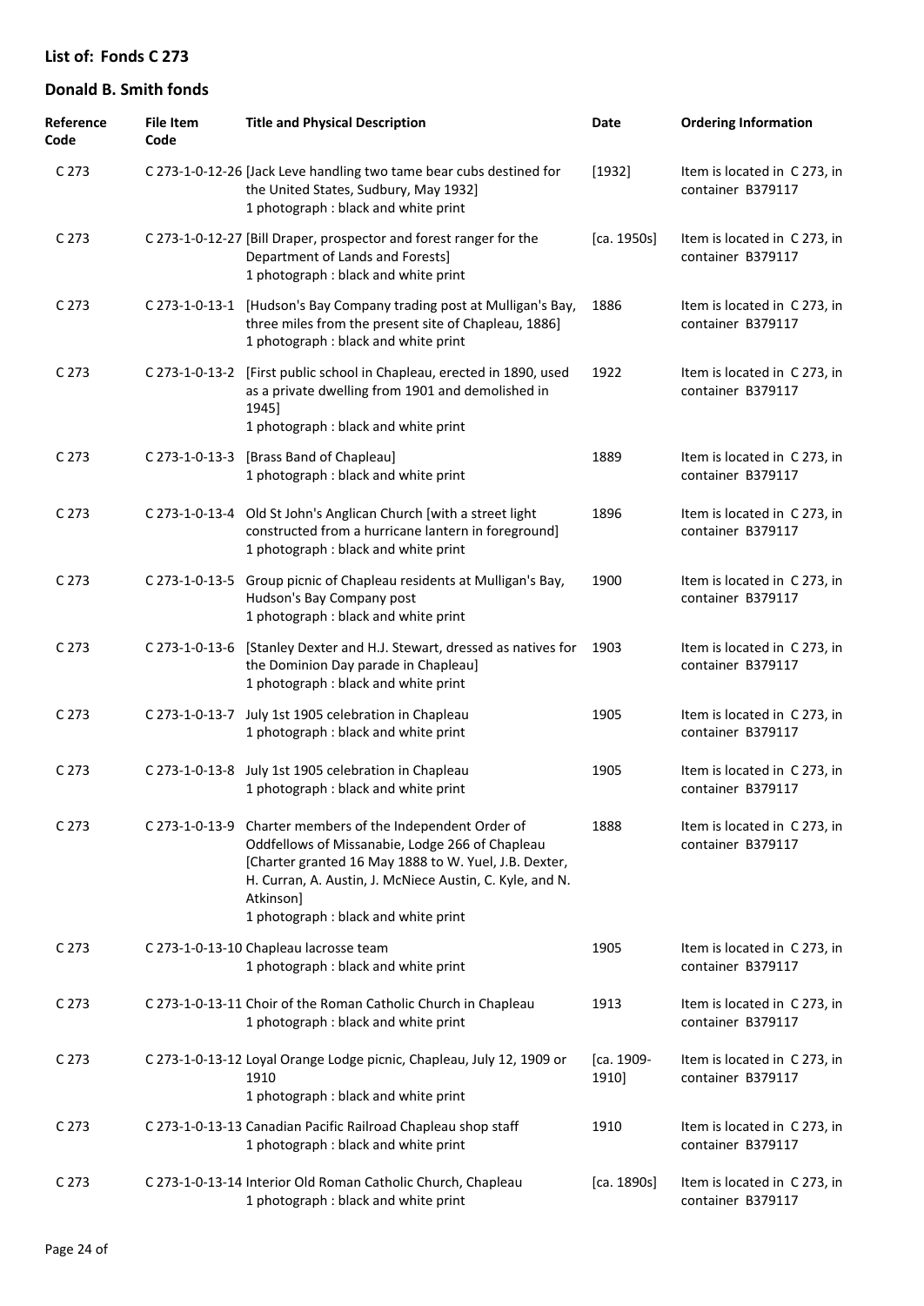## List of: Fonds C 273

## Donald B. Smith fonds

| Reference Code | File Item Code | Title and Physical Description | Date | Ordering Information |
|---|---|---|---|---|
| C 273 | C 273-1-0-12-26 | [Jack Leve handling two tame bear cubs destined for the United States, Sudbury, May 1932]<br>1 photograph : black and white print | [1932] | Item is located in C 273, in container B379117 |
| C 273 | C 273-1-0-12-27 | [Bill Draper, prospector and forest ranger for the Department of Lands and Forests]<br>1 photograph : black and white print | [ca. 1950s] | Item is located in C 273, in container B379117 |
| C 273 | C 273-1-0-13-1 | [Hudson's Bay Company trading post at Mulligan's Bay, three miles from the present site of Chapleau, 1886]<br>1 photograph : black and white print | 1886 | Item is located in C 273, in container B379117 |
| C 273 | C 273-1-0-13-2 | [First public school in Chapleau, erected in 1890, used as a private dwelling from 1901 and demolished in 1945]<br>1 photograph : black and white print | 1922 | Item is located in C 273, in container B379117 |
| C 273 | C 273-1-0-13-3 | [Brass Band of Chapleau]<br>1 photograph : black and white print | 1889 | Item is located in C 273, in container B379117 |
| C 273 | C 273-1-0-13-4 | Old St John's Anglican Church [with a street light constructed from a hurricane lantern in foreground]<br>1 photograph : black and white print | 1896 | Item is located in C 273, in container B379117 |
| C 273 | C 273-1-0-13-5 | Group picnic of Chapleau residents at Mulligan's Bay, Hudson's Bay Company post<br>1 photograph : black and white print | 1900 | Item is located in C 273, in container B379117 |
| C 273 | C 273-1-0-13-6 | [Stanley Dexter and H.J. Stewart, dressed as natives for the Dominion Day parade in Chapleau]<br>1 photograph : black and white print | 1903 | Item is located in C 273, in container B379117 |
| C 273 | C 273-1-0-13-7 | July 1st 1905 celebration in Chapleau<br>1 photograph : black and white print | 1905 | Item is located in C 273, in container B379117 |
| C 273 | C 273-1-0-13-8 | July 1st 1905 celebration in Chapleau<br>1 photograph : black and white print | 1905 | Item is located in C 273, in container B379117 |
| C 273 | C 273-1-0-13-9 | Charter members of the Independent Order of Oddfellows of Missanabie, Lodge 266 of Chapleau [Charter granted 16 May 1888 to W. Yuel, J.B. Dexter, H. Curran, A. Austin, J. McNiece Austin, C. Kyle, and N. Atkinson]<br>1 photograph : black and white print | 1888 | Item is located in C 273, in container B379117 |
| C 273 | C 273-1-0-13-10 | Chapleau lacrosse team<br>1 photograph : black and white print | 1905 | Item is located in C 273, in container B379117 |
| C 273 | C 273-1-0-13-11 | Choir of the Roman Catholic Church in Chapleau<br>1 photograph : black and white print | 1913 | Item is located in C 273, in container B379117 |
| C 273 | C 273-1-0-13-12 | Loyal Orange Lodge picnic, Chapleau, July 12, 1909 or 1910<br>1 photograph : black and white print | [ca. 1909-1910] | Item is located in C 273, in container B379117 |
| C 273 | C 273-1-0-13-13 | Canadian Pacific Railroad Chapleau shop staff<br>1 photograph : black and white print | 1910 | Item is located in C 273, in container B379117 |
| C 273 | C 273-1-0-13-14 | Interior Old Roman Catholic Church, Chapleau<br>1 photograph : black and white print | [ca. 1890s] | Item is located in C 273, in container B379117 |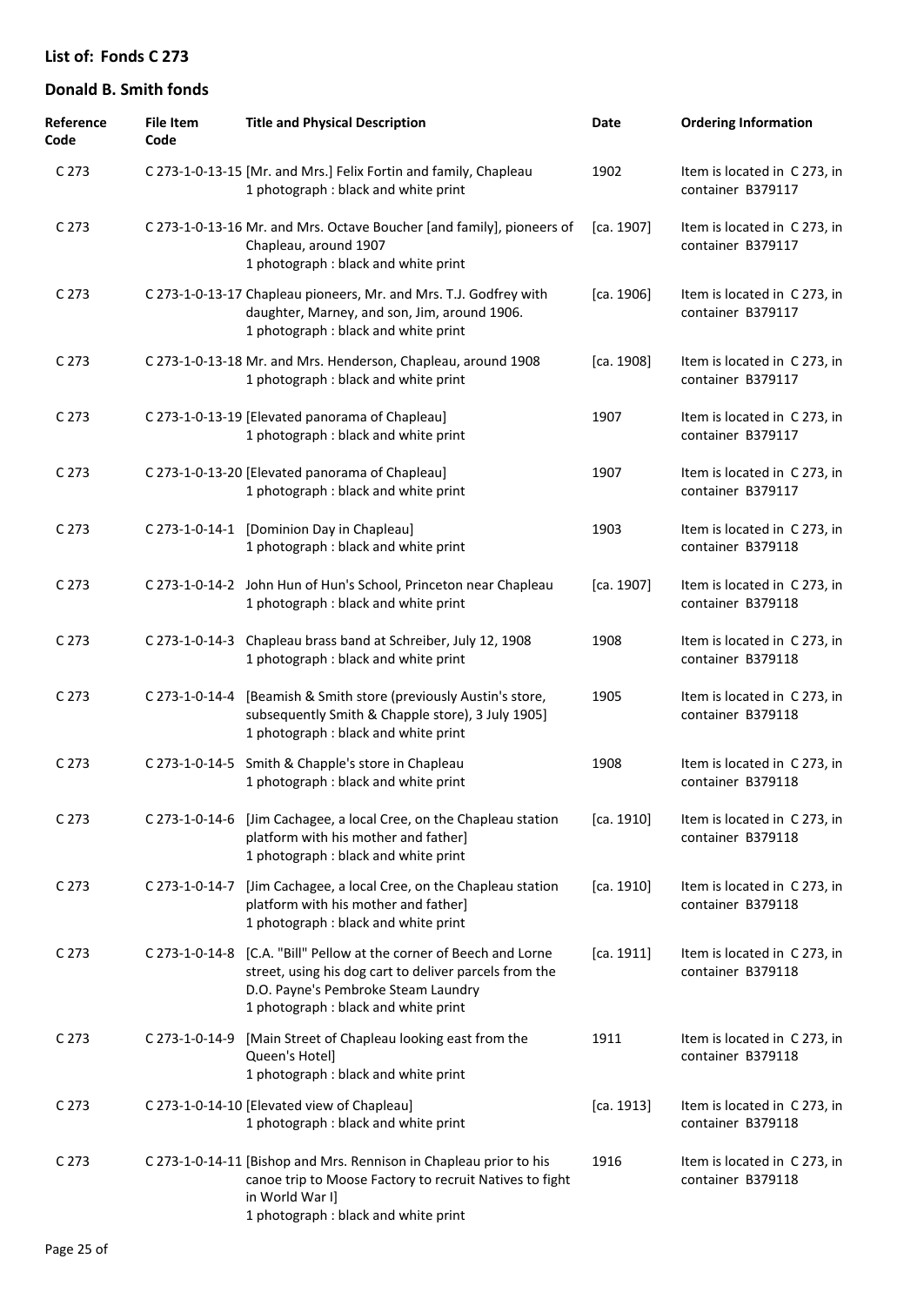## List of: Fonds C 273

## Donald B. Smith fonds

| Reference Code | File Item Code | Title and Physical Description | Date | Ordering Information |
|---|---|---|---|---|
| C 273 | C 273-1-0-13-15 | [Mr. and Mrs.] Felix Fortin and family, Chapleau<br>1 photograph : black and white print | 1902 | Item is located in C 273, in container B379117 |
| C 273 | C 273-1-0-13-16 | Mr. and Mrs. Octave Boucher [and family], pioneers of Chapleau, around 1907<br>1 photograph : black and white print | [ca. 1907] | Item is located in C 273, in container B379117 |
| C 273 | C 273-1-0-13-17 | Chapleau pioneers, Mr. and Mrs. T.J. Godfrey with daughter, Marney, and son, Jim, around 1906.<br>1 photograph : black and white print | [ca. 1906] | Item is located in C 273, in container B379117 |
| C 273 | C 273-1-0-13-18 | Mr. and Mrs. Henderson, Chapleau, around 1908<br>1 photograph : black and white print | [ca. 1908] | Item is located in C 273, in container B379117 |
| C 273 | C 273-1-0-13-19 | [Elevated panorama of Chapleau]<br>1 photograph : black and white print | 1907 | Item is located in C 273, in container B379117 |
| C 273 | C 273-1-0-13-20 | [Elevated panorama of Chapleau]<br>1 photograph : black and white print | 1907 | Item is located in C 273, in container B379117 |
| C 273 | C 273-1-0-14-1 | [Dominion Day in Chapleau]<br>1 photograph : black and white print | 1903 | Item is located in C 273, in container B379118 |
| C 273 | C 273-1-0-14-2 | John Hun of Hun's School, Princeton near Chapleau<br>1 photograph : black and white print | [ca. 1907] | Item is located in C 273, in container B379118 |
| C 273 | C 273-1-0-14-3 | Chapleau brass band at Schreiber, July 12, 1908<br>1 photograph : black and white print | 1908 | Item is located in C 273, in container B379118 |
| C 273 | C 273-1-0-14-4 | [Beamish & Smith store (previously Austin's store, subsequently Smith & Chapple store), 3 July 1905]<br>1 photograph : black and white print | 1905 | Item is located in C 273, in container B379118 |
| C 273 | C 273-1-0-14-5 | Smith & Chapple's store in Chapleau<br>1 photograph : black and white print | 1908 | Item is located in C 273, in container B379118 |
| C 273 | C 273-1-0-14-6 | [Jim Cachagee, a local Cree, on the Chapleau station platform with his mother and father]<br>1 photograph : black and white print | [ca. 1910] | Item is located in C 273, in container B379118 |
| C 273 | C 273-1-0-14-7 | [Jim Cachagee, a local Cree, on the Chapleau station platform with his mother and father]<br>1 photograph : black and white print | [ca. 1910] | Item is located in C 273, in container B379118 |
| C 273 | C 273-1-0-14-8 | [C.A. "Bill" Pellow at the corner of Beech and Lorne street, using his dog cart to deliver parcels from the D.O. Payne's Pembroke Steam Laundry<br>1 photograph : black and white print | [ca. 1911] | Item is located in C 273, in container B379118 |
| C 273 | C 273-1-0-14-9 | [Main Street of Chapleau looking east from the Queen's Hotel]<br>1 photograph : black and white print | 1911 | Item is located in C 273, in container B379118 |
| C 273 | C 273-1-0-14-10 | [Elevated view of Chapleau]<br>1 photograph : black and white print | [ca. 1913] | Item is located in C 273, in container B379118 |
| C 273 | C 273-1-0-14-11 | [Bishop and Mrs. Rennison in Chapleau prior to his canoe trip to Moose Factory to recruit Natives to fight in World War I]<br>1 photograph : black and white print | 1916 | Item is located in C 273, in container B379118 |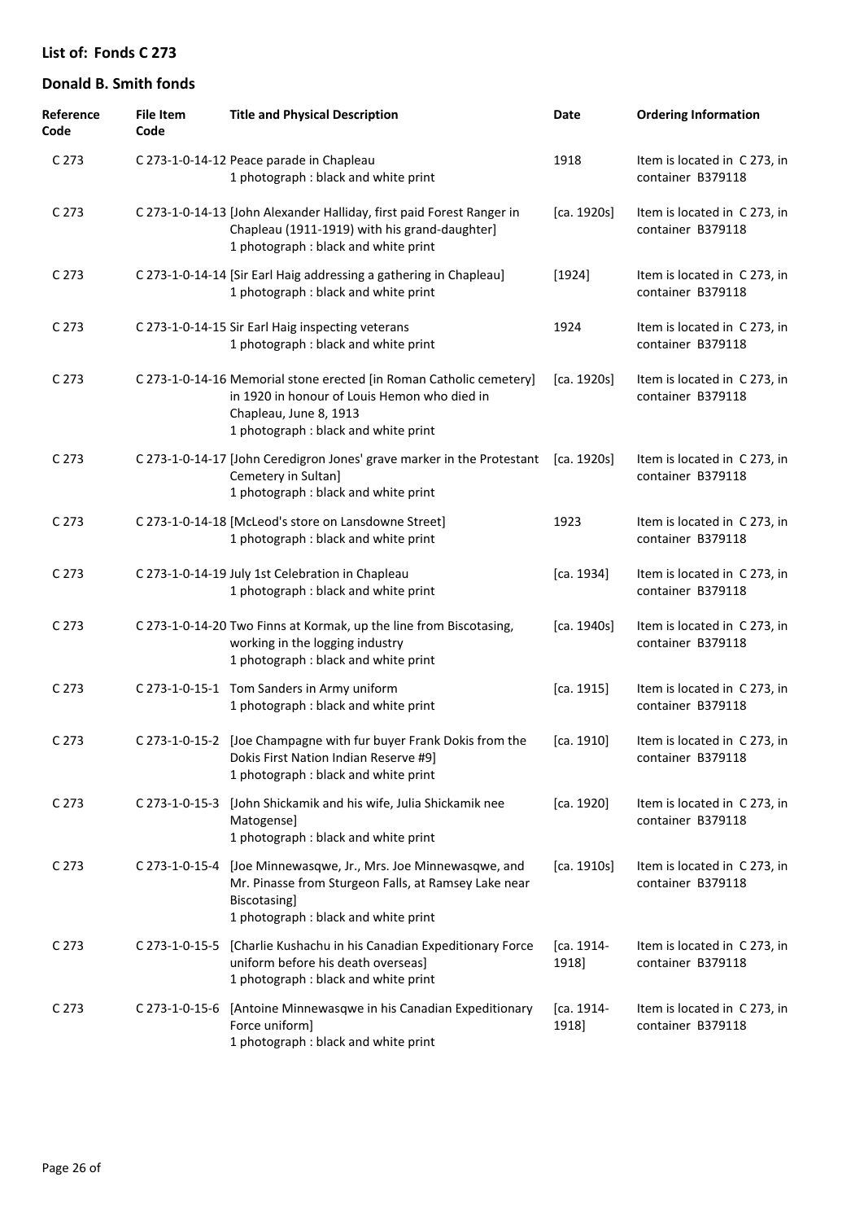## List of: Fonds C 273

## Donald B. Smith fonds

| Reference Code | File Item Code | Title and Physical Description | Date | Ordering Information |
|---|---|---|---|---|
| C 273 | C 273-1-0-14-12 | Peace parade in Chapleau<br>1 photograph : black and white print | 1918 | Item is located in C 273, in container B379118 |
| C 273 | C 273-1-0-14-13 | [John Alexander Halliday, first paid Forest Ranger in Chapleau (1911-1919) with his grand-daughter]<br>1 photograph : black and white print | [ca. 1920s] | Item is located in C 273, in container B379118 |
| C 273 | C 273-1-0-14-14 | [Sir Earl Haig addressing a gathering in Chapleau]<br>1 photograph : black and white print | [1924] | Item is located in C 273, in container B379118 |
| C 273 | C 273-1-0-14-15 | Sir Earl Haig inspecting veterans<br>1 photograph : black and white print | 1924 | Item is located in C 273, in container B379118 |
| C 273 | C 273-1-0-14-16 | Memorial stone erected [in Roman Catholic cemetery] in 1920 in honour of Louis Hemon who died in Chapleau, June 8, 1913<br>1 photograph : black and white print | [ca. 1920s] | Item is located in C 273, in container B379118 |
| C 273 | C 273-1-0-14-17 | [John Ceredigron Jones' grave marker in the Protestant Cemetery in Sultan]<br>1 photograph : black and white print | [ca. 1920s] | Item is located in C 273, in container B379118 |
| C 273 | C 273-1-0-14-18 | [McLeod's store on Lansdowne Street]<br>1 photograph : black and white print | 1923 | Item is located in C 273, in container B379118 |
| C 273 | C 273-1-0-14-19 | July 1st Celebration in Chapleau<br>1 photograph : black and white print | [ca. 1934] | Item is located in C 273, in container B379118 |
| C 273 | C 273-1-0-14-20 | Two Finns at Kormak, up the line from Biscotasing, working in the logging industry<br>1 photograph : black and white print | [ca. 1940s] | Item is located in C 273, in container B379118 |
| C 273 | C 273-1-0-15-1 | Tom Sanders in Army uniform<br>1 photograph : black and white print | [ca. 1915] | Item is located in C 273, in container B379118 |
| C 273 | C 273-1-0-15-2 | [Joe Champagne with fur buyer Frank Dokis from the Dokis First Nation Indian Reserve #9]<br>1 photograph : black and white print | [ca. 1910] | Item is located in C 273, in container B379118 |
| C 273 | C 273-1-0-15-3 | [John Shickamik and his wife, Julia Shickamik nee Matogense]<br>1 photograph : black and white print | [ca. 1920] | Item is located in C 273, in container B379118 |
| C 273 | C 273-1-0-15-4 | [Joe Minnewasqwe, Jr., Mrs. Joe Minnewasqwe, and Mr. Pinasse from Sturgeon Falls, at Ramsey Lake near Biscotasing]<br>1 photograph : black and white print | [ca. 1910s] | Item is located in C 273, in container B379118 |
| C 273 | C 273-1-0-15-5 | [Charlie Kushachu in his Canadian Expeditionary Force uniform before his death overseas]<br>1 photograph : black and white print | [ca. 1914-1918] | Item is located in C 273, in container B379118 |
| C 273 | C 273-1-0-15-6 | [Antoine Minnewasqwe in his Canadian Expeditionary Force uniform]<br>1 photograph : black and white print | [ca. 1914-1918] | Item is located in C 273, in container B379118 |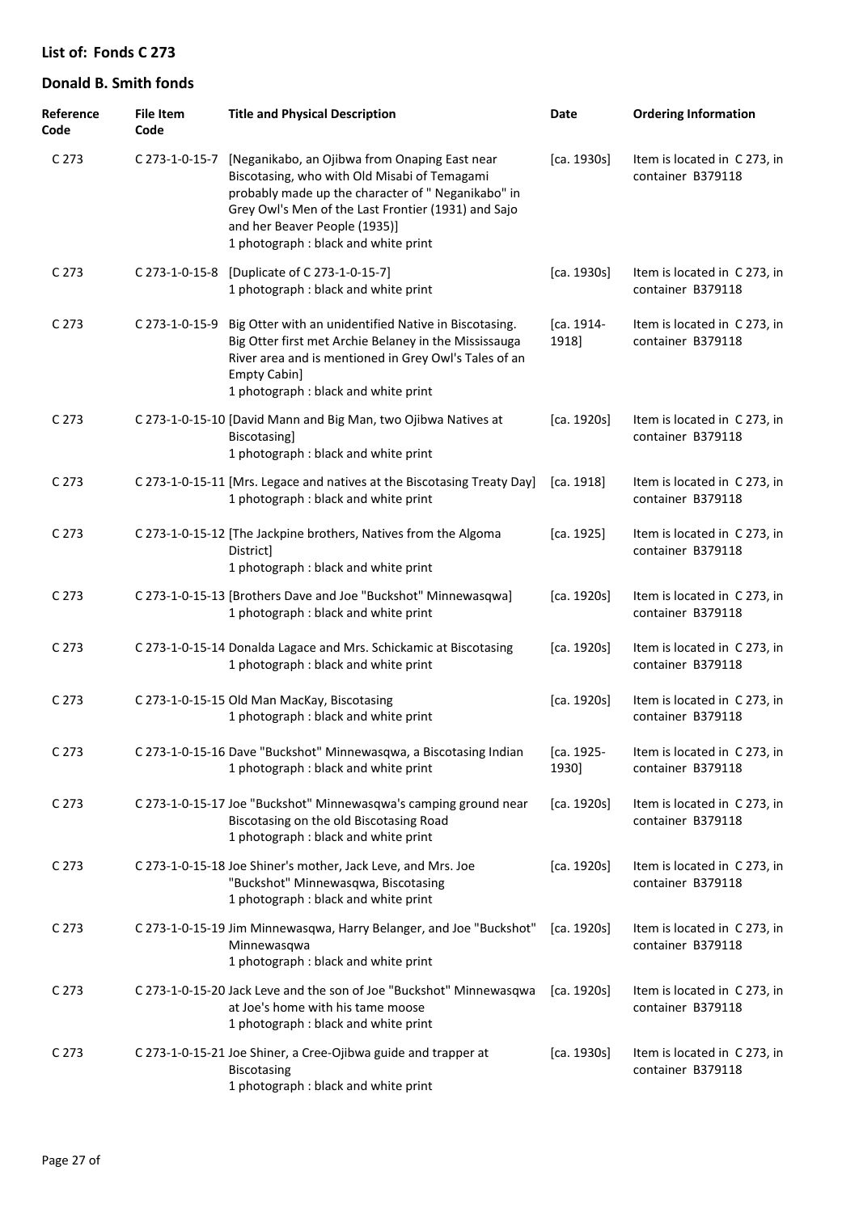## List of: Fonds C 273

## Donald B. Smith fonds

| Reference Code | File Item Code | Title and Physical Description | Date | Ordering Information |
|---|---|---|---|---|
| C 273 | C 273-1-0-15-7 | [Neganikabo, an Ojibwa from Onaping East near Biscotasing, who with Old Misabi of Temagami probably made up the character of " Neganikabo" in Grey Owl's Men of the Last Frontier (1931) and Sajo and her Beaver People (1935)]<br>1 photograph : black and white print | [ca. 1930s] | Item is located in C 273, in container B379118 |
| C 273 | C 273-1-0-15-8 | [Duplicate of C 273-1-0-15-7]<br>1 photograph : black and white print | [ca. 1930s] | Item is located in C 273, in container B379118 |
| C 273 | C 273-1-0-15-9 | Big Otter with an unidentified Native in Biscotasing. Big Otter first met Archie Belaney in the Mississauga River area and is mentioned in Grey Owl's Tales of an Empty Cabin]<br>1 photograph : black and white print | [ca. 1914-1918] | Item is located in C 273, in container B379118 |
| C 273 | C 273-1-0-15-10 | [David Mann and Big Man, two Ojibwa Natives at Biscotasing]<br>1 photograph : black and white print | [ca. 1920s] | Item is located in C 273, in container B379118 |
| C 273 | C 273-1-0-15-11 | [Mrs. Legace and natives at the Biscotasing Treaty Day]<br>1 photograph : black and white print | [ca. 1918] | Item is located in C 273, in container B379118 |
| C 273 | C 273-1-0-15-12 | [The Jackpine brothers, Natives from the Algoma District]<br>1 photograph : black and white print | [ca. 1925] | Item is located in C 273, in container B379118 |
| C 273 | C 273-1-0-15-13 | [Brothers Dave and Joe "Buckshot" Minnewasqwa]<br>1 photograph : black and white print | [ca. 1920s] | Item is located in C 273, in container B379118 |
| C 273 | C 273-1-0-15-14 | Donalda Lagace and Mrs. Schickamic at Biscotasing<br>1 photograph : black and white print | [ca. 1920s] | Item is located in C 273, in container B379118 |
| C 273 | C 273-1-0-15-15 | Old Man MacKay, Biscotasing<br>1 photograph : black and white print | [ca. 1920s] | Item is located in C 273, in container B379118 |
| C 273 | C 273-1-0-15-16 | Dave "Buckshot" Minnewasqwa, a Biscotasing Indian<br>1 photograph : black and white print | [ca. 1925-1930] | Item is located in C 273, in container B379118 |
| C 273 | C 273-1-0-15-17 | Joe "Buckshot" Minnewasqwa's camping ground near Biscotasing on the old Biscotasing Road<br>1 photograph : black and white print | [ca. 1920s] | Item is located in C 273, in container B379118 |
| C 273 | C 273-1-0-15-18 | Joe Shiner's mother, Jack Leve, and Mrs. Joe "Buckshot" Minnewasqwa, Biscotasing<br>1 photograph : black and white print | [ca. 1920s] | Item is located in C 273, in container B379118 |
| C 273 | C 273-1-0-15-19 | Jim Minnewasqwa, Harry Belanger, and Joe "Buckshot" Minnewasqwa<br>1 photograph : black and white print | [ca. 1920s] | Item is located in C 273, in container B379118 |
| C 273 | C 273-1-0-15-20 | Jack Leve and the son of Joe "Buckshot" Minnewasqwa at Joe's home with his tame moose<br>1 photograph : black and white print | [ca. 1920s] | Item is located in C 273, in container B379118 |
| C 273 | C 273-1-0-15-21 | Joe Shiner, a Cree-Ojibwa guide and trapper at Biscotasing<br>1 photograph : black and white print | [ca. 1930s] | Item is located in C 273, in container B379118 |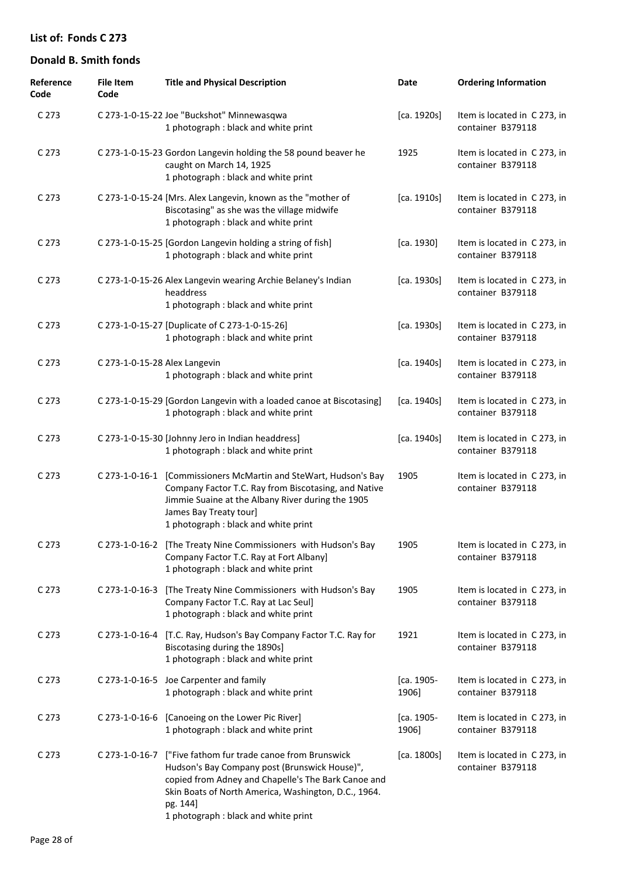## List of: Fonds C 273

## Donald B. Smith fonds

| Reference Code | File Item Code | Title and Physical Description | Date | Ordering Information |
|---|---|---|---|---|
| C 273 | C 273-1-0-15-22 | Joe "Buckshot" Minnewasqwa<br>1 photograph : black and white print | [ca. 1920s] | Item is located in C 273, in container B379118 |
| C 273 | C 273-1-0-15-23 | Gordon Langevin holding the 58 pound beaver he caught on March 14, 1925<br>1 photograph : black and white print | 1925 | Item is located in C 273, in container B379118 |
| C 273 | C 273-1-0-15-24 | [Mrs. Alex Langevin, known as the "mother of Biscotasing" as she was the village midwife<br>1 photograph : black and white print | [ca. 1910s] | Item is located in C 273, in container B379118 |
| C 273 | C 273-1-0-15-25 | [Gordon Langevin holding a string of fish]<br>1 photograph : black and white print | [ca. 1930] | Item is located in C 273, in container B379118 |
| C 273 | C 273-1-0-15-26 | Alex Langevin wearing Archie Belaney's Indian headdress<br>1 photograph : black and white print | [ca. 1930s] | Item is located in C 273, in container B379118 |
| C 273 | C 273-1-0-15-27 | [Duplicate of C 273-1-0-15-26]<br>1 photograph : black and white print | [ca. 1930s] | Item is located in C 273, in container B379118 |
| C 273 | C 273-1-0-15-28 | Alex Langevin<br>1 photograph : black and white print | [ca. 1940s] | Item is located in C 273, in container B379118 |
| C 273 | C 273-1-0-15-29 | [Gordon Langevin with a loaded canoe at Biscotasing]<br>1 photograph : black and white print | [ca. 1940s] | Item is located in C 273, in container B379118 |
| C 273 | C 273-1-0-15-30 | [Johnny Jero in Indian headdress]<br>1 photograph : black and white print | [ca. 1940s] | Item is located in C 273, in container B379118 |
| C 273 | C 273-1-0-16-1 | [Commissioners McMartin and SteWart, Hudson's Bay Company Factor T.C. Ray from Biscotasing, and Native Jimmie Suaine at the Albany River during the 1905 James Bay Treaty tour]<br>1 photograph : black and white print | 1905 | Item is located in C 273, in container B379118 |
| C 273 | C 273-1-0-16-2 | [The Treaty Nine Commissioners with Hudson's Bay Company Factor T.C. Ray at Fort Albany]<br>1 photograph : black and white print | 1905 | Item is located in C 273, in container B379118 |
| C 273 | C 273-1-0-16-3 | [The Treaty Nine Commissioners with Hudson's Bay Company Factor T.C. Ray at Lac Seul]<br>1 photograph : black and white print | 1905 | Item is located in C 273, in container B379118 |
| C 273 | C 273-1-0-16-4 | [T.C. Ray, Hudson's Bay Company Factor T.C. Ray for Biscotasing during the 1890s]<br>1 photograph : black and white print | 1921 | Item is located in C 273, in container B379118 |
| C 273 | C 273-1-0-16-5 | Joe Carpenter and family<br>1 photograph : black and white print | [ca. 1905-1906] | Item is located in C 273, in container B379118 |
| C 273 | C 273-1-0-16-6 | [Canoeing on the Lower Pic River]<br>1 photograph : black and white print | [ca. 1905-1906] | Item is located in C 273, in container B379118 |
| C 273 | C 273-1-0-16-7 | ["Five fathom fur trade canoe from Brunswick Hudson's Bay Company post (Brunswick House)", copied from Adney and Chapelle's The Bark Canoe and Skin Boats of North America, Washington, D.C., 1964. pg. 144]<br>1 photograph : black and white print | [ca. 1800s] | Item is located in C 273, in container B379118 |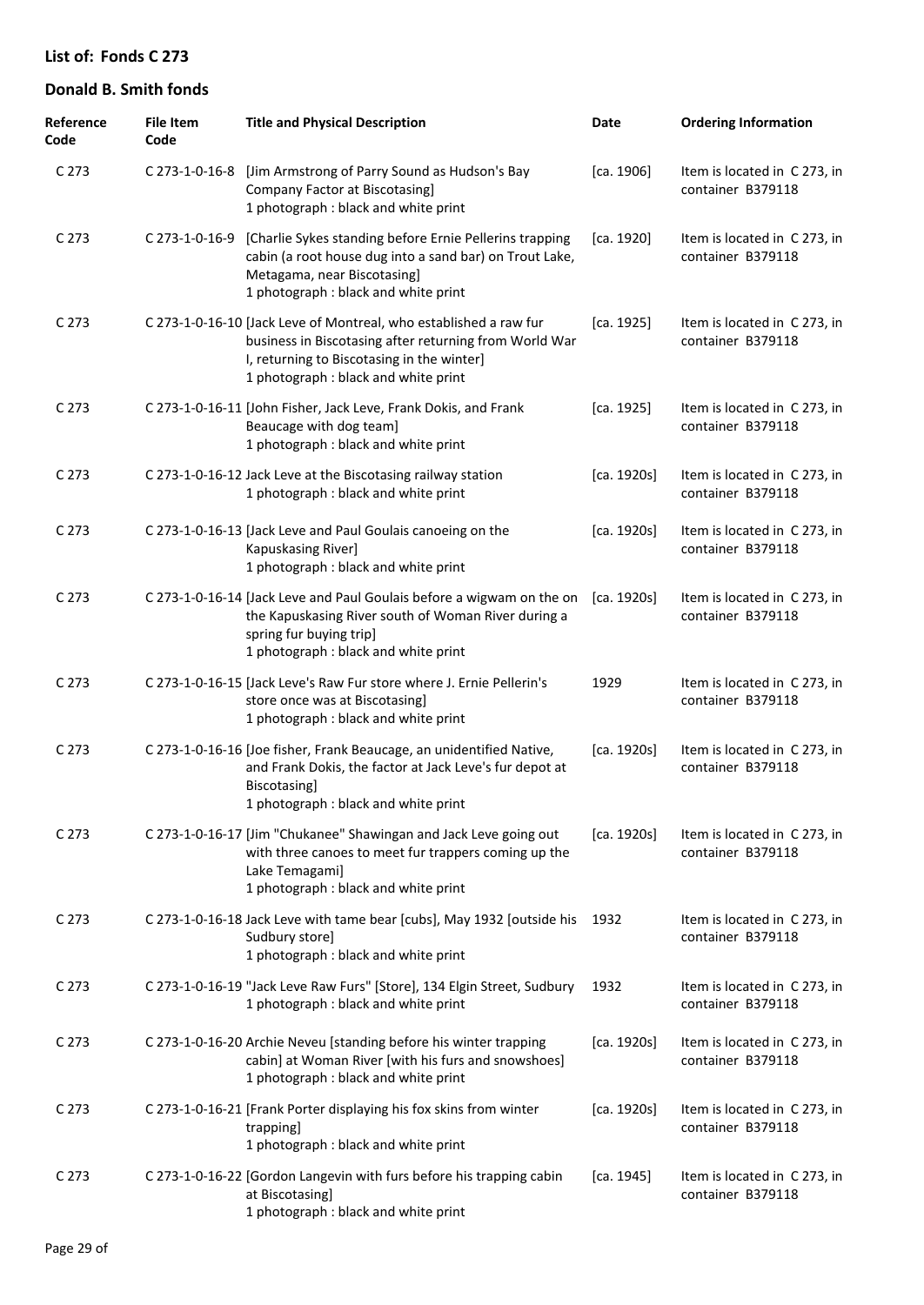## List of: Fonds C 273

## Donald B. Smith fonds

| Reference Code | File Item Code | Title and Physical Description | Date | Ordering Information |
|---|---|---|---|---|
| C 273 | C 273-1-0-16-8 | [Jim Armstrong of Parry Sound as Hudson's Bay Company Factor at Biscotasing] 1 photograph : black and white print | [ca. 1906] | Item is located in C 273, in container B379118 |
| C 273 | C 273-1-0-16-9 | [Charlie Sykes standing before Ernie Pellerins trapping cabin (a root house dug into a sand bar) on Trout Lake, Metagama, near Biscotasing] 1 photograph : black and white print | [ca. 1920] | Item is located in C 273, in container B379118 |
| C 273 | C 273-1-0-16-10 | [Jack Leve of Montreal, who established a raw fur business in Biscotasing after returning from World War I, returning to Biscotasing in the winter] 1 photograph : black and white print | [ca. 1925] | Item is located in C 273, in container B379118 |
| C 273 | C 273-1-0-16-11 | [John Fisher, Jack Leve, Frank Dokis, and Frank Beaucage with dog team] 1 photograph : black and white print | [ca. 1925] | Item is located in C 273, in container B379118 |
| C 273 | C 273-1-0-16-12 | Jack Leve at the Biscotasing railway station 1 photograph : black and white print | [ca. 1920s] | Item is located in C 273, in container B379118 |
| C 273 | C 273-1-0-16-13 | [Jack Leve and Paul Goulais canoeing on the Kapuskasing River] 1 photograph : black and white print | [ca. 1920s] | Item is located in C 273, in container B379118 |
| C 273 | C 273-1-0-16-14 | [Jack Leve and Paul Goulais before a wigwam on the on the Kapuskasing River south of Woman River during a spring fur buying trip] 1 photograph : black and white print | [ca. 1920s] | Item is located in C 273, in container B379118 |
| C 273 | C 273-1-0-16-15 | [Jack Leve's Raw Fur store where J. Ernie Pellerin's store once was at Biscotasing] 1 photograph : black and white print | 1929 | Item is located in C 273, in container B379118 |
| C 273 | C 273-1-0-16-16 | [Joe fisher, Frank Beaucage, an unidentified Native, and Frank Dokis, the factor at Jack Leve's fur depot at Biscotasing] 1 photograph : black and white print | [ca. 1920s] | Item is located in C 273, in container B379118 |
| C 273 | C 273-1-0-16-17 | [Jim "Chukanee" Shawingan and Jack Leve going out with three canoes to meet fur trappers coming up the Lake Temagami] 1 photograph : black and white print | [ca. 1920s] | Item is located in C 273, in container B379118 |
| C 273 | C 273-1-0-16-18 | Jack Leve with tame bear [cubs], May 1932 [outside his Sudbury store] 1 photograph : black and white print | 1932 | Item is located in C 273, in container B379118 |
| C 273 | C 273-1-0-16-19 | "Jack Leve Raw Furs" [Store], 134 Elgin Street, Sudbury 1 photograph : black and white print | 1932 | Item is located in C 273, in container B379118 |
| C 273 | C 273-1-0-16-20 | Archie Neveu [standing before his winter trapping cabin] at Woman River [with his furs and snowshoes] 1 photograph : black and white print | [ca. 1920s] | Item is located in C 273, in container B379118 |
| C 273 | C 273-1-0-16-21 | [Frank Porter displaying his fox skins from winter trapping] 1 photograph : black and white print | [ca. 1920s] | Item is located in C 273, in container B379118 |
| C 273 | C 273-1-0-16-22 | [Gordon Langevin with furs before his trapping cabin at Biscotasing] 1 photograph : black and white print | [ca. 1945] | Item is located in C 273, in container B379118 |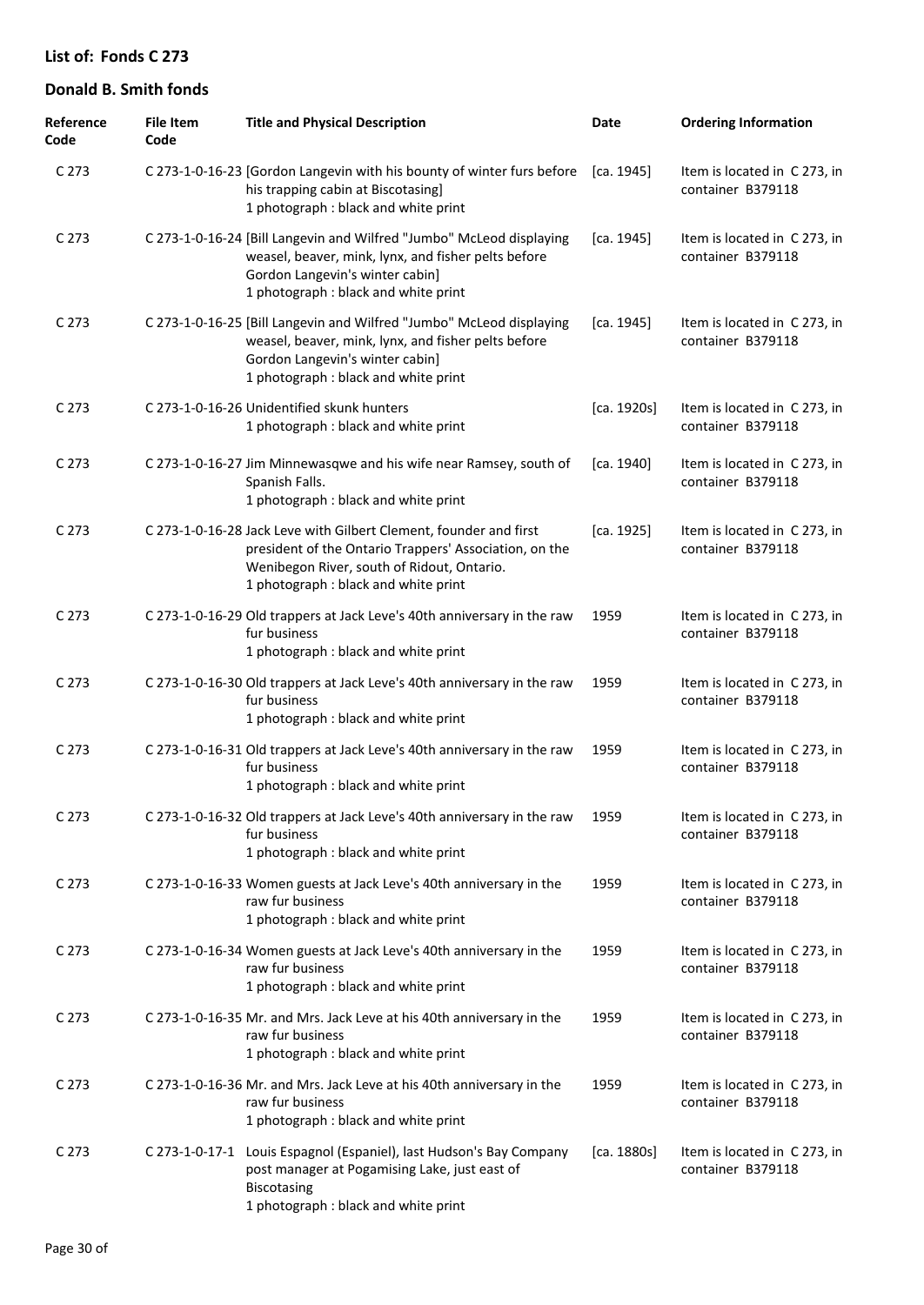## List of: Fonds C 273

## Donald B. Smith fonds

| Reference Code | File Item Code | Title and Physical Description | Date | Ordering Information |
|---|---|---|---|---|
| C 273 | C 273-1-0-16-23 | [Gordon Langevin with his bounty of winter furs before his trapping cabin at Biscotasing]<br>1 photograph : black and white print | [ca. 1945] | Item is located in C 273, in container B379118 |
| C 273 | C 273-1-0-16-24 | [Bill Langevin and Wilfred "Jumbo" McLeod displaying weasel, beaver, mink, lynx, and fisher pelts before Gordon Langevin's winter cabin]<br>1 photograph : black and white print | [ca. 1945] | Item is located in C 273, in container B379118 |
| C 273 | C 273-1-0-16-25 | [Bill Langevin and Wilfred "Jumbo" McLeod displaying weasel, beaver, mink, lynx, and fisher pelts before Gordon Langevin's winter cabin]<br>1 photograph : black and white print | [ca. 1945] | Item is located in C 273, in container B379118 |
| C 273 | C 273-1-0-16-26 | Unidentified skunk hunters<br>1 photograph : black and white print | [ca. 1920s] | Item is located in C 273, in container B379118 |
| C 273 | C 273-1-0-16-27 | Jim Minnewasqwe and his wife near Ramsey, south of Spanish Falls.<br>1 photograph : black and white print | [ca. 1940] | Item is located in C 273, in container B379118 |
| C 273 | C 273-1-0-16-28 | Jack Leve with Gilbert Clement, founder and first president of the Ontario Trappers' Association, on the Wenibegon River, south of Ridout, Ontario.<br>1 photograph : black and white print | [ca. 1925] | Item is located in C 273, in container B379118 |
| C 273 | C 273-1-0-16-29 | Old trappers at Jack Leve's 40th anniversary in the raw fur business<br>1 photograph : black and white print | 1959 | Item is located in C 273, in container B379118 |
| C 273 | C 273-1-0-16-30 | Old trappers at Jack Leve's 40th anniversary in the raw fur business<br>1 photograph : black and white print | 1959 | Item is located in C 273, in container B379118 |
| C 273 | C 273-1-0-16-31 | Old trappers at Jack Leve's 40th anniversary in the raw fur business<br>1 photograph : black and white print | 1959 | Item is located in C 273, in container B379118 |
| C 273 | C 273-1-0-16-32 | Old trappers at Jack Leve's 40th anniversary in the raw fur business<br>1 photograph : black and white print | 1959 | Item is located in C 273, in container B379118 |
| C 273 | C 273-1-0-16-33 | Women guests at Jack Leve's 40th anniversary in the raw fur business<br>1 photograph : black and white print | 1959 | Item is located in C 273, in container B379118 |
| C 273 | C 273-1-0-16-34 | Women guests at Jack Leve's 40th anniversary in the raw fur business<br>1 photograph : black and white print | 1959 | Item is located in C 273, in container B379118 |
| C 273 | C 273-1-0-16-35 | Mr. and Mrs. Jack Leve at his 40th anniversary in the raw fur business<br>1 photograph : black and white print | 1959 | Item is located in C 273, in container B379118 |
| C 273 | C 273-1-0-16-36 | Mr. and Mrs. Jack Leve at his 40th anniversary in the raw fur business<br>1 photograph : black and white print | 1959 | Item is located in C 273, in container B379118 |
| C 273 | C 273-1-0-17-1 | Louis Espagnol (Espaniel), last Hudson's Bay Company post manager at Pogamising Lake, just east of Biscotasing<br>1 photograph : black and white print | [ca. 1880s] | Item is located in C 273, in container B379118 |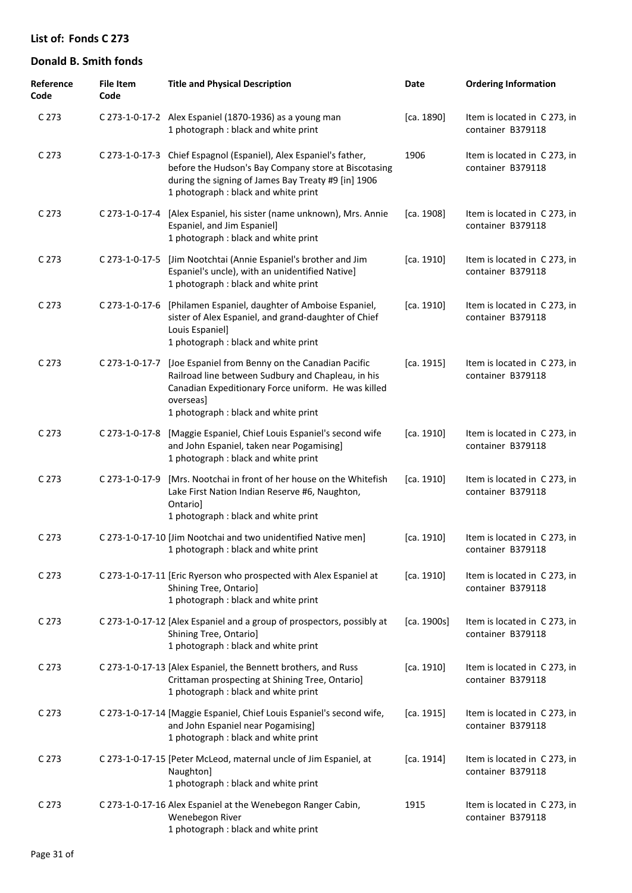## List of: Fonds C 273

## Donald B. Smith fonds

| Reference Code | File Item Code | Title and Physical Description | Date | Ordering Information |
|---|---|---|---|---|
| C 273 | C 273-1-0-17-2 | Alex Espaniel (1870-1936) as a young man<br>1 photograph : black and white print | [ca. 1890] | Item is located in C 273, in container B379118 |
| C 273 | C 273-1-0-17-3 | Chief Espagnol (Espaniel), Alex Espaniel's father, before the Hudson's Bay Company store at Biscotasing during the signing of James Bay Treaty #9 [in] 1906<br>1 photograph : black and white print | 1906 | Item is located in C 273, in container B379118 |
| C 273 | C 273-1-0-17-4 | [Alex Espaniel, his sister (name unknown), Mrs. Annie Espaniel, and Jim Espaniel]<br>1 photograph : black and white print | [ca. 1908] | Item is located in C 273, in container B379118 |
| C 273 | C 273-1-0-17-5 | [Jim Nootchtai (Annie Espaniel's brother and Jim Espaniel's uncle), with an unidentified Native]<br>1 photograph : black and white print | [ca. 1910] | Item is located in C 273, in container B379118 |
| C 273 | C 273-1-0-17-6 | [Philamen Espaniel, daughter of Amboise Espaniel, sister of Alex Espaniel, and grand-daughter of Chief Louis Espaniel]<br>1 photograph : black and white print | [ca. 1910] | Item is located in C 273, in container B379118 |
| C 273 | C 273-1-0-17-7 | [Joe Espaniel from Benny on the Canadian Pacific Railroad line between Sudbury and Chapleau, in his Canadian Expeditionary Force uniform. He was killed overseas]<br>1 photograph : black and white print | [ca. 1915] | Item is located in C 273, in container B379118 |
| C 273 | C 273-1-0-17-8 | [Maggie Espaniel, Chief Louis Espaniel's second wife and John Espaniel, taken near Pogamising]<br>1 photograph : black and white print | [ca. 1910] | Item is located in C 273, in container B379118 |
| C 273 | C 273-1-0-17-9 | [Mrs. Nootchai in front of her house on the Whitefish Lake First Nation Indian Reserve #6, Naughton, Ontario]<br>1 photograph : black and white print | [ca. 1910] | Item is located in C 273, in container B379118 |
| C 273 | C 273-1-0-17-10 | [Jim Nootchai and two unidentified Native men]<br>1 photograph : black and white print | [ca. 1910] | Item is located in C 273, in container B379118 |
| C 273 | C 273-1-0-17-11 | [Eric Ryerson who prospected with Alex Espaniel at Shining Tree, Ontario]<br>1 photograph : black and white print | [ca. 1910] | Item is located in C 273, in container B379118 |
| C 273 | C 273-1-0-17-12 | [Alex Espaniel and a group of prospectors, possibly at Shining Tree, Ontario]<br>1 photograph : black and white print | [ca. 1900s] | Item is located in C 273, in container B379118 |
| C 273 | C 273-1-0-17-13 | [Alex Espaniel, the Bennett brothers, and Russ Crittaman prospecting at Shining Tree, Ontario]<br>1 photograph : black and white print | [ca. 1910] | Item is located in C 273, in container B379118 |
| C 273 | C 273-1-0-17-14 | [Maggie Espaniel, Chief Louis Espaniel's second wife, and John Espaniel near Pogamising]<br>1 photograph : black and white print | [ca. 1915] | Item is located in C 273, in container B379118 |
| C 273 | C 273-1-0-17-15 | [Peter McLeod, maternal uncle of Jim Espaniel, at Naughton]<br>1 photograph : black and white print | [ca. 1914] | Item is located in C 273, in container B379118 |
| C 273 | C 273-1-0-17-16 | Alex Espaniel at the Wenebegon Ranger Cabin, Wenebegon River<br>1 photograph : black and white print | 1915 | Item is located in C 273, in container B379118 |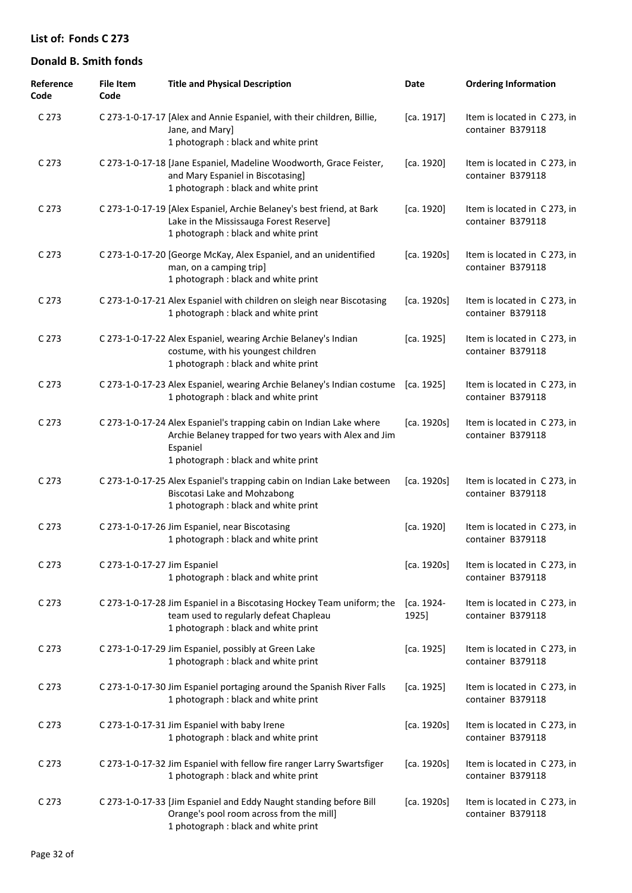## List of: Fonds C 273

## Donald B. Smith fonds

| Reference Code | File Item Code | Title and Physical Description | Date | Ordering Information |
|---|---|---|---|---|
| C 273 | C 273-1-0-17-17 | [Alex and Annie Espaniel, with their children, Billie, Jane, and Mary]<br>1 photograph : black and white print | [ca. 1917] | Item is located in C 273, in container B379118 |
| C 273 | C 273-1-0-17-18 | [Jane Espaniel, Madeline Woodworth, Grace Feister, and Mary Espaniel in Biscotasing]<br>1 photograph : black and white print | [ca. 1920] | Item is located in C 273, in container B379118 |
| C 273 | C 273-1-0-17-19 | [Alex Espaniel, Archie Belaney's best friend, at Bark Lake in the Mississauga Forest Reserve]<br>1 photograph : black and white print | [ca. 1920] | Item is located in C 273, in container B379118 |
| C 273 | C 273-1-0-17-20 | [George McKay, Alex Espaniel, and an unidentified man, on a camping trip]<br>1 photograph : black and white print | [ca. 1920s] | Item is located in C 273, in container B379118 |
| C 273 | C 273-1-0-17-21 | Alex Espaniel with children on sleigh near Biscotasing<br>1 photograph : black and white print | [ca. 1920s] | Item is located in C 273, in container B379118 |
| C 273 | C 273-1-0-17-22 | Alex Espaniel, wearing Archie Belaney's Indian costume, with his youngest children<br>1 photograph : black and white print | [ca. 1925] | Item is located in C 273, in container B379118 |
| C 273 | C 273-1-0-17-23 | Alex Espaniel, wearing Archie Belaney's Indian costume<br>1 photograph : black and white print | [ca. 1925] | Item is located in C 273, in container B379118 |
| C 273 | C 273-1-0-17-24 | Alex Espaniel's trapping cabin on Indian Lake where Archie Belaney trapped for two years with Alex and Jim Espaniel<br>1 photograph : black and white print | [ca. 1920s] | Item is located in C 273, in container B379118 |
| C 273 | C 273-1-0-17-25 | Alex Espaniel's trapping cabin on Indian Lake between Biscotasi Lake and Mohzabong<br>1 photograph : black and white print | [ca. 1920s] | Item is located in C 273, in container B379118 |
| C 273 | C 273-1-0-17-26 | Jim Espaniel, near Biscotasing<br>1 photograph : black and white print | [ca. 1920] | Item is located in C 273, in container B379118 |
| C 273 | C 273-1-0-17-27 | Jim Espaniel<br>1 photograph : black and white print | [ca. 1920s] | Item is located in C 273, in container B379118 |
| C 273 | C 273-1-0-17-28 | Jim Espaniel in a Biscotasing Hockey Team uniform; the team used to regularly defeat Chapleau<br>1 photograph : black and white print | [ca. 1924-1925] | Item is located in C 273, in container B379118 |
| C 273 | C 273-1-0-17-29 | Jim Espaniel, possibly at Green Lake<br>1 photograph : black and white print | [ca. 1925] | Item is located in C 273, in container B379118 |
| C 273 | C 273-1-0-17-30 | Jim Espaniel portaging around the Spanish River Falls<br>1 photograph : black and white print | [ca. 1925] | Item is located in C 273, in container B379118 |
| C 273 | C 273-1-0-17-31 | Jim Espaniel with baby Irene<br>1 photograph : black and white print | [ca. 1920s] | Item is located in C 273, in container B379118 |
| C 273 | C 273-1-0-17-32 | Jim Espaniel with fellow fire ranger Larry Swartsfiger<br>1 photograph : black and white print | [ca. 1920s] | Item is located in C 273, in container B379118 |
| C 273 | C 273-1-0-17-33 | [Jim Espaniel and Eddy Naught standing before Bill Orange's pool room across from the mill]<br>1 photograph : black and white print | [ca. 1920s] | Item is located in C 273, in container B379118 |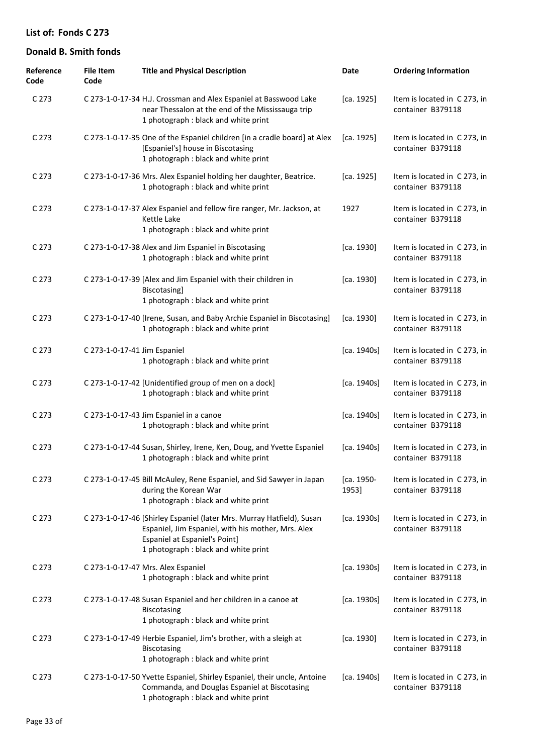## List of: Fonds C 273

## Donald B. Smith fonds

| Reference Code | File Item Code | Title and Physical Description | Date | Ordering Information |
|---|---|---|---|---|
| C 273 | C 273-1-0-17-34 | H.J. Crossman and Alex Espaniel at Basswood Lake near Thessalon at the end of the Mississauga trip<br>1 photograph : black and white print | [ca. 1925] | Item is located in C 273, in container B379118 |
| C 273 | C 273-1-0-17-35 | One of the Espaniel children [in a cradle board] at Alex [Espaniel's] house in Biscotasing<br>1 photograph : black and white print | [ca. 1925] | Item is located in C 273, in container B379118 |
| C 273 | C 273-1-0-17-36 | Mrs. Alex Espaniel holding her daughter, Beatrice.<br>1 photograph : black and white print | [ca. 1925] | Item is located in C 273, in container B379118 |
| C 273 | C 273-1-0-17-37 | Alex Espaniel and fellow fire ranger, Mr. Jackson, at Kettle Lake<br>1 photograph : black and white print | 1927 | Item is located in C 273, in container B379118 |
| C 273 | C 273-1-0-17-38 | Alex and Jim Espaniel in Biscotasing<br>1 photograph : black and white print | [ca. 1930] | Item is located in C 273, in container B379118 |
| C 273 | C 273-1-0-17-39 | [Alex and Jim Espaniel with their children in Biscotasing]<br>1 photograph : black and white print | [ca. 1930] | Item is located in C 273, in container B379118 |
| C 273 | C 273-1-0-17-40 | [Irene, Susan, and Baby Archie Espaniel in Biscotasing]<br>1 photograph : black and white print | [ca. 1930] | Item is located in C 273, in container B379118 |
| C 273 | C 273-1-0-17-41 | Jim Espaniel<br>1 photograph : black and white print | [ca. 1940s] | Item is located in C 273, in container B379118 |
| C 273 | C 273-1-0-17-42 | [Unidentified group of men on a dock]<br>1 photograph : black and white print | [ca. 1940s] | Item is located in C 273, in container B379118 |
| C 273 | C 273-1-0-17-43 | Jim Espaniel in a canoe<br>1 photograph : black and white print | [ca. 1940s] | Item is located in C 273, in container B379118 |
| C 273 | C 273-1-0-17-44 | Susan, Shirley, Irene, Ken, Doug, and Yvette Espaniel<br>1 photograph : black and white print | [ca. 1940s] | Item is located in C 273, in container B379118 |
| C 273 | C 273-1-0-17-45 | Bill McAuley, Rene Espaniel, and Sid Sawyer in Japan during the Korean War<br>1 photograph : black and white print | [ca. 1950-1953] | Item is located in C 273, in container B379118 |
| C 273 | C 273-1-0-17-46 | [Shirley Espaniel (later Mrs. Murray Hatfield), Susan Espaniel, Jim Espaniel, with his mother, Mrs. Alex Espaniel at Espaniel's Point]<br>1 photograph : black and white print | [ca. 1930s] | Item is located in C 273, in container B379118 |
| C 273 | C 273-1-0-17-47 | Mrs. Alex Espaniel<br>1 photograph : black and white print | [ca. 1930s] | Item is located in C 273, in container B379118 |
| C 273 | C 273-1-0-17-48 | Susan Espaniel and her children in a canoe at Biscotasing<br>1 photograph : black and white print | [ca. 1930s] | Item is located in C 273, in container B379118 |
| C 273 | C 273-1-0-17-49 | Herbie Espaniel, Jim's brother, with a sleigh at Biscotasing<br>1 photograph : black and white print | [ca. 1930] | Item is located in C 273, in container B379118 |
| C 273 | C 273-1-0-17-50 | Yvette Espaniel, Shirley Espaniel, their uncle, Antoine Commanda, and Douglas Espaniel at Biscotasing<br>1 photograph : black and white print | [ca. 1940s] | Item is located in C 273, in container B379118 |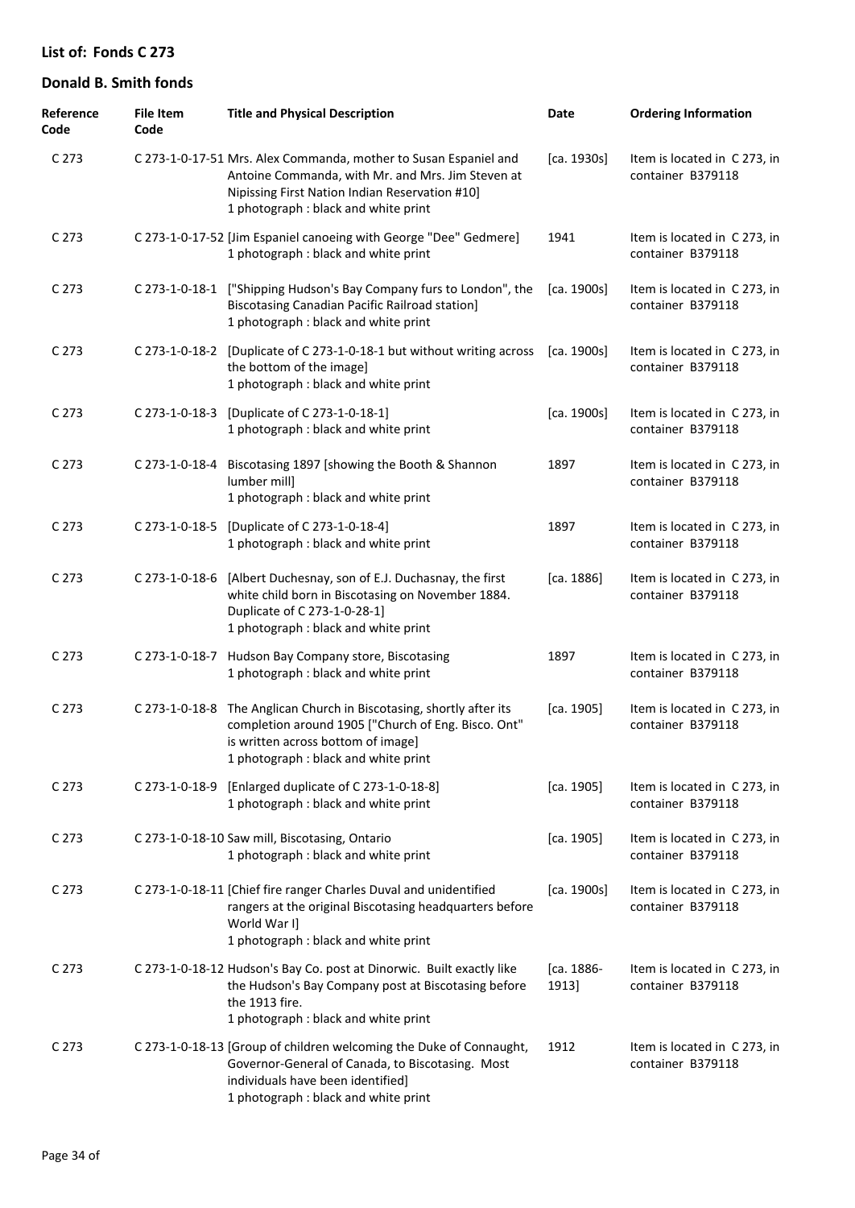## List of: Fonds C 273

## Donald B. Smith fonds

| Reference Code | File Item Code | Title and Physical Description | Date | Ordering Information |
|---|---|---|---|---|
| C 273 | C 273-1-0-17-51 | Mrs. Alex Commanda, mother to Susan Espaniel and Antoine Commanda, with Mr. and Mrs. Jim Steven at Nipissing First Nation Indian Reservation #10]<br>1 photograph : black and white print | [ca. 1930s] | Item is located in C 273, in container B379118 |
| C 273 | C 273-1-0-17-52 | [Jim Espaniel canoeing with George "Dee" Gedmere]<br>1 photograph : black and white print | 1941 | Item is located in C 273, in container B379118 |
| C 273 | C 273-1-0-18-1 | ["Shipping Hudson's Bay Company furs to London", the Biscotasing Canadian Pacific Railroad station]<br>1 photograph : black and white print | [ca. 1900s] | Item is located in C 273, in container B379118 |
| C 273 | C 273-1-0-18-2 | [Duplicate of C 273-1-0-18-1 but without writing across the bottom of the image]<br>1 photograph : black and white print | [ca. 1900s] | Item is located in C 273, in container B379118 |
| C 273 | C 273-1-0-18-3 | [Duplicate of C 273-1-0-18-1]<br>1 photograph : black and white print | [ca. 1900s] | Item is located in C 273, in container B379118 |
| C 273 | C 273-1-0-18-4 | Biscotasing 1897 [showing the Booth & Shannon lumber mill]<br>1 photograph : black and white print | 1897 | Item is located in C 273, in container B379118 |
| C 273 | C 273-1-0-18-5 | [Duplicate of C 273-1-0-18-4]<br>1 photograph : black and white print | 1897 | Item is located in C 273, in container B379118 |
| C 273 | C 273-1-0-18-6 | [Albert Duchesnay, son of E.J. Duchasnay, the first white child born in Biscotasing on November 1884. Duplicate of C 273-1-0-28-1]<br>1 photograph : black and white print | [ca. 1886] | Item is located in C 273, in container B379118 |
| C 273 | C 273-1-0-18-7 | Hudson Bay Company store, Biscotasing<br>1 photograph : black and white print | 1897 | Item is located in C 273, in container B379118 |
| C 273 | C 273-1-0-18-8 | The Anglican Church in Biscotasing, shortly after its completion around 1905 ["Church of Eng. Bisco. Ont" is written across bottom of image]<br>1 photograph : black and white print | [ca. 1905] | Item is located in C 273, in container B379118 |
| C 273 | C 273-1-0-18-9 | [Enlarged duplicate of C 273-1-0-18-8]<br>1 photograph : black and white print | [ca. 1905] | Item is located in C 273, in container B379118 |
| C 273 | C 273-1-0-18-10 | Saw mill, Biscotasing, Ontario<br>1 photograph : black and white print | [ca. 1905] | Item is located in C 273, in container B379118 |
| C 273 | C 273-1-0-18-11 | [Chief fire ranger Charles Duval and unidentified rangers at the original Biscotasing headquarters before World War I]<br>1 photograph : black and white print | [ca. 1900s] | Item is located in C 273, in container B379118 |
| C 273 | C 273-1-0-18-12 | Hudson's Bay Co. post at Dinorwic. Built exactly like the Hudson's Bay Company post at Biscotasing before the 1913 fire.<br>1 photograph : black and white print | [ca. 1886-1913] | Item is located in C 273, in container B379118 |
| C 273 | C 273-1-0-18-13 | [Group of children welcoming the Duke of Connaught, Governor-General of Canada, to Biscotasing. Most individuals have been identified]<br>1 photograph : black and white print | 1912 | Item is located in C 273, in container B379118 |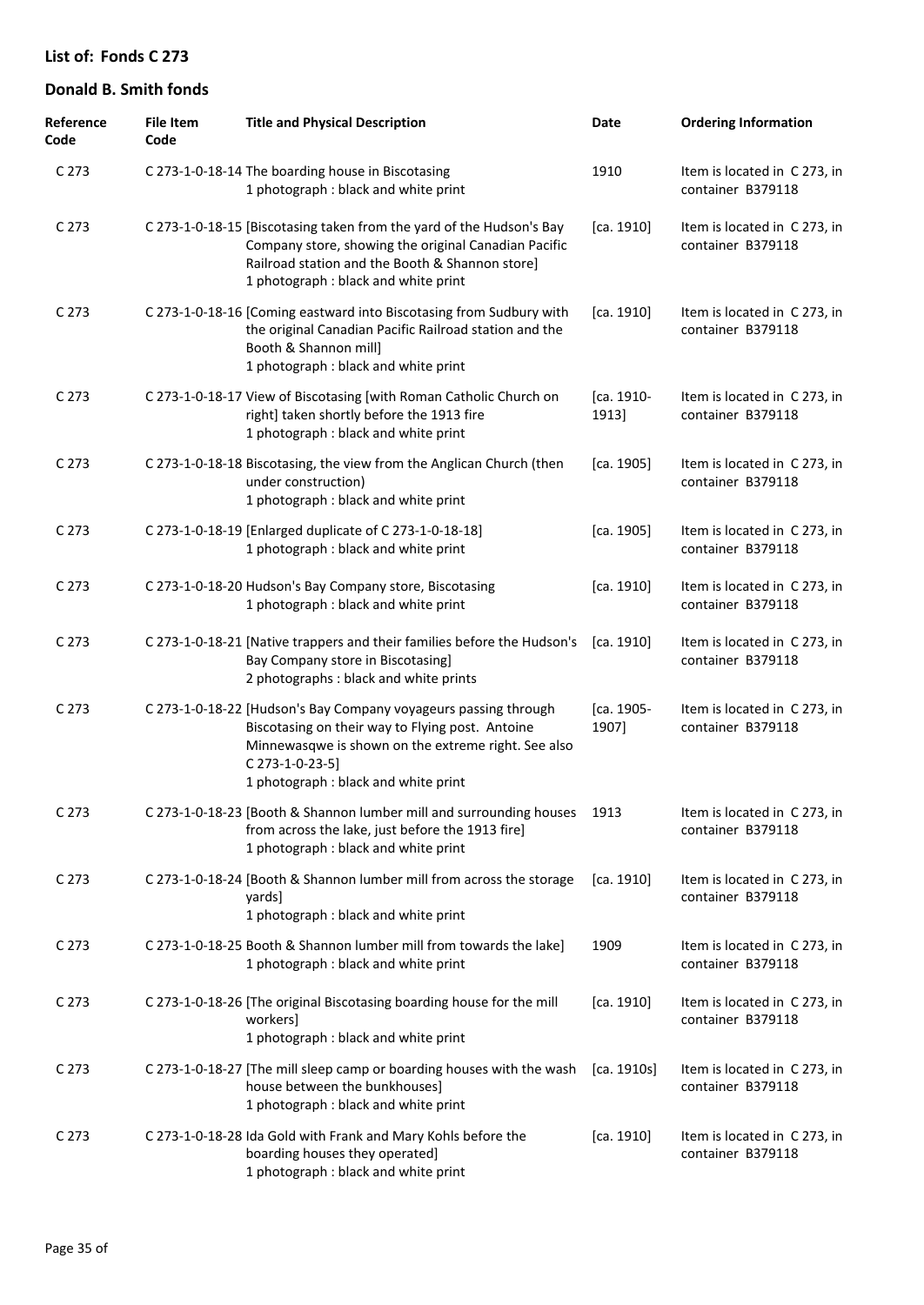## List of: Fonds C 273

## Donald B. Smith fonds

| Reference Code | File Item Code | Title and Physical Description | Date | Ordering Information |
|---|---|---|---|---|
| C 273 | C 273-1-0-18-14 | The boarding house in Biscotasing<br>1 photograph : black and white print | 1910 | Item is located in C 273, in container B379118 |
| C 273 | C 273-1-0-18-15 | [Biscotasing taken from the yard of the Hudson's Bay Company store, showing the original Canadian Pacific Railroad station and the Booth & Shannon store]<br>1 photograph : black and white print | [ca. 1910] | Item is located in C 273, in container B379118 |
| C 273 | C 273-1-0-18-16 | [Coming eastward into Biscotasing from Sudbury with the original Canadian Pacific Railroad station and the Booth & Shannon mill]<br>1 photograph : black and white print | [ca. 1910] | Item is located in C 273, in container B379118 |
| C 273 | C 273-1-0-18-17 | View of Biscotasing [with Roman Catholic Church on right] taken shortly before the 1913 fire<br>1 photograph : black and white print | [ca. 1910-1913] | Item is located in C 273, in container B379118 |
| C 273 | C 273-1-0-18-18 | Biscotasing, the view from the Anglican Church (then under construction)<br>1 photograph : black and white print | [ca. 1905] | Item is located in C 273, in container B379118 |
| C 273 | C 273-1-0-18-19 | [Enlarged duplicate of C 273-1-0-18-18]<br>1 photograph : black and white print | [ca. 1905] | Item is located in C 273, in container B379118 |
| C 273 | C 273-1-0-18-20 | Hudson's Bay Company store, Biscotasing<br>1 photograph : black and white print | [ca. 1910] | Item is located in C 273, in container B379118 |
| C 273 | C 273-1-0-18-21 | [Native trappers and their families before the Hudson's Bay Company store in Biscotasing]<br>2 photographs : black and white prints | [ca. 1910] | Item is located in C 273, in container B379118 |
| C 273 | C 273-1-0-18-22 | [Hudson's Bay Company voyageurs passing through Biscotasing on their way to Flying post. Antoine Minnewasqwe is shown on the extreme right. See also C 273-1-0-23-5]<br>1 photograph : black and white print | [ca. 1905-1907] | Item is located in C 273, in container B379118 |
| C 273 | C 273-1-0-18-23 | [Booth & Shannon lumber mill and surrounding houses from across the lake, just before the 1913 fire]<br>1 photograph : black and white print | 1913 | Item is located in C 273, in container B379118 |
| C 273 | C 273-1-0-18-24 | [Booth & Shannon lumber mill from across the storage yards]<br>1 photograph : black and white print | [ca. 1910] | Item is located in C 273, in container B379118 |
| C 273 | C 273-1-0-18-25 | Booth & Shannon lumber mill from towards the lake]<br>1 photograph : black and white print | 1909 | Item is located in C 273, in container B379118 |
| C 273 | C 273-1-0-18-26 | [The original Biscotasing boarding house for the mill workers]<br>1 photograph : black and white print | [ca. 1910] | Item is located in C 273, in container B379118 |
| C 273 | C 273-1-0-18-27 | [The mill sleep camp or boarding houses with the wash house between the bunkhouses]<br>1 photograph : black and white print | [ca. 1910s] | Item is located in C 273, in container B379118 |
| C 273 | C 273-1-0-18-28 | Ida Gold with Frank and Mary Kohls before the boarding houses they operated]<br>1 photograph : black and white print | [ca. 1910] | Item is located in C 273, in container B379118 |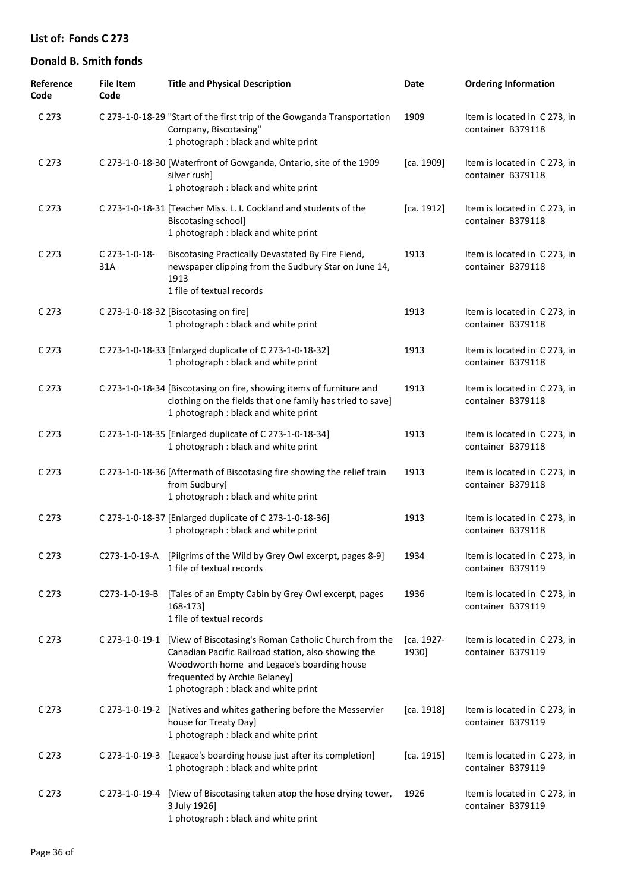## List of: Fonds C 273

## Donald B. Smith fonds

| Reference Code | File Item Code | Title and Physical Description | Date | Ordering Information |
|---|---|---|---|---|
| C 273 | C 273-1-0-18-29 | "Start of the first trip of the Gowganda Transportation Company, Biscotasing"<br>1 photograph : black and white print | 1909 | Item is located in C 273, in container B379118 |
| C 273 | C 273-1-0-18-30 | [Waterfront of Gowganda, Ontario, site of the 1909 silver rush]<br>1 photograph : black and white print | [ca. 1909] | Item is located in C 273, in container B379118 |
| C 273 | C 273-1-0-18-31 | [Teacher Miss. L. I. Cockland and students of the Biscotasing school]<br>1 photograph : black and white print | [ca. 1912] | Item is located in C 273, in container B379118 |
| C 273 | C 273-1-0-18-31A | Biscotasing Practically Devastated By Fire Fiend, newspaper clipping from the Sudbury Star on June 14, 1913<br>1 file of textual records | 1913 | Item is located in C 273, in container B379118 |
| C 273 | C 273-1-0-18-32 | [Biscotasing on fire]<br>1 photograph : black and white print | 1913 | Item is located in C 273, in container B379118 |
| C 273 | C 273-1-0-18-33 | [Enlarged duplicate of C 273-1-0-18-32]<br>1 photograph : black and white print | 1913 | Item is located in C 273, in container B379118 |
| C 273 | C 273-1-0-18-34 | [Biscotasing on fire, showing items of furniture and clothing on the fields that one family has tried to save]<br>1 photograph : black and white print | 1913 | Item is located in C 273, in container B379118 |
| C 273 | C 273-1-0-18-35 | [Enlarged duplicate of C 273-1-0-18-34]<br>1 photograph : black and white print | 1913 | Item is located in C 273, in container B379118 |
| C 273 | C 273-1-0-18-36 | [Aftermath of Biscotasing fire showing the relief train from Sudbury]<br>1 photograph : black and white print | 1913 | Item is located in C 273, in container B379118 |
| C 273 | C 273-1-0-18-37 | [Enlarged duplicate of C 273-1-0-18-36]<br>1 photograph : black and white print | 1913 | Item is located in C 273, in container B379118 |
| C 273 | C273-1-0-19-A | [Pilgrims of the Wild by Grey Owl excerpt, pages 8-9]<br>1 file of textual records | 1934 | Item is located in C 273, in container B379119 |
| C 273 | C273-1-0-19-B | [Tales of an Empty Cabin by Grey Owl excerpt, pages 168-173]<br>1 file of textual records | 1936 | Item is located in C 273, in container B379119 |
| C 273 | C 273-1-0-19-1 | [View of Biscotasing's Roman Catholic Church from the Canadian Pacific Railroad station, also showing the Woodworth home and Legace's boarding house frequented by Archie Belaney]<br>1 photograph : black and white print | [ca. 1927-1930] | Item is located in C 273, in container B379119 |
| C 273 | C 273-1-0-19-2 | [Natives and whites gathering before the Messervier house for Treaty Day]<br>1 photograph : black and white print | [ca. 1918] | Item is located in C 273, in container B379119 |
| C 273 | C 273-1-0-19-3 | [Legace's boarding house just after its completion]<br>1 photograph : black and white print | [ca. 1915] | Item is located in C 273, in container B379119 |
| C 273 | C 273-1-0-19-4 | [View of Biscotasing taken atop the hose drying tower, 3 July 1926]<br>1 photograph : black and white print | 1926 | Item is located in C 273, in container B379119 |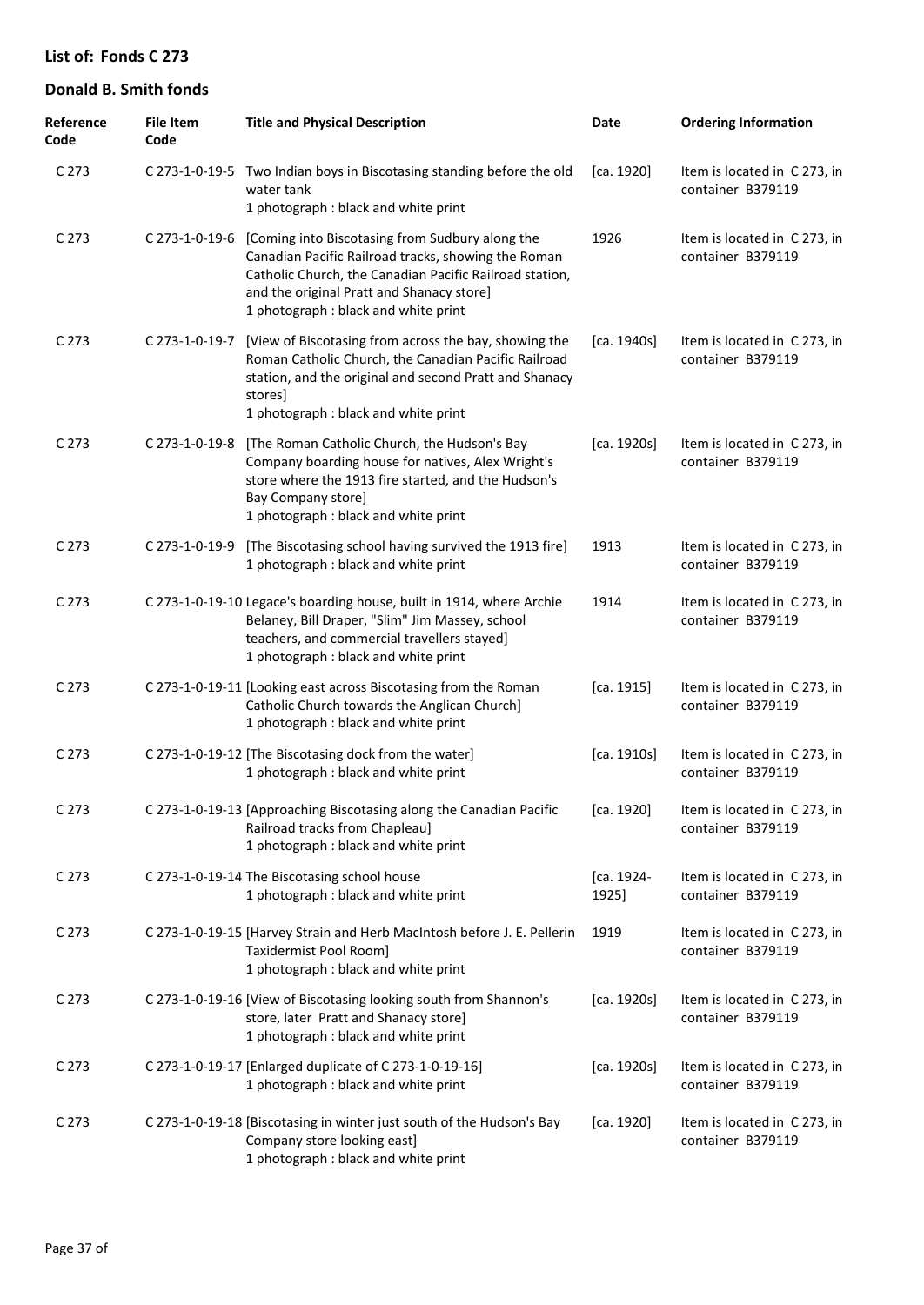## List of: Fonds C 273

## Donald B. Smith fonds

| Reference Code | File Item Code | Title and Physical Description | Date | Ordering Information |
|---|---|---|---|---|
| C 273 | C 273-1-0-19-5 | Two Indian boys in Biscotasing standing before the old water tank<br>1 photograph : black and white print | [ca. 1920] | Item is located in C 273, in container B379119 |
| C 273 | C 273-1-0-19-6 | [Coming into Biscotasing from Sudbury along the Canadian Pacific Railroad tracks, showing the Roman Catholic Church, the Canadian Pacific Railroad station, and the original Pratt and Shanacy store]<br>1 photograph : black and white print | 1926 | Item is located in C 273, in container B379119 |
| C 273 | C 273-1-0-19-7 | [View of Biscotasing from across the bay, showing the Roman Catholic Church, the Canadian Pacific Railroad station, and the original and second Pratt and Shanacy stores]<br>1 photograph : black and white print | [ca. 1940s] | Item is located in C 273, in container B379119 |
| C 273 | C 273-1-0-19-8 | [The Roman Catholic Church, the Hudson's Bay Company boarding house for natives, Alex Wright's store where the 1913 fire started, and the Hudson's Bay Company store]<br>1 photograph : black and white print | [ca. 1920s] | Item is located in C 273, in container B379119 |
| C 273 | C 273-1-0-19-9 | [The Biscotasing school having survived the 1913 fire]<br>1 photograph : black and white print | 1913 | Item is located in C 273, in container B379119 |
| C 273 | C 273-1-0-19-10 | Legace's boarding house, built in 1914, where Archie Belaney, Bill Draper, "Slim" Jim Massey, school teachers, and commercial travellers stayed]<br>1 photograph : black and white print | 1914 | Item is located in C 273, in container B379119 |
| C 273 | C 273-1-0-19-11 | [Looking east across Biscotasing from the Roman Catholic Church towards the Anglican Church]<br>1 photograph : black and white print | [ca. 1915] | Item is located in C 273, in container B379119 |
| C 273 | C 273-1-0-19-12 | [The Biscotasing dock from the water]<br>1 photograph : black and white print | [ca. 1910s] | Item is located in C 273, in container B379119 |
| C 273 | C 273-1-0-19-13 | [Approaching Biscotasing along the Canadian Pacific Railroad tracks from Chapleau]<br>1 photograph : black and white print | [ca. 1920] | Item is located in C 273, in container B379119 |
| C 273 | C 273-1-0-19-14 | The Biscotasing school house<br>1 photograph : black and white print | [ca. 1924-1925] | Item is located in C 273, in container B379119 |
| C 273 | C 273-1-0-19-15 | [Harvey Strain and Herb MacIntosh before J. E. Pellerin Taxidermist Pool Room]<br>1 photograph : black and white print | 1919 | Item is located in C 273, in container B379119 |
| C 273 | C 273-1-0-19-16 | [View of Biscotasing looking south from Shannon's store, later Pratt and Shanacy store]<br>1 photograph : black and white print | [ca. 1920s] | Item is located in C 273, in container B379119 |
| C 273 | C 273-1-0-19-17 | [Enlarged duplicate of C 273-1-0-19-16]<br>1 photograph : black and white print | [ca. 1920s] | Item is located in C 273, in container B379119 |
| C 273 | C 273-1-0-19-18 | [Biscotasing in winter just south of the Hudson's Bay Company store looking east]<br>1 photograph : black and white print | [ca. 1920] | Item is located in C 273, in container B379119 |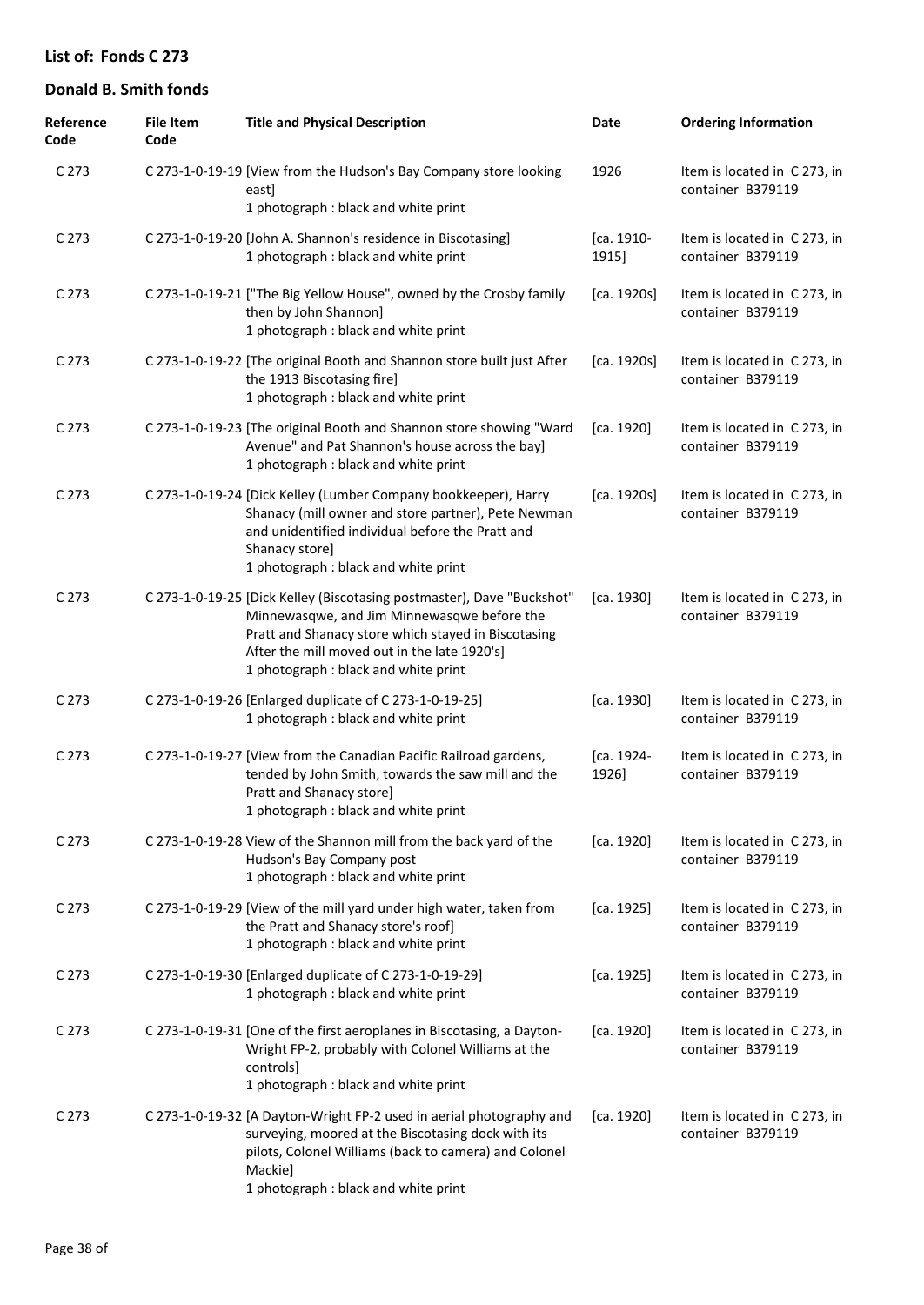## List of: Fonds C 273

## Donald B. Smith fonds

| Reference Code | File Item Code | Title and Physical Description | Date | Ordering Information |
|---|---|---|---|---|
| C 273 | C 273-1-0-19-19 | [View from the Hudson's Bay Company store looking east] 1 photograph : black and white print | 1926 | Item is located in C 273, in container B379119 |
| C 273 | C 273-1-0-19-20 | [John A. Shannon's residence in Biscotasing] 1 photograph : black and white print | [ca. 1910-1915] | Item is located in C 273, in container B379119 |
| C 273 | C 273-1-0-19-21 | ["The Big Yellow House", owned by the Crosby family then by John Shannon] 1 photograph : black and white print | [ca. 1920s] | Item is located in C 273, in container B379119 |
| C 273 | C 273-1-0-19-22 | [The original Booth and Shannon store built just After the 1913 Biscotasing fire] 1 photograph : black and white print | [ca. 1920s] | Item is located in C 273, in container B379119 |
| C 273 | C 273-1-0-19-23 | [The original Booth and Shannon store showing "Ward Avenue" and Pat Shannon's house across the bay] 1 photograph : black and white print | [ca. 1920] | Item is located in C 273, in container B379119 |
| C 273 | C 273-1-0-19-24 | [Dick Kelley (Lumber Company bookkeeper), Harry Shanacy (mill owner and store partner), Pete Newman and unidentified individual before the Pratt and Shanacy store] 1 photograph : black and white print | [ca. 1920s] | Item is located in C 273, in container B379119 |
| C 273 | C 273-1-0-19-25 | [Dick Kelley (Biscotasing postmaster), Dave "Buckshot" Minnewasqwe, and Jim Minnewasqwe before the Pratt and Shanacy store which stayed in Biscotasing After the mill moved out in the late 1920's] 1 photograph : black and white print | [ca. 1930] | Item is located in C 273, in container B379119 |
| C 273 | C 273-1-0-19-26 | [Enlarged duplicate of C 273-1-0-19-25] 1 photograph : black and white print | [ca. 1930] | Item is located in C 273, in container B379119 |
| C 273 | C 273-1-0-19-27 | [View from the Canadian Pacific Railroad gardens, tended by John Smith, towards the saw mill and the Pratt and Shanacy store] 1 photograph : black and white print | [ca. 1924-1926] | Item is located in C 273, in container B379119 |
| C 273 | C 273-1-0-19-28 | View of the Shannon mill from the back yard of the Hudson's Bay Company post 1 photograph : black and white print | [ca. 1920] | Item is located in C 273, in container B379119 |
| C 273 | C 273-1-0-19-29 | [View of the mill yard under high water, taken from the Pratt and Shanacy store's roof] 1 photograph : black and white print | [ca. 1925] | Item is located in C 273, in container B379119 |
| C 273 | C 273-1-0-19-30 | [Enlarged duplicate of C 273-1-0-19-29] 1 photograph : black and white print | [ca. 1925] | Item is located in C 273, in container B379119 |
| C 273 | C 273-1-0-19-31 | [One of the first aeroplanes in Biscotasing, a Dayton-Wright FP-2, probably with Colonel Williams at the controls] 1 photograph : black and white print | [ca. 1920] | Item is located in C 273, in container B379119 |
| C 273 | C 273-1-0-19-32 | [A Dayton-Wright FP-2 used in aerial photography and surveying, moored at the Biscotasing dock with its pilots, Colonel Williams (back to camera) and Colonel Mackie] 1 photograph : black and white print | [ca. 1920] | Item is located in C 273, in container B379119 |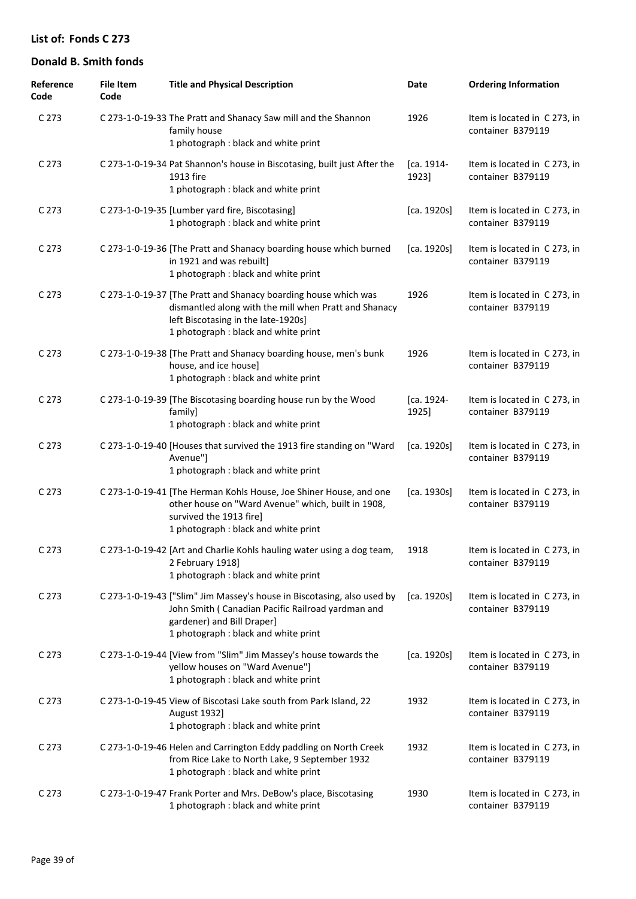## List of: Fonds C 273

## Donald B. Smith fonds

| Reference Code | File Item Code | Title and Physical Description | Date | Ordering Information |
|---|---|---|---|---|
| C 273 | C 273-1-0-19-33 | The Pratt and Shanacy Saw mill and the Shannon family house<br>1 photograph : black and white print | 1926 | Item is located in C 273, in container B379119 |
| C 273 | C 273-1-0-19-34 | Pat Shannon's house in Biscotasing, built just After the 1913 fire<br>1 photograph : black and white print | [ca. 1914-1923] | Item is located in C 273, in container B379119 |
| C 273 | C 273-1-0-19-35 | [Lumber yard fire, Biscotasing]<br>1 photograph : black and white print | [ca. 1920s] | Item is located in C 273, in container B379119 |
| C 273 | C 273-1-0-19-36 | [The Pratt and Shanacy boarding house which burned in 1921 and was rebuilt]<br>1 photograph : black and white print | [ca. 1920s] | Item is located in C 273, in container B379119 |
| C 273 | C 273-1-0-19-37 | [The Pratt and Shanacy boarding house which was dismantled along with the mill when Pratt and Shanacy left Biscotasing in the late-1920s]<br>1 photograph : black and white print | 1926 | Item is located in C 273, in container B379119 |
| C 273 | C 273-1-0-19-38 | [The Pratt and Shanacy boarding house, men's bunk house, and ice house]<br>1 photograph : black and white print | 1926 | Item is located in C 273, in container B379119 |
| C 273 | C 273-1-0-19-39 | [The Biscotasing boarding house run by the Wood family]<br>1 photograph : black and white print | [ca. 1924-1925] | Item is located in C 273, in container B379119 |
| C 273 | C 273-1-0-19-40 | [Houses that survived the 1913 fire standing on "Ward Avenue"]<br>1 photograph : black and white print | [ca. 1920s] | Item is located in C 273, in container B379119 |
| C 273 | C 273-1-0-19-41 | [The Herman Kohls House, Joe Shiner House, and one other house on "Ward Avenue" which, built in 1908, survived the 1913 fire]<br>1 photograph : black and white print | [ca. 1930s] | Item is located in C 273, in container B379119 |
| C 273 | C 273-1-0-19-42 | [Art and Charlie Kohls hauling water using a dog team, 2 February 1918]<br>1 photograph : black and white print | 1918 | Item is located in C 273, in container B379119 |
| C 273 | C 273-1-0-19-43 | ["Slim" Jim Massey's house in Biscotasing, also used by John Smith ( Canadian Pacific Railroad yardman and gardener) and Bill Draper]<br>1 photograph : black and white print | [ca. 1920s] | Item is located in C 273, in container B379119 |
| C 273 | C 273-1-0-19-44 | [View from "Slim" Jim Massey's house towards the yellow houses on "Ward Avenue"]<br>1 photograph : black and white print | [ca. 1920s] | Item is located in C 273, in container B379119 |
| C 273 | C 273-1-0-19-45 | View of Biscotasi Lake south from Park Island, 22 August 1932]<br>1 photograph : black and white print | 1932 | Item is located in C 273, in container B379119 |
| C 273 | C 273-1-0-19-46 | Helen and Carrington Eddy paddling on North Creek from Rice Lake to North Lake, 9 September 1932<br>1 photograph : black and white print | 1932 | Item is located in C 273, in container B379119 |
| C 273 | C 273-1-0-19-47 | Frank Porter and Mrs. DeBow's place, Biscotasing<br>1 photograph : black and white print | 1930 | Item is located in C 273, in container B379119 |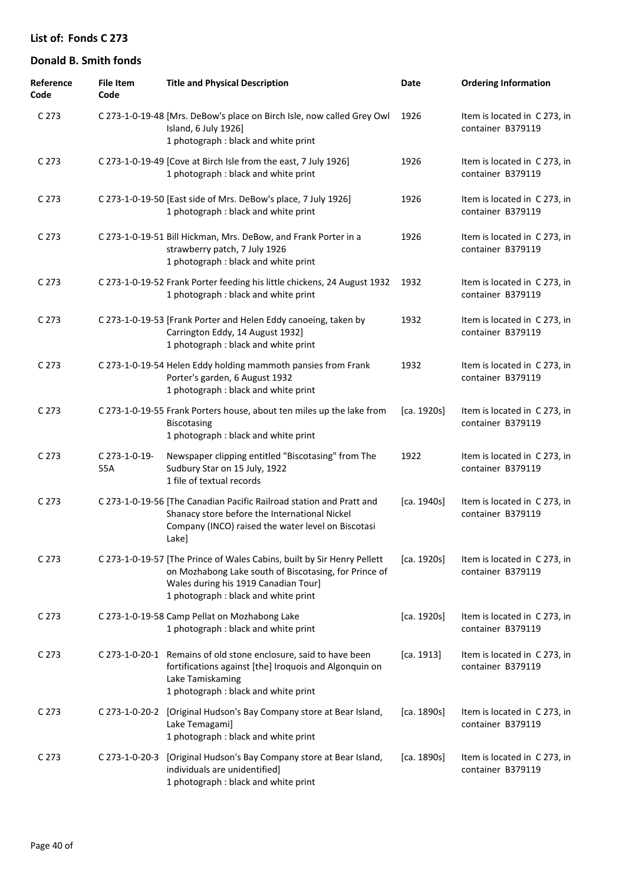**List of: Fonds C 273**

**Donald B. Smith fonds**

| Reference Code | File Item Code | Title and Physical Description | Date | Ordering Information |
|---|---|---|---|---|
| C 273 | C 273-1-0-19-48 | [Mrs. DeBow's place on Birch Isle, now called Grey Owl Island, 6 July 1926]<br>1 photograph : black and white print | 1926 | Item is located in C 273, in container B379119 |
| C 273 | C 273-1-0-19-49 | [Cove at Birch Isle from the east, 7 July 1926]<br>1 photograph : black and white print | 1926 | Item is located in C 273, in container B379119 |
| C 273 | C 273-1-0-19-50 | [East side of Mrs. DeBow's place, 7 July 1926]<br>1 photograph : black and white print | 1926 | Item is located in C 273, in container B379119 |
| C 273 | C 273-1-0-19-51 | Bill Hickman, Mrs. DeBow, and Frank Porter in a strawberry patch, 7 July 1926<br>1 photograph : black and white print | 1926 | Item is located in C 273, in container B379119 |
| C 273 | C 273-1-0-19-52 | Frank Porter feeding his little chickens, 24 August 1932<br>1 photograph : black and white print | 1932 | Item is located in C 273, in container B379119 |
| C 273 | C 273-1-0-19-53 | [Frank Porter and Helen Eddy canoeing, taken by Carrington Eddy, 14 August 1932]<br>1 photograph : black and white print | 1932 | Item is located in C 273, in container B379119 |
| C 273 | C 273-1-0-19-54 | Helen Eddy holding mammoth pansies from Frank Porter's garden, 6 August 1932<br>1 photograph : black and white print | 1932 | Item is located in C 273, in container B379119 |
| C 273 | C 273-1-0-19-55 | Frank Porters house, about ten miles up the lake from Biscotasing<br>1 photograph : black and white print | [ca. 1920s] | Item is located in C 273, in container B379119 |
| C 273 | C 273-1-0-19-55A | Newspaper clipping entitled "Biscotasing" from The Sudbury Star on 15 July, 1922<br>1 file of textual records | 1922 | Item is located in C 273, in container B379119 |
| C 273 | C 273-1-0-19-56 | [The Canadian Pacific Railroad station and Pratt and Shanacy store before the International Nickel Company (INCO) raised the water level on Biscotasi Lake] | [ca. 1940s] | Item is located in C 273, in container B379119 |
| C 273 | C 273-1-0-19-57 | [The Prince of Wales Cabins, built by Sir Henry Pellett on Mozhabong Lake south of Biscotasing, for Prince of Wales during his 1919 Canadian Tour]<br>1 photograph : black and white print | [ca. 1920s] | Item is located in C 273, in container B379119 |
| C 273 | C 273-1-0-19-58 | Camp Pellat on Mozhabong Lake<br>1 photograph : black and white print | [ca. 1920s] | Item is located in C 273, in container B379119 |
| C 273 | C 273-1-0-20-1 | Remains of old stone enclosure, said to have been fortifications against [the] Iroquois and Algonquin on Lake Tamiskaming<br>1 photograph : black and white print | [ca. 1913] | Item is located in C 273, in container B379119 |
| C 273 | C 273-1-0-20-2 | [Original Hudson's Bay Company store at Bear Island, Lake Temagami]<br>1 photograph : black and white print | [ca. 1890s] | Item is located in C 273, in container B379119 |
| C 273 | C 273-1-0-20-3 | [Original Hudson's Bay Company store at Bear Island, individuals are unidentified]<br>1 photograph : black and white print | [ca. 1890s] | Item is located in C 273, in container B379119 |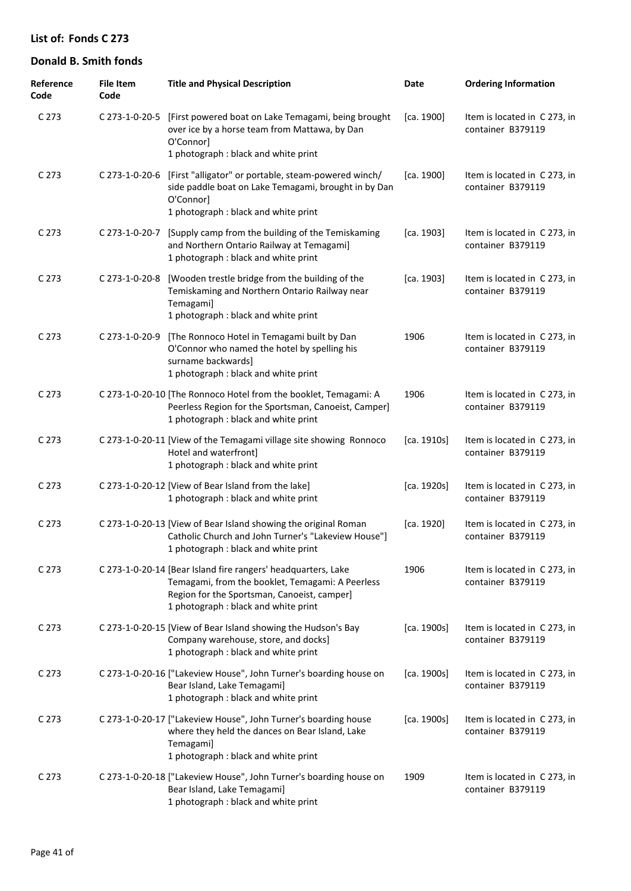## List of: Fonds C 273

## Donald B. Smith fonds

| Reference Code | File Item Code | Title and Physical Description | Date | Ordering Information |
|---|---|---|---|---|
| C 273 | C 273-1-0-20-5 | [First powered boat on Lake Temagami, being brought over ice by a horse team from Mattawa, by Dan O'Connor]<br>1 photograph : black and white print | [ca. 1900] | Item is located in C 273, in container B379119 |
| C 273 | C 273-1-0-20-6 | [First "alligator" or portable, steam-powered winch/ side paddle boat on Lake Temagami, brought in by Dan O'Connor]<br>1 photograph : black and white print | [ca. 1900] | Item is located in C 273, in container B379119 |
| C 273 | C 273-1-0-20-7 | [Supply camp from the building of the Temiskaming and Northern Ontario Railway at Temagami]<br>1 photograph : black and white print | [ca. 1903] | Item is located in C 273, in container B379119 |
| C 273 | C 273-1-0-20-8 | [Wooden trestle bridge from the building of the Temiskaming and Northern Ontario Railway near Temagami]<br>1 photograph : black and white print | [ca. 1903] | Item is located in C 273, in container B379119 |
| C 273 | C 273-1-0-20-9 | [The Ronnoco Hotel in Temagami built by Dan O'Connor who named the hotel by spelling his surname backwards]<br>1 photograph : black and white print | 1906 | Item is located in C 273, in container B379119 |
| C 273 | C 273-1-0-20-10 | [The Ronnoco Hotel from the booklet, Temagami: A Peerless Region for the Sportsman, Canoeist, Camper]<br>1 photograph : black and white print | 1906 | Item is located in C 273, in container B379119 |
| C 273 | C 273-1-0-20-11 | [View of the Temagami village site showing Ronnoco Hotel and waterfront]<br>1 photograph : black and white print | [ca. 1910s] | Item is located in C 273, in container B379119 |
| C 273 | C 273-1-0-20-12 | [View of Bear Island from the lake]<br>1 photograph : black and white print | [ca. 1920s] | Item is located in C 273, in container B379119 |
| C 273 | C 273-1-0-20-13 | [View of Bear Island showing the original Roman Catholic Church and John Turner's "Lakeview House"]<br>1 photograph : black and white print | [ca. 1920] | Item is located in C 273, in container B379119 |
| C 273 | C 273-1-0-20-14 | [Bear Island fire rangers' headquarters, Lake Temagami, from the booklet, Temagami: A Peerless Region for the Sportsman, Canoeist, camper]<br>1 photograph : black and white print | 1906 | Item is located in C 273, in container B379119 |
| C 273 | C 273-1-0-20-15 | [View of Bear Island showing the Hudson's Bay Company warehouse, store, and docks]<br>1 photograph : black and white print | [ca. 1900s] | Item is located in C 273, in container B379119 |
| C 273 | C 273-1-0-20-16 | ["Lakeview House", John Turner's boarding house on Bear Island, Lake Temagami]<br>1 photograph : black and white print | [ca. 1900s] | Item is located in C 273, in container B379119 |
| C 273 | C 273-1-0-20-17 | ["Lakeview House", John Turner's boarding house where they held the dances on Bear Island, Lake Temagami]<br>1 photograph : black and white print | [ca. 1900s] | Item is located in C 273, in container B379119 |
| C 273 | C 273-1-0-20-18 | ["Lakeview House", John Turner's boarding house on Bear Island, Lake Temagami]<br>1 photograph : black and white print | 1909 | Item is located in C 273, in container B379119 |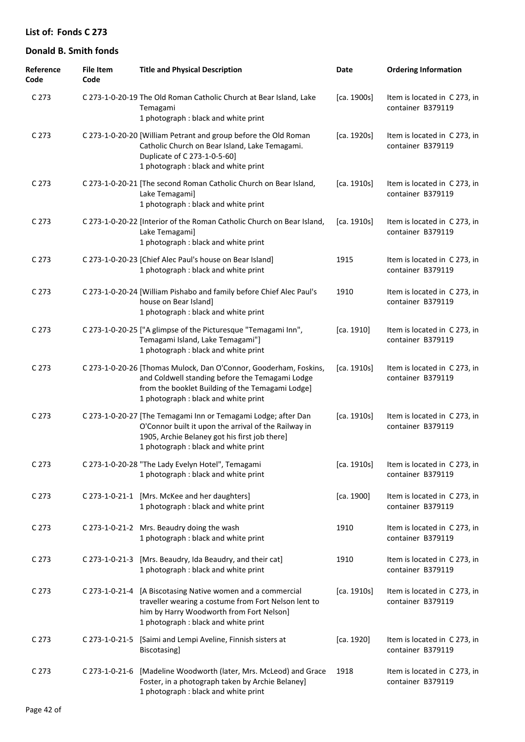## List of: Fonds C 273

## Donald B. Smith fonds

| Reference Code | File Item Code | Title and Physical Description | Date | Ordering Information |
|---|---|---|---|---|
| C 273 | C 273-1-0-20-19 | The Old Roman Catholic Church at Bear Island, Lake Temagami<br>1 photograph : black and white print | [ca. 1900s] | Item is located in C 273, in container B379119 |
| C 273 | C 273-1-0-20-20 | [William Petrant and group before the Old Roman Catholic Church on Bear Island, Lake Temagami. Duplicate of C 273-1-0-5-60]<br>1 photograph : black and white print | [ca. 1920s] | Item is located in C 273, in container B379119 |
| C 273 | C 273-1-0-20-21 | [The second Roman Catholic Church on Bear Island, Lake Temagami]<br>1 photograph : black and white print | [ca. 1910s] | Item is located in C 273, in container B379119 |
| C 273 | C 273-1-0-20-22 | [Interior of the Roman Catholic Church on Bear Island, Lake Temagami]<br>1 photograph : black and white print | [ca. 1910s] | Item is located in C 273, in container B379119 |
| C 273 | C 273-1-0-20-23 | [Chief Alec Paul's house on Bear Island]<br>1 photograph : black and white print | 1915 | Item is located in C 273, in container B379119 |
| C 273 | C 273-1-0-20-24 | [William Pishabo and family before Chief Alec Paul's house on Bear Island]<br>1 photograph : black and white print | 1910 | Item is located in C 273, in container B379119 |
| C 273 | C 273-1-0-20-25 | ["A glimpse of the Picturesque "Temagami Inn", Temagami Island, Lake Temagami"]<br>1 photograph : black and white print | [ca. 1910] | Item is located in C 273, in container B379119 |
| C 273 | C 273-1-0-20-26 | [Thomas Mulock, Dan O'Connor, Gooderham, Foskins, and Coldwell standing before the Temagami Lodge from the booklet Building of the Temagami Lodge]<br>1 photograph : black and white print | [ca. 1910s] | Item is located in C 273, in container B379119 |
| C 273 | C 273-1-0-20-27 | [The Temagami Inn or Temagami Lodge; after Dan O'Connor built it upon the arrival of the Railway in 1905, Archie Belaney got his first job there]<br>1 photograph : black and white print | [ca. 1910s] | Item is located in C 273, in container B379119 |
| C 273 | C 273-1-0-20-28 | "The Lady Evelyn Hotel", Temagami<br>1 photograph : black and white print | [ca. 1910s] | Item is located in C 273, in container B379119 |
| C 273 | C 273-1-0-21-1 | [Mrs. McKee and her daughters]<br>1 photograph : black and white print | [ca. 1900] | Item is located in C 273, in container B379119 |
| C 273 | C 273-1-0-21-2 | Mrs. Beaudry doing the wash<br>1 photograph : black and white print | 1910 | Item is located in C 273, in container B379119 |
| C 273 | C 273-1-0-21-3 | [Mrs. Beaudry, Ida Beaudry, and their cat]<br>1 photograph : black and white print | 1910 | Item is located in C 273, in container B379119 |
| C 273 | C 273-1-0-21-4 | [A Biscotasing Native women and a commercial traveller wearing a costume from Fort Nelson lent to him by Harry Woodworth from Fort Nelson]<br>1 photograph : black and white print | [ca. 1910s] | Item is located in C 273, in container B379119 |
| C 273 | C 273-1-0-21-5 | [Saimi and Lempi Aveline, Finnish sisters at Biscotasing] | [ca. 1920] | Item is located in C 273, in container B379119 |
| C 273 | C 273-1-0-21-6 | [Madeline Woodworth (later, Mrs. McLeod) and Grace Foster, in a photograph taken by Archie Belaney]<br>1 photograph : black and white print | 1918 | Item is located in C 273, in container B379119 |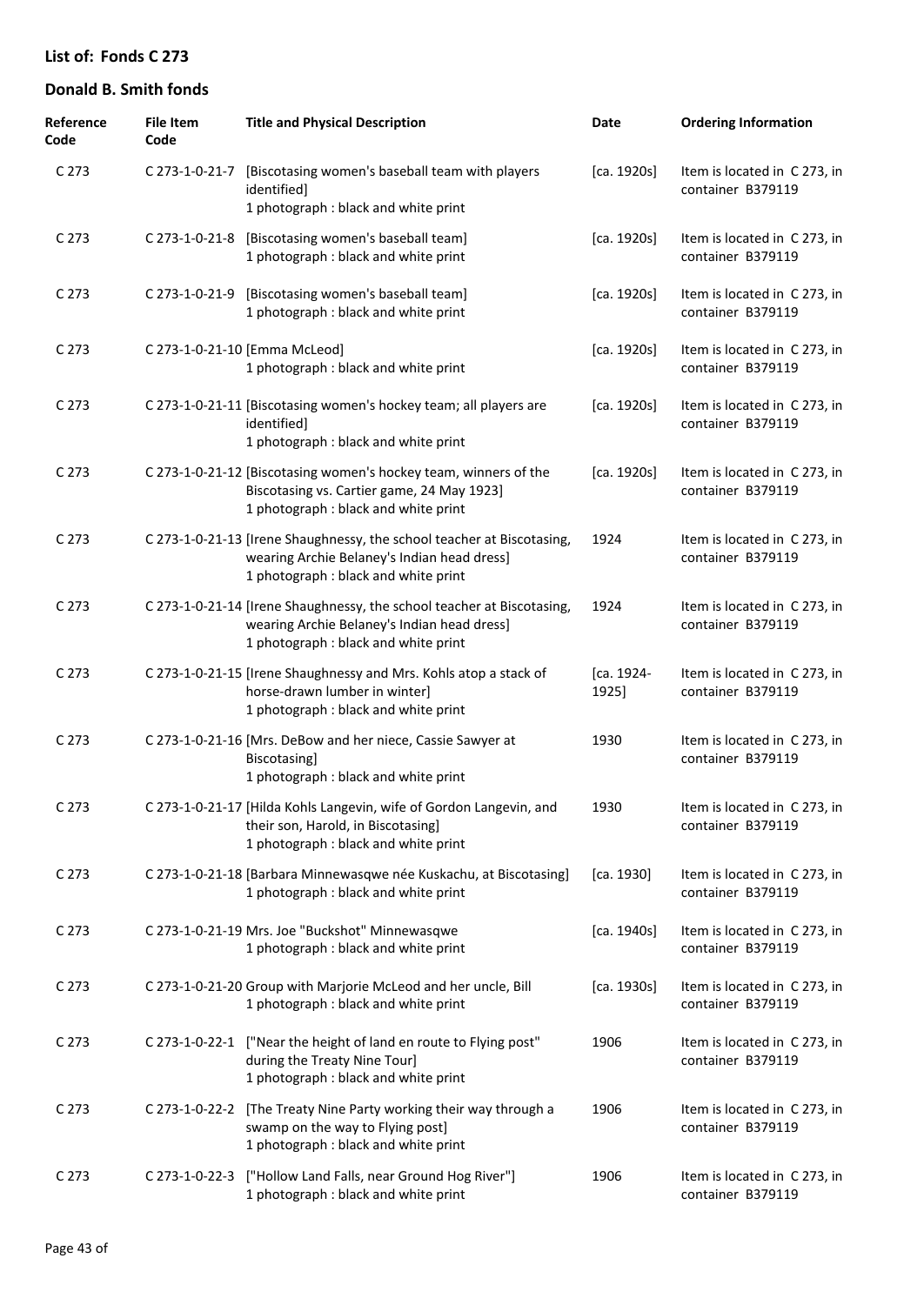## List of: Fonds C 273

## Donald B. Smith fonds

| Reference Code | File Item Code | Title and Physical Description | Date | Ordering Information |
|---|---|---|---|---|
| C 273 | C 273-1-0-21-7 | [Biscotasing women's baseball team with players identified] 1 photograph : black and white print | [ca. 1920s] | Item is located in C 273, in container B379119 |
| C 273 | C 273-1-0-21-8 | [Biscotasing women's baseball team] 1 photograph : black and white print | [ca. 1920s] | Item is located in C 273, in container B379119 |
| C 273 | C 273-1-0-21-9 | [Biscotasing women's baseball team] 1 photograph : black and white print | [ca. 1920s] | Item is located in C 273, in container B379119 |
| C 273 | C 273-1-0-21-10 | [Emma McLeod] 1 photograph : black and white print | [ca. 1920s] | Item is located in C 273, in container B379119 |
| C 273 | C 273-1-0-21-11 | [Biscotasing women's hockey team; all players are identified] 1 photograph : black and white print | [ca. 1920s] | Item is located in C 273, in container B379119 |
| C 273 | C 273-1-0-21-12 | [Biscotasing women's hockey team, winners of the Biscotasing vs. Cartier game, 24 May 1923] 1 photograph : black and white print | [ca. 1920s] | Item is located in C 273, in container B379119 |
| C 273 | C 273-1-0-21-13 | [Irene Shaughnessy, the school teacher at Biscotasing, wearing Archie Belaney's Indian head dress] 1 photograph : black and white print | 1924 | Item is located in C 273, in container B379119 |
| C 273 | C 273-1-0-21-14 | [Irene Shaughnessy, the school teacher at Biscotasing, wearing Archie Belaney's Indian head dress] 1 photograph : black and white print | 1924 | Item is located in C 273, in container B379119 |
| C 273 | C 273-1-0-21-15 | [Irene Shaughnessy and Mrs. Kohls atop a stack of horse-drawn lumber in winter] 1 photograph : black and white print | [ca. 1924-1925] | Item is located in C 273, in container B379119 |
| C 273 | C 273-1-0-21-16 | [Mrs. DeBow and her niece, Cassie Sawyer at Biscotasing] 1 photograph : black and white print | 1930 | Item is located in C 273, in container B379119 |
| C 273 | C 273-1-0-21-17 | [Hilda Kohls Langevin, wife of Gordon Langevin, and their son, Harold, in Biscotasing] 1 photograph : black and white print | 1930 | Item is located in C 273, in container B379119 |
| C 273 | C 273-1-0-21-18 | [Barbara Minnewasqwe née Kuskachu, at Biscotasing] 1 photograph : black and white print | [ca. 1930] | Item is located in C 273, in container B379119 |
| C 273 | C 273-1-0-21-19 | Mrs. Joe "Buckshot" Minnewasqwe 1 photograph : black and white print | [ca. 1940s] | Item is located in C 273, in container B379119 |
| C 273 | C 273-1-0-21-20 | Group with Marjorie McLeod and her uncle, Bill 1 photograph : black and white print | [ca. 1930s] | Item is located in C 273, in container B379119 |
| C 273 | C 273-1-0-22-1 | ["Near the height of land en route to Flying post" during the Treaty Nine Tour] 1 photograph : black and white print | 1906 | Item is located in C 273, in container B379119 |
| C 273 | C 273-1-0-22-2 | [The Treaty Nine Party working their way through a swamp on the way to Flying post] 1 photograph : black and white print | 1906 | Item is located in C 273, in container B379119 |
| C 273 | C 273-1-0-22-3 | ["Hollow Land Falls, near Ground Hog River"] 1 photograph : black and white print | 1906 | Item is located in C 273, in container B379119 |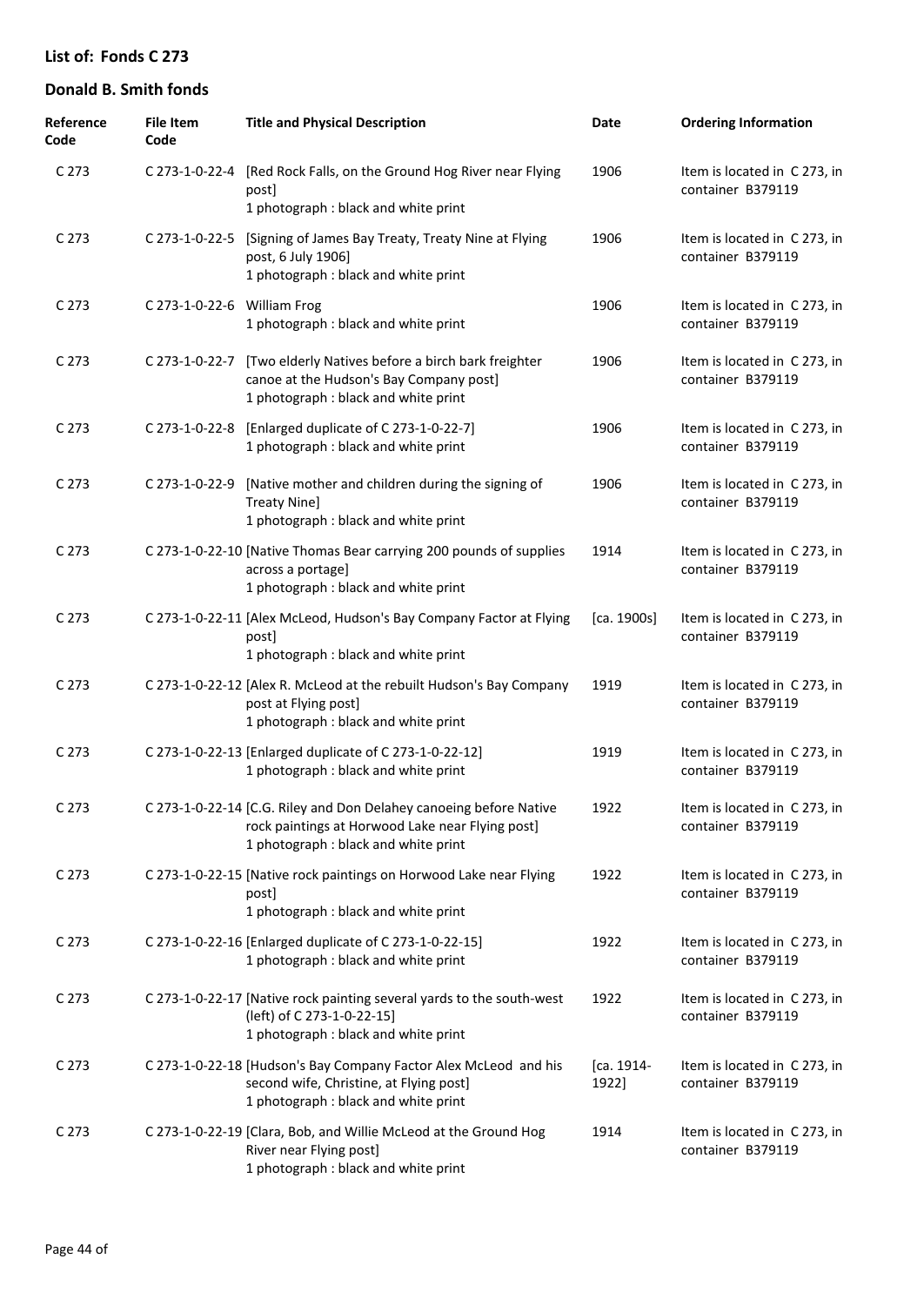## List of: Fonds C 273

## Donald B. Smith fonds

| Reference Code | File Item Code | Title and Physical Description | Date | Ordering Information |
|---|---|---|---|---|
| C 273 | C 273-1-0-22-4 | [Red Rock Falls, on the Ground Hog River near Flying post]<br>1 photograph : black and white print | 1906 | Item is located in C 273, in container B379119 |
| C 273 | C 273-1-0-22-5 | [Signing of James Bay Treaty, Treaty Nine at Flying post, 6 July 1906]<br>1 photograph : black and white print | 1906 | Item is located in C 273, in container B379119 |
| C 273 | C 273-1-0-22-6 | William Frog<br>1 photograph : black and white print | 1906 | Item is located in C 273, in container B379119 |
| C 273 | C 273-1-0-22-7 | [Two elderly Natives before a birch bark freighter canoe at the Hudson's Bay Company post]<br>1 photograph : black and white print | 1906 | Item is located in C 273, in container B379119 |
| C 273 | C 273-1-0-22-8 | [Enlarged duplicate of C 273-1-0-22-7]<br>1 photograph : black and white print | 1906 | Item is located in C 273, in container B379119 |
| C 273 | C 273-1-0-22-9 | [Native mother and children during the signing of Treaty Nine]<br>1 photograph : black and white print | 1906 | Item is located in C 273, in container B379119 |
| C 273 | C 273-1-0-22-10 | [Native Thomas Bear carrying 200 pounds of supplies across a portage]<br>1 photograph : black and white print | 1914 | Item is located in C 273, in container B379119 |
| C 273 | C 273-1-0-22-11 | [Alex McLeod, Hudson's Bay Company Factor at Flying post]<br>1 photograph : black and white print | [ca. 1900s] | Item is located in C 273, in container B379119 |
| C 273 | C 273-1-0-22-12 | [Alex R. McLeod at the rebuilt Hudson's Bay Company post at Flying post]<br>1 photograph : black and white print | 1919 | Item is located in C 273, in container B379119 |
| C 273 | C 273-1-0-22-13 | [Enlarged duplicate of C 273-1-0-22-12]<br>1 photograph : black and white print | 1919 | Item is located in C 273, in container B379119 |
| C 273 | C 273-1-0-22-14 | [C.G. Riley and Don Delahey canoeing before Native rock paintings at Horwood Lake near Flying post]<br>1 photograph : black and white print | 1922 | Item is located in C 273, in container B379119 |
| C 273 | C 273-1-0-22-15 | [Native rock paintings on Horwood Lake near Flying post]<br>1 photograph : black and white print | 1922 | Item is located in C 273, in container B379119 |
| C 273 | C 273-1-0-22-16 | [Enlarged duplicate of C 273-1-0-22-15]<br>1 photograph : black and white print | 1922 | Item is located in C 273, in container B379119 |
| C 273 | C 273-1-0-22-17 | [Native rock painting several yards to the south-west (left) of C 273-1-0-22-15]<br>1 photograph : black and white print | 1922 | Item is located in C 273, in container B379119 |
| C 273 | C 273-1-0-22-18 | [Hudson's Bay Company Factor Alex McLeod and his second wife, Christine, at Flying post]<br>1 photograph : black and white print | [ca. 1914-1922] | Item is located in C 273, in container B379119 |
| C 273 | C 273-1-0-22-19 | [Clara, Bob, and Willie McLeod at the Ground Hog River near Flying post]<br>1 photograph : black and white print | 1914 | Item is located in C 273, in container B379119 |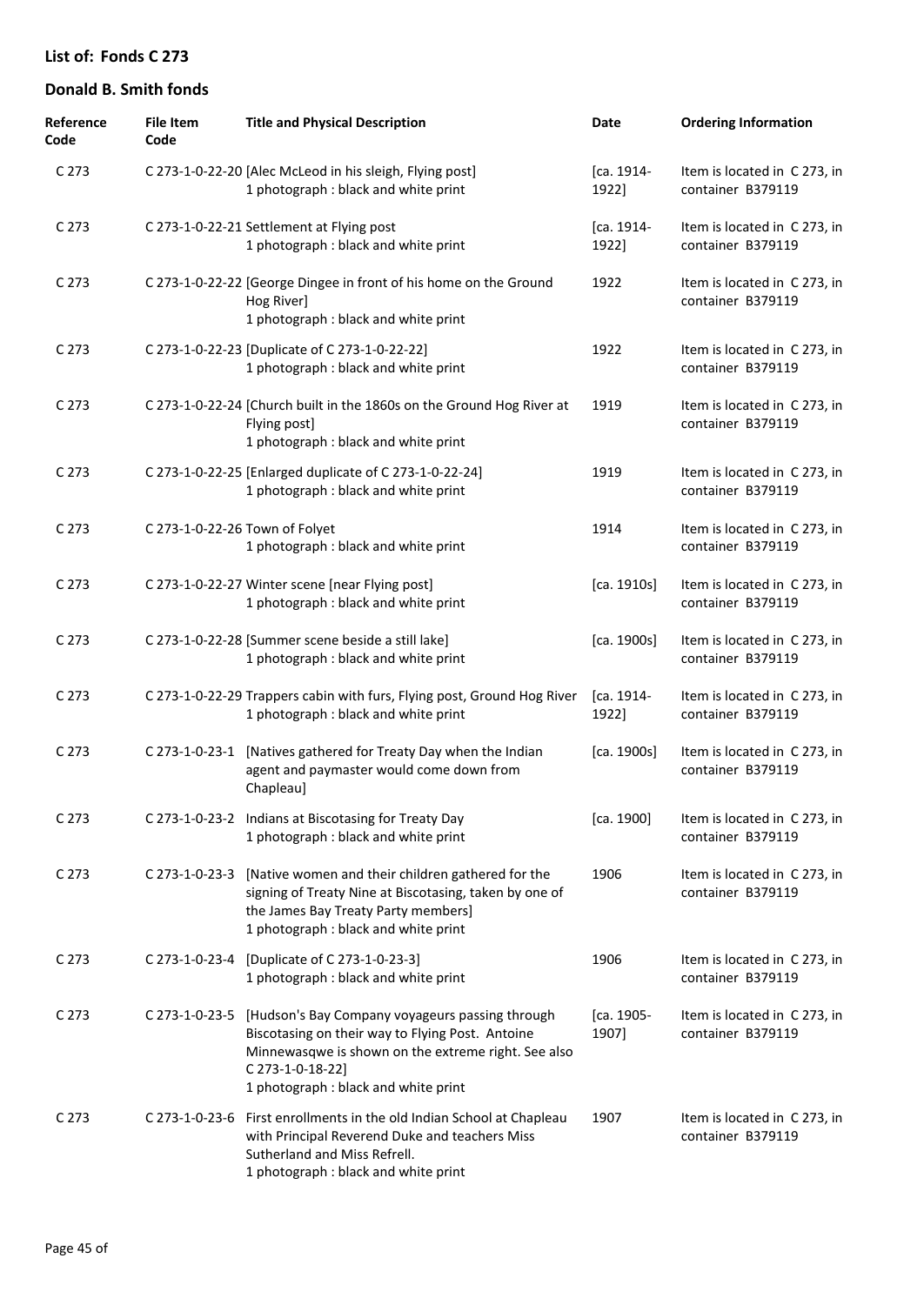## List of: Fonds C 273

## Donald B. Smith fonds

| Reference Code | File Item Code | Title and Physical Description | Date | Ordering Information |
|---|---|---|---|---|
| C 273 | C 273-1-0-22-20 | [Alec McLeod in his sleigh, Flying post]<br>1 photograph : black and white print | [ca. 1914-1922] | Item is located in C 273, in container B379119 |
| C 273 | C 273-1-0-22-21 | Settlement at Flying post<br>1 photograph : black and white print | [ca. 1914-1922] | Item is located in C 273, in container B379119 |
| C 273 | C 273-1-0-22-22 | [George Dingee in front of his home on the Ground Hog River]<br>1 photograph : black and white print | 1922 | Item is located in C 273, in container B379119 |
| C 273 | C 273-1-0-22-23 | [Duplicate of C 273-1-0-22-22]<br>1 photograph : black and white print | 1922 | Item is located in C 273, in container B379119 |
| C 273 | C 273-1-0-22-24 | [Church built in the 1860s on the Ground Hog River at Flying post]<br>1 photograph : black and white print | 1919 | Item is located in C 273, in container B379119 |
| C 273 | C 273-1-0-22-25 | [Enlarged duplicate of C 273-1-0-22-24]<br>1 photograph : black and white print | 1919 | Item is located in C 273, in container B379119 |
| C 273 | C 273-1-0-22-26 | Town of Folyet<br>1 photograph : black and white print | 1914 | Item is located in C 273, in container B379119 |
| C 273 | C 273-1-0-22-27 | Winter scene [near Flying post]<br>1 photograph : black and white print | [ca. 1910s] | Item is located in C 273, in container B379119 |
| C 273 | C 273-1-0-22-28 | [Summer scene beside a still lake]<br>1 photograph : black and white print | [ca. 1900s] | Item is located in C 273, in container B379119 |
| C 273 | C 273-1-0-22-29 | Trappers cabin with furs, Flying post, Ground Hog River<br>1 photograph : black and white print | [ca. 1914-1922] | Item is located in C 273, in container B379119 |
| C 273 | C 273-1-0-23-1 | [Natives gathered for Treaty Day when the Indian agent and paymaster would come down from Chapleau] | [ca. 1900s] | Item is located in C 273, in container B379119 |
| C 273 | C 273-1-0-23-2 | Indians at Biscotasing for Treaty Day<br>1 photograph : black and white print | [ca. 1900] | Item is located in C 273, in container B379119 |
| C 273 | C 273-1-0-23-3 | [Native women and their children gathered for the signing of Treaty Nine at Biscotasing, taken by one of the James Bay Treaty Party members]<br>1 photograph : black and white print | 1906 | Item is located in C 273, in container B379119 |
| C 273 | C 273-1-0-23-4 | [Duplicate of C 273-1-0-23-3]<br>1 photograph : black and white print | 1906 | Item is located in C 273, in container B379119 |
| C 273 | C 273-1-0-23-5 | [Hudson's Bay Company voyageurs passing through Biscotasing on their way to Flying Post. Antoine Minnewasqwe is shown on the extreme right. See also C 273-1-0-18-22]<br>1 photograph : black and white print | [ca. 1905-1907] | Item is located in C 273, in container B379119 |
| C 273 | C 273-1-0-23-6 | First enrollments in the old Indian School at Chapleau with Principal Reverend Duke and teachers Miss Sutherland and Miss Refrell.<br>1 photograph : black and white print | 1907 | Item is located in C 273, in container B379119 |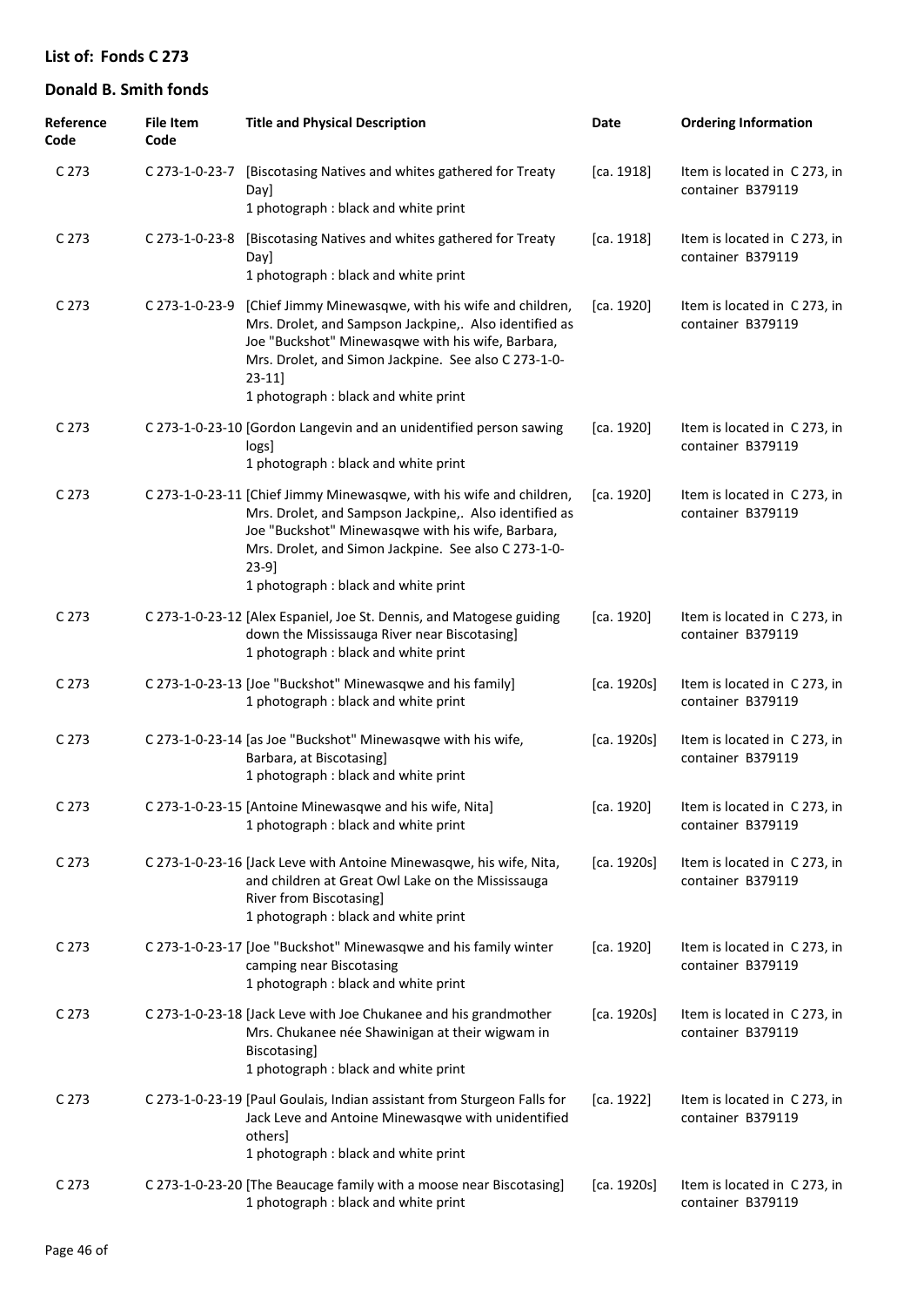## List of: Fonds C 273

## Donald B. Smith fonds

| Reference Code | File Item Code | Title and Physical Description | Date | Ordering Information |
|---|---|---|---|---|
| C 273 | C 273-1-0-23-7 | [Biscotasing Natives and whites gathered for Treaty Day]<br>1 photograph : black and white print | [ca. 1918] | Item is located in C 273, in container B379119 |
| C 273 | C 273-1-0-23-8 | [Biscotasing Natives and whites gathered for Treaty Day]<br>1 photograph : black and white print | [ca. 1918] | Item is located in C 273, in container B379119 |
| C 273 | C 273-1-0-23-9 | [Chief Jimmy Minewasqwe, with his wife and children, Mrs. Drolet, and Sampson Jackpine,. Also identified as Joe "Buckshot" Minewasqwe with his wife, Barbara, Mrs. Drolet, and Simon Jackpine. See also C 273-1-0-23-11]<br>1 photograph : black and white print | [ca. 1920] | Item is located in C 273, in container B379119 |
| C 273 | C 273-1-0-23-10 | [Gordon Langevin and an unidentified person sawing logs]<br>1 photograph : black and white print | [ca. 1920] | Item is located in C 273, in container B379119 |
| C 273 | C 273-1-0-23-11 | [Chief Jimmy Minewasqwe, with his wife and children, Mrs. Drolet, and Sampson Jackpine,. Also identified as Joe "Buckshot" Minewasqwe with his wife, Barbara, Mrs. Drolet, and Simon Jackpine. See also C 273-1-0-23-9]<br>1 photograph : black and white print | [ca. 1920] | Item is located in C 273, in container B379119 |
| C 273 | C 273-1-0-23-12 | [Alex Espaniel, Joe St. Dennis, and Matogese guiding down the Mississauga River near Biscotasing]<br>1 photograph : black and white print | [ca. 1920] | Item is located in C 273, in container B379119 |
| C 273 | C 273-1-0-23-13 | [Joe "Buckshot" Minewasqwe and his family]<br>1 photograph : black and white print | [ca. 1920s] | Item is located in C 273, in container B379119 |
| C 273 | C 273-1-0-23-14 | [as Joe "Buckshot" Minewasqwe with his wife, Barbara, at Biscotasing]<br>1 photograph : black and white print | [ca. 1920s] | Item is located in C 273, in container B379119 |
| C 273 | C 273-1-0-23-15 | [Antoine Minewasqwe and his wife, Nita]<br>1 photograph : black and white print | [ca. 1920] | Item is located in C 273, in container B379119 |
| C 273 | C 273-1-0-23-16 | [Jack Leve with Antoine Minewasqwe, his wife, Nita, and children at Great Owl Lake on the Mississauga River from Biscotasing]<br>1 photograph : black and white print | [ca. 1920s] | Item is located in C 273, in container B379119 |
| C 273 | C 273-1-0-23-17 | [Joe "Buckshot" Minewasqwe and his family winter camping near Biscotasing<br>1 photograph : black and white print | [ca. 1920] | Item is located in C 273, in container B379119 |
| C 273 | C 273-1-0-23-18 | [Jack Leve with Joe Chukanee and his grandmother Mrs. Chukanee née Shawinigan at their wigwam in Biscotasing]<br>1 photograph : black and white print | [ca. 1920s] | Item is located in C 273, in container B379119 |
| C 273 | C 273-1-0-23-19 | [Paul Goulais, Indian assistant from Sturgeon Falls for Jack Leve and Antoine Minewasqwe with unidentified others]<br>1 photograph : black and white print | [ca. 1922] | Item is located in C 273, in container B379119 |
| C 273 | C 273-1-0-23-20 | [The Beaucage family with a moose near Biscotasing]<br>1 photograph : black and white print | [ca. 1920s] | Item is located in C 273, in container B379119 |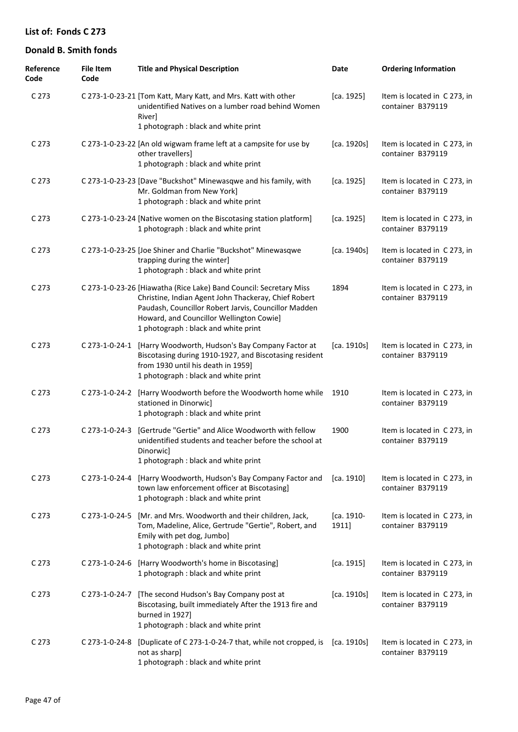## List of: Fonds C 273

## Donald B. Smith fonds

| Reference Code | File Item Code | Title and Physical Description | Date | Ordering Information |
| --- | --- | --- | --- | --- |
| C 273 | C 273-1-0-23-21 | [Tom Katt, Mary Katt, and Mrs. Katt with other unidentified Natives on a lumber road behind Women River]<br>1 photograph : black and white print | [ca. 1925] | Item is located in C 273, in container B379119 |
| C 273 | C 273-1-0-23-22 | [An old wigwam frame left at a campsite for use by other travellers]<br>1 photograph : black and white print | [ca. 1920s] | Item is located in C 273, in container B379119 |
| C 273 | C 273-1-0-23-23 | [Dave "Buckshot" Minewasqwe and his family, with Mr. Goldman from New York]<br>1 photograph : black and white print | [ca. 1925] | Item is located in C 273, in container B379119 |
| C 273 | C 273-1-0-23-24 | [Native women on the Biscotasing station platform]<br>1 photograph : black and white print | [ca. 1925] | Item is located in C 273, in container B379119 |
| C 273 | C 273-1-0-23-25 | [Joe Shiner and Charlie "Buckshot" Minewasqwe trapping during the winter]<br>1 photograph : black and white print | [ca. 1940s] | Item is located in C 273, in container B379119 |
| C 273 | C 273-1-0-23-26 | [Hiawatha (Rice Lake) Band Council: Secretary Miss Christine, Indian Agent John Thackeray, Chief Robert Paudash, Councillor Robert Jarvis, Councillor Madden Howard, and Councillor Wellington Cowie]<br>1 photograph : black and white print | 1894 | Item is located in C 273, in container B379119 |
| C 273 | C 273-1-0-24-1 | [Harry Woodworth, Hudson's Bay Company Factor at Biscotasing during 1910-1927, and Biscotasing resident from 1930 until his death in 1959]<br>1 photograph : black and white print | [ca. 1910s] | Item is located in C 273, in container B379119 |
| C 273 | C 273-1-0-24-2 | [Harry Woodworth before the Woodworth home while stationed in Dinorwic]<br>1 photograph : black and white print | 1910 | Item is located in C 273, in container B379119 |
| C 273 | C 273-1-0-24-3 | [Gertrude "Gertie" and Alice Woodworth with fellow unidentified students and teacher before the school at Dinorwic]<br>1 photograph : black and white print | 1900 | Item is located in C 273, in container B379119 |
| C 273 | C 273-1-0-24-4 | [Harry Woodworth, Hudson's Bay Company Factor and town law enforcement officer at Biscotasing]<br>1 photograph : black and white print | [ca. 1910] | Item is located in C 273, in container B379119 |
| C 273 | C 273-1-0-24-5 | [Mr. and Mrs. Woodworth and their children, Jack, Tom, Madeline, Alice, Gertrude "Gertie", Robert, and Emily with pet dog, Jumbo]<br>1 photograph : black and white print | [ca. 1910-1911] | Item is located in C 273, in container B379119 |
| C 273 | C 273-1-0-24-6 | [Harry Woodworth's home in Biscotasing]<br>1 photograph : black and white print | [ca. 1915] | Item is located in C 273, in container B379119 |
| C 273 | C 273-1-0-24-7 | [The second Hudson's Bay Company post at Biscotasing, built immediately After the 1913 fire and burned in 1927]<br>1 photograph : black and white print | [ca. 1910s] | Item is located in C 273, in container B379119 |
| C 273 | C 273-1-0-24-8 | [Duplicate of C 273-1-0-24-7 that, while not cropped, is not as sharp]<br>1 photograph : black and white print | [ca. 1910s] | Item is located in C 273, in container B379119 |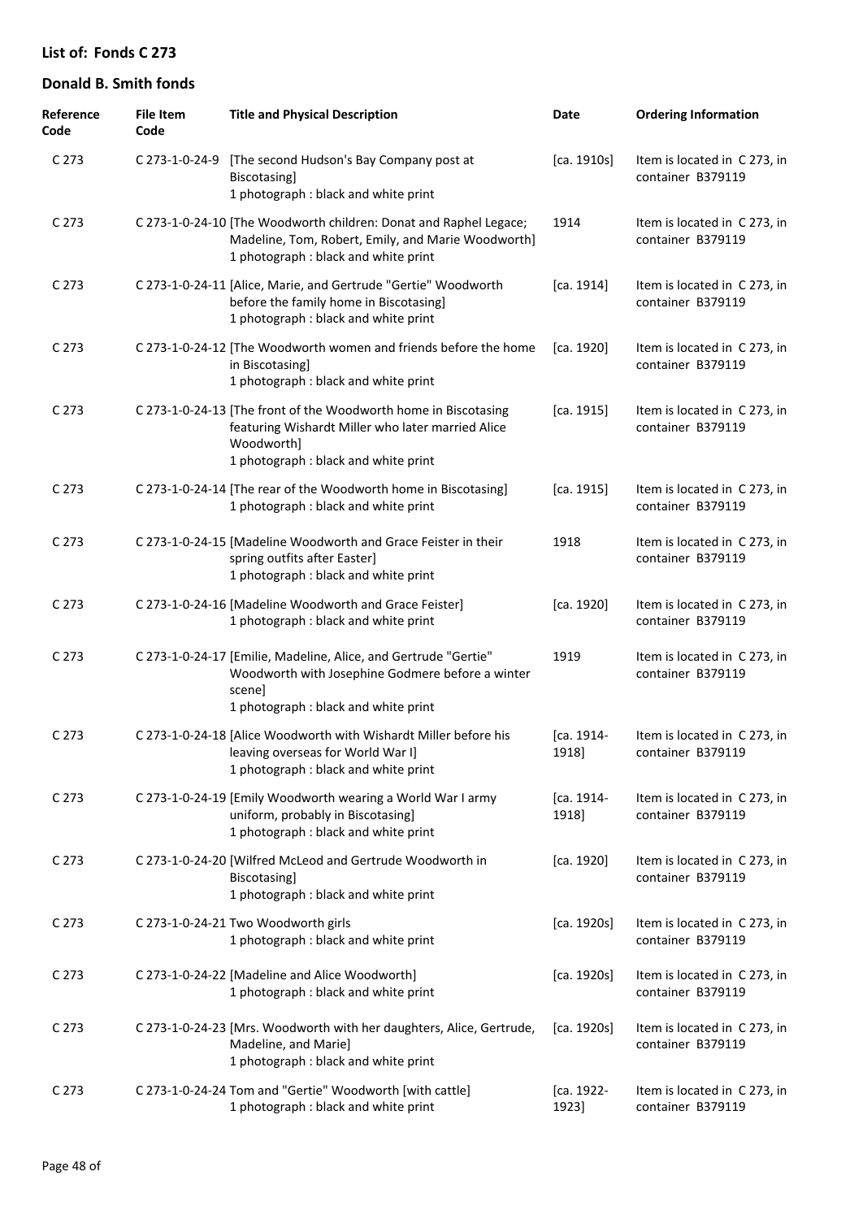## List of: Fonds C 273

## Donald B. Smith fonds

| Reference Code | File Item Code | Title and Physical Description | Date | Ordering Information |
|---|---|---|---|---|
| C 273 | C 273-1-0-24-9 | [The second Hudson's Bay Company post at Biscotasing]<br>1 photograph : black and white print | [ca. 1910s] | Item is located in C 273, in container B379119 |
| C 273 | C 273-1-0-24-10 | [The Woodworth children: Donat and Raphel Legace; Madeline, Tom, Robert, Emily, and Marie Woodworth]<br>1 photograph : black and white print | 1914 | Item is located in C 273, in container B379119 |
| C 273 | C 273-1-0-24-11 | [Alice, Marie, and Gertrude "Gertie" Woodworth before the family home in Biscotasing]<br>1 photograph : black and white print | [ca. 1914] | Item is located in C 273, in container B379119 |
| C 273 | C 273-1-0-24-12 | [The Woodworth women and friends before the home in Biscotasing]<br>1 photograph : black and white print | [ca. 1920] | Item is located in C 273, in container B379119 |
| C 273 | C 273-1-0-24-13 | [The front of the Woodworth home in Biscotasing featuring Wishardt Miller who later married Alice Woodworth]<br>1 photograph : black and white print | [ca. 1915] | Item is located in C 273, in container B379119 |
| C 273 | C 273-1-0-24-14 | [The rear of the Woodworth home in Biscotasing]<br>1 photograph : black and white print | [ca. 1915] | Item is located in C 273, in container B379119 |
| C 273 | C 273-1-0-24-15 | [Madeline Woodworth and Grace Feister in their spring outfits after Easter]<br>1 photograph : black and white print | 1918 | Item is located in C 273, in container B379119 |
| C 273 | C 273-1-0-24-16 | [Madeline Woodworth and Grace Feister]<br>1 photograph : black and white print | [ca. 1920] | Item is located in C 273, in container B379119 |
| C 273 | C 273-1-0-24-17 | [Emilie, Madeline, Alice, and Gertrude "Gertie" Woodworth with Josephine Godmere before a winter scene]<br>1 photograph : black and white print | 1919 | Item is located in C 273, in container B379119 |
| C 273 | C 273-1-0-24-18 | [Alice Woodworth with Wishardt Miller before his leaving overseas for World War I]<br>1 photograph : black and white print | [ca. 1914-1918] | Item is located in C 273, in container B379119 |
| C 273 | C 273-1-0-24-19 | [Emily Woodworth wearing a World War I army uniform, probably in Biscotasing]<br>1 photograph : black and white print | [ca. 1914-1918] | Item is located in C 273, in container B379119 |
| C 273 | C 273-1-0-24-20 | [Wilfred McLeod and Gertrude Woodworth in Biscotasing]<br>1 photograph : black and white print | [ca. 1920] | Item is located in C 273, in container B379119 |
| C 273 | C 273-1-0-24-21 | Two Woodworth girls<br>1 photograph : black and white print | [ca. 1920s] | Item is located in C 273, in container B379119 |
| C 273 | C 273-1-0-24-22 | [Madeline and Alice Woodworth]<br>1 photograph : black and white print | [ca. 1920s] | Item is located in C 273, in container B379119 |
| C 273 | C 273-1-0-24-23 | [Mrs. Woodworth with her daughters, Alice, Gertrude, Madeline, and Marie]<br>1 photograph : black and white print | [ca. 1920s] | Item is located in C 273, in container B379119 |
| C 273 | C 273-1-0-24-24 | Tom and "Gertie" Woodworth [with cattle]<br>1 photograph : black and white print | [ca. 1922-1923] | Item is located in C 273, in container B379119 |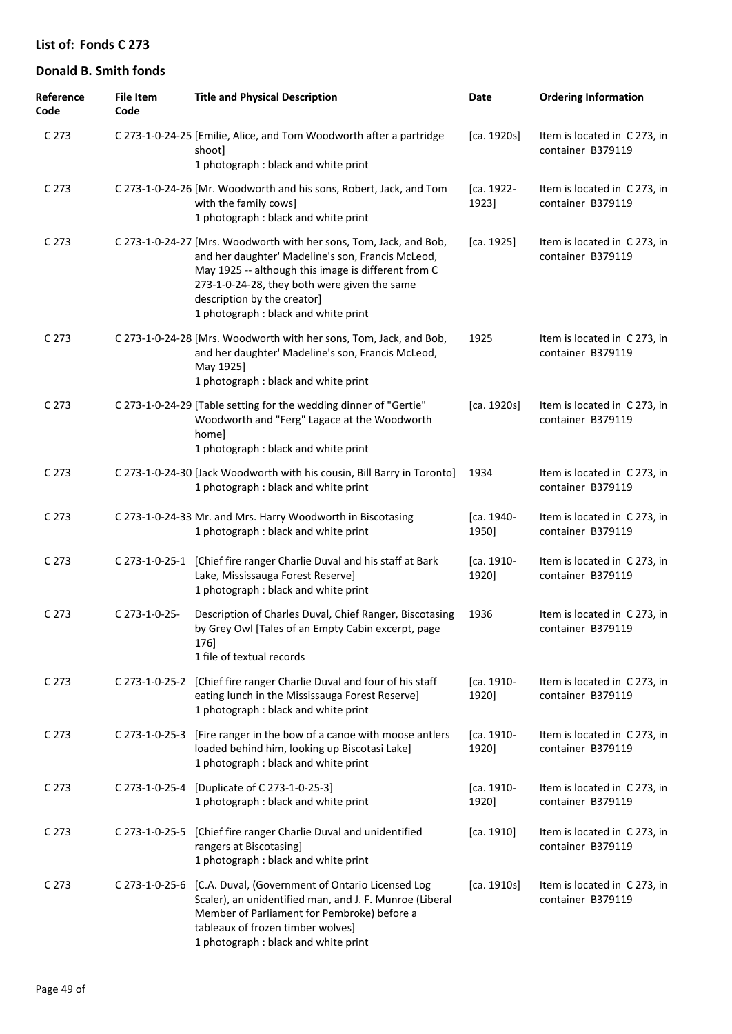## List of: Fonds C 273

## Donald B. Smith fonds

| Reference Code | File Item Code | Title and Physical Description | Date | Ordering Information |
|---|---|---|---|---|
| C 273 | C 273-1-0-24-25 | [Emilie, Alice, and Tom Woodworth after a partridge shoot]<br>1 photograph : black and white print | [ca. 1920s] | Item is located in C 273, in container B379119 |
| C 273 | C 273-1-0-24-26 | [Mr. Woodworth and his sons, Robert, Jack, and Tom with the family cows]<br>1 photograph : black and white print | [ca. 1922-1923] | Item is located in C 273, in container B379119 |
| C 273 | C 273-1-0-24-27 | [Mrs. Woodworth with her sons, Tom, Jack, and Bob, and her daughter' Madeline's son, Francis McLeod, May 1925 -- although this image is different from C 273-1-0-24-28, they both were given the same description by the creator]<br>1 photograph : black and white print | [ca. 1925] | Item is located in C 273, in container B379119 |
| C 273 | C 273-1-0-24-28 | [Mrs. Woodworth with her sons, Tom, Jack, and Bob, and her daughter' Madeline's son, Francis McLeod, May 1925]<br>1 photograph : black and white print | 1925 | Item is located in C 273, in container B379119 |
| C 273 | C 273-1-0-24-29 | [Table setting for the wedding dinner of "Gertie" Woodworth and "Ferg" Lagace at the Woodworth home]<br>1 photograph : black and white print | [ca. 1920s] | Item is located in C 273, in container B379119 |
| C 273 | C 273-1-0-24-30 | [Jack Woodworth with his cousin, Bill Barry in Toronto]<br>1 photograph : black and white print | 1934 | Item is located in C 273, in container B379119 |
| C 273 | C 273-1-0-24-33 | Mr. and Mrs. Harry Woodworth in Biscotasing<br>1 photograph : black and white print | [ca. 1940-1950] | Item is located in C 273, in container B379119 |
| C 273 | C 273-1-0-25-1 | [Chief fire ranger Charlie Duval and his staff at Bark Lake, Mississauga Forest Reserve]<br>1 photograph : black and white print | [ca. 1910-1920] | Item is located in C 273, in container B379119 |
| C 273 | C 273-1-0-25- | Description of Charles Duval, Chief Ranger, Biscotasing by Grey Owl [Tales of an Empty Cabin excerpt, page 176]<br>1 file of textual records | 1936 | Item is located in C 273, in container B379119 |
| C 273 | C 273-1-0-25-2 | [Chief fire ranger Charlie Duval and four of his staff eating lunch in the Mississauga Forest Reserve]<br>1 photograph : black and white print | [ca. 1910-1920] | Item is located in C 273, in container B379119 |
| C 273 | C 273-1-0-25-3 | [Fire ranger in the bow of a canoe with moose antlers loaded behind him, looking up Biscotasi Lake]<br>1 photograph : black and white print | [ca. 1910-1920] | Item is located in C 273, in container B379119 |
| C 273 | C 273-1-0-25-4 | [Duplicate of C 273-1-0-25-3]<br>1 photograph : black and white print | [ca. 1910-1920] | Item is located in C 273, in container B379119 |
| C 273 | C 273-1-0-25-5 | [Chief fire ranger Charlie Duval and unidentified rangers at Biscotasing]<br>1 photograph : black and white print | [ca. 1910] | Item is located in C 273, in container B379119 |
| C 273 | C 273-1-0-25-6 | [C.A. Duval, (Government of Ontario Licensed Log Scaler), an unidentified man, and J. F. Munroe (Liberal Member of Parliament for Pembroke) before a tableaux of frozen timber wolves]<br>1 photograph : black and white print | [ca. 1910s] | Item is located in C 273, in container B379119 |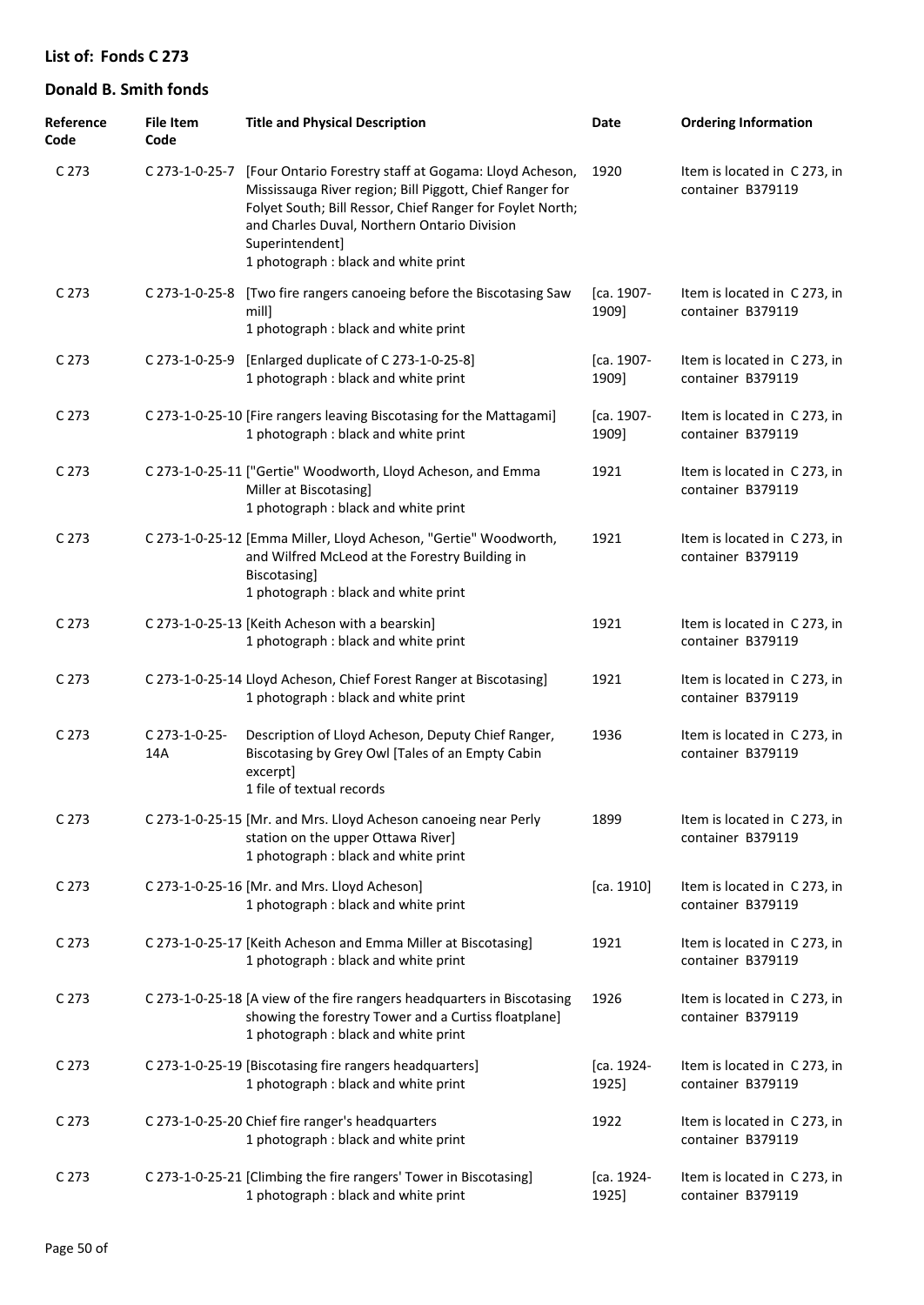## List of: Fonds C 273

## Donald B. Smith fonds

| Reference Code | File Item Code | Title and Physical Description | Date | Ordering Information |
| --- | --- | --- | --- | --- |
| C 273 | C 273-1-0-25-7 | [Four Ontario Forestry staff at Gogama: Lloyd Acheson, Mississauga River region; Bill Piggott, Chief Ranger for Folyet South; Bill Ressor, Chief Ranger for Foylet North; and Charles Duval, Northern Ontario Division Superintendent]<br>1 photograph : black and white print | 1920 | Item is located in C 273, in container B379119 |
| C 273 | C 273-1-0-25-8 | [Two fire rangers canoeing before the Biscotasing Saw mill]<br>1 photograph : black and white print | [ca. 1907-1909] | Item is located in C 273, in container B379119 |
| C 273 | C 273-1-0-25-9 | [Enlarged duplicate of C 273-1-0-25-8]<br>1 photograph : black and white print | [ca. 1907-1909] | Item is located in C 273, in container B379119 |
| C 273 | C 273-1-0-25-10 | [Fire rangers leaving Biscotasing for the Mattagami]<br>1 photograph : black and white print | [ca. 1907-1909] | Item is located in C 273, in container B379119 |
| C 273 | C 273-1-0-25-11 | ["Gertie" Woodworth, Lloyd Acheson, and Emma Miller at Biscotasing]<br>1 photograph : black and white print | 1921 | Item is located in C 273, in container B379119 |
| C 273 | C 273-1-0-25-12 | [Emma Miller, Lloyd Acheson, "Gertie" Woodworth, and Wilfred McLeod at the Forestry Building in Biscotasing]<br>1 photograph : black and white print | 1921 | Item is located in C 273, in container B379119 |
| C 273 | C 273-1-0-25-13 | [Keith Acheson with a bearskin]<br>1 photograph : black and white print | 1921 | Item is located in C 273, in container B379119 |
| C 273 | C 273-1-0-25-14 | Lloyd Acheson, Chief Forest Ranger at Biscotasing]<br>1 photograph : black and white print | 1921 | Item is located in C 273, in container B379119 |
| C 273 | C 273-1-0-25-14A | Description of Lloyd Acheson, Deputy Chief Ranger, Biscotasing by Grey Owl [Tales of an Empty Cabin excerpt]<br>1 file of textual records | 1936 | Item is located in C 273, in container B379119 |
| C 273 | C 273-1-0-25-15 | [Mr. and Mrs. Lloyd Acheson canoeing near Perly station on the upper Ottawa River]<br>1 photograph : black and white print | 1899 | Item is located in C 273, in container B379119 |
| C 273 | C 273-1-0-25-16 | [Mr. and Mrs. Lloyd Acheson]<br>1 photograph : black and white print | [ca. 1910] | Item is located in C 273, in container B379119 |
| C 273 | C 273-1-0-25-17 | [Keith Acheson and Emma Miller at Biscotasing]<br>1 photograph : black and white print | 1921 | Item is located in C 273, in container B379119 |
| C 273 | C 273-1-0-25-18 | [A view of the fire rangers headquarters in Biscotasing showing the forestry Tower and a Curtiss floatplane]<br>1 photograph : black and white print | 1926 | Item is located in C 273, in container B379119 |
| C 273 | C 273-1-0-25-19 | [Biscotasing fire rangers headquarters]<br>1 photograph : black and white print | [ca. 1924-1925] | Item is located in C 273, in container B379119 |
| C 273 | C 273-1-0-25-20 | Chief fire ranger's headquarters<br>1 photograph : black and white print | 1922 | Item is located in C 273, in container B379119 |
| C 273 | C 273-1-0-25-21 | [Climbing the fire rangers' Tower in Biscotasing]<br>1 photograph : black and white print | [ca. 1924-1925] | Item is located in C 273, in container B379119 |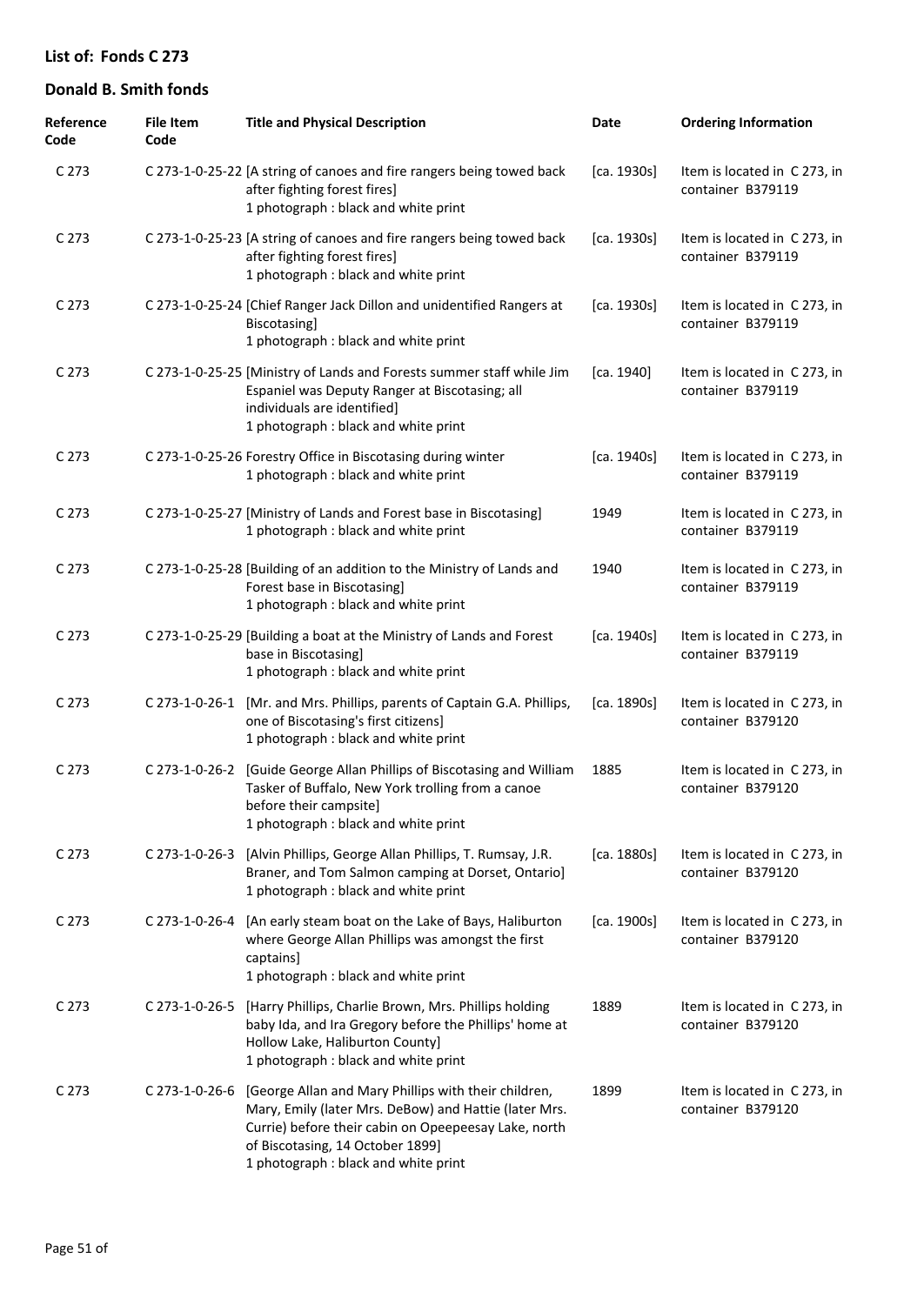## List of: Fonds C 273

## Donald B. Smith fonds

| Reference Code | File Item Code | Title and Physical Description | Date | Ordering Information |
|---|---|---|---|---|
| C 273 | C 273-1-0-25-22 | [A string of canoes and fire rangers being towed back after fighting forest fires]<br>1 photograph : black and white print | [ca. 1930s] | Item is located in C 273, in container B379119 |
| C 273 | C 273-1-0-25-23 | [A string of canoes and fire rangers being towed back after fighting forest fires]<br>1 photograph : black and white print | [ca. 1930s] | Item is located in C 273, in container B379119 |
| C 273 | C 273-1-0-25-24 | [Chief Ranger Jack Dillon and unidentified Rangers at Biscotasing]<br>1 photograph : black and white print | [ca. 1930s] | Item is located in C 273, in container B379119 |
| C 273 | C 273-1-0-25-25 | [Ministry of Lands and Forests summer staff while Jim Espaniel was Deputy Ranger at Biscotasing; all individuals are identified]<br>1 photograph : black and white print | [ca. 1940] | Item is located in C 273, in container B379119 |
| C 273 | C 273-1-0-25-26 | Forestry Office in Biscotasing during winter<br>1 photograph : black and white print | [ca. 1940s] | Item is located in C 273, in container B379119 |
| C 273 | C 273-1-0-25-27 | [Ministry of Lands and Forest base in Biscotasing]<br>1 photograph : black and white print | 1949 | Item is located in C 273, in container B379119 |
| C 273 | C 273-1-0-25-28 | [Building of an addition to the Ministry of Lands and Forest base in Biscotasing]<br>1 photograph : black and white print | 1940 | Item is located in C 273, in container B379119 |
| C 273 | C 273-1-0-25-29 | [Building a boat at the Ministry of Lands and Forest base in Biscotasing]<br>1 photograph : black and white print | [ca. 1940s] | Item is located in C 273, in container B379119 |
| C 273 | C 273-1-0-26-1 | [Mr. and Mrs. Phillips, parents of Captain G.A. Phillips, one of Biscotasing's first citizens]<br>1 photograph : black and white print | [ca. 1890s] | Item is located in C 273, in container B379120 |
| C 273 | C 273-1-0-26-2 | [Guide George Allan Phillips of Biscotasing and William Tasker of Buffalo, New York trolling from a canoe before their campsite]<br>1 photograph : black and white print | 1885 | Item is located in C 273, in container B379120 |
| C 273 | C 273-1-0-26-3 | [Alvin Phillips, George Allan Phillips, T. Rumsay, J.R. Braner, and Tom Salmon camping at Dorset, Ontario]<br>1 photograph : black and white print | [ca. 1880s] | Item is located in C 273, in container B379120 |
| C 273 | C 273-1-0-26-4 | [An early steam boat on the Lake of Bays, Haliburton where George Allan Phillips was amongst the first captains]<br>1 photograph : black and white print | [ca. 1900s] | Item is located in C 273, in container B379120 |
| C 273 | C 273-1-0-26-5 | [Harry Phillips, Charlie Brown, Mrs. Phillips holding baby Ida, and Ira Gregory before the Phillips' home at Hollow Lake, Haliburton County]<br>1 photograph : black and white print | 1889 | Item is located in C 273, in container B379120 |
| C 273 | C 273-1-0-26-6 | [George Allan and Mary Phillips with their children, Mary, Emily (later Mrs. DeBow) and Hattie (later Mrs. Currie) before their cabin on Opeepeesay Lake, north of Biscotasing, 14 October 1899]<br>1 photograph : black and white print | 1899 | Item is located in C 273, in container B379120 |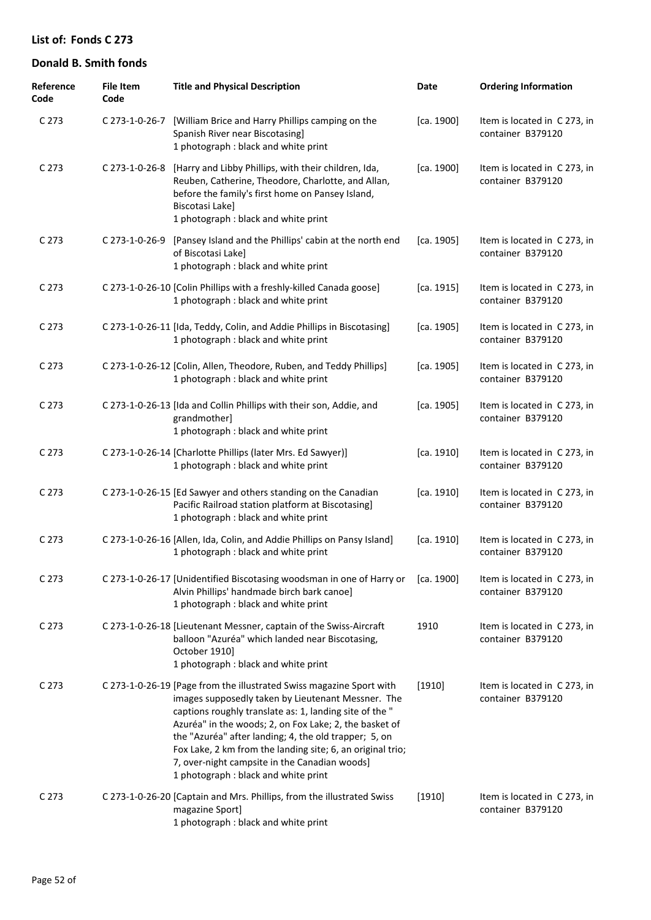## List of: Fonds C 273

## Donald B. Smith fonds

| Reference Code | File Item Code | Title and Physical Description | Date | Ordering Information |
|---|---|---|---|---|
| C 273 | C 273-1-0-26-7 | [William Brice and Harry Phillips camping on the Spanish River near Biscotasing]<br>1 photograph : black and white print | [ca. 1900] | Item is located in C 273, in container B379120 |
| C 273 | C 273-1-0-26-8 | [Harry and Libby Phillips, with their children, Ida, Reuben, Catherine, Theodore, Charlotte, and Allan, before the family's first home on Pansey Island, Biscotasi Lake]<br>1 photograph : black and white print | [ca. 1900] | Item is located in C 273, in container B379120 |
| C 273 | C 273-1-0-26-9 | [Pansey Island and the Phillips' cabin at the north end of Biscotasi Lake]<br>1 photograph : black and white print | [ca. 1905] | Item is located in C 273, in container B379120 |
| C 273 | C 273-1-0-26-10 | [Colin Phillips with a freshly-killed Canada goose]<br>1 photograph : black and white print | [ca. 1915] | Item is located in C 273, in container B379120 |
| C 273 | C 273-1-0-26-11 | [Ida, Teddy, Colin, and Addie Phillips in Biscotasing]<br>1 photograph : black and white print | [ca. 1905] | Item is located in C 273, in container B379120 |
| C 273 | C 273-1-0-26-12 | [Colin, Allen, Theodore, Ruben, and Teddy Phillips]<br>1 photograph : black and white print | [ca. 1905] | Item is located in C 273, in container B379120 |
| C 273 | C 273-1-0-26-13 | [Ida and Collin Phillips with their son, Addie, and grandmother]<br>1 photograph : black and white print | [ca. 1905] | Item is located in C 273, in container B379120 |
| C 273 | C 273-1-0-26-14 | [Charlotte Phillips (later Mrs. Ed Sawyer)]<br>1 photograph : black and white print | [ca. 1910] | Item is located in C 273, in container B379120 |
| C 273 | C 273-1-0-26-15 | [Ed Sawyer and others standing on the Canadian Pacific Railroad station platform at Biscotasing]<br>1 photograph : black and white print | [ca. 1910] | Item is located in C 273, in container B379120 |
| C 273 | C 273-1-0-26-16 | [Allen, Ida, Colin, and Addie Phillips on Pansy Island]<br>1 photograph : black and white print | [ca. 1910] | Item is located in C 273, in container B379120 |
| C 273 | C 273-1-0-26-17 | [Unidentified Biscotasing woodsman in one of Harry or Alvin Phillips' handmade birch bark canoe]<br>1 photograph : black and white print | [ca. 1900] | Item is located in C 273, in container B379120 |
| C 273 | C 273-1-0-26-18 | [Lieutenant Messner, captain of the Swiss-Aircraft balloon "Azuréa" which landed near Biscotasing, October 1910]<br>1 photograph : black and white print | 1910 | Item is located in C 273, in container B379120 |
| C 273 | C 273-1-0-26-19 | [Page from the illustrated Swiss magazine Sport with images supposedly taken by Lieutenant Messner. The captions roughly translate as: 1, landing site of the " Azuréa" in the woods; 2, on Fox Lake; 2, the basket of the "Azuréa" after landing; 4, the old trapper; 5, on Fox Lake, 2 km from the landing site; 6, an original trio; 7, over-night campsite in the Canadian woods]<br>1 photograph : black and white print | [1910] | Item is located in C 273, in container B379120 |
| C 273 | C 273-1-0-26-20 | [Captain and Mrs. Phillips, from the illustrated Swiss magazine Sport]<br>1 photograph : black and white print | [1910] | Item is located in C 273, in container B379120 |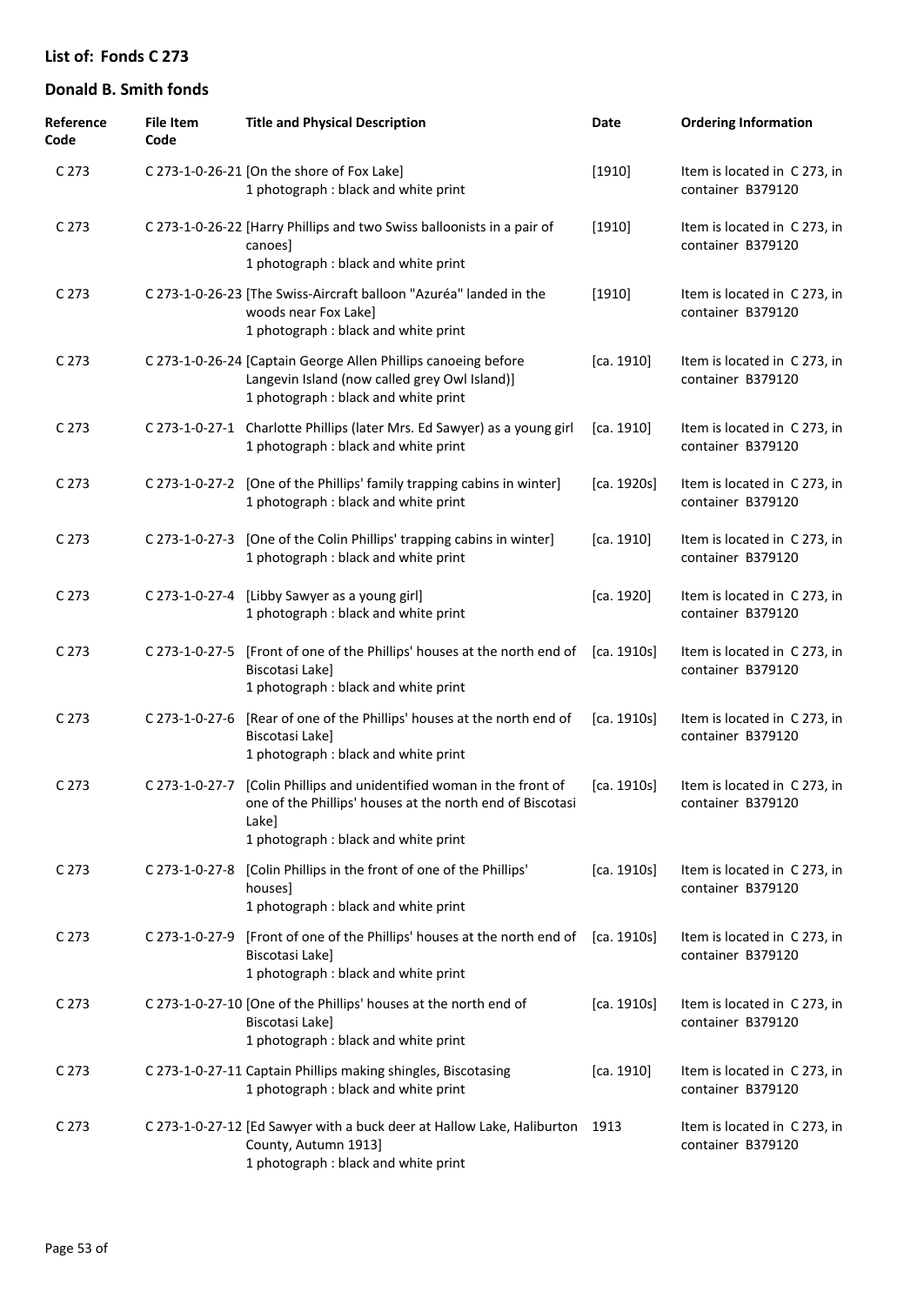## List of: Fonds C 273

## Donald B. Smith fonds

| Reference Code | File Item Code | Title and Physical Description | Date | Ordering Information |
|---|---|---|---|---|
| C 273 | C 273-1-0-26-21 | [On the shore of Fox Lake]<br>1 photograph : black and white print | [1910] | Item is located in C 273, in container B379120 |
| C 273 | C 273-1-0-26-22 | [Harry Phillips and two Swiss balloonists in a pair of canoes]<br>1 photograph : black and white print | [1910] | Item is located in C 273, in container B379120 |
| C 273 | C 273-1-0-26-23 | [The Swiss-Aircraft balloon "Azuréa" landed in the woods near Fox Lake]<br>1 photograph : black and white print | [1910] | Item is located in C 273, in container B379120 |
| C 273 | C 273-1-0-26-24 | [Captain George Allen Phillips canoeing before Langevin Island (now called grey Owl Island)]<br>1 photograph : black and white print | [ca. 1910] | Item is located in C 273, in container B379120 |
| C 273 | C 273-1-0-27-1 | Charlotte Phillips (later Mrs. Ed Sawyer) as a young girl<br>1 photograph : black and white print | [ca. 1910] | Item is located in C 273, in container B379120 |
| C 273 | C 273-1-0-27-2 | [One of the Phillips' family trapping cabins in winter]<br>1 photograph : black and white print | [ca. 1920s] | Item is located in C 273, in container B379120 |
| C 273 | C 273-1-0-27-3 | [One of the Colin Phillips' trapping cabins in winter]<br>1 photograph : black and white print | [ca. 1910] | Item is located in C 273, in container B379120 |
| C 273 | C 273-1-0-27-4 | [Libby Sawyer as a young girl]<br>1 photograph : black and white print | [ca. 1920] | Item is located in C 273, in container B379120 |
| C 273 | C 273-1-0-27-5 | [Front of one of the Phillips' houses at the north end of Biscotasi Lake]<br>1 photograph : black and white print | [ca. 1910s] | Item is located in C 273, in container B379120 |
| C 273 | C 273-1-0-27-6 | [Rear of one of the Phillips' houses at the north end of Biscotasi Lake]<br>1 photograph : black and white print | [ca. 1910s] | Item is located in C 273, in container B379120 |
| C 273 | C 273-1-0-27-7 | [Colin Phillips and unidentified woman in the front of one of the Phillips' houses at the north end of Biscotasi Lake]<br>1 photograph : black and white print | [ca. 1910s] | Item is located in C 273, in container B379120 |
| C 273 | C 273-1-0-27-8 | [Colin Phillips in the front of one of the Phillips' houses]<br>1 photograph : black and white print | [ca. 1910s] | Item is located in C 273, in container B379120 |
| C 273 | C 273-1-0-27-9 | [Front of one of the Phillips' houses at the north end of Biscotasi Lake]<br>1 photograph : black and white print | [ca. 1910s] | Item is located in C 273, in container B379120 |
| C 273 | C 273-1-0-27-10 | [One of the Phillips' houses at the north end of Biscotasi Lake]<br>1 photograph : black and white print | [ca. 1910s] | Item is located in C 273, in container B379120 |
| C 273 | C 273-1-0-27-11 | Captain Phillips making shingles, Biscotasing<br>1 photograph : black and white print | [ca. 1910] | Item is located in C 273, in container B379120 |
| C 273 | C 273-1-0-27-12 | [Ed Sawyer with a buck deer at Hallow Lake, Haliburton County, Autumn 1913]<br>1 photograph : black and white print | 1913 | Item is located in C 273, in container B379120 |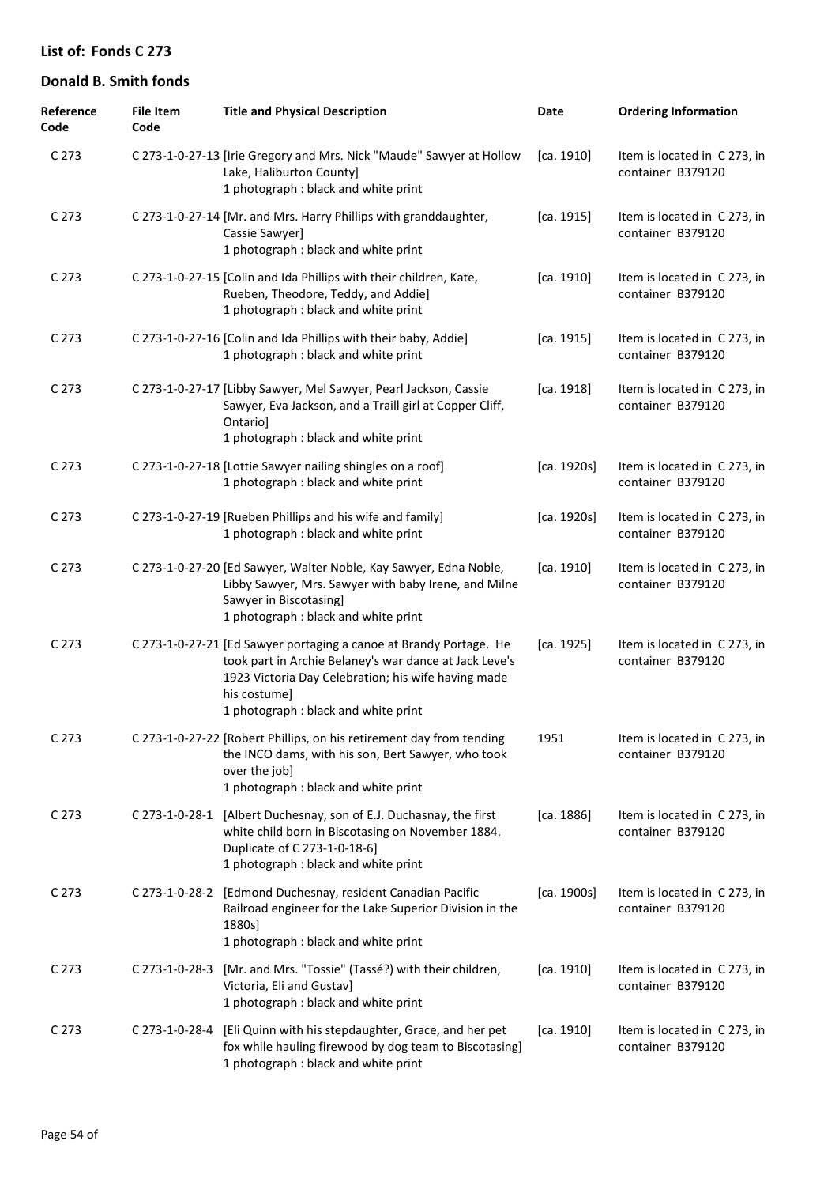## List of: Fonds C 273

## Donald B. Smith fonds

| Reference Code | File Item Code | Title and Physical Description | Date | Ordering Information |
|---|---|---|---|---|
| C 273 | C 273-1-0-27-13 | [Irie Gregory and Mrs. Nick "Maude" Sawyer at Hollow Lake, Haliburton County]<br>1 photograph : black and white print | [ca. 1910] | Item is located in C 273, in container B379120 |
| C 273 | C 273-1-0-27-14 | [Mr. and Mrs. Harry Phillips with granddaughter, Cassie Sawyer]<br>1 photograph : black and white print | [ca. 1915] | Item is located in C 273, in container B379120 |
| C 273 | C 273-1-0-27-15 | [Colin and Ida Phillips with their children, Kate, Rueben, Theodore, Teddy, and Addie]<br>1 photograph : black and white print | [ca. 1910] | Item is located in C 273, in container B379120 |
| C 273 | C 273-1-0-27-16 | [Colin and Ida Phillips with their baby, Addie]<br>1 photograph : black and white print | [ca. 1915] | Item is located in C 273, in container B379120 |
| C 273 | C 273-1-0-27-17 | [Libby Sawyer, Mel Sawyer, Pearl Jackson, Cassie Sawyer, Eva Jackson, and a Traill girl at Copper Cliff, Ontario]<br>1 photograph : black and white print | [ca. 1918] | Item is located in C 273, in container B379120 |
| C 273 | C 273-1-0-27-18 | [Lottie Sawyer nailing shingles on a roof]<br>1 photograph : black and white print | [ca. 1920s] | Item is located in C 273, in container B379120 |
| C 273 | C 273-1-0-27-19 | [Rueben Phillips and his wife and family]<br>1 photograph : black and white print | [ca. 1920s] | Item is located in C 273, in container B379120 |
| C 273 | C 273-1-0-27-20 | [Ed Sawyer, Walter Noble, Kay Sawyer, Edna Noble, Libby Sawyer, Mrs. Sawyer with baby Irene, and Milne Sawyer in Biscotasing]<br>1 photograph : black and white print | [ca. 1910] | Item is located in C 273, in container B379120 |
| C 273 | C 273-1-0-27-21 | [Ed Sawyer portaging a canoe at Brandy Portage. He took part in Archie Belaney's war dance at Jack Leve's 1923 Victoria Day Celebration; his wife having made his costume]<br>1 photograph : black and white print | [ca. 1925] | Item is located in C 273, in container B379120 |
| C 273 | C 273-1-0-27-22 | [Robert Phillips, on his retirement day from tending the INCO dams, with his son, Bert Sawyer, who took over the job]<br>1 photograph : black and white print | 1951 | Item is located in C 273, in container B379120 |
| C 273 | C 273-1-0-28-1 | [Albert Duchesnay, son of E.J. Duchasnay, the first white child born in Biscotasing on November 1884. Duplicate of C 273-1-0-18-6]<br>1 photograph : black and white print | [ca. 1886] | Item is located in C 273, in container B379120 |
| C 273 | C 273-1-0-28-2 | [Edmond Duchesnay, resident Canadian Pacific Railroad engineer for the Lake Superior Division in the 1880s]<br>1 photograph : black and white print | [ca. 1900s] | Item is located in C 273, in container B379120 |
| C 273 | C 273-1-0-28-3 | [Mr. and Mrs. "Tossie" (Tassé?) with their children, Victoria, Eli and Gustav]<br>1 photograph : black and white print | [ca. 1910] | Item is located in C 273, in container B379120 |
| C 273 | C 273-1-0-28-4 | [Eli Quinn with his stepdaughter, Grace, and her pet fox while hauling firewood by dog team to Biscotasing]<br>1 photograph : black and white print | [ca. 1910] | Item is located in C 273, in container B379120 |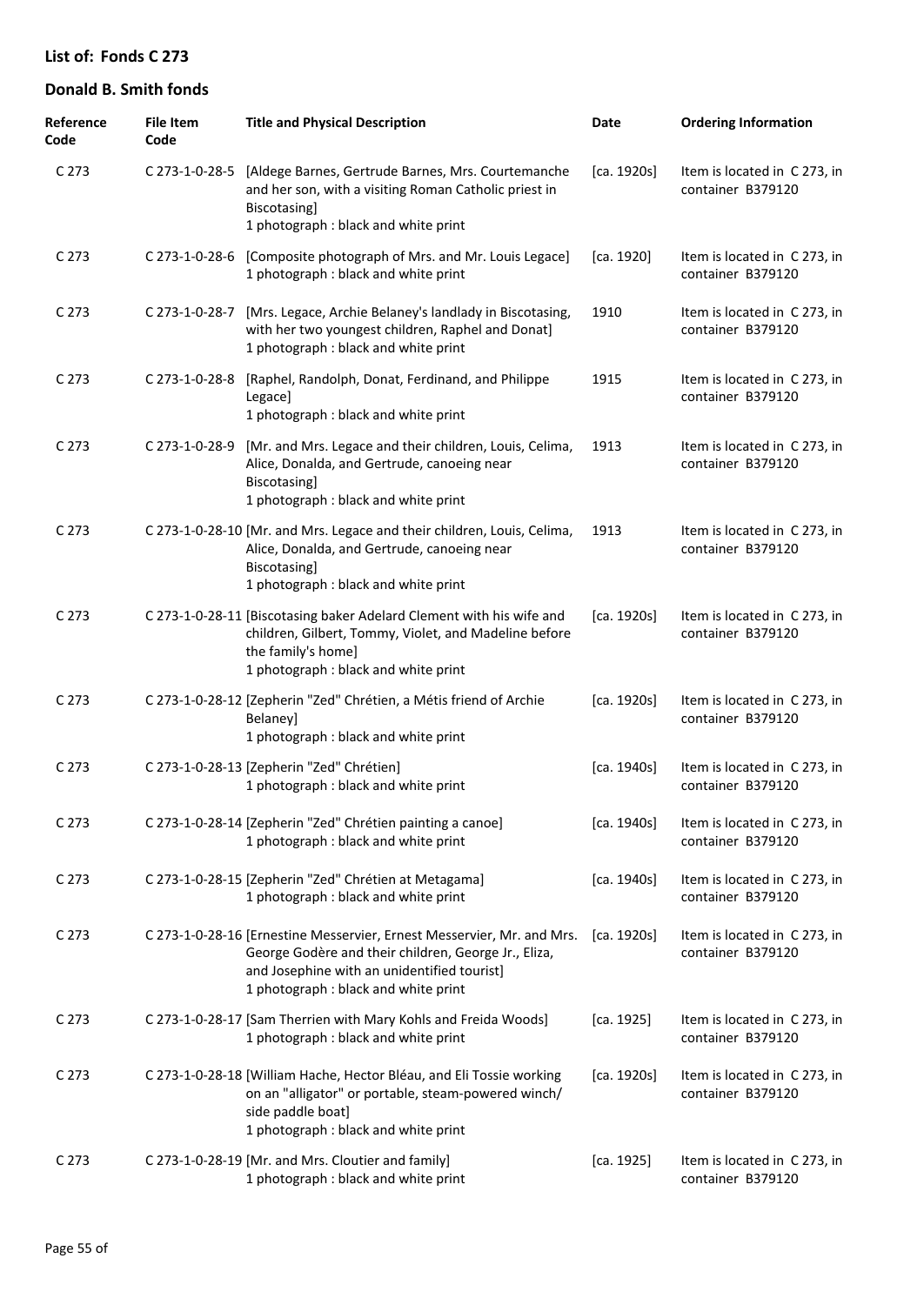## List of: Fonds C 273

## Donald B. Smith fonds

| Reference Code | File Item Code | Title and Physical Description | Date | Ordering Information |
|---|---|---|---|---|
| C 273 | C 273-1-0-28-5 | [Aldege Barnes, Gertrude Barnes, Mrs. Courtemanche and her son, with a visiting Roman Catholic priest in Biscotasing]<br>1 photograph : black and white print | [ca. 1920s] | Item is located in C 273, in container B379120 |
| C 273 | C 273-1-0-28-6 | [Composite photograph of Mrs. and Mr. Louis Legace]<br>1 photograph : black and white print | [ca. 1920] | Item is located in C 273, in container B379120 |
| C 273 | C 273-1-0-28-7 | [Mrs. Legace, Archie Belaney's landlady in Biscotasing, with her two youngest children, Raphel and Donat]<br>1 photograph : black and white print | 1910 | Item is located in C 273, in container B379120 |
| C 273 | C 273-1-0-28-8 | [Raphel, Randolph, Donat, Ferdinand, and Philippe Legace]<br>1 photograph : black and white print | 1915 | Item is located in C 273, in container B379120 |
| C 273 | C 273-1-0-28-9 | [Mr. and Mrs. Legace and their children, Louis, Celima, Alice, Donalda, and Gertrude, canoeing near Biscotasing]<br>1 photograph : black and white print | 1913 | Item is located in C 273, in container B379120 |
| C 273 | C 273-1-0-28-10 | [Mr. and Mrs. Legace and their children, Louis, Celima, Alice, Donalda, and Gertrude, canoeing near Biscotasing]<br>1 photograph : black and white print | 1913 | Item is located in C 273, in container B379120 |
| C 273 | C 273-1-0-28-11 | [Biscotasing baker Adelard Clement with his wife and children, Gilbert, Tommy, Violet, and Madeline before the family's home]<br>1 photograph : black and white print | [ca. 1920s] | Item is located in C 273, in container B379120 |
| C 273 | C 273-1-0-28-12 | [Zepherin "Zed" Chrétien, a Métis friend of Archie Belaney]<br>1 photograph : black and white print | [ca. 1920s] | Item is located in C 273, in container B379120 |
| C 273 | C 273-1-0-28-13 | [Zepherin "Zed" Chrétien]<br>1 photograph : black and white print | [ca. 1940s] | Item is located in C 273, in container B379120 |
| C 273 | C 273-1-0-28-14 | [Zepherin "Zed" Chrétien painting a canoe]<br>1 photograph : black and white print | [ca. 1940s] | Item is located in C 273, in container B379120 |
| C 273 | C 273-1-0-28-15 | [Zepherin "Zed" Chrétien at Metagama]<br>1 photograph : black and white print | [ca. 1940s] | Item is located in C 273, in container B379120 |
| C 273 | C 273-1-0-28-16 | [Ernestine Messervier, Ernest Messervier, Mr. and Mrs. George Godère and their children, George Jr., Eliza, and Josephine with an unidentified tourist]<br>1 photograph : black and white print | [ca. 1920s] | Item is located in C 273, in container B379120 |
| C 273 | C 273-1-0-28-17 | [Sam Therrien with Mary Kohls and Freida Woods]<br>1 photograph : black and white print | [ca. 1925] | Item is located in C 273, in container B379120 |
| C 273 | C 273-1-0-28-18 | [William Hache, Hector Bléau, and Eli Tossie working on an "alligator" or portable, steam-powered winch/ side paddle boat]<br>1 photograph : black and white print | [ca. 1920s] | Item is located in C 273, in container B379120 |
| C 273 | C 273-1-0-28-19 | [Mr. and Mrs. Cloutier and family]<br>1 photograph : black and white print | [ca. 1925] | Item is located in C 273, in container B379120 |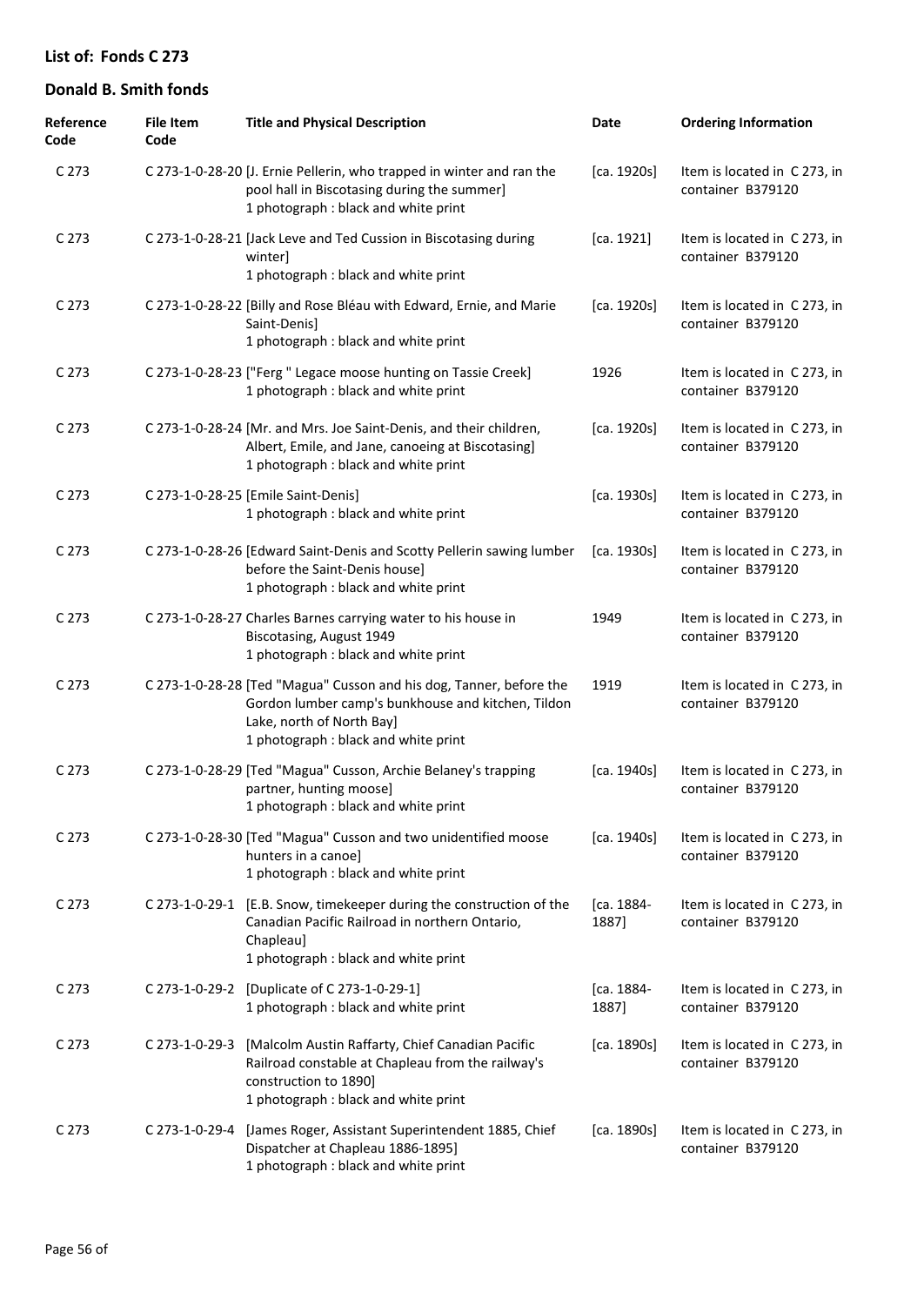## List of: Fonds C 273

## Donald B. Smith fonds

| Reference Code | File Item Code | Title and Physical Description | Date | Ordering Information |
|---|---|---|---|---|
| C 273 | C 273-1-0-28-20 | [J. Ernie Pellerin, who trapped in winter and ran the pool hall in Biscotasing during the summer]<br>1 photograph : black and white print | [ca. 1920s] | Item is located in C 273, in container B379120 |
| C 273 | C 273-1-0-28-21 | [Jack Leve and Ted Cussion in Biscotasing during winter]<br>1 photograph : black and white print | [ca. 1921] | Item is located in C 273, in container B379120 |
| C 273 | C 273-1-0-28-22 | [Billy and Rose Bléau with Edward, Ernie, and Marie Saint-Denis]<br>1 photograph : black and white print | [ca. 1920s] | Item is located in C 273, in container B379120 |
| C 273 | C 273-1-0-28-23 | ["Ferg " Legace moose hunting on Tassie Creek]<br>1 photograph : black and white print | 1926 | Item is located in C 273, in container B379120 |
| C 273 | C 273-1-0-28-24 | [Mr. and Mrs. Joe Saint-Denis, and their children, Albert, Emile, and Jane, canoeing at Biscotasing]<br>1 photograph : black and white print | [ca. 1920s] | Item is located in C 273, in container B379120 |
| C 273 | C 273-1-0-28-25 | [Emile Saint-Denis]<br>1 photograph : black and white print | [ca. 1930s] | Item is located in C 273, in container B379120 |
| C 273 | C 273-1-0-28-26 | [Edward Saint-Denis and Scotty Pellerin sawing lumber before the Saint-Denis house]<br>1 photograph : black and white print | [ca. 1930s] | Item is located in C 273, in container B379120 |
| C 273 | C 273-1-0-28-27 | Charles Barnes carrying water to his house in Biscotasing, August 1949<br>1 photograph : black and white print | 1949 | Item is located in C 273, in container B379120 |
| C 273 | C 273-1-0-28-28 | [Ted "Magua" Cusson and his dog, Tanner, before the Gordon lumber camp's bunkhouse and kitchen, Tildon Lake, north of North Bay]<br>1 photograph : black and white print | 1919 | Item is located in C 273, in container B379120 |
| C 273 | C 273-1-0-28-29 | [Ted "Magua" Cusson, Archie Belaney's trapping partner, hunting moose]<br>1 photograph : black and white print | [ca. 1940s] | Item is located in C 273, in container B379120 |
| C 273 | C 273-1-0-28-30 | [Ted "Magua" Cusson and two unidentified moose hunters in a canoe]<br>1 photograph : black and white print | [ca. 1940s] | Item is located in C 273, in container B379120 |
| C 273 | C 273-1-0-29-1 | [E.B. Snow, timekeeper during the construction of the Canadian Pacific Railroad in northern Ontario, Chapleau]<br>1 photograph : black and white print | [ca. 1884-1887] | Item is located in C 273, in container B379120 |
| C 273 | C 273-1-0-29-2 | [Duplicate of C 273-1-0-29-1]<br>1 photograph : black and white print | [ca. 1884-1887] | Item is located in C 273, in container B379120 |
| C 273 | C 273-1-0-29-3 | [Malcolm Austin Raffarty, Chief Canadian Pacific Railroad constable at Chapleau from the railway's construction to 1890]<br>1 photograph : black and white print | [ca. 1890s] | Item is located in C 273, in container B379120 |
| C 273 | C 273-1-0-29-4 | [James Roger, Assistant Superintendent 1885, Chief Dispatcher at Chapleau 1886-1895]<br>1 photograph : black and white print | [ca. 1890s] | Item is located in C 273, in container B379120 |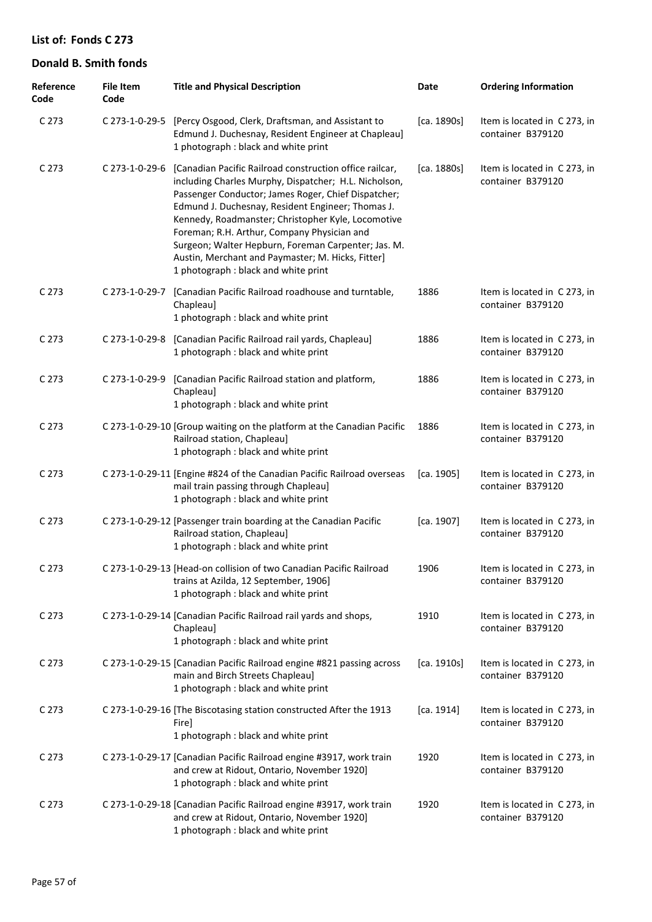## List of: Fonds C 273

## Donald B. Smith fonds

| Reference Code | File Item Code | Title and Physical Description | Date | Ordering Information |
|---|---|---|---|---|
| C 273 | C 273-1-0-29-5 | [Percy Osgood, Clerk, Draftsman, and Assistant to Edmund J. Duchesnay, Resident Engineer at Chapleau] 1 photograph : black and white print | [ca. 1890s] | Item is located in C 273, in container B379120 |
| C 273 | C 273-1-0-29-6 | [Canadian Pacific Railroad construction office railcar, including Charles Murphy, Dispatcher; H.L. Nicholson, Passenger Conductor; James Roger, Chief Dispatcher; Edmund J. Duchesnay, Resident Engineer; Thomas J. Kennedy, Roadmanster; Christopher Kyle, Locomotive Foreman; R.H. Arthur, Company Physician and Surgeon; Walter Hepburn, Foreman Carpenter; Jas. M. Austin, Merchant and Paymaster; M. Hicks, Fitter] 1 photograph : black and white print | [ca. 1880s] | Item is located in C 273, in container B379120 |
| C 273 | C 273-1-0-29-7 | [Canadian Pacific Railroad roadhouse and turntable, Chapleau] 1 photograph : black and white print | 1886 | Item is located in C 273, in container B379120 |
| C 273 | C 273-1-0-29-8 | [Canadian Pacific Railroad rail yards, Chapleau] 1 photograph : black and white print | 1886 | Item is located in C 273, in container B379120 |
| C 273 | C 273-1-0-29-9 | [Canadian Pacific Railroad station and platform, Chapleau] 1 photograph : black and white print | 1886 | Item is located in C 273, in container B379120 |
| C 273 | C 273-1-0-29-10 | [Group waiting on the platform at the Canadian Pacific Railroad station, Chapleau] 1 photograph : black and white print | 1886 | Item is located in C 273, in container B379120 |
| C 273 | C 273-1-0-29-11 | [Engine #824 of the Canadian Pacific Railroad overseas mail train passing through Chapleau] 1 photograph : black and white print | [ca. 1905] | Item is located in C 273, in container B379120 |
| C 273 | C 273-1-0-29-12 | [Passenger train boarding at the Canadian Pacific Railroad station, Chapleau] 1 photograph : black and white print | [ca. 1907] | Item is located in C 273, in container B379120 |
| C 273 | C 273-1-0-29-13 | [Head-on collision of two Canadian Pacific Railroad trains at Azilda, 12 September, 1906] 1 photograph : black and white print | 1906 | Item is located in C 273, in container B379120 |
| C 273 | C 273-1-0-29-14 | [Canadian Pacific Railroad rail yards and shops, Chapleau] 1 photograph : black and white print | 1910 | Item is located in C 273, in container B379120 |
| C 273 | C 273-1-0-29-15 | [Canadian Pacific Railroad engine #821 passing across main and Birch Streets Chapleau] 1 photograph : black and white print | [ca. 1910s] | Item is located in C 273, in container B379120 |
| C 273 | C 273-1-0-29-16 | [The Biscotasing station constructed After the 1913 Fire] 1 photograph : black and white print | [ca. 1914] | Item is located in C 273, in container B379120 |
| C 273 | C 273-1-0-29-17 | [Canadian Pacific Railroad engine #3917, work train and crew at Ridout, Ontario, November 1920] 1 photograph : black and white print | 1920 | Item is located in C 273, in container B379120 |
| C 273 | C 273-1-0-29-18 | [Canadian Pacific Railroad engine #3917, work train and crew at Ridout, Ontario, November 1920] 1 photograph : black and white print | 1920 | Item is located in C 273, in container B379120 |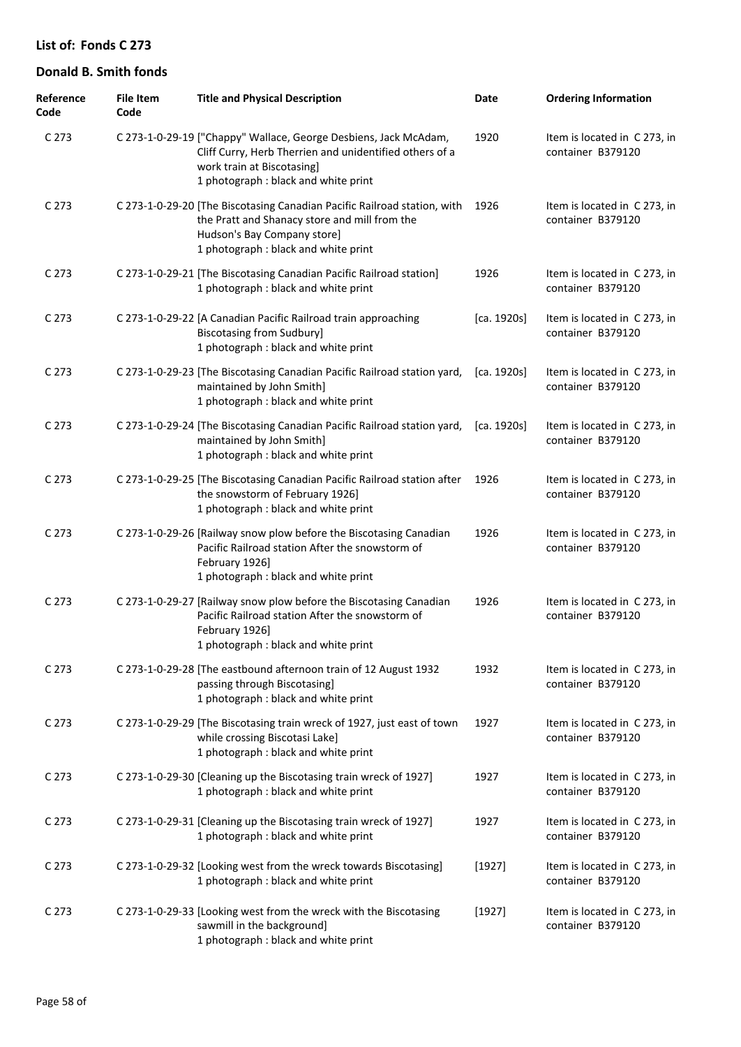## List of: Fonds C 273

## Donald B. Smith fonds

| Reference Code | File Item Code | Title and Physical Description | Date | Ordering Information |
|---|---|---|---|---|
| C 273 | C 273-1-0-29-19 | ["Chappy" Wallace, George Desbiens, Jack McAdam, Cliff Curry, Herb Therrien and unidentified others of a work train at Biscotasing] 1 photograph : black and white print | 1920 | Item is located in C 273, in container B379120 |
| C 273 | C 273-1-0-29-20 | [The Biscotasing Canadian Pacific Railroad station, with the Pratt and Shanacy store and mill from the Hudson's Bay Company store] 1 photograph : black and white print | 1926 | Item is located in C 273, in container B379120 |
| C 273 | C 273-1-0-29-21 | [The Biscotasing Canadian Pacific Railroad station] 1 photograph : black and white print | 1926 | Item is located in C 273, in container B379120 |
| C 273 | C 273-1-0-29-22 | [A Canadian Pacific Railroad train approaching Biscotasing from Sudbury] 1 photograph : black and white print | [ca. 1920s] | Item is located in C 273, in container B379120 |
| C 273 | C 273-1-0-29-23 | [The Biscotasing Canadian Pacific Railroad station yard, maintained by John Smith] 1 photograph : black and white print | [ca. 1920s] | Item is located in C 273, in container B379120 |
| C 273 | C 273-1-0-29-24 | [The Biscotasing Canadian Pacific Railroad station yard, maintained by John Smith] 1 photograph : black and white print | [ca. 1920s] | Item is located in C 273, in container B379120 |
| C 273 | C 273-1-0-29-25 | [The Biscotasing Canadian Pacific Railroad station after the snowstorm of February 1926] 1 photograph : black and white print | 1926 | Item is located in C 273, in container B379120 |
| C 273 | C 273-1-0-29-26 | [Railway snow plow before the Biscotasing Canadian Pacific Railroad station After the snowstorm of February 1926] 1 photograph : black and white print | 1926 | Item is located in C 273, in container B379120 |
| C 273 | C 273-1-0-29-27 | [Railway snow plow before the Biscotasing Canadian Pacific Railroad station After the snowstorm of February 1926] 1 photograph : black and white print | 1926 | Item is located in C 273, in container B379120 |
| C 273 | C 273-1-0-29-28 | [The eastbound afternoon train of 12 August 1932 passing through Biscotasing] 1 photograph : black and white print | 1932 | Item is located in C 273, in container B379120 |
| C 273 | C 273-1-0-29-29 | [The Biscotasing train wreck of 1927, just east of town while crossing Biscotasi Lake] 1 photograph : black and white print | 1927 | Item is located in C 273, in container B379120 |
| C 273 | C 273-1-0-29-30 | [Cleaning up the Biscotasing train wreck of 1927] 1 photograph : black and white print | 1927 | Item is located in C 273, in container B379120 |
| C 273 | C 273-1-0-29-31 | [Cleaning up the Biscotasing train wreck of 1927] 1 photograph : black and white print | 1927 | Item is located in C 273, in container B379120 |
| C 273 | C 273-1-0-29-32 | [Looking west from the wreck towards Biscotasing] 1 photograph : black and white print | [1927] | Item is located in C 273, in container B379120 |
| C 273 | C 273-1-0-29-33 | [Looking west from the wreck with the Biscotasing sawmill in the background] 1 photograph : black and white print | [1927] | Item is located in C 273, in container B379120 |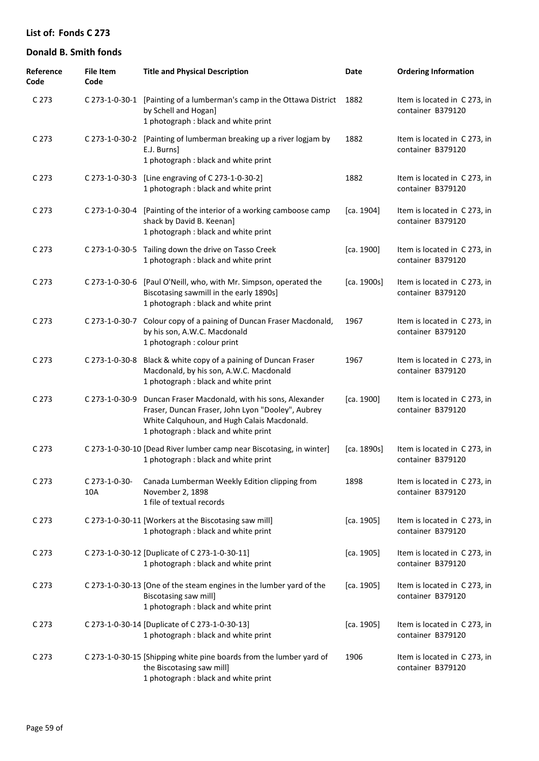## List of: Fonds C 273

## Donald B. Smith fonds

| Reference Code | File Item Code | Title and Physical Description | Date | Ordering Information |
|---|---|---|---|---|
| C 273 | C 273-1-0-30-1 | [Painting of a lumberman's camp in the Ottawa District by Schell and Hogan]<br>1 photograph : black and white print | 1882 | Item is located in C 273, in container B379120 |
| C 273 | C 273-1-0-30-2 | [Painting of lumberman breaking up a river logjam by E.J. Burns]<br>1 photograph : black and white print | 1882 | Item is located in C 273, in container B379120 |
| C 273 | C 273-1-0-30-3 | [Line engraving of C 273-1-0-30-2]<br>1 photograph : black and white print | 1882 | Item is located in C 273, in container B379120 |
| C 273 | C 273-1-0-30-4 | [Painting of the interior of a working camboose camp shack by David B. Keenan]<br>1 photograph : black and white print | [ca. 1904] | Item is located in C 273, in container B379120 |
| C 273 | C 273-1-0-30-5 | Tailing down the drive on Tasso Creek<br>1 photograph : black and white print | [ca. 1900] | Item is located in C 273, in container B379120 |
| C 273 | C 273-1-0-30-6 | [Paul O'Neill, who, with Mr. Simpson, operated the Biscotasing sawmill in the early 1890s]<br>1 photograph : black and white print | [ca. 1900s] | Item is located in C 273, in container B379120 |
| C 273 | C 273-1-0-30-7 | Colour copy of a paining of Duncan Fraser Macdonald, by his son, A.W.C. Macdonald<br>1 photograph : colour print | 1967 | Item is located in C 273, in container B379120 |
| C 273 | C 273-1-0-30-8 | Black & white copy of a paining of Duncan Fraser Macdonald, by his son, A.W.C. Macdonald<br>1 photograph : black and white print | 1967 | Item is located in C 273, in container B379120 |
| C 273 | C 273-1-0-30-9 | Duncan Fraser Macdonald, with his sons, Alexander Fraser, Duncan Fraser, John Lyon "Dooley", Aubrey White Calquhoun, and Hugh Calais Macdonald.<br>1 photograph : black and white print | [ca. 1900] | Item is located in C 273, in container B379120 |
| C 273 | C 273-1-0-30-10 | [Dead River lumber camp near Biscotasing, in winter]<br>1 photograph : black and white print | [ca. 1890s] | Item is located in C 273, in container B379120 |
| C 273 | C 273-1-0-30-10A | Canada Lumberman Weekly Edition clipping from November 2, 1898<br>1 file of textual records | 1898 | Item is located in C 273, in container B379120 |
| C 273 | C 273-1-0-30-11 | [Workers at the Biscotasing saw mill]<br>1 photograph : black and white print | [ca. 1905] | Item is located in C 273, in container B379120 |
| C 273 | C 273-1-0-30-12 | [Duplicate of C 273-1-0-30-11]<br>1 photograph : black and white print | [ca. 1905] | Item is located in C 273, in container B379120 |
| C 273 | C 273-1-0-30-13 | [One of the steam engines in the lumber yard of the Biscotasing saw mill]<br>1 photograph : black and white print | [ca. 1905] | Item is located in C 273, in container B379120 |
| C 273 | C 273-1-0-30-14 | [Duplicate of C 273-1-0-30-13]<br>1 photograph : black and white print | [ca. 1905] | Item is located in C 273, in container B379120 |
| C 273 | C 273-1-0-30-15 | [Shipping white pine boards from the lumber yard of the Biscotasing saw mill]<br>1 photograph : black and white print | 1906 | Item is located in C 273, in container B379120 |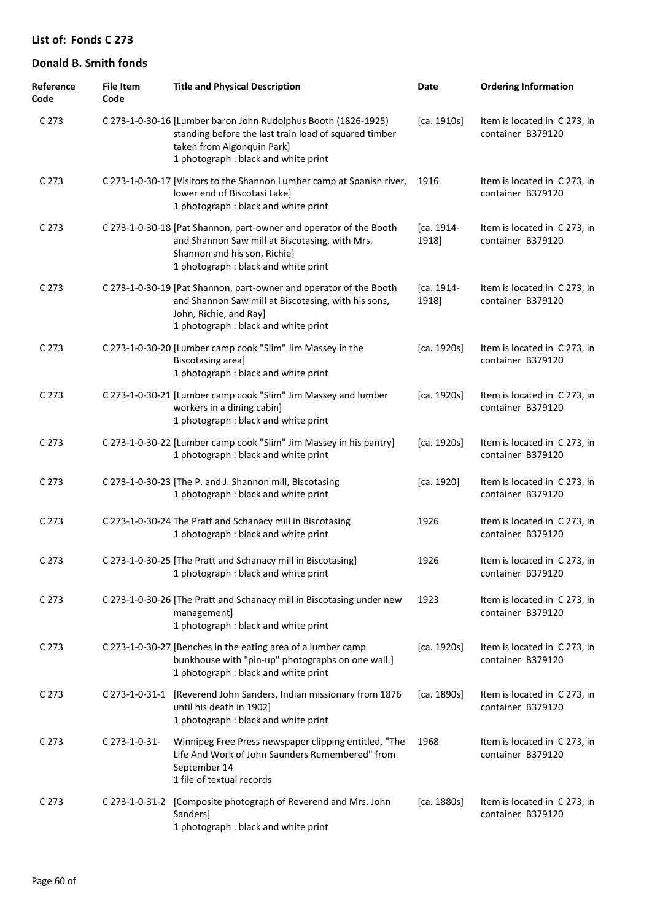## List of: Fonds C 273

## Donald B. Smith fonds

| Reference Code | File Item Code | Title and Physical Description | Date | Ordering Information |
|---|---|---|---|---|
| C 273 | C 273-1-0-30-16 | [Lumber baron John Rudolphus Booth (1826-1925) standing before the last train load of squared timber taken from Algonquin Park]<br>1 photograph : black and white print | [ca. 1910s] | Item is located in C 273, in container B379120 |
| C 273 | C 273-1-0-30-17 | [Visitors to the Shannon Lumber camp at Spanish river, lower end of Biscotasi Lake]<br>1 photograph : black and white print | 1916 | Item is located in C 273, in container B379120 |
| C 273 | C 273-1-0-30-18 | [Pat Shannon, part-owner and operator of the Booth and Shannon Saw mill at Biscotasing, with Mrs. Shannon and his son, Richie]<br>1 photograph : black and white print | [ca. 1914-1918] | Item is located in C 273, in container B379120 |
| C 273 | C 273-1-0-30-19 | [Pat Shannon, part-owner and operator of the Booth and Shannon Saw mill at Biscotasing, with his sons, John, Richie, and Ray]<br>1 photograph : black and white print | [ca. 1914-1918] | Item is located in C 273, in container B379120 |
| C 273 | C 273-1-0-30-20 | [Lumber camp cook "Slim" Jim Massey in the Biscotasing area]<br>1 photograph : black and white print | [ca. 1920s] | Item is located in C 273, in container B379120 |
| C 273 | C 273-1-0-30-21 | [Lumber camp cook "Slim" Jim Massey and lumber workers in a dining cabin]<br>1 photograph : black and white print | [ca. 1920s] | Item is located in C 273, in container B379120 |
| C 273 | C 273-1-0-30-22 | [Lumber camp cook "Slim" Jim Massey in his pantry]<br>1 photograph : black and white print | [ca. 1920s] | Item is located in C 273, in container B379120 |
| C 273 | C 273-1-0-30-23 | [The P. and J. Shannon mill, Biscotasing<br>1 photograph : black and white print | [ca. 1920] | Item is located in C 273, in container B379120 |
| C 273 | C 273-1-0-30-24 | The Pratt and Schanacy mill in Biscotasing<br>1 photograph : black and white print | 1926 | Item is located in C 273, in container B379120 |
| C 273 | C 273-1-0-30-25 | [The Pratt and Schanacy mill in Biscotasing]<br>1 photograph : black and white print | 1926 | Item is located in C 273, in container B379120 |
| C 273 | C 273-1-0-30-26 | [The Pratt and Schanacy mill in Biscotasing under new management]<br>1 photograph : black and white print | 1923 | Item is located in C 273, in container B379120 |
| C 273 | C 273-1-0-30-27 | [Benches in the eating area of a lumber camp bunkhouse with "pin-up" photographs on one wall.]<br>1 photograph : black and white print | [ca. 1920s] | Item is located in C 273, in container B379120 |
| C 273 | C 273-1-0-31-1 | [Reverend John Sanders, Indian missionary from 1876 until his death in 1902]<br>1 photograph : black and white print | [ca. 1890s] | Item is located in C 273, in container B379120 |
| C 273 | C 273-1-0-31- | Winnipeg Free Press newspaper clipping entitled, "The Life And Work of John Saunders Remembered" from September 14<br>1 file of textual records | 1968 | Item is located in C 273, in container B379120 |
| C 273 | C 273-1-0-31-2 | [Composite photograph of Reverend and Mrs. John Sanders]<br>1 photograph : black and white print | [ca. 1880s] | Item is located in C 273, in container B379120 |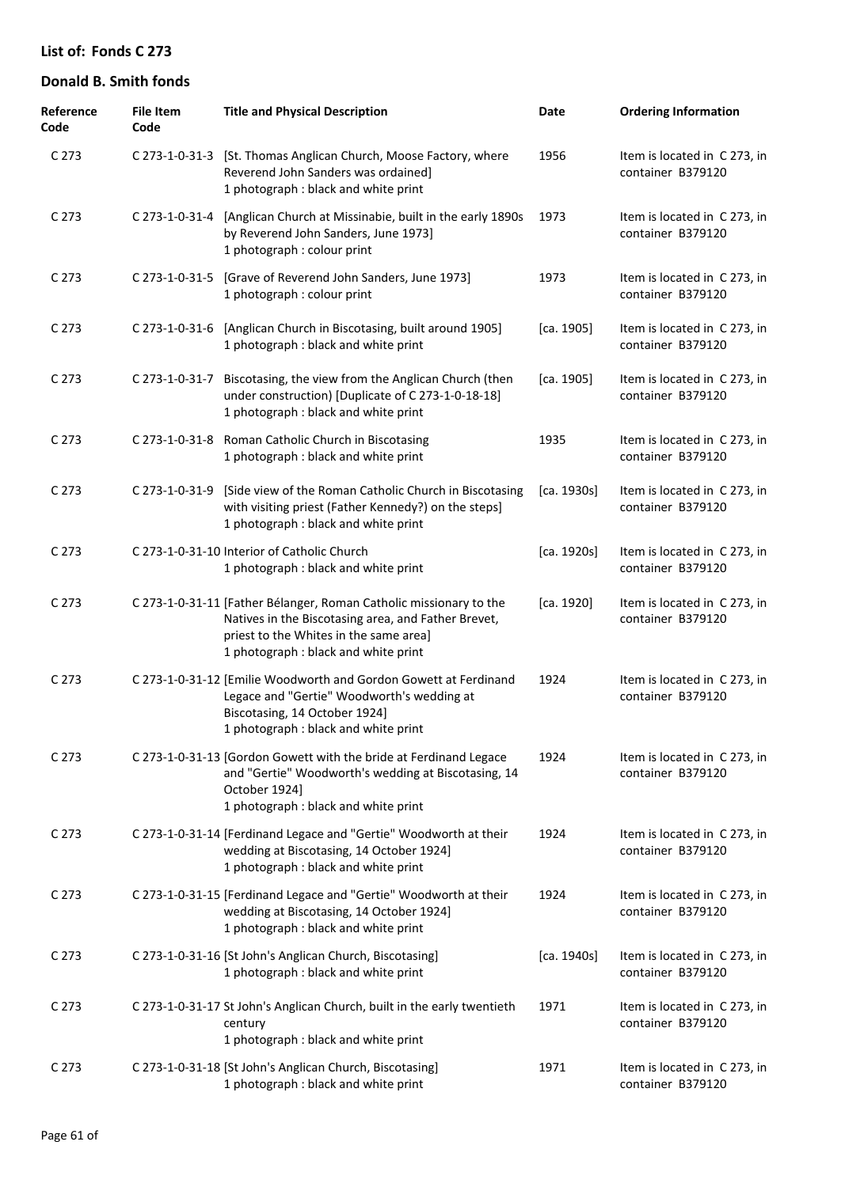## List of: Fonds C 273

## Donald B. Smith fonds

| Reference Code | File Item Code | Title and Physical Description | Date | Ordering Information |
|---|---|---|---|---|
| C 273 | C 273-1-0-31-3 | [St. Thomas Anglican Church, Moose Factory, where Reverend John Sanders was ordained]<br>1 photograph : black and white print | 1956 | Item is located in C 273, in container B379120 |
| C 273 | C 273-1-0-31-4 | [Anglican Church at Missinabie, built in the early 1890s by Reverend John Sanders, June 1973]<br>1 photograph : colour print | 1973 | Item is located in C 273, in container B379120 |
| C 273 | C 273-1-0-31-5 | [Grave of Reverend John Sanders, June 1973]<br>1 photograph : colour print | 1973 | Item is located in C 273, in container B379120 |
| C 273 | C 273-1-0-31-6 | [Anglican Church in Biscotasing, built around 1905]<br>1 photograph : black and white print | [ca. 1905] | Item is located in C 273, in container B379120 |
| C 273 | C 273-1-0-31-7 | Biscotasing, the view from the Anglican Church (then under construction) [Duplicate of C 273-1-0-18-18]<br>1 photograph : black and white print | [ca. 1905] | Item is located in C 273, in container B379120 |
| C 273 | C 273-1-0-31-8 | Roman Catholic Church in Biscotasing<br>1 photograph : black and white print | 1935 | Item is located in C 273, in container B379120 |
| C 273 | C 273-1-0-31-9 | [Side view of the Roman Catholic Church in Biscotasing with visiting priest (Father Kennedy?) on the steps]<br>1 photograph : black and white print | [ca. 1930s] | Item is located in C 273, in container B379120 |
| C 273 | C 273-1-0-31-10 | Interior of Catholic Church<br>1 photograph : black and white print | [ca. 1920s] | Item is located in C 273, in container B379120 |
| C 273 | C 273-1-0-31-11 | [Father Bélanger, Roman Catholic missionary to the Natives in the Biscotasing area, and Father Brevet, priest to the Whites in the same area]<br>1 photograph : black and white print | [ca. 1920] | Item is located in C 273, in container B379120 |
| C 273 | C 273-1-0-31-12 | [Emilie Woodworth and Gordon Gowett at Ferdinand Legace and "Gertie" Woodworth's wedding at Biscotasing, 14 October 1924]<br>1 photograph : black and white print | 1924 | Item is located in C 273, in container B379120 |
| C 273 | C 273-1-0-31-13 | [Gordon Gowett with the bride at Ferdinand Legace and "Gertie" Woodworth's wedding at Biscotasing, 14 October 1924]<br>1 photograph : black and white print | 1924 | Item is located in C 273, in container B379120 |
| C 273 | C 273-1-0-31-14 | [Ferdinand Legace and "Gertie" Woodworth at their wedding at Biscotasing, 14 October 1924]<br>1 photograph : black and white print | 1924 | Item is located in C 273, in container B379120 |
| C 273 | C 273-1-0-31-15 | [Ferdinand Legace and "Gertie" Woodworth at their wedding at Biscotasing, 14 October 1924]<br>1 photograph : black and white print | 1924 | Item is located in C 273, in container B379120 |
| C 273 | C 273-1-0-31-16 | [St John's Anglican Church, Biscotasing]<br>1 photograph : black and white print | [ca. 1940s] | Item is located in C 273, in container B379120 |
| C 273 | C 273-1-0-31-17 | St John's Anglican Church, built in the early twentieth century<br>1 photograph : black and white print | 1971 | Item is located in C 273, in container B379120 |
| C 273 | C 273-1-0-31-18 | [St John's Anglican Church, Biscotasing]<br>1 photograph : black and white print | 1971 | Item is located in C 273, in container B379120 |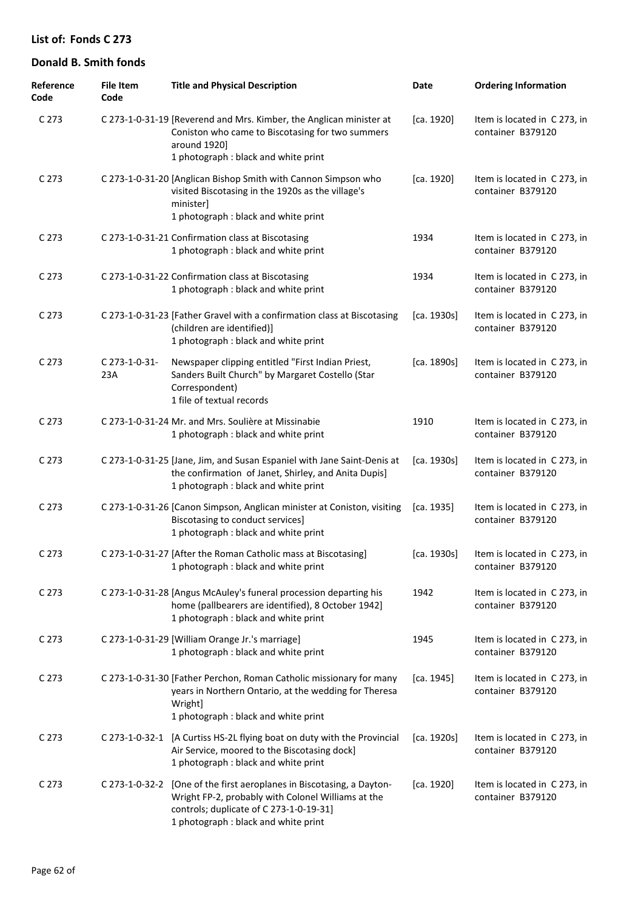## List of: Fonds C 273

## Donald B. Smith fonds

| Reference Code | File Item Code | Title and Physical Description | Date | Ordering Information |
|---|---|---|---|---|
| C 273 | C 273-1-0-31-19 | [Reverend and Mrs. Kimber, the Anglican minister at Coniston who came to Biscotasing for two summers around 1920]<br>1 photograph : black and white print | [ca. 1920] | Item is located in C 273, in container B379120 |
| C 273 | C 273-1-0-31-20 | [Anglican Bishop Smith with Cannon Simpson who visited Biscotasing in the 1920s as the village's minister]<br>1 photograph : black and white print | [ca. 1920] | Item is located in C 273, in container B379120 |
| C 273 | C 273-1-0-31-21 | Confirmation class at Biscotasing<br>1 photograph : black and white print | 1934 | Item is located in C 273, in container B379120 |
| C 273 | C 273-1-0-31-22 | Confirmation class at Biscotasing<br>1 photograph : black and white print | 1934 | Item is located in C 273, in container B379120 |
| C 273 | C 273-1-0-31-23 | [Father Gravel with a confirmation class at Biscotasing (children are identified)]<br>1 photograph : black and white print | [ca. 1930s] | Item is located in C 273, in container B379120 |
| C 273 | C 273-1-0-31-23A | Newspaper clipping entitled "First Indian Priest, Sanders Built Church" by Margaret Costello (Star Correspondent)<br>1 file of textual records | [ca. 1890s] | Item is located in C 273, in container B379120 |
| C 273 | C 273-1-0-31-24 | Mr. and Mrs. Soulière at Missinabie<br>1 photograph : black and white print | 1910 | Item is located in C 273, in container B379120 |
| C 273 | C 273-1-0-31-25 | [Jane, Jim, and Susan Espaniel with Jane Saint-Denis at the confirmation of Janet, Shirley, and Anita Dupis]<br>1 photograph : black and white print | [ca. 1930s] | Item is located in C 273, in container B379120 |
| C 273 | C 273-1-0-31-26 | [Canon Simpson, Anglican minister at Coniston, visiting Biscotasing to conduct services]<br>1 photograph : black and white print | [ca. 1935] | Item is located in C 273, in container B379120 |
| C 273 | C 273-1-0-31-27 | [After the Roman Catholic mass at Biscotasing]<br>1 photograph : black and white print | [ca. 1930s] | Item is located in C 273, in container B379120 |
| C 273 | C 273-1-0-31-28 | [Angus McAuley's funeral procession departing his home (pallbearers are identified), 8 October 1942]<br>1 photograph : black and white print | 1942 | Item is located in C 273, in container B379120 |
| C 273 | C 273-1-0-31-29 | [William Orange Jr.'s marriage]<br>1 photograph : black and white print | 1945 | Item is located in C 273, in container B379120 |
| C 273 | C 273-1-0-31-30 | [Father Perchon, Roman Catholic missionary for many years in Northern Ontario, at the wedding for Theresa Wright]<br>1 photograph : black and white print | [ca. 1945] | Item is located in C 273, in container B379120 |
| C 273 | C 273-1-0-32-1 | [A Curtiss HS-2L flying boat on duty with the Provincial Air Service, moored to the Biscotasing dock]<br>1 photograph : black and white print | [ca. 1920s] | Item is located in C 273, in container B379120 |
| C 273 | C 273-1-0-32-2 | [One of the first aeroplanes in Biscotasing, a Dayton-Wright FP-2, probably with Colonel Williams at the controls; duplicate of C 273-1-0-19-31]<br>1 photograph : black and white print | [ca. 1920] | Item is located in C 273, in container B379120 |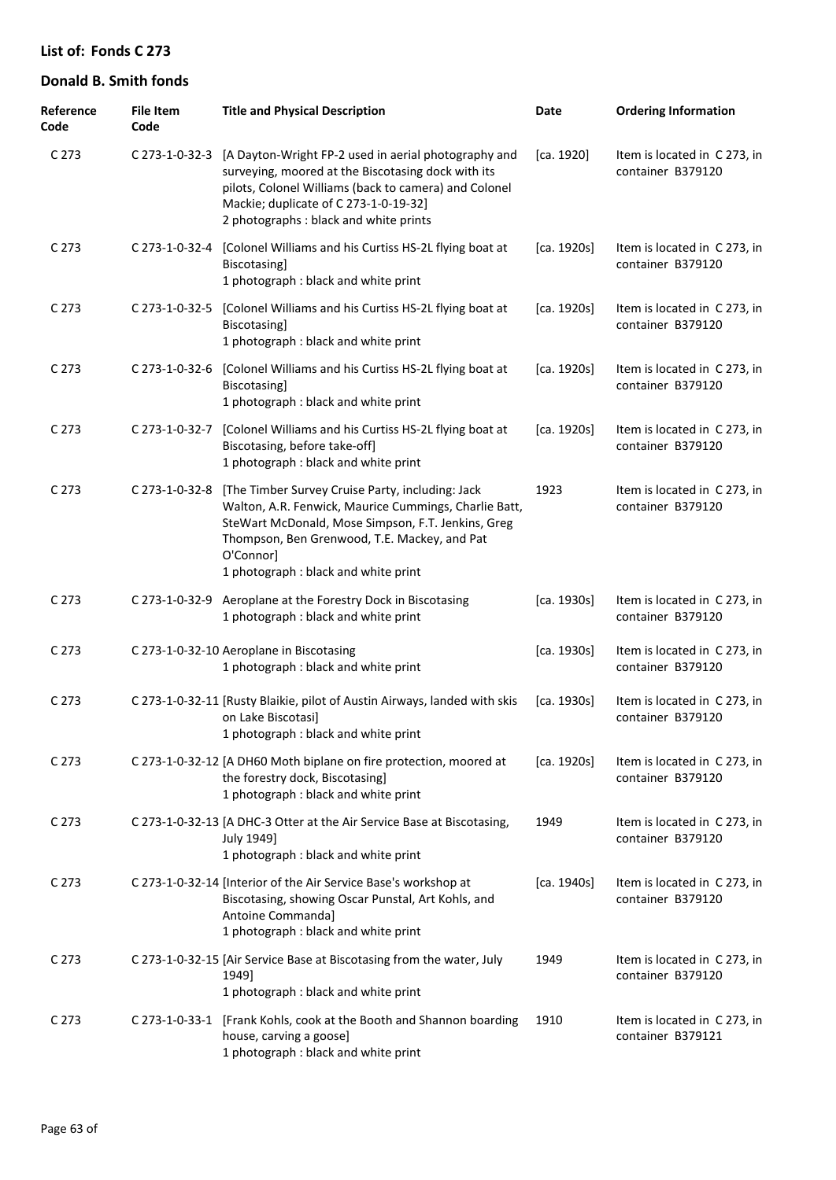## List of: Fonds C 273

## Donald B. Smith fonds

| Reference Code | File Item Code | Title and Physical Description | Date | Ordering Information |
|---|---|---|---|---|
| C 273 | C 273-1-0-32-3 | [A Dayton-Wright FP-2 used in aerial photography and surveying, moored at the Biscotasing dock with its pilots, Colonel Williams (back to camera) and Colonel Mackie; duplicate of C 273-1-0-19-32]<br>2 photographs : black and white prints | [ca. 1920] | Item is located in C 273, in container B379120 |
| C 273 | C 273-1-0-32-4 | [Colonel Williams and his Curtiss HS-2L flying boat at Biscotasing]<br>1 photograph : black and white print | [ca. 1920s] | Item is located in C 273, in container B379120 |
| C 273 | C 273-1-0-32-5 | [Colonel Williams and his Curtiss HS-2L flying boat at Biscotasing]<br>1 photograph : black and white print | [ca. 1920s] | Item is located in C 273, in container B379120 |
| C 273 | C 273-1-0-32-6 | [Colonel Williams and his Curtiss HS-2L flying boat at Biscotasing]<br>1 photograph : black and white print | [ca. 1920s] | Item is located in C 273, in container B379120 |
| C 273 | C 273-1-0-32-7 | [Colonel Williams and his Curtiss HS-2L flying boat at Biscotasing, before take-off]<br>1 photograph : black and white print | [ca. 1920s] | Item is located in C 273, in container B379120 |
| C 273 | C 273-1-0-32-8 | [The Timber Survey Cruise Party, including: Jack Walton, A.R. Fenwick, Maurice Cummings, Charlie Batt, SteWart McDonald, Mose Simpson, F.T. Jenkins, Greg Thompson, Ben Grenwood, T.E. Mackey, and Pat O'Connor]<br>1 photograph : black and white print | 1923 | Item is located in C 273, in container B379120 |
| C 273 | C 273-1-0-32-9 | Aeroplane at the Forestry Dock in Biscotasing<br>1 photograph : black and white print | [ca. 1930s] | Item is located in C 273, in container B379120 |
| C 273 | C 273-1-0-32-10 | Aeroplane in Biscotasing<br>1 photograph : black and white print | [ca. 1930s] | Item is located in C 273, in container B379120 |
| C 273 | C 273-1-0-32-11 | [Rusty Blaikie, pilot of Austin Airways, landed with skis on Lake Biscotasi]<br>1 photograph : black and white print | [ca. 1930s] | Item is located in C 273, in container B379120 |
| C 273 | C 273-1-0-32-12 | [A DH60 Moth biplane on fire protection, moored at the forestry dock, Biscotasing]<br>1 photograph : black and white print | [ca. 1920s] | Item is located in C 273, in container B379120 |
| C 273 | C 273-1-0-32-13 | [A DHC-3 Otter at the Air Service Base at Biscotasing, July 1949]<br>1 photograph : black and white print | 1949 | Item is located in C 273, in container B379120 |
| C 273 | C 273-1-0-32-14 | [Interior of the Air Service Base's workshop at Biscotasing, showing Oscar Punstal, Art Kohls, and Antoine Commanda]<br>1 photograph : black and white print | [ca. 1940s] | Item is located in C 273, in container B379120 |
| C 273 | C 273-1-0-32-15 | [Air Service Base at Biscotasing from the water, July 1949]<br>1 photograph : black and white print | 1949 | Item is located in C 273, in container B379120 |
| C 273 | C 273-1-0-33-1 | [Frank Kohls, cook at the Booth and Shannon boarding house, carving a goose]<br>1 photograph : black and white print | 1910 | Item is located in C 273, in container B379121 |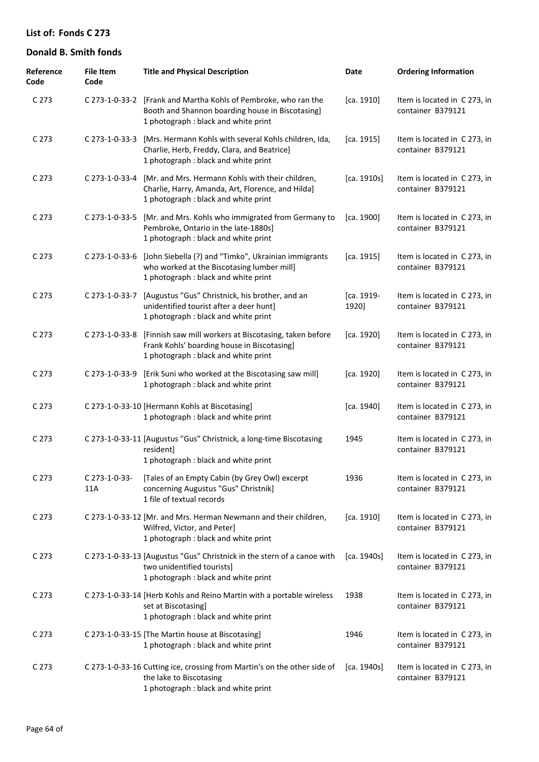## List of: Fonds C 273

## Donald B. Smith fonds

| Reference Code | File Item Code | Title and Physical Description | Date | Ordering Information |
|---|---|---|---|---|
| C 273 | C 273-1-0-33-2 | [Frank and Martha Kohls of Pembroke, who ran the Booth and Shannon boarding house in Biscotasing] 1 photograph : black and white print | [ca. 1910] | Item is located in C 273, in container B379121 |
| C 273 | C 273-1-0-33-3 | [Mrs. Hermann Kohls with several Kohls children, Ida, Charlie, Herb, Freddy, Clara, and Beatrice] 1 photograph : black and white print | [ca. 1915] | Item is located in C 273, in container B379121 |
| C 273 | C 273-1-0-33-4 | [Mr. and Mrs. Hermann Kohls with their children, Charlie, Harry, Amanda, Art, Florence, and Hilda] 1 photograph : black and white print | [ca. 1910s] | Item is located in C 273, in container B379121 |
| C 273 | C 273-1-0-33-5 | [Mr. and Mrs. Kohls who immigrated from Germany to Pembroke, Ontario in the late-1880s] 1 photograph : black and white print | [ca. 1900] | Item is located in C 273, in container B379121 |
| C 273 | C 273-1-0-33-6 | [John Siebella (?) and "Timko", Ukrainian immigrants who worked at the Biscotasing lumber mill] 1 photograph : black and white print | [ca. 1915] | Item is located in C 273, in container B379121 |
| C 273 | C 273-1-0-33-7 | [Augustus "Gus" Christnick, his brother, and an unidentified tourist after a deer hunt] 1 photograph : black and white print | [ca. 1919-1920] | Item is located in C 273, in container B379121 |
| C 273 | C 273-1-0-33-8 | [Finnish saw mill workers at Biscotasing, taken before Frank Kohls' boarding house in Biscotasing] 1 photograph : black and white print | [ca. 1920] | Item is located in C 273, in container B379121 |
| C 273 | C 273-1-0-33-9 | [Erik Suni who worked at the Biscotasing saw mill] 1 photograph : black and white print | [ca. 1920] | Item is located in C 273, in container B379121 |
| C 273 | C 273-1-0-33-10 | [Hermann Kohls at Biscotasing] 1 photograph : black and white print | [ca. 1940] | Item is located in C 273, in container B379121 |
| C 273 | C 273-1-0-33-11 | [Augustus "Gus" Christnick, a long-time Biscotasing resident] 1 photograph : black and white print | 1945 | Item is located in C 273, in container B379121 |
| C 273 | C 273-1-0-33-11A | [Tales of an Empty Cabin (by Grey Owl) excerpt concerning Augustus "Gus" Christnik] 1 file of textual records | 1936 | Item is located in C 273, in container B379121 |
| C 273 | C 273-1-0-33-12 | [Mr. and Mrs. Herman Newmann and their children, Wilfred, Victor, and Peter] 1 photograph : black and white print | [ca. 1910] | Item is located in C 273, in container B379121 |
| C 273 | C 273-1-0-33-13 | [Augustus "Gus" Christnick in the stern of a canoe with two unidentified tourists] 1 photograph : black and white print | [ca. 1940s] | Item is located in C 273, in container B379121 |
| C 273 | C 273-1-0-33-14 | [Herb Kohls and Reino Martin with a portable wireless set at Biscotasing] 1 photograph : black and white print | 1938 | Item is located in C 273, in container B379121 |
| C 273 | C 273-1-0-33-15 | [The Martin house at Biscotasing] 1 photograph : black and white print | 1946 | Item is located in C 273, in container B379121 |
| C 273 | C 273-1-0-33-16 | Cutting ice, crossing from Martin's on the other side of the lake to Biscotasing 1 photograph : black and white print | [ca. 1940s] | Item is located in C 273, in container B379121 |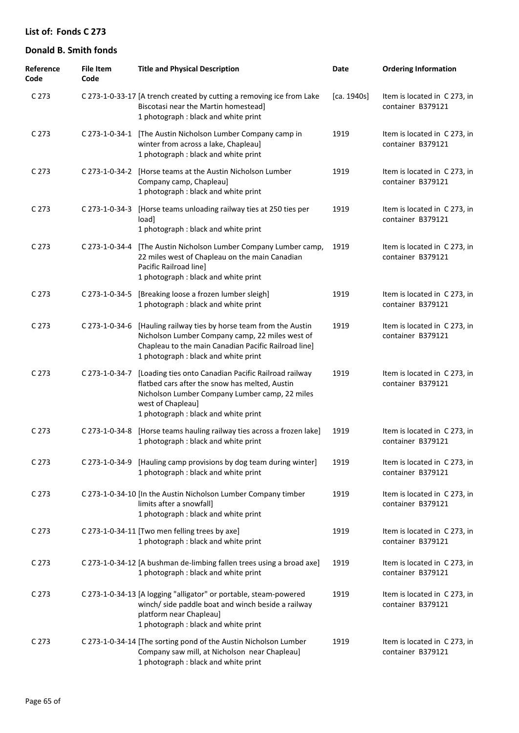## List of: Fonds C 273

## Donald B. Smith fonds

| Reference Code | File Item Code | Title and Physical Description | Date | Ordering Information |
|---|---|---|---|---|
| C 273 | C 273-1-0-33-17 | [A trench created by cutting a removing ice from Lake Biscotasi near the Martin homestead] 1 photograph : black and white print | [ca. 1940s] | Item is located in C 273, in container B379121 |
| C 273 | C 273-1-0-34-1 | [The Austin Nicholson Lumber Company camp in winter from across a lake, Chapleau] 1 photograph : black and white print | 1919 | Item is located in C 273, in container B379121 |
| C 273 | C 273-1-0-34-2 | [Horse teams at the Austin Nicholson Lumber Company camp, Chapleau] 1 photograph : black and white print | 1919 | Item is located in C 273, in container B379121 |
| C 273 | C 273-1-0-34-3 | [Horse teams unloading railway ties at 250 ties per load] 1 photograph : black and white print | 1919 | Item is located in C 273, in container B379121 |
| C 273 | C 273-1-0-34-4 | [The Austin Nicholson Lumber Company Lumber camp, 22 miles west of Chapleau on the main Canadian Pacific Railroad line] 1 photograph : black and white print | 1919 | Item is located in C 273, in container B379121 |
| C 273 | C 273-1-0-34-5 | [Breaking loose a frozen lumber sleigh] 1 photograph : black and white print | 1919 | Item is located in C 273, in container B379121 |
| C 273 | C 273-1-0-34-6 | [Hauling railway ties by horse team from the Austin Nicholson Lumber Company camp, 22 miles west of Chapleau to the main Canadian Pacific Railroad line] 1 photograph : black and white print | 1919 | Item is located in C 273, in container B379121 |
| C 273 | C 273-1-0-34-7 | [Loading ties onto Canadian Pacific Railroad railway flatbed cars after the snow has melted, Austin Nicholson Lumber Company Lumber camp, 22 miles west of Chapleau] 1 photograph : black and white print | 1919 | Item is located in C 273, in container B379121 |
| C 273 | C 273-1-0-34-8 | [Horse teams hauling railway ties across a frozen lake] 1 photograph : black and white print | 1919 | Item is located in C 273, in container B379121 |
| C 273 | C 273-1-0-34-9 | [Hauling camp provisions by dog team during winter] 1 photograph : black and white print | 1919 | Item is located in C 273, in container B379121 |
| C 273 | C 273-1-0-34-10 | [In the Austin Nicholson Lumber Company timber limits after a snowfall] 1 photograph : black and white print | 1919 | Item is located in C 273, in container B379121 |
| C 273 | C 273-1-0-34-11 | [Two men felling trees by axe] 1 photograph : black and white print | 1919 | Item is located in C 273, in container B379121 |
| C 273 | C 273-1-0-34-12 | [A bushman de-limbing fallen trees using a broad axe] 1 photograph : black and white print | 1919 | Item is located in C 273, in container B379121 |
| C 273 | C 273-1-0-34-13 | [A logging "alligator" or portable, steam-powered winch/ side paddle boat and winch beside a railway platform near Chapleau] 1 photograph : black and white print | 1919 | Item is located in C 273, in container B379121 |
| C 273 | C 273-1-0-34-14 | [The sorting pond of the Austin Nicholson Lumber Company saw mill, at Nicholson near Chapleau] 1 photograph : black and white print | 1919 | Item is located in C 273, in container B379121 |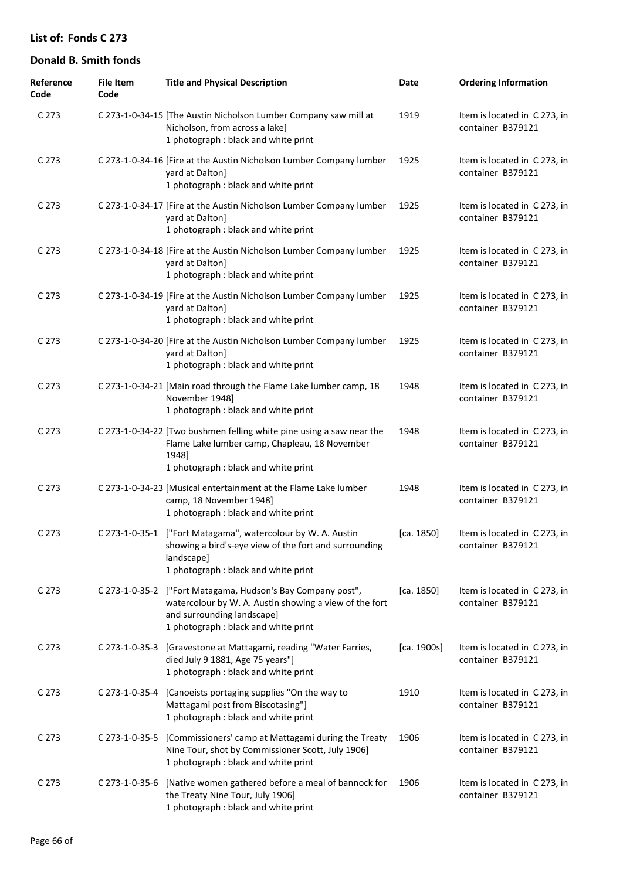## List of: Fonds C 273

## Donald B. Smith fonds

| Reference Code | File Item Code | Title and Physical Description | Date | Ordering Information |
|---|---|---|---|---|
| C 273 | C 273-1-0-34-15 | [The Austin Nicholson Lumber Company saw mill at Nicholson, from across a lake]<br>1 photograph : black and white print | 1919 | Item is located in C 273, in container B379121 |
| C 273 | C 273-1-0-34-16 | [Fire at the Austin Nicholson Lumber Company lumber yard at Dalton]<br>1 photograph : black and white print | 1925 | Item is located in C 273, in container B379121 |
| C 273 | C 273-1-0-34-17 | [Fire at the Austin Nicholson Lumber Company lumber yard at Dalton]<br>1 photograph : black and white print | 1925 | Item is located in C 273, in container B379121 |
| C 273 | C 273-1-0-34-18 | [Fire at the Austin Nicholson Lumber Company lumber yard at Dalton]<br>1 photograph : black and white print | 1925 | Item is located in C 273, in container B379121 |
| C 273 | C 273-1-0-34-19 | [Fire at the Austin Nicholson Lumber Company lumber yard at Dalton]<br>1 photograph : black and white print | 1925 | Item is located in C 273, in container B379121 |
| C 273 | C 273-1-0-34-20 | [Fire at the Austin Nicholson Lumber Company lumber yard at Dalton]<br>1 photograph : black and white print | 1925 | Item is located in C 273, in container B379121 |
| C 273 | C 273-1-0-34-21 | [Main road through the Flame Lake lumber camp, 18 November 1948]<br>1 photograph : black and white print | 1948 | Item is located in C 273, in container B379121 |
| C 273 | C 273-1-0-34-22 | [Two bushmen felling white pine using a saw near the Flame Lake lumber camp, Chapleau, 18 November 1948]<br>1 photograph : black and white print | 1948 | Item is located in C 273, in container B379121 |
| C 273 | C 273-1-0-34-23 | [Musical entertainment at the Flame Lake lumber camp, 18 November 1948]<br>1 photograph : black and white print | 1948 | Item is located in C 273, in container B379121 |
| C 273 | C 273-1-0-35-1 | ["Fort Matagama", watercolour by W. A. Austin showing a bird's-eye view of the fort and surrounding landscape]<br>1 photograph : black and white print | [ca. 1850] | Item is located in C 273, in container B379121 |
| C 273 | C 273-1-0-35-2 | ["Fort Matagama, Hudson's Bay Company post", watercolour by W. A. Austin showing a view of the fort and surrounding landscape]<br>1 photograph : black and white print | [ca. 1850] | Item is located in C 273, in container B379121 |
| C 273 | C 273-1-0-35-3 | [Gravestone at Mattagami, reading "Water Farries, died July 9 1881, Age 75 years"]<br>1 photograph : black and white print | [ca. 1900s] | Item is located in C 273, in container B379121 |
| C 273 | C 273-1-0-35-4 | [Canoeists portaging supplies "On the way to Mattagami post from Biscotasing"]<br>1 photograph : black and white print | 1910 | Item is located in C 273, in container B379121 |
| C 273 | C 273-1-0-35-5 | [Commissioners' camp at Mattagami during the Treaty Nine Tour, shot by Commissioner Scott, July 1906]<br>1 photograph : black and white print | 1906 | Item is located in C 273, in container B379121 |
| C 273 | C 273-1-0-35-6 | [Native women gathered before a meal of bannock for the Treaty Nine Tour, July 1906]<br>1 photograph : black and white print | 1906 | Item is located in C 273, in container B379121 |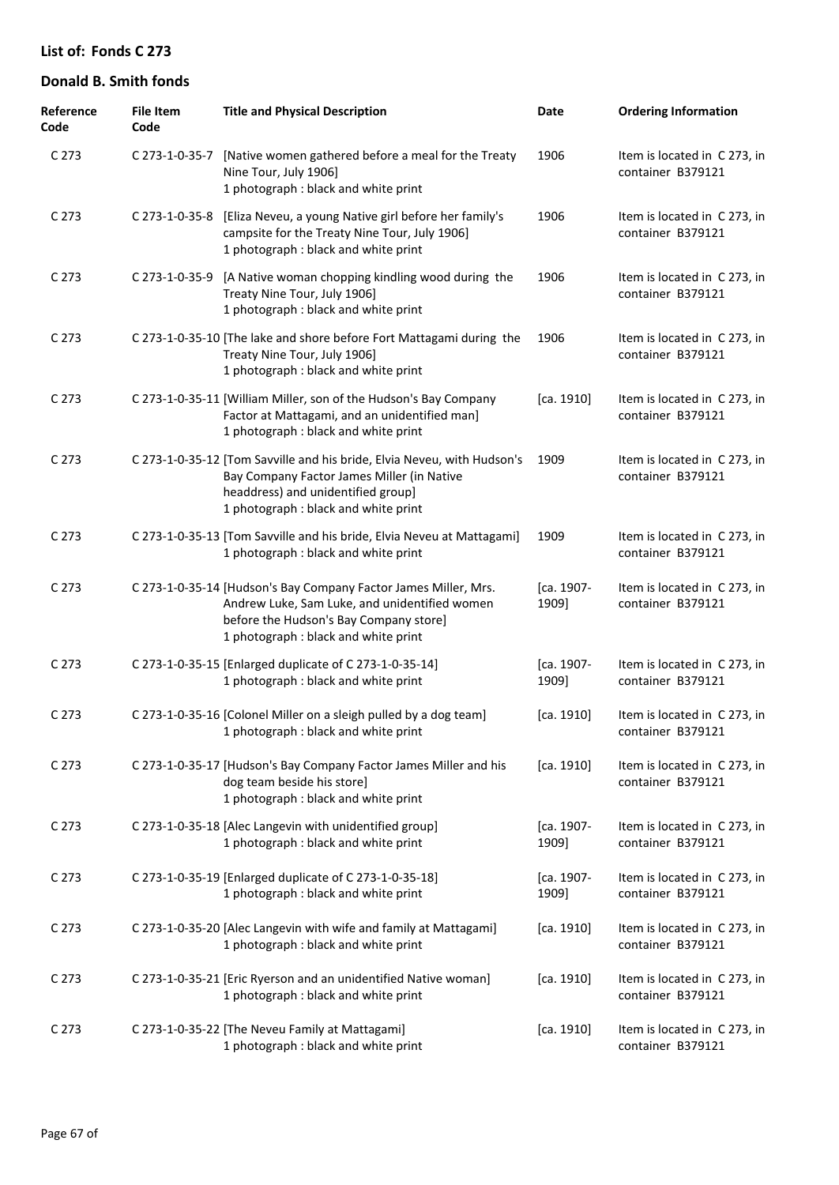## List of: Fonds C 273

## Donald B. Smith fonds

| Reference Code | File Item Code | Title and Physical Description | Date | Ordering Information |
|---|---|---|---|---|
| C 273 | C 273-1-0-35-7 | [Native women gathered before a meal for the Treaty Nine Tour, July 1906]<br>1 photograph : black and white print | 1906 | Item is located in C 273, in container B379121 |
| C 273 | C 273-1-0-35-8 | [Eliza Neveu, a young Native girl before her family's campsite for the Treaty Nine Tour, July 1906]<br>1 photograph : black and white print | 1906 | Item is located in C 273, in container B379121 |
| C 273 | C 273-1-0-35-9 | [A Native woman chopping kindling wood during the Treaty Nine Tour, July 1906]<br>1 photograph : black and white print | 1906 | Item is located in C 273, in container B379121 |
| C 273 | C 273-1-0-35-10 | [The lake and shore before Fort Mattagami during the Treaty Nine Tour, July 1906]<br>1 photograph : black and white print | 1906 | Item is located in C 273, in container B379121 |
| C 273 | C 273-1-0-35-11 | [William Miller, son of the Hudson's Bay Company Factor at Mattagami, and an unidentified man]<br>1 photograph : black and white print | [ca. 1910] | Item is located in C 273, in container B379121 |
| C 273 | C 273-1-0-35-12 | [Tom Savville and his bride, Elvia Neveu, with Hudson's Bay Company Factor James Miller (in Native headdress) and unidentified group]<br>1 photograph : black and white print | 1909 | Item is located in C 273, in container B379121 |
| C 273 | C 273-1-0-35-13 | [Tom Savville and his bride, Elvia Neveu at Mattagami]<br>1 photograph : black and white print | 1909 | Item is located in C 273, in container B379121 |
| C 273 | C 273-1-0-35-14 | [Hudson's Bay Company Factor James Miller, Mrs. Andrew Luke, Sam Luke, and unidentified women before the Hudson's Bay Company store]<br>1 photograph : black and white print | [ca. 1907-1909] | Item is located in C 273, in container B379121 |
| C 273 | C 273-1-0-35-15 | [Enlarged duplicate of C 273-1-0-35-14]<br>1 photograph : black and white print | [ca. 1907-1909] | Item is located in C 273, in container B379121 |
| C 273 | C 273-1-0-35-16 | [Colonel Miller on a sleigh pulled by a dog team]<br>1 photograph : black and white print | [ca. 1910] | Item is located in C 273, in container B379121 |
| C 273 | C 273-1-0-35-17 | [Hudson's Bay Company Factor James Miller and his dog team beside his store]<br>1 photograph : black and white print | [ca. 1910] | Item is located in C 273, in container B379121 |
| C 273 | C 273-1-0-35-18 | [Alec Langevin with unidentified group]<br>1 photograph : black and white print | [ca. 1907-1909] | Item is located in C 273, in container B379121 |
| C 273 | C 273-1-0-35-19 | [Enlarged duplicate of C 273-1-0-35-18]<br>1 photograph : black and white print | [ca. 1907-1909] | Item is located in C 273, in container B379121 |
| C 273 | C 273-1-0-35-20 | [Alec Langevin with wife and family at Mattagami]<br>1 photograph : black and white print | [ca. 1910] | Item is located in C 273, in container B379121 |
| C 273 | C 273-1-0-35-21 | [Eric Ryerson and an unidentified Native woman]<br>1 photograph : black and white print | [ca. 1910] | Item is located in C 273, in container B379121 |
| C 273 | C 273-1-0-35-22 | [The Neveu Family at Mattagami]<br>1 photograph : black and white print | [ca. 1910] | Item is located in C 273, in container B379121 |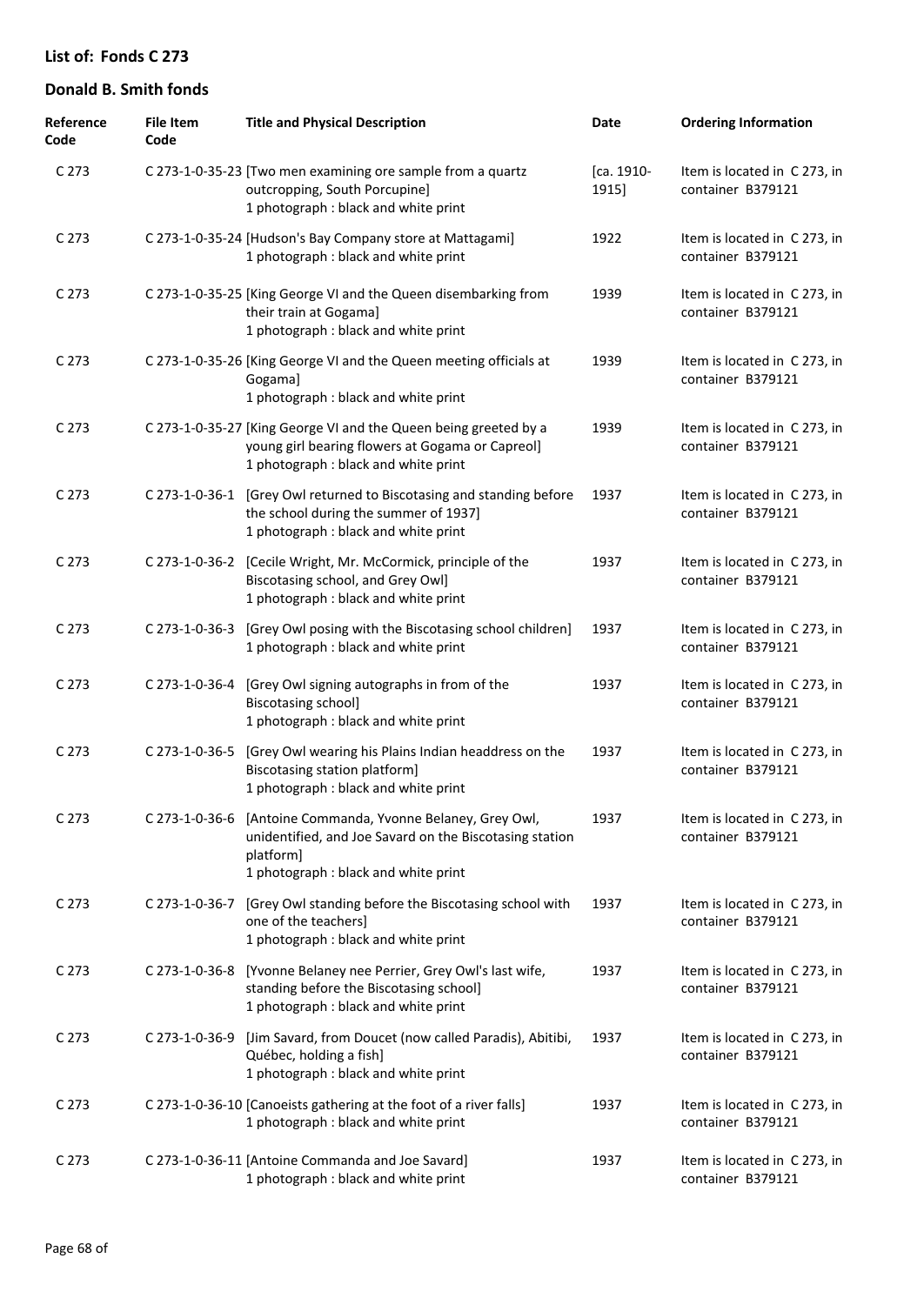## List of: Fonds C 273

## Donald B. Smith fonds

| Reference Code | File Item Code | Title and Physical Description | Date | Ordering Information |
|---|---|---|---|---|
| C 273 | C 273-1-0-35-23 | [Two men examining ore sample from a quartz outcropping, South Porcupine] 1 photograph : black and white print | [ca. 1910-1915] | Item is located in C 273, in container B379121 |
| C 273 | C 273-1-0-35-24 | [Hudson's Bay Company store at Mattagami] 1 photograph : black and white print | 1922 | Item is located in C 273, in container B379121 |
| C 273 | C 273-1-0-35-25 | [King George VI and the Queen disembarking from their train at Gogama] 1 photograph : black and white print | 1939 | Item is located in C 273, in container B379121 |
| C 273 | C 273-1-0-35-26 | [King George VI and the Queen meeting officials at Gogama] 1 photograph : black and white print | 1939 | Item is located in C 273, in container B379121 |
| C 273 | C 273-1-0-35-27 | [King George VI and the Queen being greeted by a young girl bearing flowers at Gogama or Capreol] 1 photograph : black and white print | 1939 | Item is located in C 273, in container B379121 |
| C 273 | C 273-1-0-36-1 | [Grey Owl returned to Biscotasing and standing before the school during the summer of 1937] 1 photograph : black and white print | 1937 | Item is located in C 273, in container B379121 |
| C 273 | C 273-1-0-36-2 | [Cecile Wright, Mr. McCormick, principle of the Biscotasing school, and Grey Owl] 1 photograph : black and white print | 1937 | Item is located in C 273, in container B379121 |
| C 273 | C 273-1-0-36-3 | [Grey Owl posing with the Biscotasing school children] 1 photograph : black and white print | 1937 | Item is located in C 273, in container B379121 |
| C 273 | C 273-1-0-36-4 | [Grey Owl signing autographs in from of the Biscotasing school] 1 photograph : black and white print | 1937 | Item is located in C 273, in container B379121 |
| C 273 | C 273-1-0-36-5 | [Grey Owl wearing his Plains Indian headdress on the Biscotasing station platform] 1 photograph : black and white print | 1937 | Item is located in C 273, in container B379121 |
| C 273 | C 273-1-0-36-6 | [Antoine Commanda, Yvonne Belaney, Grey Owl, unidentified, and Joe Savard on the Biscotasing station platform] 1 photograph : black and white print | 1937 | Item is located in C 273, in container B379121 |
| C 273 | C 273-1-0-36-7 | [Grey Owl standing before the Biscotasing school with one of the teachers] 1 photograph : black and white print | 1937 | Item is located in C 273, in container B379121 |
| C 273 | C 273-1-0-36-8 | [Yvonne Belaney nee Perrier, Grey Owl's last wife, standing before the Biscotasing school] 1 photograph : black and white print | 1937 | Item is located in C 273, in container B379121 |
| C 273 | C 273-1-0-36-9 | [Jim Savard, from Doucet (now called Paradis), Abitibi, Québec, holding a fish] 1 photograph : black and white print | 1937 | Item is located in C 273, in container B379121 |
| C 273 | C 273-1-0-36-10 | [Canoeists gathering at the foot of a river falls] 1 photograph : black and white print | 1937 | Item is located in C 273, in container B379121 |
| C 273 | C 273-1-0-36-11 | [Antoine Commanda and Joe Savard] 1 photograph : black and white print | 1937 | Item is located in C 273, in container B379121 |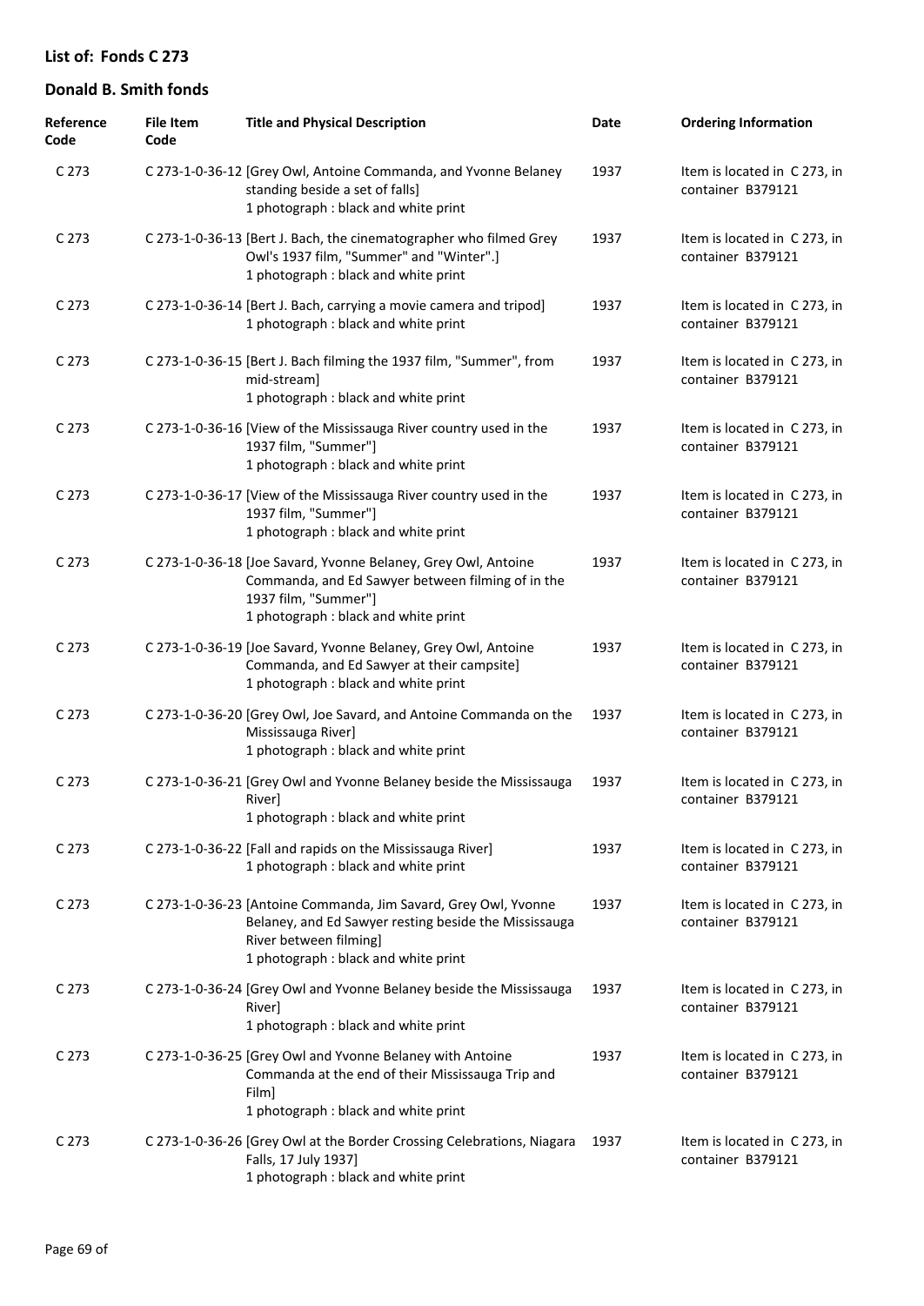## List of: Fonds C 273

## Donald B. Smith fonds

| Reference Code | File Item Code | Title and Physical Description | Date | Ordering Information |
|---|---|---|---|---|
| C 273 | C 273-1-0-36-12 | [Grey Owl, Antoine Commanda, and Yvonne Belaney standing beside a set of falls]<br>1 photograph : black and white print | 1937 | Item is located in C 273, in container B379121 |
| C 273 | C 273-1-0-36-13 | [Bert J. Bach, the cinematographer who filmed Grey Owl's 1937 film, "Summer" and "Winter".]<br>1 photograph : black and white print | 1937 | Item is located in C 273, in container B379121 |
| C 273 | C 273-1-0-36-14 | [Bert J. Bach, carrying a movie camera and tripod]<br>1 photograph : black and white print | 1937 | Item is located in C 273, in container B379121 |
| C 273 | C 273-1-0-36-15 | [Bert J. Bach filming the 1937 film, "Summer", from mid-stream]<br>1 photograph : black and white print | 1937 | Item is located in C 273, in container B379121 |
| C 273 | C 273-1-0-36-16 | [View of the Mississauga River country used in the 1937 film, "Summer"]<br>1 photograph : black and white print | 1937 | Item is located in C 273, in container B379121 |
| C 273 | C 273-1-0-36-17 | [View of the Mississauga River country used in the 1937 film, "Summer"]<br>1 photograph : black and white print | 1937 | Item is located in C 273, in container B379121 |
| C 273 | C 273-1-0-36-18 | [Joe Savard, Yvonne Belaney, Grey Owl, Antoine Commanda, and Ed Sawyer between filming of in the 1937 film, "Summer"]<br>1 photograph : black and white print | 1937 | Item is located in C 273, in container B379121 |
| C 273 | C 273-1-0-36-19 | [Joe Savard, Yvonne Belaney, Grey Owl, Antoine Commanda, and Ed Sawyer at their campsite]<br>1 photograph : black and white print | 1937 | Item is located in C 273, in container B379121 |
| C 273 | C 273-1-0-36-20 | [Grey Owl, Joe Savard, and Antoine Commanda on the Mississauga River]<br>1 photograph : black and white print | 1937 | Item is located in C 273, in container B379121 |
| C 273 | C 273-1-0-36-21 | [Grey Owl and Yvonne Belaney beside the Mississauga River]<br>1 photograph : black and white print | 1937 | Item is located in C 273, in container B379121 |
| C 273 | C 273-1-0-36-22 | [Fall and rapids on the Mississauga River]<br>1 photograph : black and white print | 1937 | Item is located in C 273, in container B379121 |
| C 273 | C 273-1-0-36-23 | [Antoine Commanda, Jim Savard, Grey Owl, Yvonne Belaney, and Ed Sawyer resting beside the Mississauga River between filming]<br>1 photograph : black and white print | 1937 | Item is located in C 273, in container B379121 |
| C 273 | C 273-1-0-36-24 | [Grey Owl and Yvonne Belaney beside the Mississauga River]<br>1 photograph : black and white print | 1937 | Item is located in C 273, in container B379121 |
| C 273 | C 273-1-0-36-25 | [Grey Owl and Yvonne Belaney with Antoine Commanda at the end of their Mississauga Trip and Film]<br>1 photograph : black and white print | 1937 | Item is located in C 273, in container B379121 |
| C 273 | C 273-1-0-36-26 | [Grey Owl at the Border Crossing Celebrations, Niagara Falls, 17 July 1937]<br>1 photograph : black and white print | 1937 | Item is located in C 273, in container B379121 |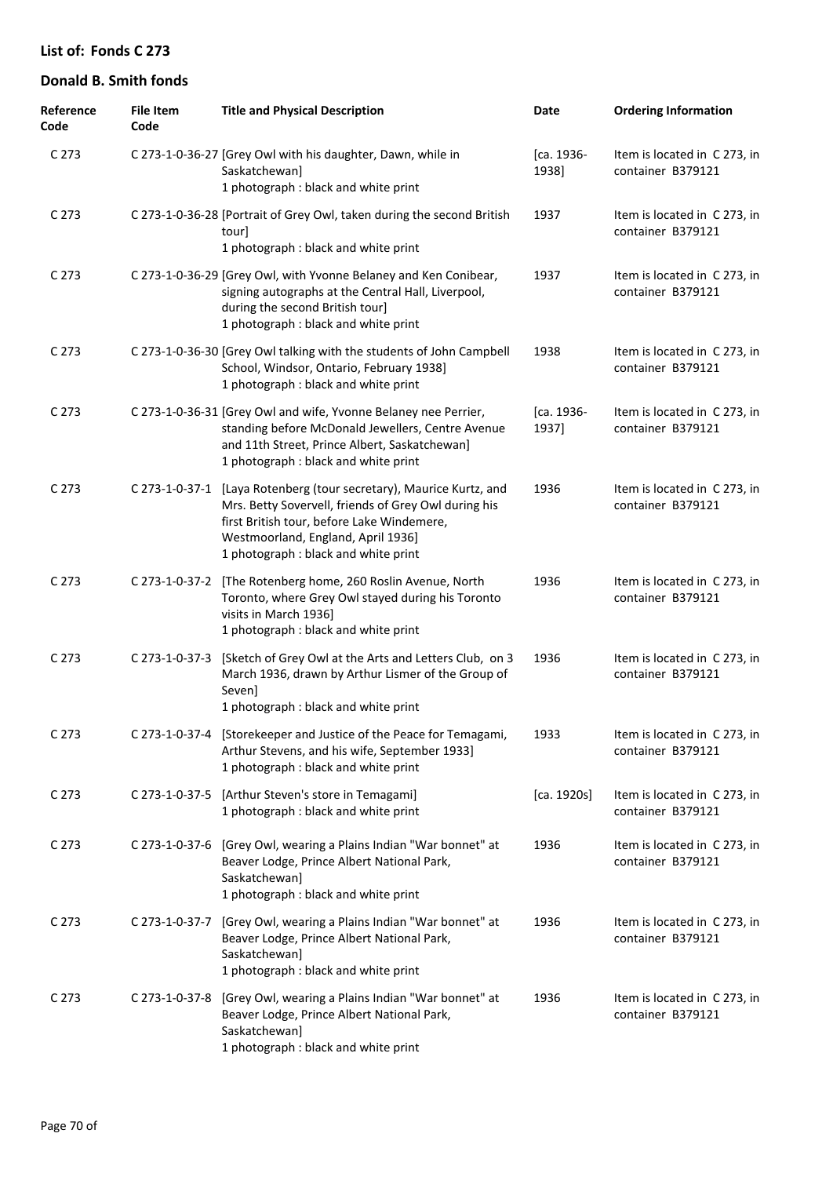## List of: Fonds C 273

## Donald B. Smith fonds

| Reference Code | File Item Code | Title and Physical Description | Date | Ordering Information |
|---|---|---|---|---|
| C 273 | C 273-1-0-36-27 | [Grey Owl with his daughter, Dawn, while in Saskatchewan]<br>1 photograph : black and white print | [ca. 1936-1938] | Item is located in C 273, in container B379121 |
| C 273 | C 273-1-0-36-28 | [Portrait of Grey Owl, taken during the second British tour]<br>1 photograph : black and white print | 1937 | Item is located in C 273, in container B379121 |
| C 273 | C 273-1-0-36-29 | [Grey Owl, with Yvonne Belaney and Ken Conibear, signing autographs at the Central Hall, Liverpool, during the second British tour]<br>1 photograph : black and white print | 1937 | Item is located in C 273, in container B379121 |
| C 273 | C 273-1-0-36-30 | [Grey Owl talking with the students of John Campbell School, Windsor, Ontario, February 1938]<br>1 photograph : black and white print | 1938 | Item is located in C 273, in container B379121 |
| C 273 | C 273-1-0-36-31 | [Grey Owl and wife, Yvonne Belaney nee Perrier, standing before McDonald Jewellers, Centre Avenue and 11th Street, Prince Albert, Saskatchewan]<br>1 photograph : black and white print | [ca. 1936-1937] | Item is located in C 273, in container B379121 |
| C 273 | C 273-1-0-37-1 | [Laya Rotenberg (tour secretary), Maurice Kurtz, and Mrs. Betty Sovervell, friends of Grey Owl during his first British tour, before Lake Windemere, Westmoorland, England, April 1936]<br>1 photograph : black and white print | 1936 | Item is located in C 273, in container B379121 |
| C 273 | C 273-1-0-37-2 | [The Rotenberg home, 260 Roslin Avenue, North Toronto, where Grey Owl stayed during his Toronto visits in March 1936]<br>1 photograph : black and white print | 1936 | Item is located in C 273, in container B379121 |
| C 273 | C 273-1-0-37-3 | [Sketch of Grey Owl at the Arts and Letters Club, on 3 March 1936, drawn by Arthur Lismer of the Group of Seven]<br>1 photograph : black and white print | 1936 | Item is located in C 273, in container B379121 |
| C 273 | C 273-1-0-37-4 | [Storekeeper and Justice of the Peace for Temagami, Arthur Stevens, and his wife, September 1933]<br>1 photograph : black and white print | 1933 | Item is located in C 273, in container B379121 |
| C 273 | C 273-1-0-37-5 | [Arthur Steven's store in Temagami]<br>1 photograph : black and white print | [ca. 1920s] | Item is located in C 273, in container B379121 |
| C 273 | C 273-1-0-37-6 | [Grey Owl, wearing a Plains Indian "War bonnet" at Beaver Lodge, Prince Albert National Park, Saskatchewan]<br>1 photograph : black and white print | 1936 | Item is located in C 273, in container B379121 |
| C 273 | C 273-1-0-37-7 | [Grey Owl, wearing a Plains Indian "War bonnet" at Beaver Lodge, Prince Albert National Park, Saskatchewan]<br>1 photograph : black and white print | 1936 | Item is located in C 273, in container B379121 |
| C 273 | C 273-1-0-37-8 | [Grey Owl, wearing a Plains Indian "War bonnet" at Beaver Lodge, Prince Albert National Park, Saskatchewan]<br>1 photograph : black and white print | 1936 | Item is located in C 273, in container B379121 |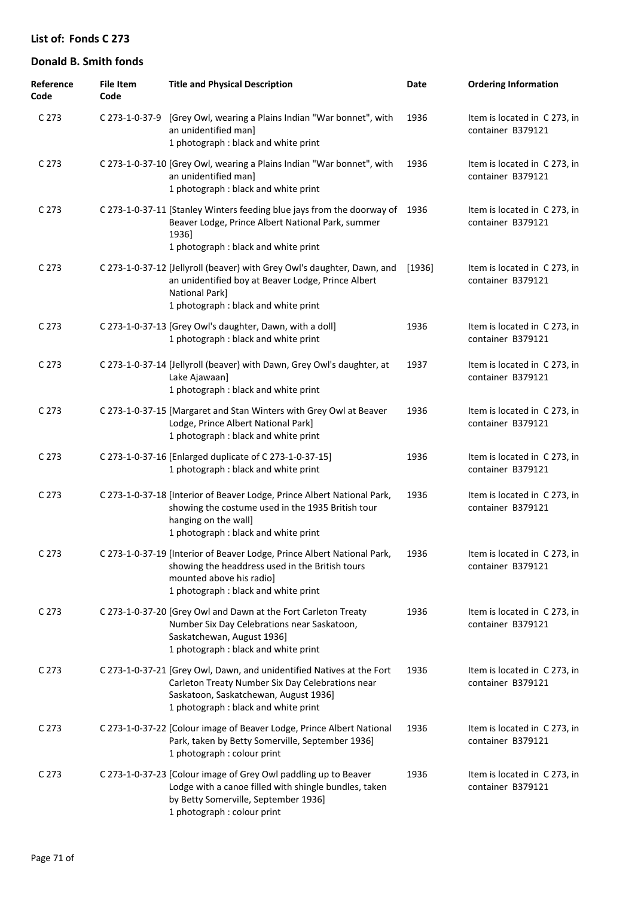## List of: Fonds C 273

## Donald B. Smith fonds

| Reference Code | File Item Code | Title and Physical Description | Date | Ordering Information |
|---|---|---|---|---|
| C 273 | C 273-1-0-37-9 | [Grey Owl, wearing a Plains Indian "War bonnet", with an unidentified man]<br>1 photograph : black and white print | 1936 | Item is located in C 273, in container B379121 |
| C 273 | C 273-1-0-37-10 | [Grey Owl, wearing a Plains Indian "War bonnet", with an unidentified man]<br>1 photograph : black and white print | 1936 | Item is located in C 273, in container B379121 |
| C 273 | C 273-1-0-37-11 | [Stanley Winters feeding blue jays from the doorway of Beaver Lodge, Prince Albert National Park, summer 1936]<br>1 photograph : black and white print | 1936 | Item is located in C 273, in container B379121 |
| C 273 | C 273-1-0-37-12 | [Jellyroll (beaver) with Grey Owl's daughter, Dawn, and an unidentified boy at Beaver Lodge, Prince Albert National Park]<br>1 photograph : black and white print | [1936] | Item is located in C 273, in container B379121 |
| C 273 | C 273-1-0-37-13 | [Grey Owl's daughter, Dawn, with a doll]<br>1 photograph : black and white print | 1936 | Item is located in C 273, in container B379121 |
| C 273 | C 273-1-0-37-14 | [Jellyroll (beaver) with Dawn, Grey Owl's daughter, at Lake Ajawaan]<br>1 photograph : black and white print | 1937 | Item is located in C 273, in container B379121 |
| C 273 | C 273-1-0-37-15 | [Margaret and Stan Winters with Grey Owl at Beaver Lodge, Prince Albert National Park]<br>1 photograph : black and white print | 1936 | Item is located in C 273, in container B379121 |
| C 273 | C 273-1-0-37-16 | [Enlarged duplicate of C 273-1-0-37-15]<br>1 photograph : black and white print | 1936 | Item is located in C 273, in container B379121 |
| C 273 | C 273-1-0-37-18 | [Interior of Beaver Lodge, Prince Albert National Park, showing the costume used in the 1935 British tour hanging on the wall]<br>1 photograph : black and white print | 1936 | Item is located in C 273, in container B379121 |
| C 273 | C 273-1-0-37-19 | [Interior of Beaver Lodge, Prince Albert National Park, showing the headdress used in the British tours mounted above his radio]<br>1 photograph : black and white print | 1936 | Item is located in C 273, in container B379121 |
| C 273 | C 273-1-0-37-20 | [Grey Owl and Dawn at the Fort Carleton Treaty Number Six Day Celebrations near Saskatoon, Saskatchewan, August 1936]<br>1 photograph : black and white print | 1936 | Item is located in C 273, in container B379121 |
| C 273 | C 273-1-0-37-21 | [Grey Owl, Dawn, and unidentified Natives at the Fort Carleton Treaty Number Six Day Celebrations near Saskatoon, Saskatchewan, August 1936]<br>1 photograph : black and white print | 1936 | Item is located in C 273, in container B379121 |
| C 273 | C 273-1-0-37-22 | [Colour image of Beaver Lodge, Prince Albert National Park, taken by Betty Somerville, September 1936]<br>1 photograph : colour print | 1936 | Item is located in C 273, in container B379121 |
| C 273 | C 273-1-0-37-23 | [Colour image of Grey Owl paddling up to Beaver Lodge with a canoe filled with shingle bundles, taken by Betty Somerville, September 1936]<br>1 photograph : colour print | 1936 | Item is located in C 273, in container B379121 |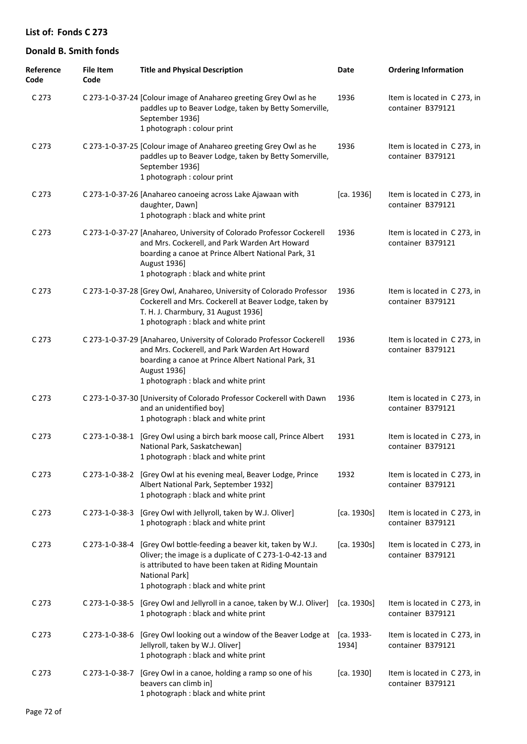## List of: Fonds C 273

## Donald B. Smith fonds

| Reference Code | File Item Code | Title and Physical Description | Date | Ordering Information |
|---|---|---|---|---|
| C 273 | C 273-1-0-37-24 | [Colour image of Anahareo greeting Grey Owl as he paddles up to Beaver Lodge, taken by Betty Somerville, September 1936]<br>1 photograph : colour print | 1936 | Item is located in C 273, in container B379121 |
| C 273 | C 273-1-0-37-25 | [Colour image of Anahareo greeting Grey Owl as he paddles up to Beaver Lodge, taken by Betty Somerville, September 1936]<br>1 photograph : colour print | 1936 | Item is located in C 273, in container B379121 |
| C 273 | C 273-1-0-37-26 | [Anahareo canoeing across Lake Ajawaan with daughter, Dawn]<br>1 photograph : black and white print | [ca. 1936] | Item is located in C 273, in container B379121 |
| C 273 | C 273-1-0-37-27 | [Anahareo, University of Colorado Professor Cockerell and Mrs. Cockerell, and Park Warden Art Howard boarding a canoe at Prince Albert National Park, 31 August 1936]<br>1 photograph : black and white print | 1936 | Item is located in C 273, in container B379121 |
| C 273 | C 273-1-0-37-28 | [Grey Owl, Anahareo, University of Colorado Professor Cockerell and Mrs. Cockerell at Beaver Lodge, taken by T. H. J. Charmbury, 31 August 1936]<br>1 photograph : black and white print | 1936 | Item is located in C 273, in container B379121 |
| C 273 | C 273-1-0-37-29 | [Anahareo, University of Colorado Professor Cockerell and Mrs. Cockerell, and Park Warden Art Howard boarding a canoe at Prince Albert National Park, 31 August 1936]<br>1 photograph : black and white print | 1936 | Item is located in C 273, in container B379121 |
| C 273 | C 273-1-0-37-30 | [University of Colorado Professor Cockerell with Dawn and an unidentified boy]<br>1 photograph : black and white print | 1936 | Item is located in C 273, in container B379121 |
| C 273 | C 273-1-0-38-1 | [Grey Owl using a birch bark moose call, Prince Albert National Park, Saskatchewan]<br>1 photograph : black and white print | 1931 | Item is located in C 273, in container B379121 |
| C 273 | C 273-1-0-38-2 | [Grey Owl at his evening meal, Beaver Lodge, Prince Albert National Park, September 1932]<br>1 photograph : black and white print | 1932 | Item is located in C 273, in container B379121 |
| C 273 | C 273-1-0-38-3 | [Grey Owl with Jellyroll, taken by W.J. Oliver]<br>1 photograph : black and white print | [ca. 1930s] | Item is located in C 273, in container B379121 |
| C 273 | C 273-1-0-38-4 | [Grey Owl bottle-feeding a beaver kit, taken by W.J. Oliver; the image is a duplicate of C 273-1-0-42-13 and is attributed to have been taken at Riding Mountain National Park]<br>1 photograph : black and white print | [ca. 1930s] | Item is located in C 273, in container B379121 |
| C 273 | C 273-1-0-38-5 | [Grey Owl and Jellyroll in a canoe, taken by W.J. Oliver]<br>1 photograph : black and white print | [ca. 1930s] | Item is located in C 273, in container B379121 |
| C 273 | C 273-1-0-38-6 | [Grey Owl looking out a window of the Beaver Lodge at Jellyroll, taken by W.J. Oliver]<br>1 photograph : black and white print | [ca. 1933-1934] | Item is located in C 273, in container B379121 |
| C 273 | C 273-1-0-38-7 | [Grey Owl in a canoe, holding a ramp so one of his beavers can climb in]<br>1 photograph : black and white print | [ca. 1930] | Item is located in C 273, in container B379121 |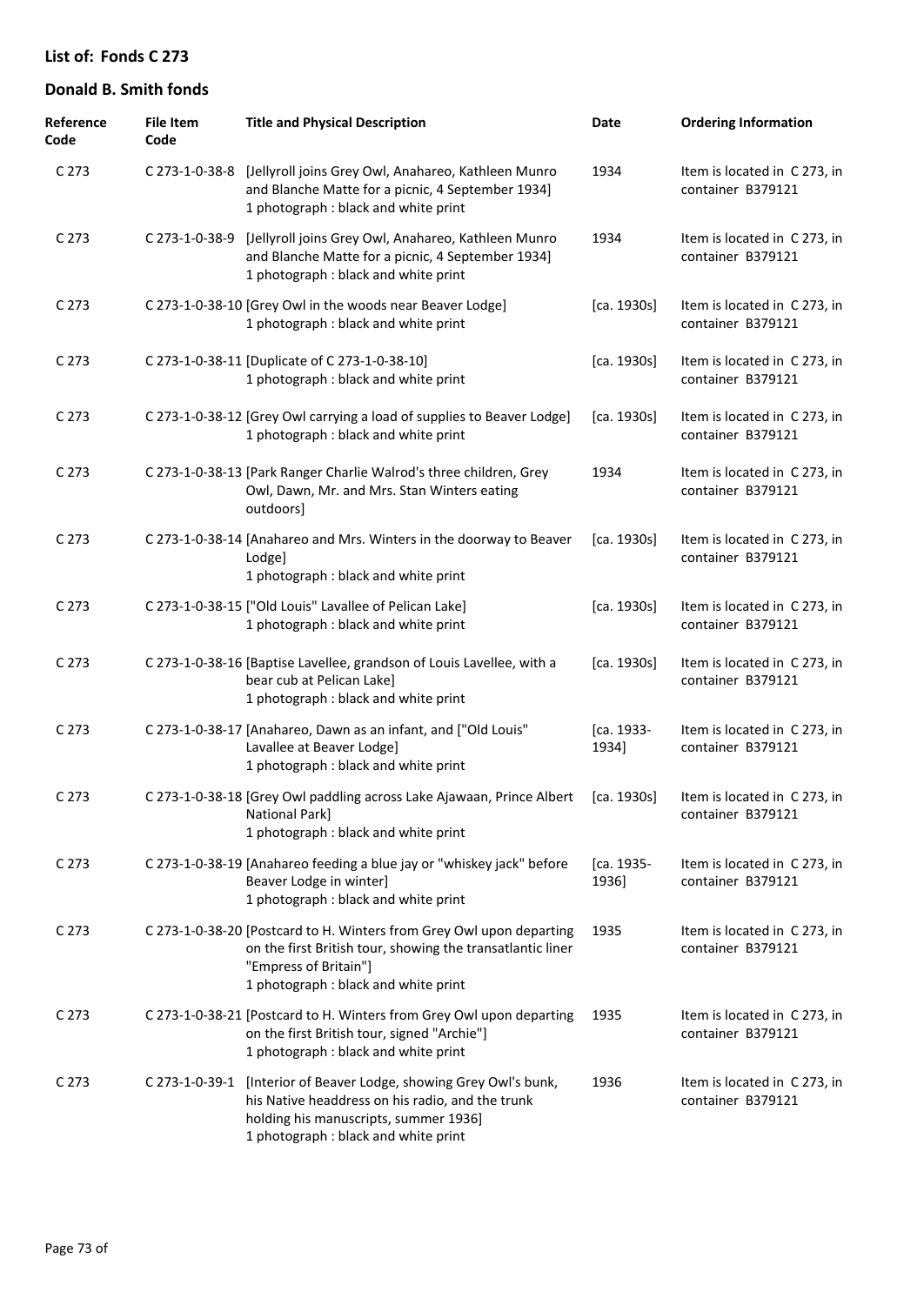## List of: Fonds C 273

## Donald B. Smith fonds

| Reference Code | File Item Code | Title and Physical Description | Date | Ordering Information |
|---|---|---|---|---|
| C 273 | C 273-1-0-38-8 | [Jellyroll joins Grey Owl, Anahareo, Kathleen Munro and Blanche Matte for a picnic, 4 September 1934] 1 photograph : black and white print | 1934 | Item is located in C 273, in container B379121 |
| C 273 | C 273-1-0-38-9 | [Jellyroll joins Grey Owl, Anahareo, Kathleen Munro and Blanche Matte for a picnic, 4 September 1934] 1 photograph : black and white print | 1934 | Item is located in C 273, in container B379121 |
| C 273 | C 273-1-0-38-10 | [Grey Owl in the woods near Beaver Lodge] 1 photograph : black and white print | [ca. 1930s] | Item is located in C 273, in container B379121 |
| C 273 | C 273-1-0-38-11 | [Duplicate of C 273-1-0-38-10] 1 photograph : black and white print | [ca. 1930s] | Item is located in C 273, in container B379121 |
| C 273 | C 273-1-0-38-12 | [Grey Owl carrying a load of supplies to Beaver Lodge] 1 photograph : black and white print | [ca. 1930s] | Item is located in C 273, in container B379121 |
| C 273 | C 273-1-0-38-13 | [Park Ranger Charlie Walrod's three children, Grey Owl, Dawn, Mr. and Mrs. Stan Winters eating outdoors] | 1934 | Item is located in C 273, in container B379121 |
| C 273 | C 273-1-0-38-14 | [Anahareo and Mrs. Winters in the doorway to Beaver Lodge] 1 photograph : black and white print | [ca. 1930s] | Item is located in C 273, in container B379121 |
| C 273 | C 273-1-0-38-15 | ["Old Louis" Lavallee of Pelican Lake] 1 photograph : black and white print | [ca. 1930s] | Item is located in C 273, in container B379121 |
| C 273 | C 273-1-0-38-16 | [Baptise Lavellee, grandson of Louis Lavellee, with a bear cub at Pelican Lake] 1 photograph : black and white print | [ca. 1930s] | Item is located in C 273, in container B379121 |
| C 273 | C 273-1-0-38-17 | [Anahareo, Dawn as an infant, and ["Old Louis" Lavallee at Beaver Lodge] 1 photograph : black and white print | [ca. 1933-1934] | Item is located in C 273, in container B379121 |
| C 273 | C 273-1-0-38-18 | [Grey Owl paddling across Lake Ajawaan, Prince Albert National Park] 1 photograph : black and white print | [ca. 1930s] | Item is located in C 273, in container B379121 |
| C 273 | C 273-1-0-38-19 | [Anahareo feeding a blue jay or "whiskey jack" before Beaver Lodge in winter] 1 photograph : black and white print | [ca. 1935-1936] | Item is located in C 273, in container B379121 |
| C 273 | C 273-1-0-38-20 | [Postcard to H. Winters from Grey Owl upon departing on the first British tour, showing the transatlantic liner "Empress of Britain"] 1 photograph : black and white print | 1935 | Item is located in C 273, in container B379121 |
| C 273 | C 273-1-0-38-21 | [Postcard to H. Winters from Grey Owl upon departing on the first British tour, signed "Archie"] 1 photograph : black and white print | 1935 | Item is located in C 273, in container B379121 |
| C 273 | C 273-1-0-39-1 | [Interior of Beaver Lodge, showing Grey Owl's bunk, his Native headdress on his radio, and the trunk holding his manuscripts, summer 1936] 1 photograph : black and white print | 1936 | Item is located in C 273, in container B379121 |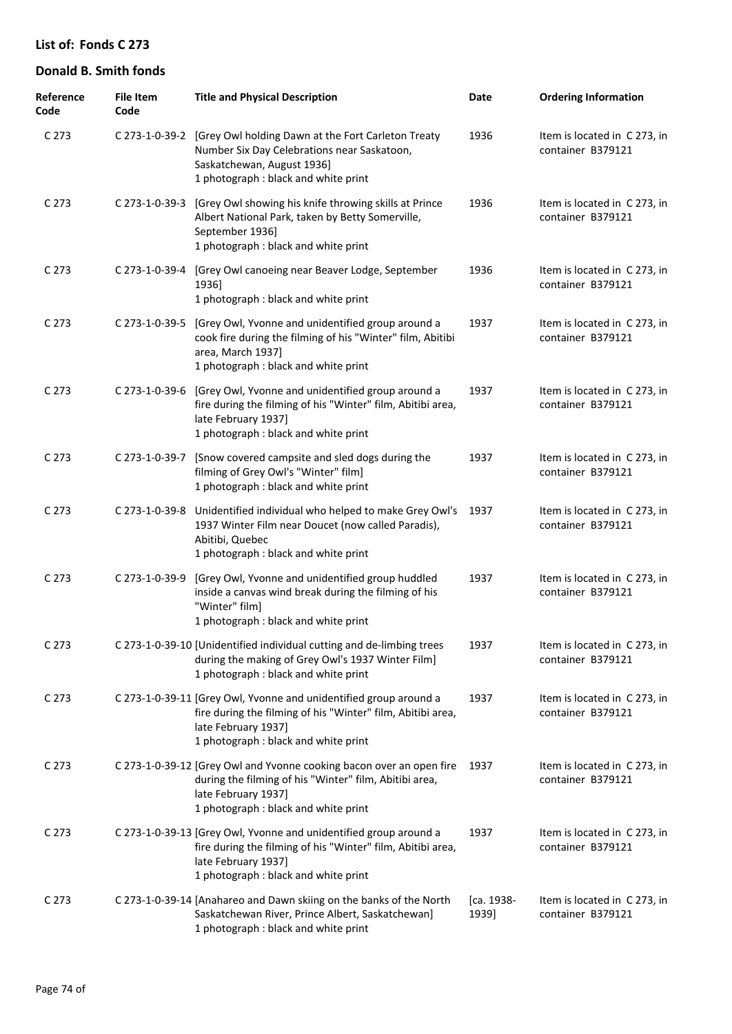## List of: Fonds C 273

## Donald B. Smith fonds

| Reference Code | File Item Code | Title and Physical Description | Date | Ordering Information |
|---|---|---|---|---|
| C 273 | C 273-1-0-39-2 | [Grey Owl holding Dawn at the Fort Carleton Treaty Number Six Day Celebrations near Saskatoon, Saskatchewan, August 1936]<br>1 photograph : black and white print | 1936 | Item is located in C 273, in container B379121 |
| C 273 | C 273-1-0-39-3 | [Grey Owl showing his knife throwing skills at Prince Albert National Park, taken by Betty Somerville, September 1936]<br>1 photograph : black and white print | 1936 | Item is located in C 273, in container B379121 |
| C 273 | C 273-1-0-39-4 | [Grey Owl canoeing near Beaver Lodge, September 1936]<br>1 photograph : black and white print | 1936 | Item is located in C 273, in container B379121 |
| C 273 | C 273-1-0-39-5 | [Grey Owl, Yvonne and unidentified group around a cook fire during the filming of his "Winter" film, Abitibi area, March 1937]<br>1 photograph : black and white print | 1937 | Item is located in C 273, in container B379121 |
| C 273 | C 273-1-0-39-6 | [Grey Owl, Yvonne and unidentified group around a fire during the filming of his "Winter" film, Abitibi area, late February 1937]<br>1 photograph : black and white print | 1937 | Item is located in C 273, in container B379121 |
| C 273 | C 273-1-0-39-7 | [Snow covered campsite and sled dogs during the filming of Grey Owl's "Winter" film]<br>1 photograph : black and white print | 1937 | Item is located in C 273, in container B379121 |
| C 273 | C 273-1-0-39-8 | Unidentified individual who helped to make Grey Owl's 1937 Winter Film near Doucet (now called Paradis), Abitibi, Quebec<br>1 photograph : black and white print | 1937 | Item is located in C 273, in container B379121 |
| C 273 | C 273-1-0-39-9 | [Grey Owl, Yvonne and unidentified group huddled inside a canvas wind break during the filming of his "Winter" film]<br>1 photograph : black and white print | 1937 | Item is located in C 273, in container B379121 |
| C 273 | C 273-1-0-39-10 | [Unidentified individual cutting and de-limbing trees during the making of Grey Owl's 1937 Winter Film]<br>1 photograph : black and white print | 1937 | Item is located in C 273, in container B379121 |
| C 273 | C 273-1-0-39-11 | [Grey Owl, Yvonne and unidentified group around a fire during the filming of his "Winter" film, Abitibi area, late February 1937]<br>1 photograph : black and white print | 1937 | Item is located in C 273, in container B379121 |
| C 273 | C 273-1-0-39-12 | [Grey Owl and Yvonne cooking bacon over an open fire during the filming of his "Winter" film, Abitibi area, late February 1937]<br>1 photograph : black and white print | 1937 | Item is located in C 273, in container B379121 |
| C 273 | C 273-1-0-39-13 | [Grey Owl, Yvonne and unidentified group around a fire during the filming of his "Winter" film, Abitibi area, late February 1937]<br>1 photograph : black and white print | 1937 | Item is located in C 273, in container B379121 |
| C 273 | C 273-1-0-39-14 | [Anahareo and Dawn skiing on the banks of the North Saskatchewan River, Prince Albert, Saskatchewan]<br>1 photograph : black and white print | [ca. 1938-1939] | Item is located in C 273, in container B379121 |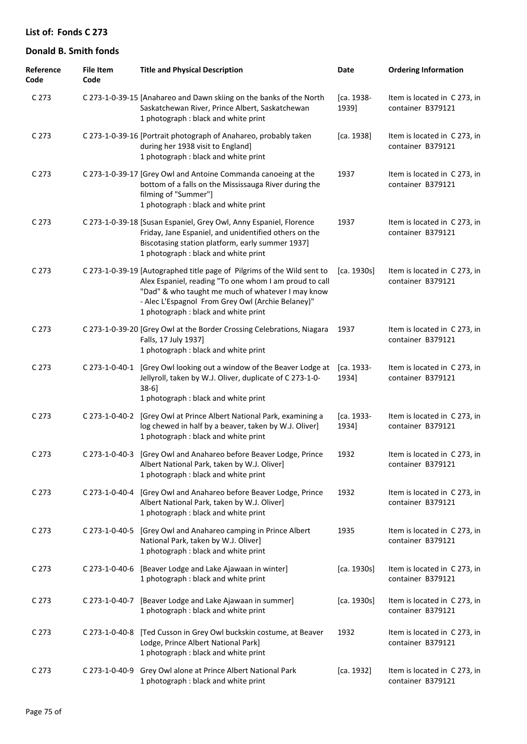## List of: Fonds C 273

## Donald B. Smith fonds

| Reference Code | File Item Code | Title and Physical Description | Date | Ordering Information |
|---|---|---|---|---|
| C 273 | C 273-1-0-39-15 | [Anahareo and Dawn skiing on the banks of the North Saskatchewan River, Prince Albert, Saskatchewan<br>1 photograph : black and white print | [ca. 1938-1939] | Item is located in C 273, in container B379121 |
| C 273 | C 273-1-0-39-16 | [Portrait photograph of Anahareo, probably taken during her 1938 visit to England]<br>1 photograph : black and white print | [ca. 1938] | Item is located in C 273, in container B379121 |
| C 273 | C 273-1-0-39-17 | [Grey Owl and Antoine Commanda canoeing at the bottom of a falls on the Mississauga River during the filming of "Summer"]<br>1 photograph : black and white print | 1937 | Item is located in C 273, in container B379121 |
| C 273 | C 273-1-0-39-18 | [Susan Espaniel, Grey Owl, Anny Espaniel, Florence Friday, Jane Espaniel, and unidentified others on the Biscotasing station platform, early summer 1937]<br>1 photograph : black and white print | 1937 | Item is located in C 273, in container B379121 |
| C 273 | C 273-1-0-39-19 | [Autographed title page of Pilgrims of the Wild sent to Alex Espaniel, reading "To one whom I am proud to call "Dad" & who taught me much of whatever I may know - Alec L'Espagnol From Grey Owl (Archie Belaney)"<br>1 photograph : black and white print | [ca. 1930s] | Item is located in C 273, in container B379121 |
| C 273 | C 273-1-0-39-20 | [Grey Owl at the Border Crossing Celebrations, Niagara Falls, 17 July 1937]<br>1 photograph : black and white print | 1937 | Item is located in C 273, in container B379121 |
| C 273 | C 273-1-0-40-1 | [Grey Owl looking out a window of the Beaver Lodge at Jellyroll, taken by W.J. Oliver, duplicate of C 273-1-0-38-6]<br>1 photograph : black and white print | [ca. 1933-1934] | Item is located in C 273, in container B379121 |
| C 273 | C 273-1-0-40-2 | [Grey Owl at Prince Albert National Park, examining a log chewed in half by a beaver, taken by W.J. Oliver]<br>1 photograph : black and white print | [ca. 1933-1934] | Item is located in C 273, in container B379121 |
| C 273 | C 273-1-0-40-3 | [Grey Owl and Anahareo before Beaver Lodge, Prince Albert National Park, taken by W.J. Oliver]<br>1 photograph : black and white print | 1932 | Item is located in C 273, in container B379121 |
| C 273 | C 273-1-0-40-4 | [Grey Owl and Anahareo before Beaver Lodge, Prince Albert National Park, taken by W.J. Oliver]<br>1 photograph : black and white print | 1932 | Item is located in C 273, in container B379121 |
| C 273 | C 273-1-0-40-5 | [Grey Owl and Anahareo camping in Prince Albert National Park, taken by W.J. Oliver]<br>1 photograph : black and white print | 1935 | Item is located in C 273, in container B379121 |
| C 273 | C 273-1-0-40-6 | [Beaver Lodge and Lake Ajawaan in winter]<br>1 photograph : black and white print | [ca. 1930s] | Item is located in C 273, in container B379121 |
| C 273 | C 273-1-0-40-7 | [Beaver Lodge and Lake Ajawaan in summer]<br>1 photograph : black and white print | [ca. 1930s] | Item is located in C 273, in container B379121 |
| C 273 | C 273-1-0-40-8 | [Ted Cusson in Grey Owl buckskin costume, at Beaver Lodge, Prince Albert National Park]<br>1 photograph : black and white print | 1932 | Item is located in C 273, in container B379121 |
| C 273 | C 273-1-0-40-9 | Grey Owl alone at Prince Albert National Park<br>1 photograph : black and white print | [ca. 1932] | Item is located in C 273, in container B379121 |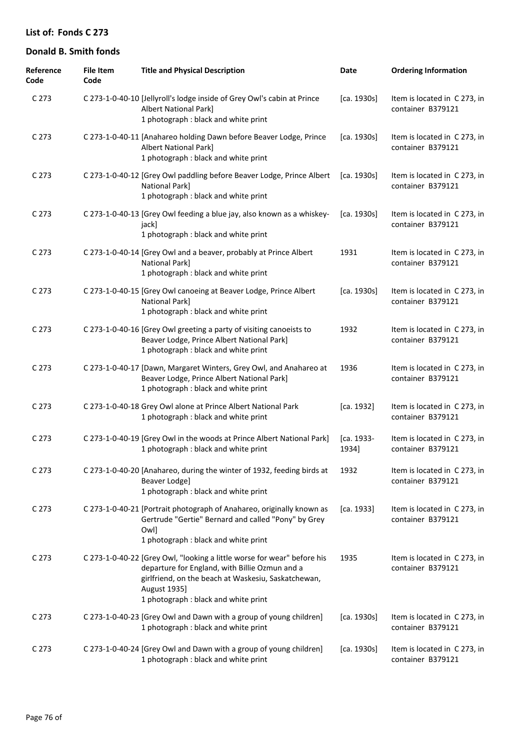**List of: Fonds C 273**

**Donald B. Smith fonds**

| Reference Code | File Item Code | Title and Physical Description | Date | Ordering Information |
|---|---|---|---|---|
| C 273 | C 273-1-0-40-10 | [Jellyroll's lodge inside of Grey Owl's cabin at Prince Albert National Park]<br>1 photograph : black and white print | [ca. 1930s] | Item is located in C 273, in container B379121 |
| C 273 | C 273-1-0-40-11 | [Anahareo holding Dawn before Beaver Lodge, Prince Albert National Park]<br>1 photograph : black and white print | [ca. 1930s] | Item is located in C 273, in container B379121 |
| C 273 | C 273-1-0-40-12 | [Grey Owl paddling before Beaver Lodge, Prince Albert National Park]<br>1 photograph : black and white print | [ca. 1930s] | Item is located in C 273, in container B379121 |
| C 273 | C 273-1-0-40-13 | [Grey Owl feeding a blue jay, also known as a whiskey-jack]<br>1 photograph : black and white print | [ca. 1930s] | Item is located in C 273, in container B379121 |
| C 273 | C 273-1-0-40-14 | [Grey Owl and a beaver, probably at Prince Albert National Park]<br>1 photograph : black and white print | 1931 | Item is located in C 273, in container B379121 |
| C 273 | C 273-1-0-40-15 | [Grey Owl canoeing at Beaver Lodge, Prince Albert National Park]<br>1 photograph : black and white print | [ca. 1930s] | Item is located in C 273, in container B379121 |
| C 273 | C 273-1-0-40-16 | [Grey Owl greeting a party of visiting canoeists to Beaver Lodge, Prince Albert National Park]<br>1 photograph : black and white print | 1932 | Item is located in C 273, in container B379121 |
| C 273 | C 273-1-0-40-17 | [Dawn, Margaret Winters, Grey Owl, and Anahareo at Beaver Lodge, Prince Albert National Park]<br>1 photograph : black and white print | 1936 | Item is located in C 273, in container B379121 |
| C 273 | C 273-1-0-40-18 | Grey Owl alone at Prince Albert National Park<br>1 photograph : black and white print | [ca. 1932] | Item is located in C 273, in container B379121 |
| C 273 | C 273-1-0-40-19 | [Grey Owl in the woods at Prince Albert National Park]<br>1 photograph : black and white print | [ca. 1933-1934] | Item is located in C 273, in container B379121 |
| C 273 | C 273-1-0-40-20 | [Anahareo, during the winter of 1932, feeding birds at Beaver Lodge]<br>1 photograph : black and white print | 1932 | Item is located in C 273, in container B379121 |
| C 273 | C 273-1-0-40-21 | [Portrait photograph of Anahareo, originally known as Gertrude "Gertie" Bernard and called "Pony" by Grey Owl]<br>1 photograph : black and white print | [ca. 1933] | Item is located in C 273, in container B379121 |
| C 273 | C 273-1-0-40-22 | [Grey Owl, "looking a little worse for wear" before his departure for England, with Billie Ozmun and a girlfriend, on the beach at Waskesiu, Saskatchewan, August 1935]<br>1 photograph : black and white print | 1935 | Item is located in C 273, in container B379121 |
| C 273 | C 273-1-0-40-23 | [Grey Owl and Dawn with a group of young children]<br>1 photograph : black and white print | [ca. 1930s] | Item is located in C 273, in container B379121 |
| C 273 | C 273-1-0-40-24 | [Grey Owl and Dawn with a group of young children]<br>1 photograph : black and white print | [ca. 1930s] | Item is located in C 273, in container B379121 |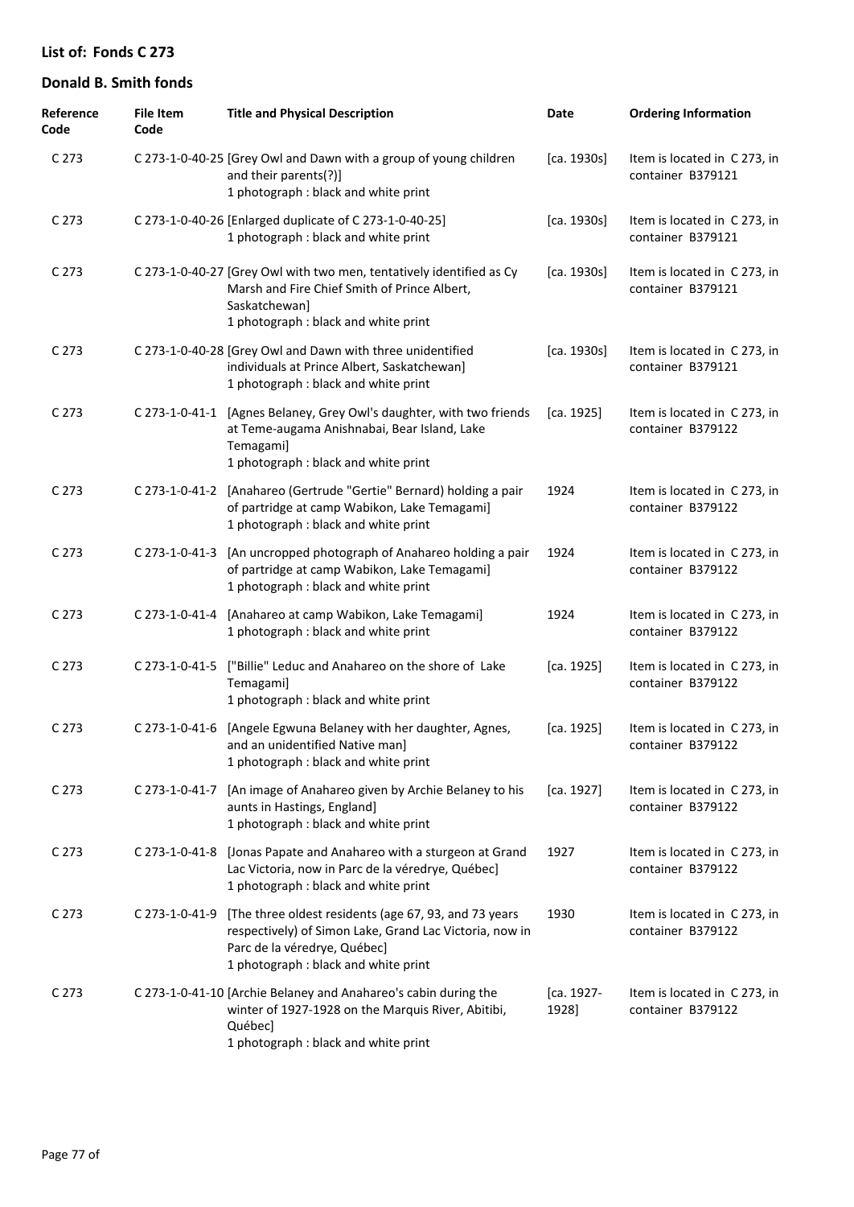## List of: Fonds C 273

## Donald B. Smith fonds

| Reference Code | File Item Code | Title and Physical Description | Date | Ordering Information |
|---|---|---|---|---|
| C 273 | C 273-1-0-40-25 | [Grey Owl and Dawn with a group of young children and their parents(?)]<br>1 photograph : black and white print | [ca. 1930s] | Item is located in C 273, in container B379121 |
| C 273 | C 273-1-0-40-26 | [Enlarged duplicate of C 273-1-0-40-25]<br>1 photograph : black and white print | [ca. 1930s] | Item is located in C 273, in container B379121 |
| C 273 | C 273-1-0-40-27 | [Grey Owl with two men, tentatively identified as Cy Marsh and Fire Chief Smith of Prince Albert, Saskatchewan]<br>1 photograph : black and white print | [ca. 1930s] | Item is located in C 273, in container B379121 |
| C 273 | C 273-1-0-40-28 | [Grey Owl and Dawn with three unidentified individuals at Prince Albert, Saskatchewan]<br>1 photograph : black and white print | [ca. 1930s] | Item is located in C 273, in container B379121 |
| C 273 | C 273-1-0-41-1 | [Agnes Belaney, Grey Owl's daughter, with two friends at Teme-augama Anishnabai, Bear Island, Lake Temagami]<br>1 photograph : black and white print | [ca. 1925] | Item is located in C 273, in container B379122 |
| C 273 | C 273-1-0-41-2 | [Anahareo (Gertrude "Gertie" Bernard) holding a pair of partridge at camp Wabikon, Lake Temagami]<br>1 photograph : black and white print | 1924 | Item is located in C 273, in container B379122 |
| C 273 | C 273-1-0-41-3 | [An uncropped photograph of Anahareo holding a pair of partridge at camp Wabikon, Lake Temagami]<br>1 photograph : black and white print | 1924 | Item is located in C 273, in container B379122 |
| C 273 | C 273-1-0-41-4 | [Anahareo at camp Wabikon, Lake Temagami]<br>1 photograph : black and white print | 1924 | Item is located in C 273, in container B379122 |
| C 273 | C 273-1-0-41-5 | ["Billie" Leduc and Anahareo on the shore of Lake Temagami]<br>1 photograph : black and white print | [ca. 1925] | Item is located in C 273, in container B379122 |
| C 273 | C 273-1-0-41-6 | [Angele Egwuna Belaney with her daughter, Agnes, and an unidentified Native man]<br>1 photograph : black and white print | [ca. 1925] | Item is located in C 273, in container B379122 |
| C 273 | C 273-1-0-41-7 | [An image of Anahareo given by Archie Belaney to his aunts in Hastings, England]<br>1 photograph : black and white print | [ca. 1927] | Item is located in C 273, in container B379122 |
| C 273 | C 273-1-0-41-8 | [Jonas Papate and Anahareo with a sturgeon at Grand Lac Victoria, now in Parc de la véredrye, Québec]<br>1 photograph : black and white print | 1927 | Item is located in C 273, in container B379122 |
| C 273 | C 273-1-0-41-9 | [The three oldest residents (age 67, 93, and 73 years respectively) of Simon Lake, Grand Lac Victoria, now in Parc de la véredrye, Québec]<br>1 photograph : black and white print | 1930 | Item is located in C 273, in container B379122 |
| C 273 | C 273-1-0-41-10 | [Archie Belaney and Anahareo's cabin during the winter of 1927-1928 on the Marquis River, Abitibi, Québec]<br>1 photograph : black and white print | [ca. 1927-1928] | Item is located in C 273, in container B379122 |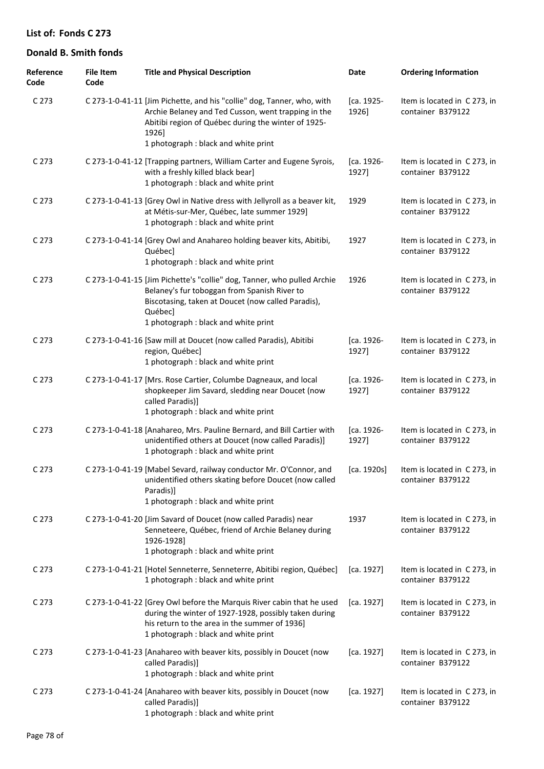## List of: Fonds C 273

## Donald B. Smith fonds

| Reference Code | File Item Code | Title and Physical Description | Date | Ordering Information |
|---|---|---|---|---|
| C 273 | C 273-1-0-41-11 | [Jim Pichette, and his "collie" dog, Tanner, who, with Archie Belaney and Ted Cusson, went trapping in the Abitibi region of Québec during the winter of 1925-1926] 1 photograph : black and white print | [ca. 1925-1926] | Item is located in C 273, in container B379122 |
| C 273 | C 273-1-0-41-12 | [Trapping partners, William Carter and Eugene Syrois, with a freshly killed black bear] 1 photograph : black and white print | [ca. 1926-1927] | Item is located in C 273, in container B379122 |
| C 273 | C 273-1-0-41-13 | [Grey Owl in Native dress with Jellyroll as a beaver kit, at Métis-sur-Mer, Québec, late summer 1929] 1 photograph : black and white print | 1929 | Item is located in C 273, in container B379122 |
| C 273 | C 273-1-0-41-14 | [Grey Owl and Anahareo holding beaver kits, Abitibi, Québec] 1 photograph : black and white print | 1927 | Item is located in C 273, in container B379122 |
| C 273 | C 273-1-0-41-15 | [Jim Pichette's "collie" dog, Tanner, who pulled Archie Belaney's fur toboggan from Spanish River to Biscotasing, taken at Doucet (now called Paradis), Québec] 1 photograph : black and white print | 1926 | Item is located in C 273, in container B379122 |
| C 273 | C 273-1-0-41-16 | [Saw mill at Doucet (now called Paradis), Abitibi region, Québec] 1 photograph : black and white print | [ca. 1926-1927] | Item is located in C 273, in container B379122 |
| C 273 | C 273-1-0-41-17 | [Mrs. Rose Cartier, Columbe Dagneaux, and local shopkeeper Jim Savard, sledding near Doucet (now called Paradis)] 1 photograph : black and white print | [ca. 1926-1927] | Item is located in C 273, in container B379122 |
| C 273 | C 273-1-0-41-18 | [Anahareo, Mrs. Pauline Bernard, and Bill Cartier with unidentified others at Doucet (now called Paradis)] 1 photograph : black and white print | [ca. 1926-1927] | Item is located in C 273, in container B379122 |
| C 273 | C 273-1-0-41-19 | [Mabel Sevard, railway conductor Mr. O'Connor, and unidentified others skating before Doucet (now called Paradis)] 1 photograph : black and white print | [ca. 1920s] | Item is located in C 273, in container B379122 |
| C 273 | C 273-1-0-41-20 | [Jim Savard of Doucet (now called Paradis) near Senneteere, Québec, friend of Archie Belaney during 1926-1928] 1 photograph : black and white print | 1937 | Item is located in C 273, in container B379122 |
| C 273 | C 273-1-0-41-21 | [Hotel Senneterre, Senneterre, Abitibi region, Québec] 1 photograph : black and white print | [ca. 1927] | Item is located in C 273, in container B379122 |
| C 273 | C 273-1-0-41-22 | [Grey Owl before the Marquis River cabin that he used during the winter of 1927-1928, possibly taken during his return to the area in the summer of 1936] 1 photograph : black and white print | [ca. 1927] | Item is located in C 273, in container B379122 |
| C 273 | C 273-1-0-41-23 | [Anahareo with beaver kits, possibly in Doucet (now called Paradis)] 1 photograph : black and white print | [ca. 1927] | Item is located in C 273, in container B379122 |
| C 273 | C 273-1-0-41-24 | [Anahareo with beaver kits, possibly in Doucet (now called Paradis)] 1 photograph : black and white print | [ca. 1927] | Item is located in C 273, in container B379122 |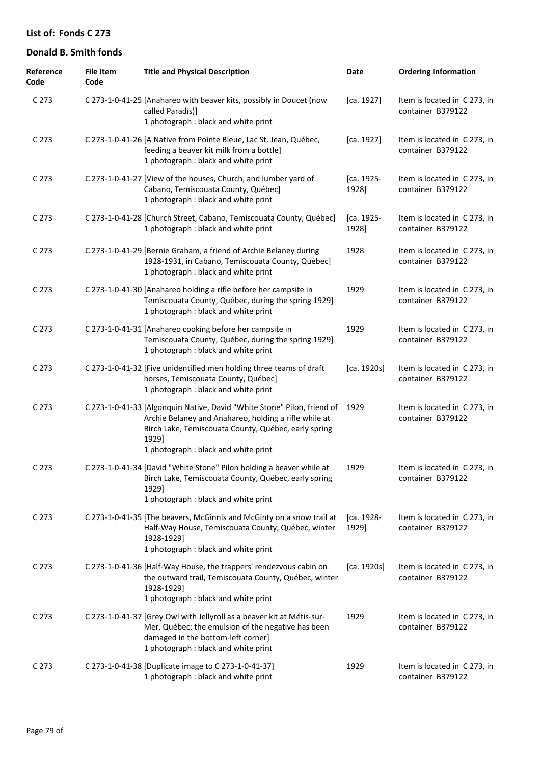## List of: Fonds C 273

## Donald B. Smith fonds

| Reference Code | File Item Code | Title and Physical Description | Date | Ordering Information |
| --- | --- | --- | --- | --- |
| C 273 | C 273-1-0-41-25 | [Anahareo with beaver kits, possibly in Doucet (now called Paradis)]<br>1 photograph : black and white print | [ca. 1927] | Item is located in C 273, in container B379122 |
| C 273 | C 273-1-0-41-26 | [A Native from Pointe Bleue, Lac St. Jean, Québec, feeding a beaver kit milk from a bottle]<br>1 photograph : black and white print | [ca. 1927] | Item is located in C 273, in container B379122 |
| C 273 | C 273-1-0-41-27 | [View of the houses, Church, and lumber yard of Cabano, Temiscouata County, Québec]<br>1 photograph : black and white print | [ca. 1925-1928] | Item is located in C 273, in container B379122 |
| C 273 | C 273-1-0-41-28 | [Church Street, Cabano, Temiscouata County, Québec]<br>1 photograph : black and white print | [ca. 1925-1928] | Item is located in C 273, in container B379122 |
| C 273 | C 273-1-0-41-29 | [Bernie Graham, a friend of Archie Belaney during 1928-1931, in Cabano, Temiscouata County, Québec]<br>1 photograph : black and white print | 1928 | Item is located in C 273, in container B379122 |
| C 273 | C 273-1-0-41-30 | [Anahareo holding a rifle before her campsite in Temiscouata County, Québec, during the spring 1929]<br>1 photograph : black and white print | 1929 | Item is located in C 273, in container B379122 |
| C 273 | C 273-1-0-41-31 | [Anahareo cooking before her campsite in Temiscouata County, Québec, during the spring 1929]<br>1 photograph : black and white print | 1929 | Item is located in C 273, in container B379122 |
| C 273 | C 273-1-0-41-32 | [Five unidentified men holding three teams of draft horses, Temiscouata County, Québec]<br>1 photograph : black and white print | [ca. 1920s] | Item is located in C 273, in container B379122 |
| C 273 | C 273-1-0-41-33 | [Algonquin Native, David "White Stone" Pilon, friend of Archie Belaney and Anahareo, holding a rifle while at Birch Lake, Temiscouata County, Québec, early spring 1929]<br>1 photograph : black and white print | 1929 | Item is located in C 273, in container B379122 |
| C 273 | C 273-1-0-41-34 | [David "White Stone" Pilon holding a beaver while at Birch Lake, Temiscouata County, Québec, early spring 1929]<br>1 photograph : black and white print | 1929 | Item is located in C 273, in container B379122 |
| C 273 | C 273-1-0-41-35 | [The beavers, McGinnis and McGinty on a snow trail at Half-Way House, Temiscouata County, Québec, winter 1928-1929]<br>1 photograph : black and white print | [ca. 1928-1929] | Item is located in C 273, in container B379122 |
| C 273 | C 273-1-0-41-36 | [Half-Way House, the trappers' rendezvous cabin on the outward trail, Temiscouata County, Québec, winter 1928-1929]<br>1 photograph : black and white print | [ca. 1920s] | Item is located in C 273, in container B379122 |
| C 273 | C 273-1-0-41-37 | [Grey Owl with Jellyroll as a beaver kit at Métis-sur-Mer, Québec; the emulsion of the negative has been damaged in the bottom-left corner]<br>1 photograph : black and white print | 1929 | Item is located in C 273, in container B379122 |
| C 273 | C 273-1-0-41-38 | [Duplicate image to C 273-1-0-41-37]<br>1 photograph : black and white print | 1929 | Item is located in C 273, in container B379122 |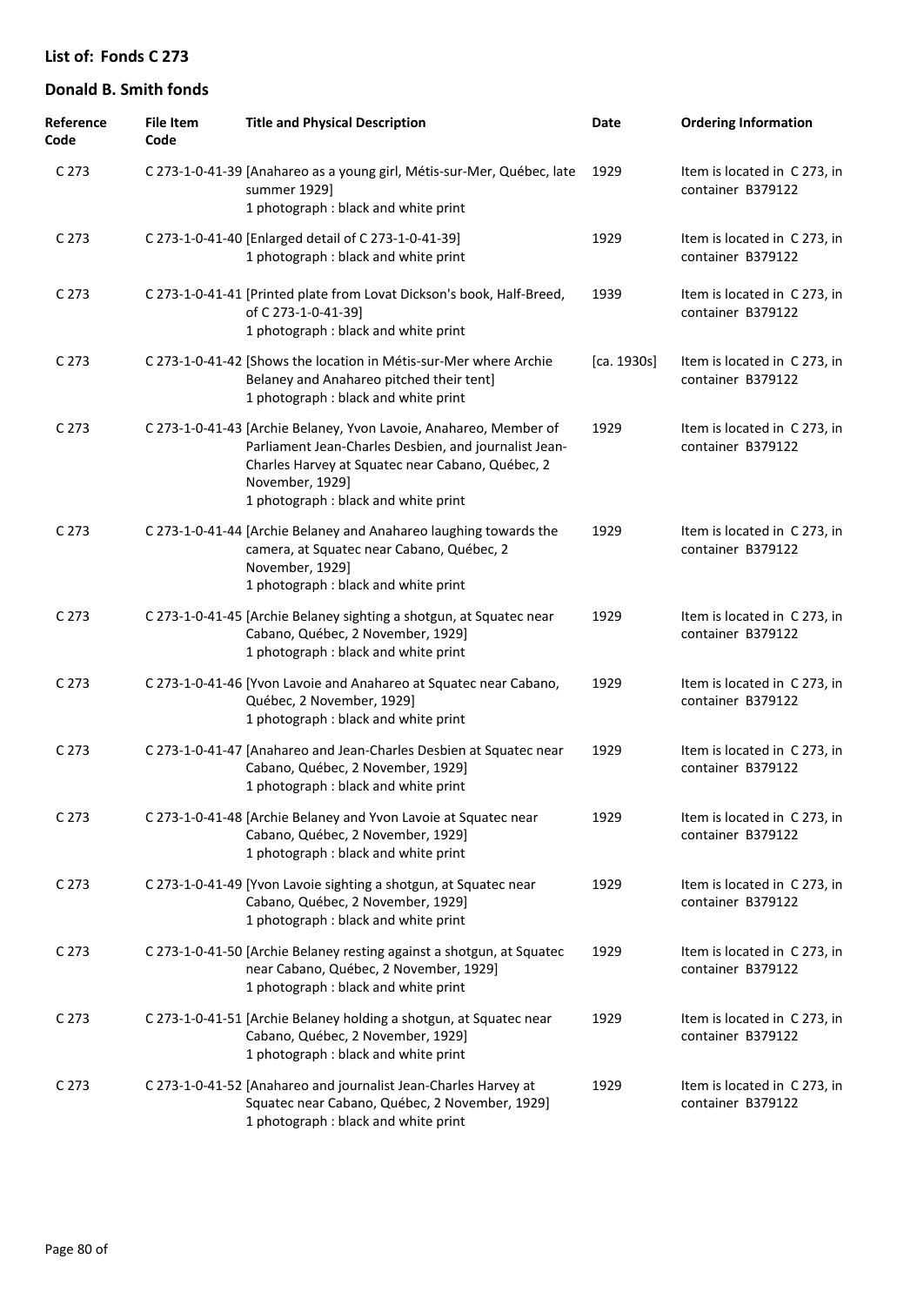## List of: Fonds C 273

## Donald B. Smith fonds

| Reference Code | File Item Code | Title and Physical Description | Date | Ordering Information |
|---|---|---|---|---|
| C 273 | C 273-1-0-41-39 | [Anahareo as a young girl, Métis-sur-Mer, Québec, late summer 1929] 1 photograph : black and white print | 1929 | Item is located in C 273, in container B379122 |
| C 273 | C 273-1-0-41-40 | [Enlarged detail of C 273-1-0-41-39] 1 photograph : black and white print | 1929 | Item is located in C 273, in container B379122 |
| C 273 | C 273-1-0-41-41 | [Printed plate from Lovat Dickson's book, Half-Breed, of C 273-1-0-41-39] 1 photograph : black and white print | 1939 | Item is located in C 273, in container B379122 |
| C 273 | C 273-1-0-41-42 | [Shows the location in Métis-sur-Mer where Archie Belaney and Anahareo pitched their tent] 1 photograph : black and white print | [ca. 1930s] | Item is located in C 273, in container B379122 |
| C 273 | C 273-1-0-41-43 | [Archie Belaney, Yvon Lavoie, Anahareo, Member of Parliament Jean-Charles Desbien, and journalist Jean-Charles Harvey at Squatec near Cabano, Québec, 2 November, 1929] 1 photograph : black and white print | 1929 | Item is located in C 273, in container B379122 |
| C 273 | C 273-1-0-41-44 | [Archie Belaney and Anahareo laughing towards the camera, at Squatec near Cabano, Québec, 2 November, 1929] 1 photograph : black and white print | 1929 | Item is located in C 273, in container B379122 |
| C 273 | C 273-1-0-41-45 | [Archie Belaney sighting a shotgun, at Squatec near Cabano, Québec, 2 November, 1929] 1 photograph : black and white print | 1929 | Item is located in C 273, in container B379122 |
| C 273 | C 273-1-0-41-46 | [Yvon Lavoie and Anahareo at Squatec near Cabano, Québec, 2 November, 1929] 1 photograph : black and white print | 1929 | Item is located in C 273, in container B379122 |
| C 273 | C 273-1-0-41-47 | [Anahareo and Jean-Charles Desbien at Squatec near Cabano, Québec, 2 November, 1929] 1 photograph : black and white print | 1929 | Item is located in C 273, in container B379122 |
| C 273 | C 273-1-0-41-48 | [Archie Belaney and Yvon Lavoie at Squatec near Cabano, Québec, 2 November, 1929] 1 photograph : black and white print | 1929 | Item is located in C 273, in container B379122 |
| C 273 | C 273-1-0-41-49 | [Yvon Lavoie sighting a shotgun, at Squatec near Cabano, Québec, 2 November, 1929] 1 photograph : black and white print | 1929 | Item is located in C 273, in container B379122 |
| C 273 | C 273-1-0-41-50 | [Archie Belaney resting against a shotgun, at Squatec near Cabano, Québec, 2 November, 1929] 1 photograph : black and white print | 1929 | Item is located in C 273, in container B379122 |
| C 273 | C 273-1-0-41-51 | [Archie Belaney holding a shotgun, at Squatec near Cabano, Québec, 2 November, 1929] 1 photograph : black and white print | 1929 | Item is located in C 273, in container B379122 |
| C 273 | C 273-1-0-41-52 | [Anahareo and journalist Jean-Charles Harvey at Squatec near Cabano, Québec, 2 November, 1929] 1 photograph : black and white print | 1929 | Item is located in C 273, in container B379122 |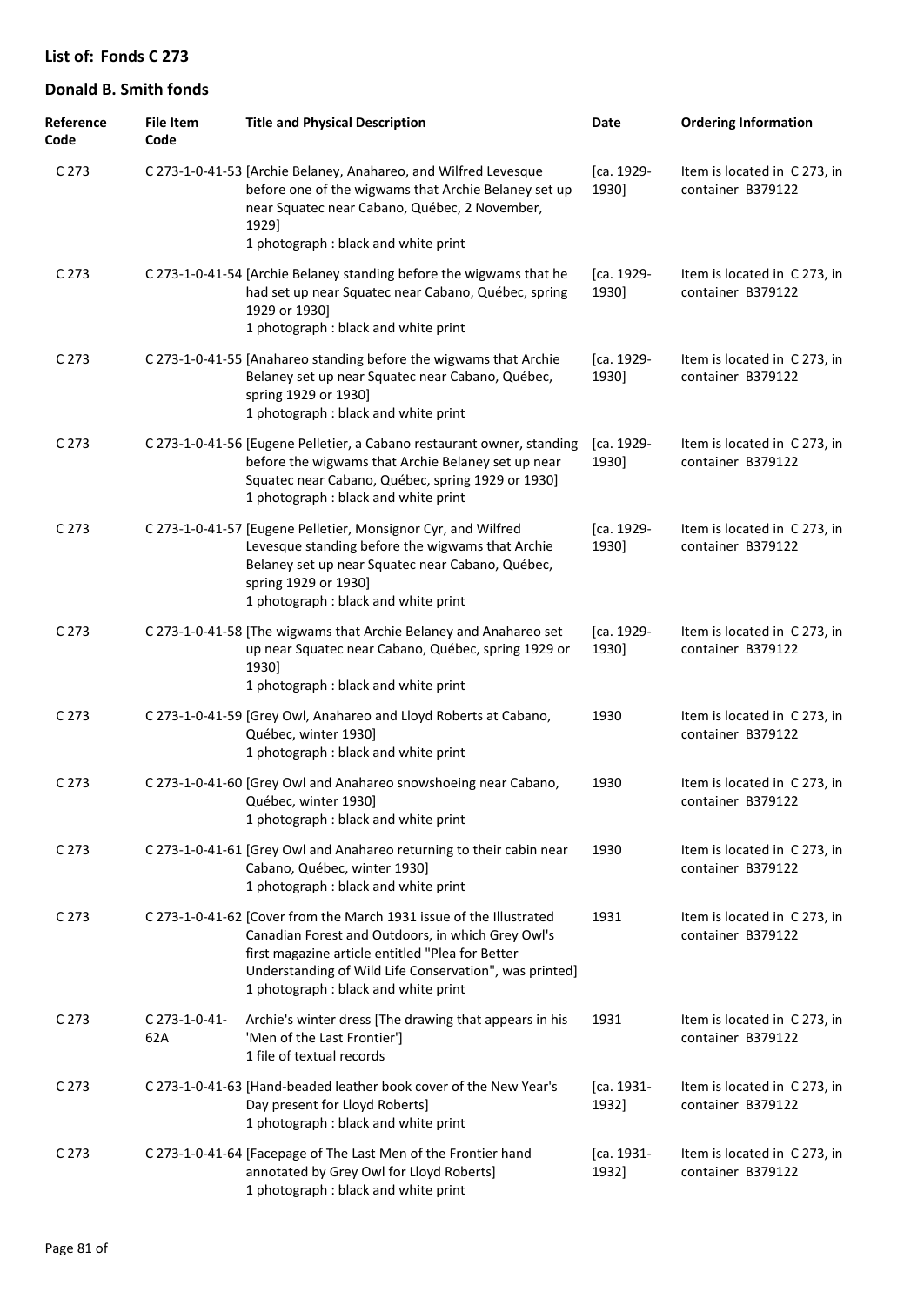## List of: Fonds C 273

## Donald B. Smith fonds

| Reference Code | File Item Code | Title and Physical Description | Date | Ordering Information |
|---|---|---|---|---|
| C 273 | C 273-1-0-41-53 | [Archie Belaney, Anahareo, and Wilfred Levesque before one of the wigwams that Archie Belaney set up near Squatec near Cabano, Québec, 2 November, 1929]<br>1 photograph : black and white print | [ca. 1929-1930] | Item is located in C 273, in container B379122 |
| C 273 | C 273-1-0-41-54 | [Archie Belaney standing before the wigwams that he had set up near Squatec near Cabano, Québec, spring 1929 or 1930]<br>1 photograph : black and white print | [ca. 1929-1930] | Item is located in C 273, in container B379122 |
| C 273 | C 273-1-0-41-55 | [Anahareo standing before the wigwams that Archie Belaney set up near Squatec near Cabano, Québec, spring 1929 or 1930]<br>1 photograph : black and white print | [ca. 1929-1930] | Item is located in C 273, in container B379122 |
| C 273 | C 273-1-0-41-56 | [Eugene Pelletier, a Cabano restaurant owner, standing before the wigwams that Archie Belaney set up near Squatec near Cabano, Québec, spring 1929 or 1930]<br>1 photograph : black and white print | [ca. 1929-1930] | Item is located in C 273, in container B379122 |
| C 273 | C 273-1-0-41-57 | [Eugene Pelletier, Monsignor Cyr, and Wilfred Levesque standing before the wigwams that Archie Belaney set up near Squatec near Cabano, Québec, spring 1929 or 1930]<br>1 photograph : black and white print | [ca. 1929-1930] | Item is located in C 273, in container B379122 |
| C 273 | C 273-1-0-41-58 | [The wigwams that Archie Belaney and Anahareo set up near Squatec near Cabano, Québec, spring 1929 or 1930]<br>1 photograph : black and white print | [ca. 1929-1930] | Item is located in C 273, in container B379122 |
| C 273 | C 273-1-0-41-59 | [Grey Owl, Anahareo and Lloyd Roberts at Cabano, Québec, winter 1930]<br>1 photograph : black and white print | 1930 | Item is located in C 273, in container B379122 |
| C 273 | C 273-1-0-41-60 | [Grey Owl and Anahareo snowshoeing near Cabano, Québec, winter 1930]<br>1 photograph : black and white print | 1930 | Item is located in C 273, in container B379122 |
| C 273 | C 273-1-0-41-61 | [Grey Owl and Anahareo returning to their cabin near Cabano, Québec, winter 1930]<br>1 photograph : black and white print | 1930 | Item is located in C 273, in container B379122 |
| C 273 | C 273-1-0-41-62 | [Cover from the March 1931 issue of the Illustrated Canadian Forest and Outdoors, in which Grey Owl's first magazine article entitled "Plea for Better Understanding of Wild Life Conservation", was printed]<br>1 photograph : black and white print | 1931 | Item is located in C 273, in container B379122 |
| C 273 | C 273-1-0-41-62A | Archie's winter dress [The drawing that appears in his 'Men of the Last Frontier']<br>1 file of textual records | 1931 | Item is located in C 273, in container B379122 |
| C 273 | C 273-1-0-41-63 | [Hand-beaded leather book cover of the New Year's Day present for Lloyd Roberts]<br>1 photograph : black and white print | [ca. 1931-1932] | Item is located in C 273, in container B379122 |
| C 273 | C 273-1-0-41-64 | [Facepage of The Last Men of the Frontier hand annotated by Grey Owl for Lloyd Roberts]<br>1 photograph : black and white print | [ca. 1931-1932] | Item is located in C 273, in container B379122 |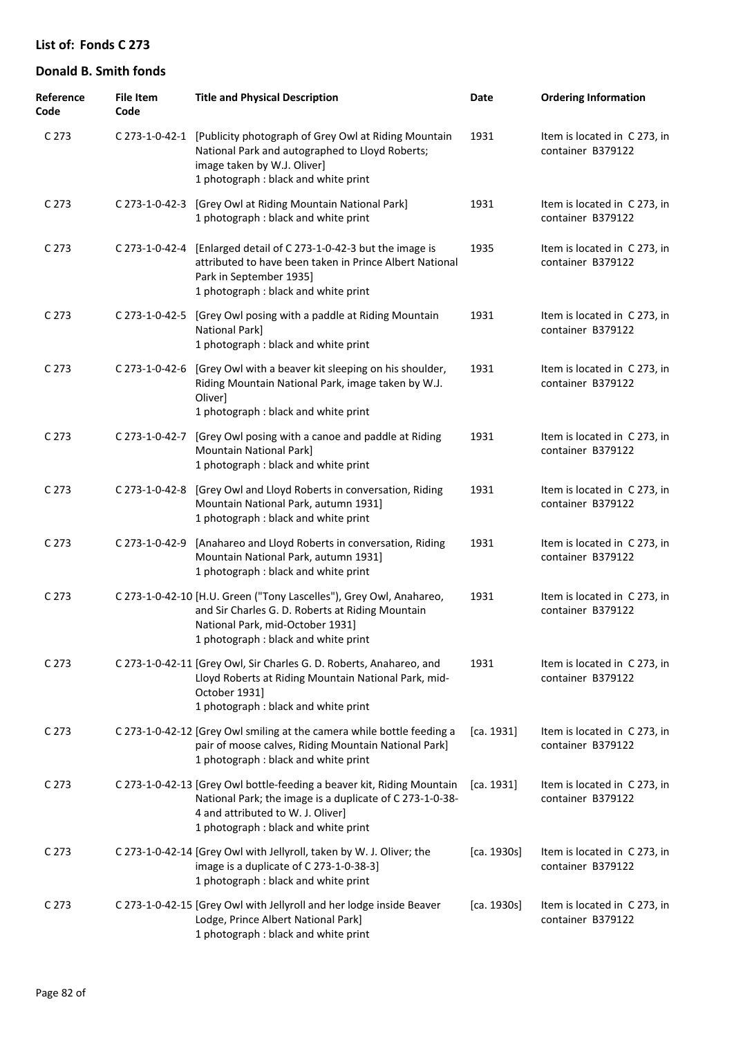## List of: Fonds C 273

## Donald B. Smith fonds

| Reference Code | File Item Code | Title and Physical Description | Date | Ordering Information |
|---|---|---|---|---|
| C 273 | C 273-1-0-42-1 | [Publicity photograph of Grey Owl at Riding Mountain National Park and autographed to Lloyd Roberts; image taken by W.J. Oliver]<br>1 photograph : black and white print | 1931 | Item is located in C 273, in container B379122 |
| C 273 | C 273-1-0-42-3 | [Grey Owl at Riding Mountain National Park]<br>1 photograph : black and white print | 1931 | Item is located in C 273, in container B379122 |
| C 273 | C 273-1-0-42-4 | [Enlarged detail of C 273-1-0-42-3 but the image is attributed to have been taken in Prince Albert National Park in September 1935]<br>1 photograph : black and white print | 1935 | Item is located in C 273, in container B379122 |
| C 273 | C 273-1-0-42-5 | [Grey Owl posing with a paddle at Riding Mountain National Park]<br>1 photograph : black and white print | 1931 | Item is located in C 273, in container B379122 |
| C 273 | C 273-1-0-42-6 | [Grey Owl with a beaver kit sleeping on his shoulder, Riding Mountain National Park, image taken by W.J. Oliver]<br>1 photograph : black and white print | 1931 | Item is located in C 273, in container B379122 |
| C 273 | C 273-1-0-42-7 | [Grey Owl posing with a canoe and paddle at Riding Mountain National Park]<br>1 photograph : black and white print | 1931 | Item is located in C 273, in container B379122 |
| C 273 | C 273-1-0-42-8 | [Grey Owl and Lloyd Roberts in conversation, Riding Mountain National Park, autumn 1931]<br>1 photograph : black and white print | 1931 | Item is located in C 273, in container B379122 |
| C 273 | C 273-1-0-42-9 | [Anahareo and Lloyd Roberts in conversation, Riding Mountain National Park, autumn 1931]<br>1 photograph : black and white print | 1931 | Item is located in C 273, in container B379122 |
| C 273 | C 273-1-0-42-10 | [H.U. Green ("Tony Lascelles"), Grey Owl, Anahareo, and Sir Charles G. D. Roberts at Riding Mountain National Park, mid-October 1931]<br>1 photograph : black and white print | 1931 | Item is located in C 273, in container B379122 |
| C 273 | C 273-1-0-42-11 | [Grey Owl, Sir Charles G. D. Roberts, Anahareo, and Lloyd Roberts at Riding Mountain National Park, mid-October 1931]<br>1 photograph : black and white print | 1931 | Item is located in C 273, in container B379122 |
| C 273 | C 273-1-0-42-12 | [Grey Owl smiling at the camera while bottle feeding a pair of moose calves, Riding Mountain National Park]<br>1 photograph : black and white print | [ca. 1931] | Item is located in C 273, in container B379122 |
| C 273 | C 273-1-0-42-13 | [Grey Owl bottle-feeding a beaver kit, Riding Mountain National Park; the image is a duplicate of C 273-1-0-38-4 and attributed to W. J. Oliver]<br>1 photograph : black and white print | [ca. 1931] | Item is located in C 273, in container B379122 |
| C 273 | C 273-1-0-42-14 | [Grey Owl with Jellyroll, taken by W. J. Oliver; the image is a duplicate of C 273-1-0-38-3]<br>1 photograph : black and white print | [ca. 1930s] | Item is located in C 273, in container B379122 |
| C 273 | C 273-1-0-42-15 | [Grey Owl with Jellyroll and her lodge inside Beaver Lodge, Prince Albert National Park]<br>1 photograph : black and white print | [ca. 1930s] | Item is located in C 273, in container B379122 |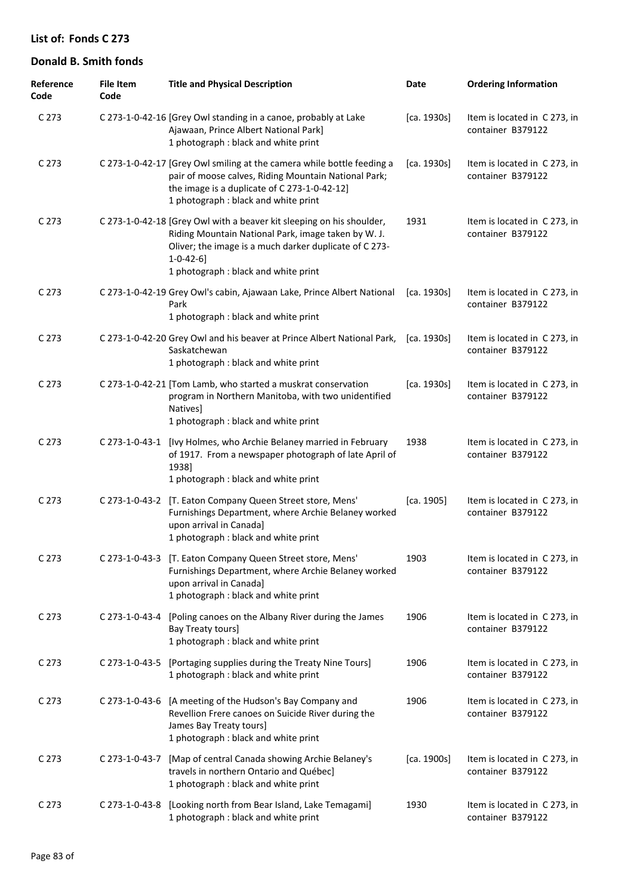## List of: Fonds C 273

## Donald B. Smith fonds

| Reference Code | File Item Code | Title and Physical Description | Date | Ordering Information |
|---|---|---|---|---|
| C 273 | C 273-1-0-42-16 | [Grey Owl standing in a canoe, probably at Lake Ajawaan, Prince Albert National Park]<br>1 photograph : black and white print | [ca. 1930s] | Item is located in C 273, in container B379122 |
| C 273 | C 273-1-0-42-17 | [Grey Owl smiling at the camera while bottle feeding a pair of moose calves, Riding Mountain National Park; the image is a duplicate of C 273-1-0-42-12]<br>1 photograph : black and white print | [ca. 1930s] | Item is located in C 273, in container B379122 |
| C 273 | C 273-1-0-42-18 | [Grey Owl with a beaver kit sleeping on his shoulder, Riding Mountain National Park, image taken by W. J. Oliver; the image is a much darker duplicate of C 273-1-0-42-6]<br>1 photograph : black and white print | 1931 | Item is located in C 273, in container B379122 |
| C 273 | C 273-1-0-42-19 | Grey Owl's cabin, Ajawaan Lake, Prince Albert National Park<br>1 photograph : black and white print | [ca. 1930s] | Item is located in C 273, in container B379122 |
| C 273 | C 273-1-0-42-20 | Grey Owl and his beaver at Prince Albert National Park, Saskatchewan<br>1 photograph : black and white print | [ca. 1930s] | Item is located in C 273, in container B379122 |
| C 273 | C 273-1-0-42-21 | [Tom Lamb, who started a muskrat conservation program in Northern Manitoba, with two unidentified Natives]<br>1 photograph : black and white print | [ca. 1930s] | Item is located in C 273, in container B379122 |
| C 273 | C 273-1-0-43-1 | [Ivy Holmes, who Archie Belaney married in February of 1917. From a newspaper photograph of late April of 1938]<br>1 photograph : black and white print | 1938 | Item is located in C 273, in container B379122 |
| C 273 | C 273-1-0-43-2 | [T. Eaton Company Queen Street store, Mens' Furnishings Department, where Archie Belaney worked upon arrival in Canada]<br>1 photograph : black and white print | [ca. 1905] | Item is located in C 273, in container B379122 |
| C 273 | C 273-1-0-43-3 | [T. Eaton Company Queen Street store, Mens' Furnishings Department, where Archie Belaney worked upon arrival in Canada]<br>1 photograph : black and white print | 1903 | Item is located in C 273, in container B379122 |
| C 273 | C 273-1-0-43-4 | [Poling canoes on the Albany River during the James Bay Treaty tours]<br>1 photograph : black and white print | 1906 | Item is located in C 273, in container B379122 |
| C 273 | C 273-1-0-43-5 | [Portaging supplies during the Treaty Nine Tours]<br>1 photograph : black and white print | 1906 | Item is located in C 273, in container B379122 |
| C 273 | C 273-1-0-43-6 | [A meeting of the Hudson's Bay Company and Revellion Frere canoes on Suicide River during the James Bay Treaty tours]<br>1 photograph : black and white print | 1906 | Item is located in C 273, in container B379122 |
| C 273 | C 273-1-0-43-7 | [Map of central Canada showing Archie Belaney's travels in northern Ontario and Québec]<br>1 photograph : black and white print | [ca. 1900s] | Item is located in C 273, in container B379122 |
| C 273 | C 273-1-0-43-8 | [Looking north from Bear Island, Lake Temagami]<br>1 photograph : black and white print | 1930 | Item is located in C 273, in container B379122 |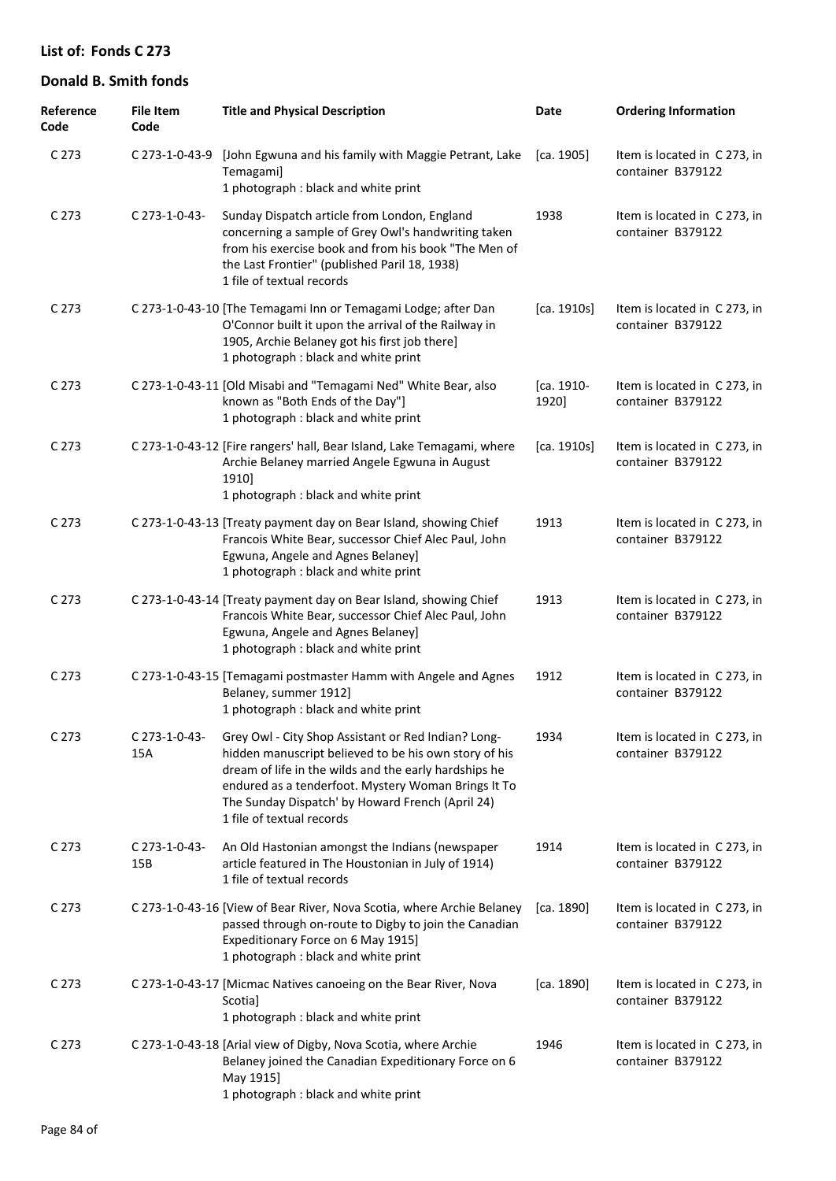## List of: Fonds C 273

## Donald B. Smith fonds

| Reference Code | File Item Code | Title and Physical Description | Date | Ordering Information |
| --- | --- | --- | --- | --- |
| C 273 | C 273-1-0-43-9 | [John Egwuna and his family with Maggie Petrant, Lake Temagami]<br>1 photograph : black and white print | [ca. 1905] | Item is located in C 273, in container B379122 |
| C 273 | C 273-1-0-43- | Sunday Dispatch article from London, England concerning a sample of Grey Owl's handwriting taken from his exercise book and from his book "The Men of the Last Frontier" (published Paril 18, 1938)<br>1 file of textual records | 1938 | Item is located in C 273, in container B379122 |
| C 273 | C 273-1-0-43-10 | [The Temagami Inn or Temagami Lodge; after Dan O'Connor built it upon the arrival of the Railway in 1905, Archie Belaney got his first job there]<br>1 photograph : black and white print | [ca. 1910s] | Item is located in C 273, in container B379122 |
| C 273 | C 273-1-0-43-11 | [Old Misabi and "Temagami Ned" White Bear, also known as "Both Ends of the Day"]<br>1 photograph : black and white print | [ca. 1910-1920] | Item is located in C 273, in container B379122 |
| C 273 | C 273-1-0-43-12 | [Fire rangers' hall, Bear Island, Lake Temagami, where Archie Belaney married Angele Egwuna in August 1910]<br>1 photograph : black and white print | [ca. 1910s] | Item is located in C 273, in container B379122 |
| C 273 | C 273-1-0-43-13 | [Treaty payment day on Bear Island, showing Chief Francois White Bear, successor Chief Alec Paul, John Egwuna, Angele and Agnes Belaney]<br>1 photograph : black and white print | 1913 | Item is located in C 273, in container B379122 |
| C 273 | C 273-1-0-43-14 | [Treaty payment day on Bear Island, showing Chief Francois White Bear, successor Chief Alec Paul, John Egwuna, Angele and Agnes Belaney]<br>1 photograph : black and white print | 1913 | Item is located in C 273, in container B379122 |
| C 273 | C 273-1-0-43-15 | [Temagami postmaster Hamm with Angele and Agnes Belaney, summer 1912]<br>1 photograph : black and white print | 1912 | Item is located in C 273, in container B379122 |
| C 273 | C 273-1-0-43-15A | Grey Owl - City Shop Assistant or Red Indian? Long-hidden manuscript believed to be his own story of his dream of life in the wilds and the early hardships he endured as a tenderfoot. Mystery Woman Brings It To The Sunday Dispatch' by Howard French (April 24)<br>1 file of textual records | 1934 | Item is located in C 273, in container B379122 |
| C 273 | C 273-1-0-43-15B | An Old Hastonian amongst the Indians (newspaper article featured in The Houstonian in July of 1914)<br>1 file of textual records | 1914 | Item is located in C 273, in container B379122 |
| C 273 | C 273-1-0-43-16 | [View of Bear River, Nova Scotia, where Archie Belaney passed through on-route to Digby to join the Canadian Expeditionary Force on 6 May 1915]<br>1 photograph : black and white print | [ca. 1890] | Item is located in C 273, in container B379122 |
| C 273 | C 273-1-0-43-17 | [Micmac Natives canoeing on the Bear River, Nova Scotia]<br>1 photograph : black and white print | [ca. 1890] | Item is located in C 273, in container B379122 |
| C 273 | C 273-1-0-43-18 | [Arial view of Digby, Nova Scotia, where Archie Belaney joined the Canadian Expeditionary Force on 6 May 1915]<br>1 photograph : black and white print | 1946 | Item is located in C 273, in container B379122 |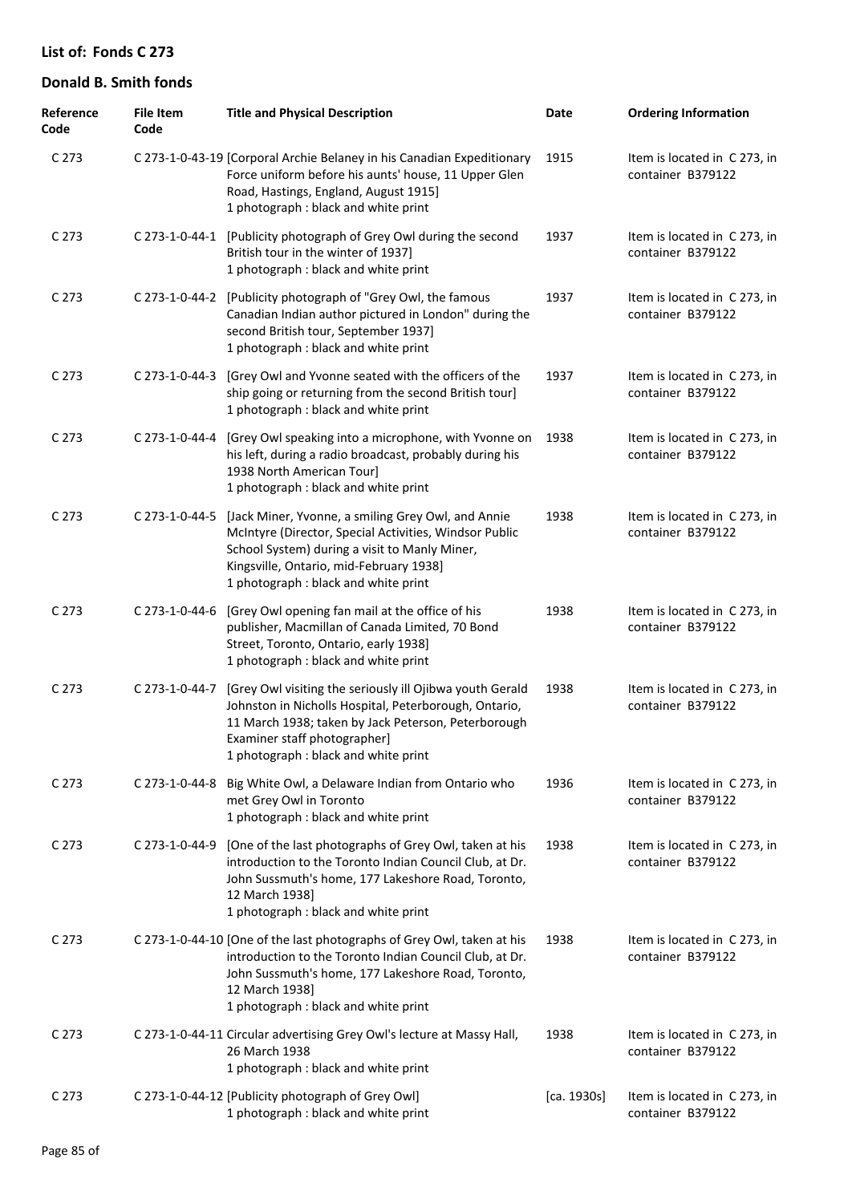## List of: Fonds C 273

## Donald B. Smith fonds

| Reference Code | File Item Code | Title and Physical Description | Date | Ordering Information |
|---|---|---|---|---|
| C 273 | C 273-1-0-43-19 | [Corporal Archie Belaney in his Canadian Expeditionary Force uniform before his aunts' house, 11 Upper Glen Road, Hastings, England, August 1915]<br>1 photograph : black and white print | 1915 | Item is located in C 273, in container B379122 |
| C 273 | C 273-1-0-44-1 | [Publicity photograph of Grey Owl during the second British tour in the winter of 1937]<br>1 photograph : black and white print | 1937 | Item is located in C 273, in container B379122 |
| C 273 | C 273-1-0-44-2 | [Publicity photograph of "Grey Owl, the famous Canadian Indian author pictured in London" during the second British tour, September 1937]<br>1 photograph : black and white print | 1937 | Item is located in C 273, in container B379122 |
| C 273 | C 273-1-0-44-3 | [Grey Owl and Yvonne seated with the officers of the ship going or returning from the second British tour]<br>1 photograph : black and white print | 1937 | Item is located in C 273, in container B379122 |
| C 273 | C 273-1-0-44-4 | [Grey Owl speaking into a microphone, with Yvonne on his left, during a radio broadcast, probably during his 1938 North American Tour]<br>1 photograph : black and white print | 1938 | Item is located in C 273, in container B379122 |
| C 273 | C 273-1-0-44-5 | [Jack Miner, Yvonne, a smiling Grey Owl, and Annie McIntyre (Director, Special Activities, Windsor Public School System) during a visit to Manly Miner, Kingsville, Ontario, mid-February 1938]<br>1 photograph : black and white print | 1938 | Item is located in C 273, in container B379122 |
| C 273 | C 273-1-0-44-6 | [Grey Owl opening fan mail at the office of his publisher, Macmillan of Canada Limited, 70 Bond Street, Toronto, Ontario, early 1938]<br>1 photograph : black and white print | 1938 | Item is located in C 273, in container B379122 |
| C 273 | C 273-1-0-44-7 | [Grey Owl visiting the seriously ill Ojibwa youth Gerald Johnston in Nicholls Hospital, Peterborough, Ontario, 11 March 1938; taken by Jack Peterson, Peterborough Examiner staff photographer]<br>1 photograph : black and white print | 1938 | Item is located in C 273, in container B379122 |
| C 273 | C 273-1-0-44-8 | Big White Owl, a Delaware Indian from Ontario who met Grey Owl in Toronto<br>1 photograph : black and white print | 1936 | Item is located in C 273, in container B379122 |
| C 273 | C 273-1-0-44-9 | [One of the last photographs of Grey Owl, taken at his introduction to the Toronto Indian Council Club, at Dr. John Sussmuth's home, 177 Lakeshore Road, Toronto, 12 March 1938]<br>1 photograph : black and white print | 1938 | Item is located in C 273, in container B379122 |
| C 273 | C 273-1-0-44-10 | [One of the last photographs of Grey Owl, taken at his introduction to the Toronto Indian Council Club, at Dr. John Sussmuth's home, 177 Lakeshore Road, Toronto, 12 March 1938]<br>1 photograph : black and white print | 1938 | Item is located in C 273, in container B379122 |
| C 273 | C 273-1-0-44-11 | Circular advertising Grey Owl's lecture at Massy Hall, 26 March 1938<br>1 photograph : black and white print | 1938 | Item is located in C 273, in container B379122 |
| C 273 | C 273-1-0-44-12 | [Publicity photograph of Grey Owl]<br>1 photograph : black and white print | [ca. 1930s] | Item is located in C 273, in container B379122 |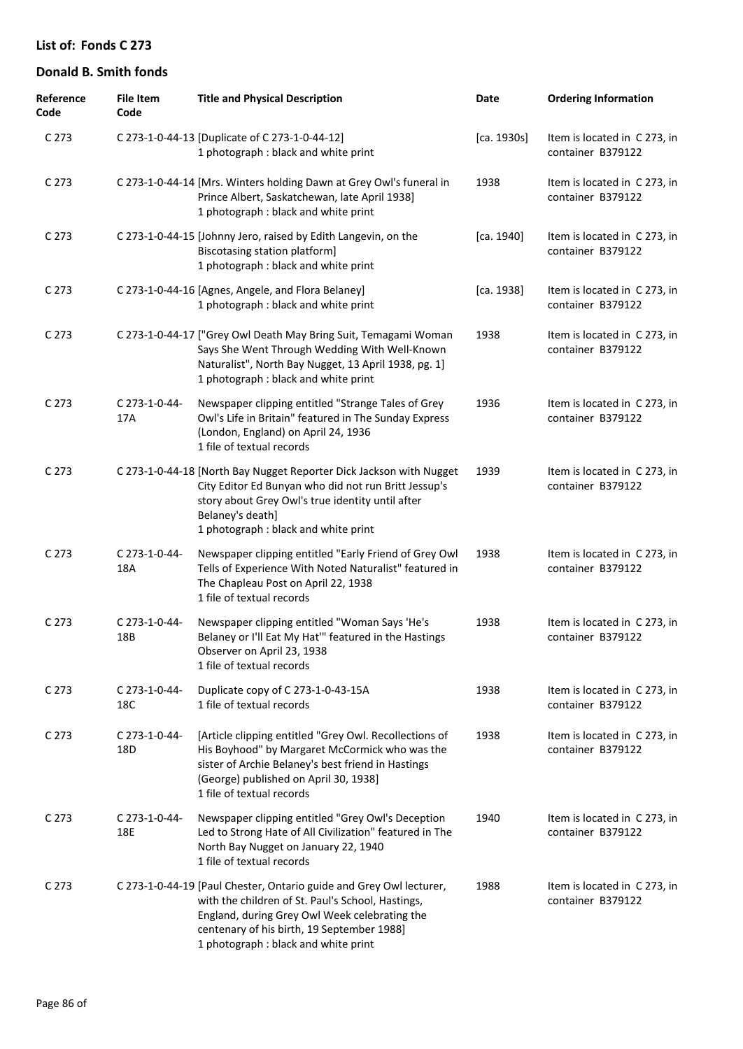## List of: Fonds C 273

## Donald B. Smith fonds

| Reference Code | File Item Code | Title and Physical Description | Date | Ordering Information |
|---|---|---|---|---|
| C 273 | C 273-1-0-44-13 | [Duplicate of C 273-1-0-44-12]<br>1 photograph : black and white print | [ca. 1930s] | Item is located in C 273, in container B379122 |
| C 273 | C 273-1-0-44-14 | [Mrs. Winters holding Dawn at Grey Owl's funeral in Prince Albert, Saskatchewan, late April 1938]<br>1 photograph : black and white print | 1938 | Item is located in C 273, in container B379122 |
| C 273 | C 273-1-0-44-15 | [Johnny Jero, raised by Edith Langevin, on the Biscotasing station platform]<br>1 photograph : black and white print | [ca. 1940] | Item is located in C 273, in container B379122 |
| C 273 | C 273-1-0-44-16 | [Agnes, Angele, and Flora Belaney]<br>1 photograph : black and white print | [ca. 1938] | Item is located in C 273, in container B379122 |
| C 273 | C 273-1-0-44-17 | ["Grey Owl Death May Bring Suit, Temagami Woman Says She Went Through Wedding With Well-Known Naturalist", North Bay Nugget, 13 April 1938, pg. 1]<br>1 photograph : black and white print | 1938 | Item is located in C 273, in container B379122 |
| C 273 | C 273-1-0-44-17A | Newspaper clipping entitled "Strange Tales of Grey Owl's Life in Britain" featured in The Sunday Express (London, England) on April 24, 1936<br>1 file of textual records | 1936 | Item is located in C 273, in container B379122 |
| C 273 | C 273-1-0-44-18 | [North Bay Nugget Reporter Dick Jackson with Nugget City Editor Ed Bunyan who did not run Britt Jessup's story about Grey Owl's true identity until after Belaney's death]<br>1 photograph : black and white print | 1939 | Item is located in C 273, in container B379122 |
| C 273 | C 273-1-0-44-18A | Newspaper clipping entitled "Early Friend of Grey Owl Tells of Experience With Noted Naturalist" featured in The Chapleau Post on April 22, 1938<br>1 file of textual records | 1938 | Item is located in C 273, in container B379122 |
| C 273 | C 273-1-0-44-18B | Newspaper clipping entitled "Woman Says 'He's Belaney or I'll Eat My Hat'" featured in the Hastings Observer on April 23, 1938<br>1 file of textual records | 1938 | Item is located in C 273, in container B379122 |
| C 273 | C 273-1-0-44-18C | Duplicate copy of C 273-1-0-43-15A<br>1 file of textual records | 1938 | Item is located in C 273, in container B379122 |
| C 273 | C 273-1-0-44-18D | [Article clipping entitled "Grey Owl. Recollections of His Boyhood" by Margaret McCormick who was the sister of Archie Belaney's best friend in Hastings (George) published on April 30, 1938]<br>1 file of textual records | 1938 | Item is located in C 273, in container B379122 |
| C 273 | C 273-1-0-44-18E | Newspaper clipping entitled "Grey Owl's Deception Led to Strong Hate of All Civilization" featured in The North Bay Nugget on January 22, 1940<br>1 file of textual records | 1940 | Item is located in C 273, in container B379122 |
| C 273 | C 273-1-0-44-19 | [Paul Chester, Ontario guide and Grey Owl lecturer, with the children of St. Paul's School, Hastings, England, during Grey Owl Week celebrating the centenary of his birth, 19 September 1988]<br>1 photograph : black and white print | 1988 | Item is located in C 273, in container B379122 |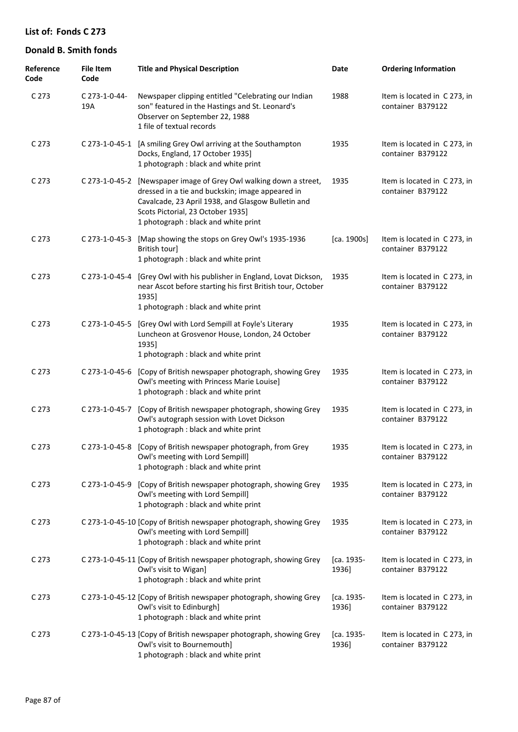## List of: Fonds C 273

## Donald B. Smith fonds

| Reference Code | File Item Code | Title and Physical Description | Date | Ordering Information |
|---|---|---|---|---|
| C 273 | C 273-1-0-44-19A | Newspaper clipping entitled "Celebrating our Indian son" featured in the Hastings and St. Leonard's Observer on September 22, 1988<br>1 file of textual records | 1988 | Item is located in C 273, in container B379122 |
| C 273 | C 273-1-0-45-1 | [A smiling Grey Owl arriving at the Southampton Docks, England, 17 October 1935]<br>1 photograph : black and white print | 1935 | Item is located in C 273, in container B379122 |
| C 273 | C 273-1-0-45-2 | [Newspaper image of Grey Owl walking down a street, dressed in a tie and buckskin; image appeared in Cavalcade, 23 April 1938, and Glasgow Bulletin and Scots Pictorial, 23 October 1935]<br>1 photograph : black and white print | 1935 | Item is located in C 273, in container B379122 |
| C 273 | C 273-1-0-45-3 | [Map showing the stops on Grey Owl's 1935-1936 British tour]<br>1 photograph : black and white print | [ca. 1900s] | Item is located in C 273, in container B379122 |
| C 273 | C 273-1-0-45-4 | [Grey Owl with his publisher in England, Lovat Dickson, near Ascot before starting his first British tour, October 1935]<br>1 photograph : black and white print | 1935 | Item is located in C 273, in container B379122 |
| C 273 | C 273-1-0-45-5 | [Grey Owl with Lord Sempill at Foyle's Literary Luncheon at Grosvenor House, London, 24 October 1935]<br>1 photograph : black and white print | 1935 | Item is located in C 273, in container B379122 |
| C 273 | C 273-1-0-45-6 | [Copy of British newspaper photograph, showing Grey Owl's meeting with Princess Marie Louise]<br>1 photograph : black and white print | 1935 | Item is located in C 273, in container B379122 |
| C 273 | C 273-1-0-45-7 | [Copy of British newspaper photograph, showing Grey Owl's autograph session with Lovet Dickson<br>1 photograph : black and white print | 1935 | Item is located in C 273, in container B379122 |
| C 273 | C 273-1-0-45-8 | [Copy of British newspaper photograph, from Grey Owl's meeting with Lord Sempill]<br>1 photograph : black and white print | 1935 | Item is located in C 273, in container B379122 |
| C 273 | C 273-1-0-45-9 | [Copy of British newspaper photograph, showing Grey Owl's meeting with Lord Sempill]<br>1 photograph : black and white print | 1935 | Item is located in C 273, in container B379122 |
| C 273 | C 273-1-0-45-10 | [Copy of British newspaper photograph, showing Grey Owl's meeting with Lord Sempill]<br>1 photograph : black and white print | 1935 | Item is located in C 273, in container B379122 |
| C 273 | C 273-1-0-45-11 | [Copy of British newspaper photograph, showing Grey Owl's visit to Wigan]<br>1 photograph : black and white print | [ca. 1935-1936] | Item is located in C 273, in container B379122 |
| C 273 | C 273-1-0-45-12 | [Copy of British newspaper photograph, showing Grey Owl's visit to Edinburgh]<br>1 photograph : black and white print | [ca. 1935-1936] | Item is located in C 273, in container B379122 |
| C 273 | C 273-1-0-45-13 | [Copy of British newspaper photograph, showing Grey Owl's visit to Bournemouth]<br>1 photograph : black and white print | [ca. 1935-1936] | Item is located in C 273, in container B379122 |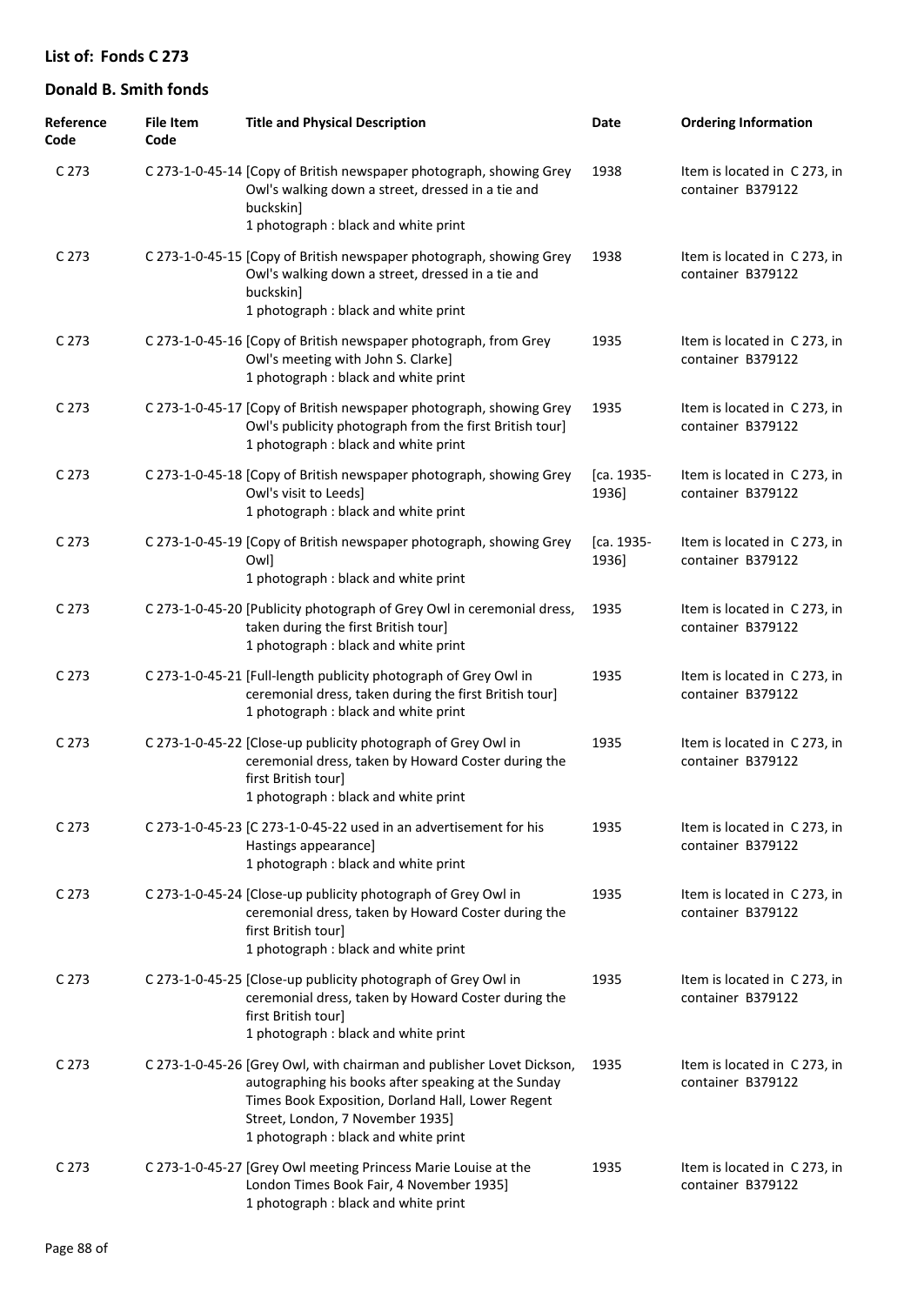## List of: Fonds C 273

## Donald B. Smith fonds

| Reference Code | File Item Code | Title and Physical Description | Date | Ordering Information |
|---|---|---|---|---|
| C 273 | C 273-1-0-45-14 | [Copy of British newspaper photograph, showing Grey Owl's walking down a street, dressed in a tie and buckskin]<br>1 photograph : black and white print | 1938 | Item is located in C 273, in container B379122 |
| C 273 | C 273-1-0-45-15 | [Copy of British newspaper photograph, showing Grey Owl's walking down a street, dressed in a tie and buckskin]<br>1 photograph : black and white print | 1938 | Item is located in C 273, in container B379122 |
| C 273 | C 273-1-0-45-16 | [Copy of British newspaper photograph, from Grey Owl's meeting with John S. Clarke]<br>1 photograph : black and white print | 1935 | Item is located in C 273, in container B379122 |
| C 273 | C 273-1-0-45-17 | [Copy of British newspaper photograph, showing Grey Owl's publicity photograph from the first British tour]<br>1 photograph : black and white print | 1935 | Item is located in C 273, in container B379122 |
| C 273 | C 273-1-0-45-18 | [Copy of British newspaper photograph, showing Grey Owl's visit to Leeds]<br>1 photograph : black and white print | [ca. 1935-1936] | Item is located in C 273, in container B379122 |
| C 273 | C 273-1-0-45-19 | [Copy of British newspaper photograph, showing Grey Owl]<br>1 photograph : black and white print | [ca. 1935-1936] | Item is located in C 273, in container B379122 |
| C 273 | C 273-1-0-45-20 | [Publicity photograph of Grey Owl in ceremonial dress, taken during the first British tour]<br>1 photograph : black and white print | 1935 | Item is located in C 273, in container B379122 |
| C 273 | C 273-1-0-45-21 | [Full-length publicity photograph of Grey Owl in ceremonial dress, taken during the first British tour]<br>1 photograph : black and white print | 1935 | Item is located in C 273, in container B379122 |
| C 273 | C 273-1-0-45-22 | [Close-up publicity photograph of Grey Owl in ceremonial dress, taken by Howard Coster during the first British tour]<br>1 photograph : black and white print | 1935 | Item is located in C 273, in container B379122 |
| C 273 | C 273-1-0-45-23 | [C 273-1-0-45-22 used in an advertisement for his Hastings appearance]<br>1 photograph : black and white print | 1935 | Item is located in C 273, in container B379122 |
| C 273 | C 273-1-0-45-24 | [Close-up publicity photograph of Grey Owl in ceremonial dress, taken by Howard Coster during the first British tour]<br>1 photograph : black and white print | 1935 | Item is located in C 273, in container B379122 |
| C 273 | C 273-1-0-45-25 | [Close-up publicity photograph of Grey Owl in ceremonial dress, taken by Howard Coster during the first British tour]<br>1 photograph : black and white print | 1935 | Item is located in C 273, in container B379122 |
| C 273 | C 273-1-0-45-26 | [Grey Owl, with chairman and publisher Lovet Dickson, autographing his books after speaking at the Sunday Times Book Exposition, Dorland Hall, Lower Regent Street, London, 7 November 1935]<br>1 photograph : black and white print | 1935 | Item is located in C 273, in container B379122 |
| C 273 | C 273-1-0-45-27 | [Grey Owl meeting Princess Marie Louise at the London Times Book Fair, 4 November 1935]<br>1 photograph : black and white print | 1935 | Item is located in C 273, in container B379122 |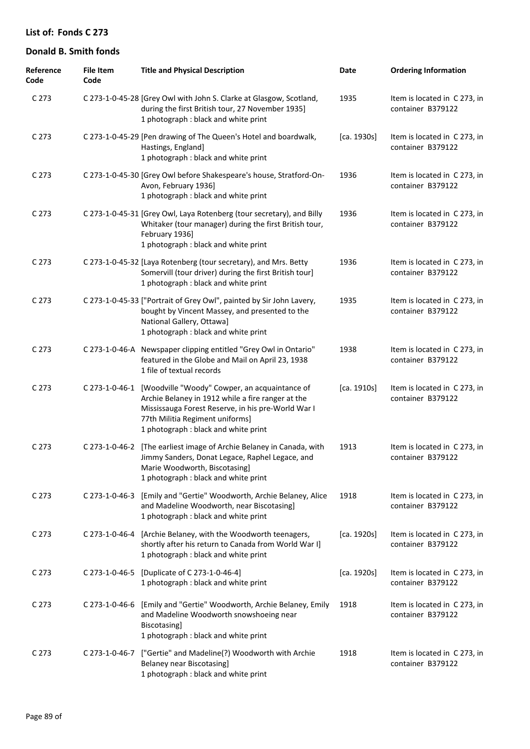## List of: Fonds C 273

## Donald B. Smith fonds

| Reference Code | File Item Code | Title and Physical Description | Date | Ordering Information |
|---|---|---|---|---|
| C 273 | C 273-1-0-45-28 | [Grey Owl with John S. Clarke at Glasgow, Scotland, during the first British tour, 27 November 1935] 1 photograph : black and white print | 1935 | Item is located in C 273, in container B379122 |
| C 273 | C 273-1-0-45-29 | [Pen drawing of The Queen's Hotel and boardwalk, Hastings, England] 1 photograph : black and white print | [ca. 1930s] | Item is located in C 273, in container B379122 |
| C 273 | C 273-1-0-45-30 | [Grey Owl before Shakespeare's house, Stratford-On-Avon, February 1936] 1 photograph : black and white print | 1936 | Item is located in C 273, in container B379122 |
| C 273 | C 273-1-0-45-31 | [Grey Owl, Laya Rotenberg (tour secretary), and Billy Whitaker (tour manager) during the first British tour, February 1936] 1 photograph : black and white print | 1936 | Item is located in C 273, in container B379122 |
| C 273 | C 273-1-0-45-32 | [Laya Rotenberg (tour secretary), and Mrs. Betty Somervill (tour driver) during the first British tour] 1 photograph : black and white print | 1936 | Item is located in C 273, in container B379122 |
| C 273 | C 273-1-0-45-33 | ["Portrait of Grey Owl", painted by Sir John Lavery, bought by Vincent Massey, and presented to the National Gallery, Ottawa] 1 photograph : black and white print | 1935 | Item is located in C 273, in container B379122 |
| C 273 | C 273-1-0-46-A | Newspaper clipping entitled "Grey Owl in Ontario" featured in the Globe and Mail on April 23, 1938 1 file of textual records | 1938 | Item is located in C 273, in container B379122 |
| C 273 | C 273-1-0-46-1 | [Woodville "Woody" Cowper, an acquaintance of Archie Belaney in 1912 while a fire ranger at the Mississauga Forest Reserve, in his pre-World War I 77th Militia Regiment uniforms] 1 photograph : black and white print | [ca. 1910s] | Item is located in C 273, in container B379122 |
| C 273 | C 273-1-0-46-2 | [The earliest image of Archie Belaney in Canada, with Jimmy Sanders, Donat Legace, Raphel Legace, and Marie Woodworth, Biscotasing] 1 photograph : black and white print | 1913 | Item is located in C 273, in container B379122 |
| C 273 | C 273-1-0-46-3 | [Emily and "Gertie" Woodworth, Archie Belaney, Alice and Madeline Woodworth, near Biscotasing] 1 photograph : black and white print | 1918 | Item is located in C 273, in container B379122 |
| C 273 | C 273-1-0-46-4 | [Archie Belaney, with the Woodworth teenagers, shortly after his return to Canada from World War I] 1 photograph : black and white print | [ca. 1920s] | Item is located in C 273, in container B379122 |
| C 273 | C 273-1-0-46-5 | [Duplicate of C 273-1-0-46-4] 1 photograph : black and white print | [ca. 1920s] | Item is located in C 273, in container B379122 |
| C 273 | C 273-1-0-46-6 | [Emily and "Gertie" Woodworth, Archie Belaney, Emily and Madeline Woodworth snowshoeing near Biscotasing] 1 photograph : black and white print | 1918 | Item is located in C 273, in container B379122 |
| C 273 | C 273-1-0-46-7 | ["Gertie" and Madeline(?) Woodworth with Archie Belaney near Biscotasing] 1 photograph : black and white print | 1918 | Item is located in C 273, in container B379122 |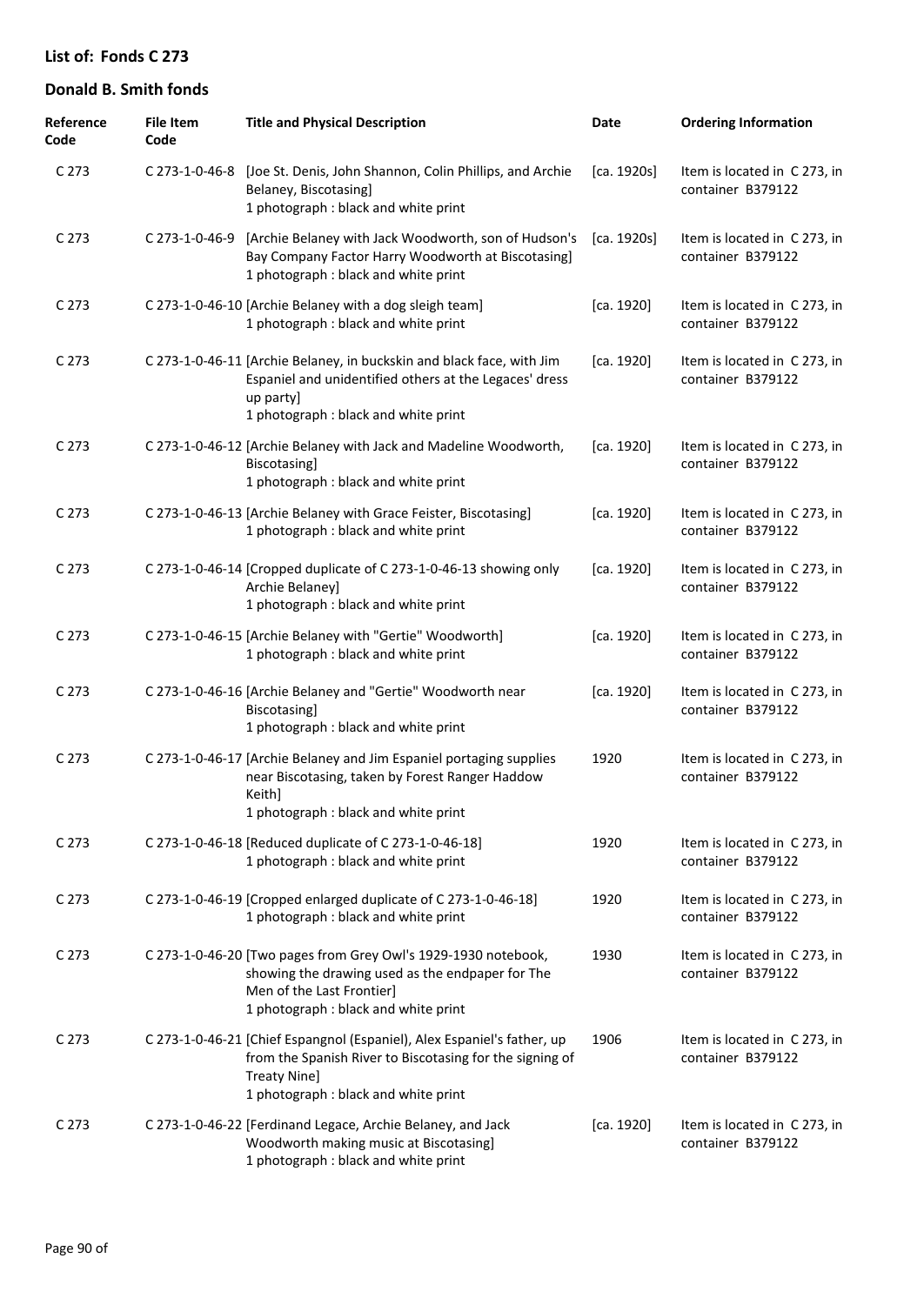## List of: Fonds C 273

## Donald B. Smith fonds

| Reference Code | File Item Code | Title and Physical Description | Date | Ordering Information |
|---|---|---|---|---|
| C 273 | C 273-1-0-46-8 | [Joe St. Denis, John Shannon, Colin Phillips, and Archie Belaney, Biscotasing]<br>1 photograph : black and white print | [ca. 1920s] | Item is located in C 273, in container B379122 |
| C 273 | C 273-1-0-46-9 | [Archie Belaney with Jack Woodworth, son of Hudson's Bay Company Factor Harry Woodworth at Biscotasing]<br>1 photograph : black and white print | [ca. 1920s] | Item is located in C 273, in container B379122 |
| C 273 | C 273-1-0-46-10 | [Archie Belaney with a dog sleigh team]<br>1 photograph : black and white print | [ca. 1920] | Item is located in C 273, in container B379122 |
| C 273 | C 273-1-0-46-11 | [Archie Belaney, in buckskin and black face, with Jim Espaniel and unidentified others at the Legaces' dress up party]<br>1 photograph : black and white print | [ca. 1920] | Item is located in C 273, in container B379122 |
| C 273 | C 273-1-0-46-12 | [Archie Belaney with Jack and Madeline Woodworth, Biscotasing]<br>1 photograph : black and white print | [ca. 1920] | Item is located in C 273, in container B379122 |
| C 273 | C 273-1-0-46-13 | [Archie Belaney with Grace Feister, Biscotasing]<br>1 photograph : black and white print | [ca. 1920] | Item is located in C 273, in container B379122 |
| C 273 | C 273-1-0-46-14 | [Cropped duplicate of C 273-1-0-46-13 showing only Archie Belaney]<br>1 photograph : black and white print | [ca. 1920] | Item is located in C 273, in container B379122 |
| C 273 | C 273-1-0-46-15 | [Archie Belaney with "Gertie" Woodworth]<br>1 photograph : black and white print | [ca. 1920] | Item is located in C 273, in container B379122 |
| C 273 | C 273-1-0-46-16 | [Archie Belaney and "Gertie" Woodworth near Biscotasing]<br>1 photograph : black and white print | [ca. 1920] | Item is located in C 273, in container B379122 |
| C 273 | C 273-1-0-46-17 | [Archie Belaney and Jim Espaniel portaging supplies near Biscotasing, taken by Forest Ranger Haddow Keith]<br>1 photograph : black and white print | 1920 | Item is located in C 273, in container B379122 |
| C 273 | C 273-1-0-46-18 | [Reduced duplicate of C 273-1-0-46-18]<br>1 photograph : black and white print | 1920 | Item is located in C 273, in container B379122 |
| C 273 | C 273-1-0-46-19 | [Cropped enlarged duplicate of C 273-1-0-46-18]<br>1 photograph : black and white print | 1920 | Item is located in C 273, in container B379122 |
| C 273 | C 273-1-0-46-20 | [Two pages from Grey Owl's 1929-1930 notebook, showing the drawing used as the endpaper for The Men of the Last Frontier]<br>1 photograph : black and white print | 1930 | Item is located in C 273, in container B379122 |
| C 273 | C 273-1-0-46-21 | [Chief Espangnol (Espaniel), Alex Espaniel's father, up from the Spanish River to Biscotasing for the signing of Treaty Nine]<br>1 photograph : black and white print | 1906 | Item is located in C 273, in container B379122 |
| C 273 | C 273-1-0-46-22 | [Ferdinand Legace, Archie Belaney, and Jack Woodworth making music at Biscotasing]<br>1 photograph : black and white print | [ca. 1920] | Item is located in C 273, in container B379122 |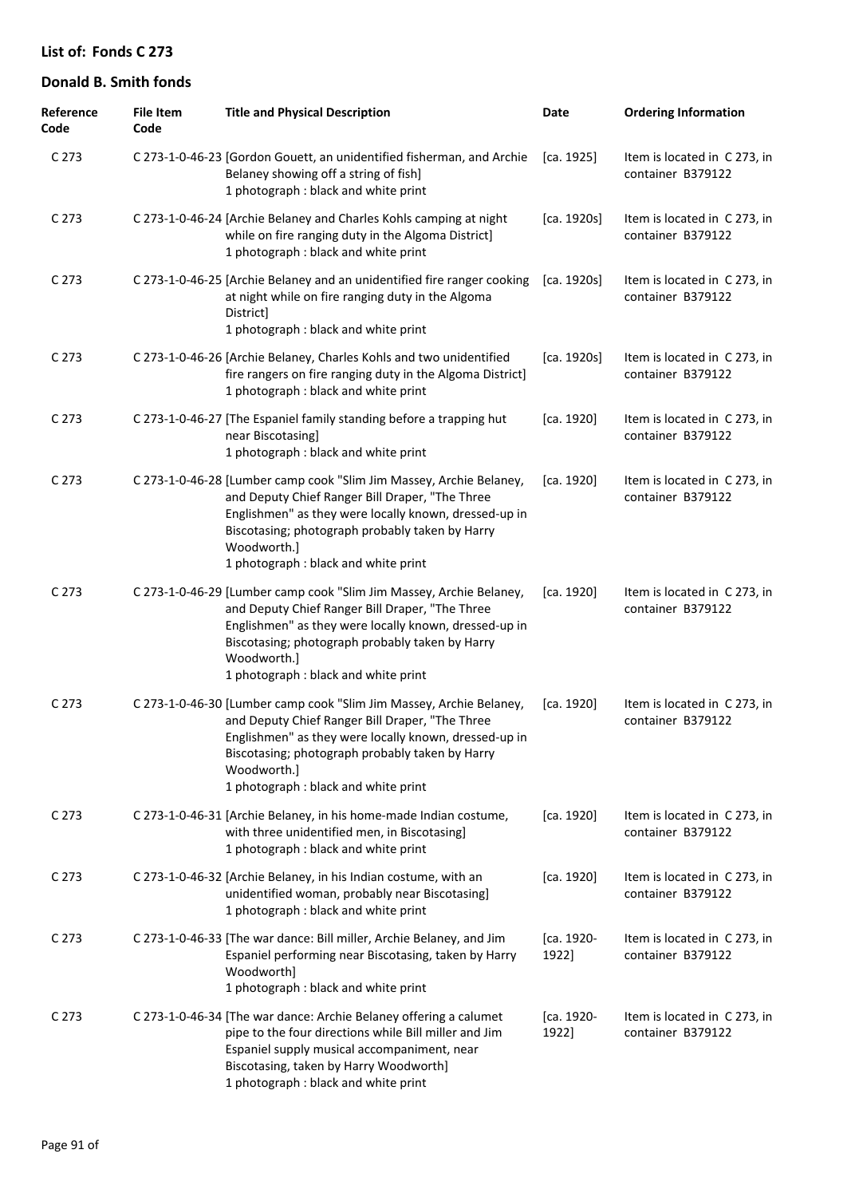## List of: Fonds C 273

## Donald B. Smith fonds

| Reference Code | File Item Code | Title and Physical Description | Date | Ordering Information |
|---|---|---|---|---|
| C 273 | C 273-1-0-46-23 | [Gordon Gouett, an unidentified fisherman, and Archie Belaney showing off a string of fish]<br>1 photograph : black and white print | [ca. 1925] | Item is located in C 273, in container B379122 |
| C 273 | C 273-1-0-46-24 | [Archie Belaney and Charles Kohls camping at night while on fire ranging duty in the Algoma District]<br>1 photograph : black and white print | [ca. 1920s] | Item is located in C 273, in container B379122 |
| C 273 | C 273-1-0-46-25 | [Archie Belaney and an unidentified fire ranger cooking at night while on fire ranging duty in the Algoma District]<br>1 photograph : black and white print | [ca. 1920s] | Item is located in C 273, in container B379122 |
| C 273 | C 273-1-0-46-26 | [Archie Belaney, Charles Kohls and two unidentified fire rangers on fire ranging duty in the Algoma District]<br>1 photograph : black and white print | [ca. 1920s] | Item is located in C 273, in container B379122 |
| C 273 | C 273-1-0-46-27 | [The Espaniel family standing before a trapping hut near Biscotasing]<br>1 photograph : black and white print | [ca. 1920] | Item is located in C 273, in container B379122 |
| C 273 | C 273-1-0-46-28 | [Lumber camp cook "Slim Jim Massey, Archie Belaney, and Deputy Chief Ranger Bill Draper, "The Three Englishmen" as they were locally known, dressed-up in Biscotasing; photograph probably taken by Harry Woodworth.]<br>1 photograph : black and white print | [ca. 1920] | Item is located in C 273, in container B379122 |
| C 273 | C 273-1-0-46-29 | [Lumber camp cook "Slim Jim Massey, Archie Belaney, and Deputy Chief Ranger Bill Draper, "The Three Englishmen" as they were locally known, dressed-up in Biscotasing; photograph probably taken by Harry Woodworth.]<br>1 photograph : black and white print | [ca. 1920] | Item is located in C 273, in container B379122 |
| C 273 | C 273-1-0-46-30 | [Lumber camp cook "Slim Jim Massey, Archie Belaney, and Deputy Chief Ranger Bill Draper, "The Three Englishmen" as they were locally known, dressed-up in Biscotasing; photograph probably taken by Harry Woodworth.]<br>1 photograph : black and white print | [ca. 1920] | Item is located in C 273, in container B379122 |
| C 273 | C 273-1-0-46-31 | [Archie Belaney, in his home-made Indian costume, with three unidentified men, in Biscotasing]<br>1 photograph : black and white print | [ca. 1920] | Item is located in C 273, in container B379122 |
| C 273 | C 273-1-0-46-32 | [Archie Belaney, in his Indian costume, with an unidentified woman, probably near Biscotasing]<br>1 photograph : black and white print | [ca. 1920] | Item is located in C 273, in container B379122 |
| C 273 | C 273-1-0-46-33 | [The war dance: Bill miller, Archie Belaney, and Jim Espaniel performing near Biscotasing, taken by Harry Woodworth]<br>1 photograph : black and white print | [ca. 1920-1922] | Item is located in C 273, in container B379122 |
| C 273 | C 273-1-0-46-34 | [The war dance: Archie Belaney offering a calumet pipe to the four directions while Bill miller and Jim Espaniel supply musical accompaniment, near Biscotasing, taken by Harry Woodworth]<br>1 photograph : black and white print | [ca. 1920-1922] | Item is located in C 273, in container B379122 |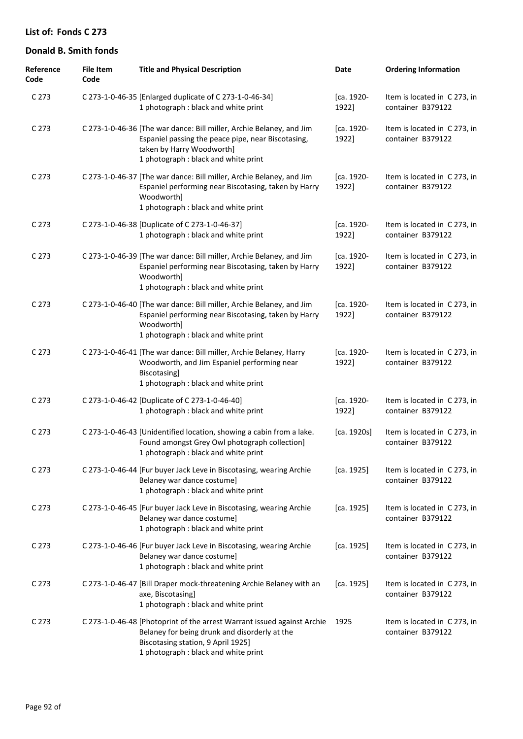## List of: Fonds C 273

## Donald B. Smith fonds

| Reference Code | File Item Code | Title and Physical Description | Date | Ordering Information |
|---|---|---|---|---|
| C 273 | C 273-1-0-46-35 | [Enlarged duplicate of C 273-1-0-46-34]<br>1 photograph : black and white print | [ca. 1920-1922] | Item is located in C 273, in container B379122 |
| C 273 | C 273-1-0-46-36 | [The war dance: Bill miller, Archie Belaney, and Jim Espaniel passing the peace pipe, near Biscotasing, taken by Harry Woodworth]<br>1 photograph : black and white print | [ca. 1920-1922] | Item is located in C 273, in container B379122 |
| C 273 | C 273-1-0-46-37 | [The war dance: Bill miller, Archie Belaney, and Jim Espaniel performing near Biscotasing, taken by Harry Woodworth]<br>1 photograph : black and white print | [ca. 1920-1922] | Item is located in C 273, in container B379122 |
| C 273 | C 273-1-0-46-38 | [Duplicate of C 273-1-0-46-37]<br>1 photograph : black and white print | [ca. 1920-1922] | Item is located in C 273, in container B379122 |
| C 273 | C 273-1-0-46-39 | [The war dance: Bill miller, Archie Belaney, and Jim Espaniel performing near Biscotasing, taken by Harry Woodworth]<br>1 photograph : black and white print | [ca. 1920-1922] | Item is located in C 273, in container B379122 |
| C 273 | C 273-1-0-46-40 | [The war dance: Bill miller, Archie Belaney, and Jim Espaniel performing near Biscotasing, taken by Harry Woodworth]<br>1 photograph : black and white print | [ca. 1920-1922] | Item is located in C 273, in container B379122 |
| C 273 | C 273-1-0-46-41 | [The war dance: Bill miller, Archie Belaney, Harry Woodworth, and Jim Espaniel performing near Biscotasing]<br>1 photograph : black and white print | [ca. 1920-1922] | Item is located in C 273, in container B379122 |
| C 273 | C 273-1-0-46-42 | [Duplicate of C 273-1-0-46-40]<br>1 photograph : black and white print | [ca. 1920-1922] | Item is located in C 273, in container B379122 |
| C 273 | C 273-1-0-46-43 | [Unidentified location, showing a cabin from a lake. Found amongst Grey Owl photograph collection]<br>1 photograph : black and white print | [ca. 1920s] | Item is located in C 273, in container B379122 |
| C 273 | C 273-1-0-46-44 | [Fur buyer Jack Leve in Biscotasing, wearing Archie Belaney war dance costume]<br>1 photograph : black and white print | [ca. 1925] | Item is located in C 273, in container B379122 |
| C 273 | C 273-1-0-46-45 | [Fur buyer Jack Leve in Biscotasing, wearing Archie Belaney war dance costume]<br>1 photograph : black and white print | [ca. 1925] | Item is located in C 273, in container B379122 |
| C 273 | C 273-1-0-46-46 | [Fur buyer Jack Leve in Biscotasing, wearing Archie Belaney war dance costume]<br>1 photograph : black and white print | [ca. 1925] | Item is located in C 273, in container B379122 |
| C 273 | C 273-1-0-46-47 | [Bill Draper mock-threatening Archie Belaney with an axe, Biscotasing]<br>1 photograph : black and white print | [ca. 1925] | Item is located in C 273, in container B379122 |
| C 273 | C 273-1-0-46-48 | [Photoprint of the arrest Warrant issued against Archie Belaney for being drunk and disorderly at the Biscotasing station, 9 April 1925]<br>1 photograph : black and white print | 1925 | Item is located in C 273, in container B379122 |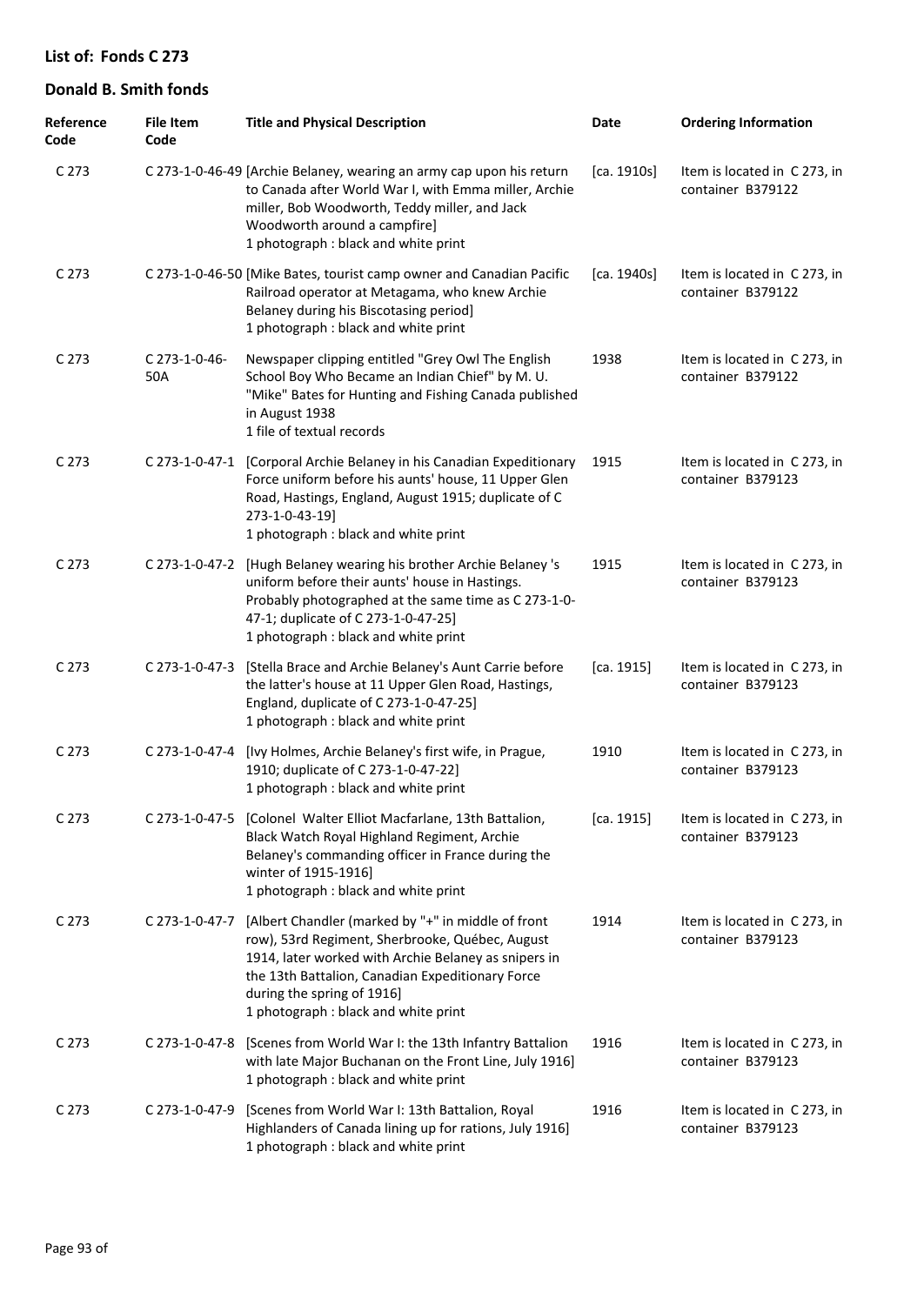## List of: Fonds C 273

## Donald B. Smith fonds

| Reference Code | File Item Code | Title and Physical Description | Date | Ordering Information |
|---|---|---|---|---|
| C 273 | C 273-1-0-46-49 | [Archie Belaney, wearing an army cap upon his return to Canada after World War I, with Emma miller, Archie miller, Bob Woodworth, Teddy miller, and Jack Woodworth around a campfire]<br>1 photograph : black and white print | [ca. 1910s] | Item is located in C 273, in container B379122 |
| C 273 | C 273-1-0-46-50 | [Mike Bates, tourist camp owner and Canadian Pacific Railroad operator at Metagama, who knew Archie Belaney during his Biscotasing period]<br>1 photograph : black and white print | [ca. 1940s] | Item is located in C 273, in container B379122 |
| C 273 | C 273-1-0-46-50A | Newspaper clipping entitled "Grey Owl The English School Boy Who Became an Indian Chief" by M. U. "Mike" Bates for Hunting and Fishing Canada published in August 1938<br>1 file of textual records | 1938 | Item is located in C 273, in container B379122 |
| C 273 | C 273-1-0-47-1 | [Corporal Archie Belaney in his Canadian Expeditionary Force uniform before his aunts' house, 11 Upper Glen Road, Hastings, England, August 1915; duplicate of C 273-1-0-43-19]<br>1 photograph : black and white print | 1915 | Item is located in C 273, in container B379123 |
| C 273 | C 273-1-0-47-2 | [Hugh Belaney wearing his brother Archie Belaney 's uniform before their aunts' house in Hastings. Probably photographed at the same time as C 273-1-0-47-1; duplicate of C 273-1-0-47-25]<br>1 photograph : black and white print | 1915 | Item is located in C 273, in container B379123 |
| C 273 | C 273-1-0-47-3 | [Stella Brace and Archie Belaney's Aunt Carrie before the latter's house at 11 Upper Glen Road, Hastings, England, duplicate of C 273-1-0-47-25]<br>1 photograph : black and white print | [ca. 1915] | Item is located in C 273, in container B379123 |
| C 273 | C 273-1-0-47-4 | [Ivy Holmes, Archie Belaney's first wife, in Prague, 1910; duplicate of C 273-1-0-47-22]<br>1 photograph : black and white print | 1910 | Item is located in C 273, in container B379123 |
| C 273 | C 273-1-0-47-5 | [Colonel Walter Elliot Macfarlane, 13th Battalion, Black Watch Royal Highland Regiment, Archie Belaney's commanding officer in France during the winter of 1915-1916]<br>1 photograph : black and white print | [ca. 1915] | Item is located in C 273, in container B379123 |
| C 273 | C 273-1-0-47-7 | [Albert Chandler (marked by "+" in middle of front row), 53rd Regiment, Sherbrooke, Québec, August 1914, later worked with Archie Belaney as snipers in the 13th Battalion, Canadian Expeditionary Force during the spring of 1916]<br>1 photograph : black and white print | 1914 | Item is located in C 273, in container B379123 |
| C 273 | C 273-1-0-47-8 | [Scenes from World War I: the 13th Infantry Battalion with late Major Buchanan on the Front Line, July 1916]<br>1 photograph : black and white print | 1916 | Item is located in C 273, in container B379123 |
| C 273 | C 273-1-0-47-9 | [Scenes from World War I: 13th Battalion, Royal Highlanders of Canada lining up for rations, July 1916]<br>1 photograph : black and white print | 1916 | Item is located in C 273, in container B379123 |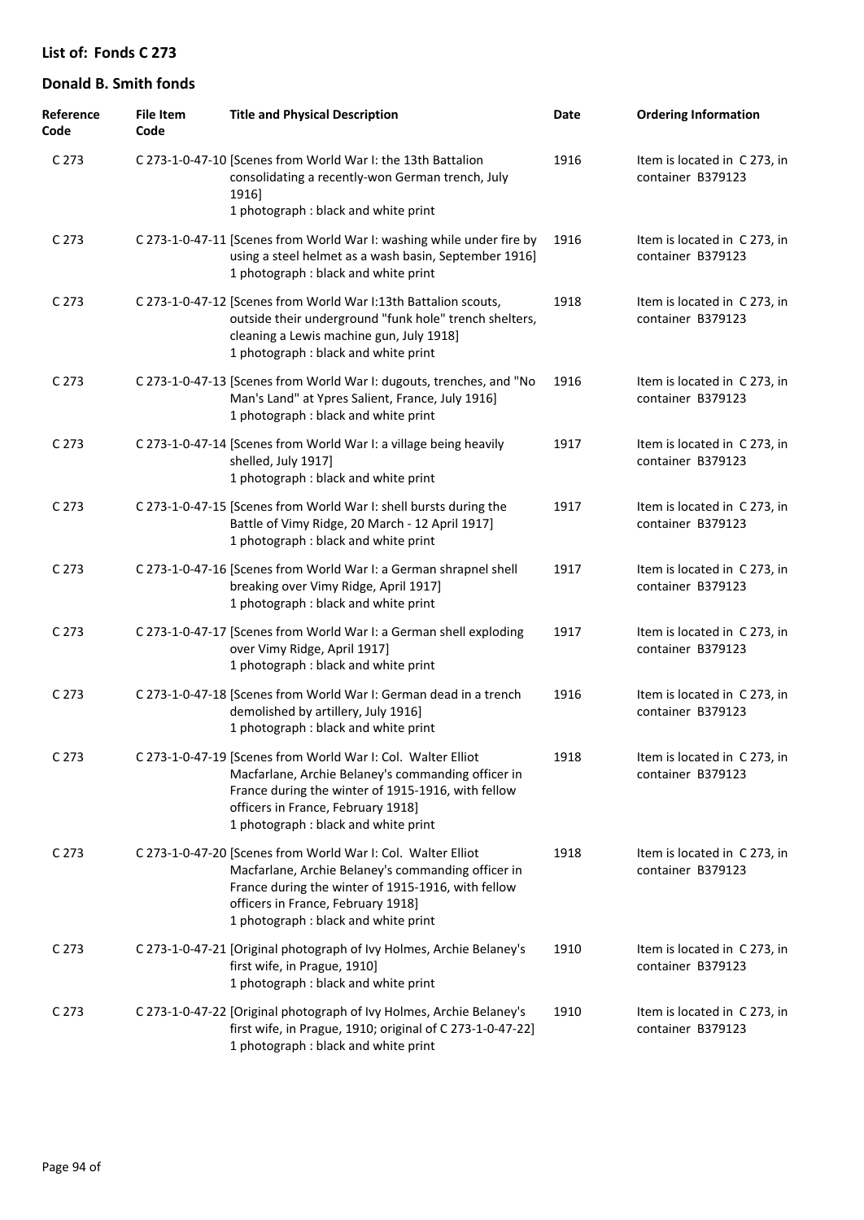## List of: Fonds C 273

## Donald B. Smith fonds

| Reference Code | File Item Code | Title and Physical Description | Date | Ordering Information |
|---|---|---|---|---|
| C 273 | C 273-1-0-47-10 | [Scenes from World War I: the 13th Battalion consolidating a recently-won German trench, July 1916]<br>1 photograph : black and white print | 1916 | Item is located in C 273, in container B379123 |
| C 273 | C 273-1-0-47-11 | [Scenes from World War I: washing while under fire by using a steel helmet as a wash basin, September 1916]<br>1 photograph : black and white print | 1916 | Item is located in C 273, in container B379123 |
| C 273 | C 273-1-0-47-12 | [Scenes from World War I:13th Battalion scouts, outside their underground "funk hole" trench shelters, cleaning a Lewis machine gun, July 1918]<br>1 photograph : black and white print | 1918 | Item is located in C 273, in container B379123 |
| C 273 | C 273-1-0-47-13 | [Scenes from World War I: dugouts, trenches, and "No Man's Land" at Ypres Salient, France, July 1916]<br>1 photograph : black and white print | 1916 | Item is located in C 273, in container B379123 |
| C 273 | C 273-1-0-47-14 | [Scenes from World War I: a village being heavily shelled, July 1917]<br>1 photograph : black and white print | 1917 | Item is located in C 273, in container B379123 |
| C 273 | C 273-1-0-47-15 | [Scenes from World War I: shell bursts during the Battle of Vimy Ridge, 20 March - 12 April 1917]<br>1 photograph : black and white print | 1917 | Item is located in C 273, in container B379123 |
| C 273 | C 273-1-0-47-16 | [Scenes from World War I: a German shrapnel shell breaking over Vimy Ridge, April 1917]<br>1 photograph : black and white print | 1917 | Item is located in C 273, in container B379123 |
| C 273 | C 273-1-0-47-17 | [Scenes from World War I: a German shell exploding over Vimy Ridge, April 1917]<br>1 photograph : black and white print | 1917 | Item is located in C 273, in container B379123 |
| C 273 | C 273-1-0-47-18 | [Scenes from World War I: German dead in a trench demolished by artillery, July 1916]<br>1 photograph : black and white print | 1916 | Item is located in C 273, in container B379123 |
| C 273 | C 273-1-0-47-19 | [Scenes from World War I: Col. Walter Elliot Macfarlane, Archie Belaney's commanding officer in France during the winter of 1915-1916, with fellow officers in France, February 1918]<br>1 photograph : black and white print | 1918 | Item is located in C 273, in container B379123 |
| C 273 | C 273-1-0-47-20 | [Scenes from World War I: Col. Walter Elliot Macfarlane, Archie Belaney's commanding officer in France during the winter of 1915-1916, with fellow officers in France, February 1918]<br>1 photograph : black and white print | 1918 | Item is located in C 273, in container B379123 |
| C 273 | C 273-1-0-47-21 | [Original photograph of Ivy Holmes, Archie Belaney's first wife, in Prague, 1910]<br>1 photograph : black and white print | 1910 | Item is located in C 273, in container B379123 |
| C 273 | C 273-1-0-47-22 | [Original photograph of Ivy Holmes, Archie Belaney's first wife, in Prague, 1910; original of C 273-1-0-47-22]<br>1 photograph : black and white print | 1910 | Item is located in C 273, in container B379123 |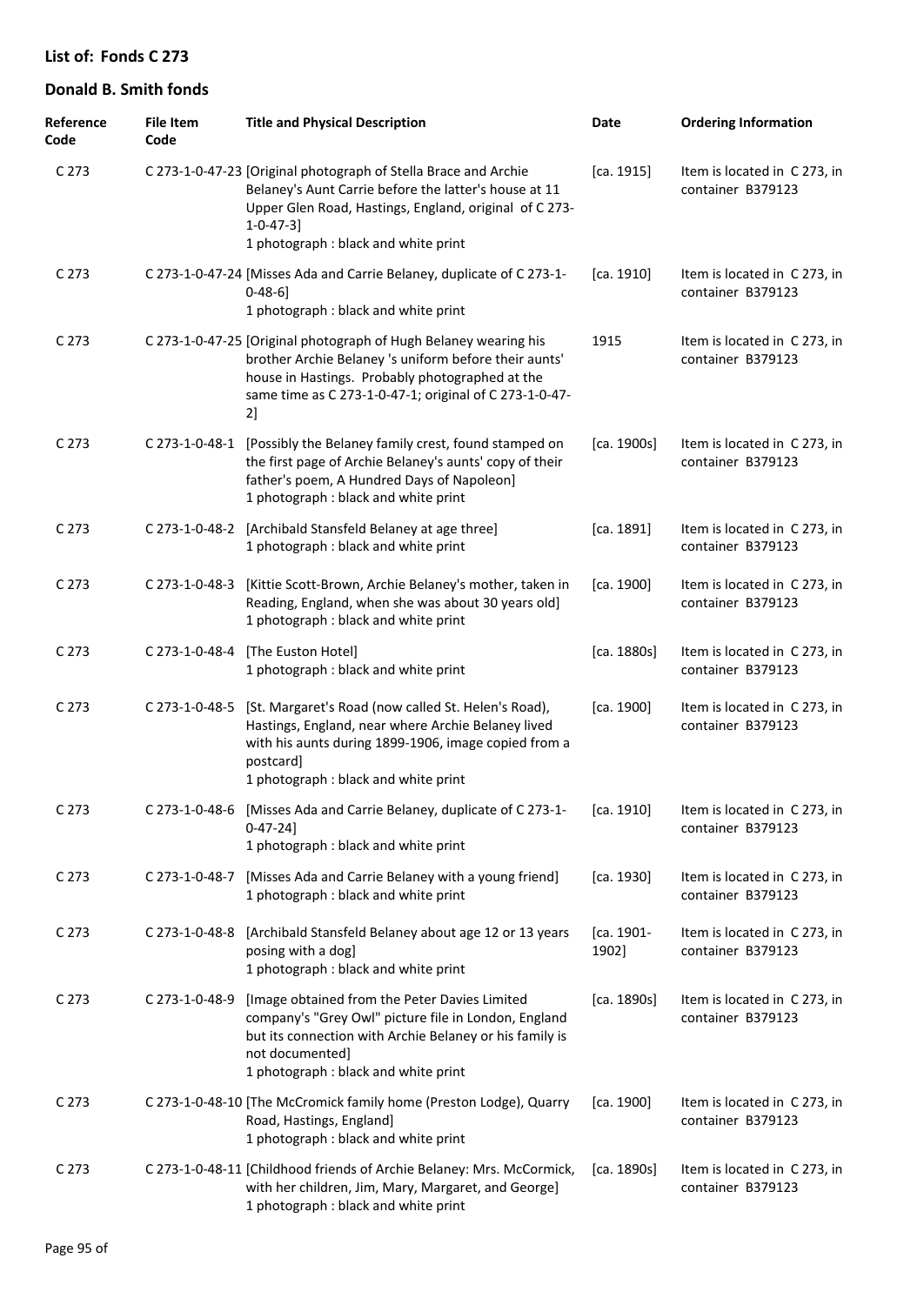## List of: Fonds C 273

## Donald B. Smith fonds

| Reference Code | File Item Code | Title and Physical Description | Date | Ordering Information |
|---|---|---|---|---|
| C 273 | C 273-1-0-47-23 | [Original photograph of Stella Brace and Archie Belaney's Aunt Carrie before the latter's house at 11 Upper Glen Road, Hastings, England, original of C 273-1-0-47-3]<br>1 photograph : black and white print | [ca. 1915] | Item is located in C 273, in container B379123 |
| C 273 | C 273-1-0-47-24 | [Misses Ada and Carrie Belaney, duplicate of C 273-1-0-48-6]<br>1 photograph : black and white print | [ca. 1910] | Item is located in C 273, in container B379123 |
| C 273 | C 273-1-0-47-25 | [Original photograph of Hugh Belaney wearing his brother Archie Belaney 's uniform before their aunts' house in Hastings. Probably photographed at the same time as C 273-1-0-47-1; original of C 273-1-0-47-2] | 1915 | Item is located in C 273, in container B379123 |
| C 273 | C 273-1-0-48-1 | [Possibly the Belaney family crest, found stamped on the first page of Archie Belaney's aunts' copy of their father's poem, A Hundred Days of Napoleon]<br>1 photograph : black and white print | [ca. 1900s] | Item is located in C 273, in container B379123 |
| C 273 | C 273-1-0-48-2 | [Archibald Stansfeld Belaney at age three]<br>1 photograph : black and white print | [ca. 1891] | Item is located in C 273, in container B379123 |
| C 273 | C 273-1-0-48-3 | [Kittie Scott-Brown, Archie Belaney's mother, taken in Reading, England, when she was about 30 years old]<br>1 photograph : black and white print | [ca. 1900] | Item is located in C 273, in container B379123 |
| C 273 | C 273-1-0-48-4 | [The Euston Hotel]<br>1 photograph : black and white print | [ca. 1880s] | Item is located in C 273, in container B379123 |
| C 273 | C 273-1-0-48-5 | [St. Margaret's Road (now called St. Helen's Road), Hastings, England, near where Archie Belaney lived with his aunts during 1899-1906, image copied from a postcard]<br>1 photograph : black and white print | [ca. 1900] | Item is located in C 273, in container B379123 |
| C 273 | C 273-1-0-48-6 | [Misses Ada and Carrie Belaney, duplicate of C 273-1-0-47-24]<br>1 photograph : black and white print | [ca. 1910] | Item is located in C 273, in container B379123 |
| C 273 | C 273-1-0-48-7 | [Misses Ada and Carrie Belaney with a young friend]<br>1 photograph : black and white print | [ca. 1930] | Item is located in C 273, in container B379123 |
| C 273 | C 273-1-0-48-8 | [Archibald Stansfeld Belaney about age 12 or 13 years posing with a dog]<br>1 photograph : black and white print | [ca. 1901-1902] | Item is located in C 273, in container B379123 |
| C 273 | C 273-1-0-48-9 | [Image obtained from the Peter Davies Limited company's "Grey Owl" picture file in London, England but its connection with Archie Belaney or his family is not documented]<br>1 photograph : black and white print | [ca. 1890s] | Item is located in C 273, in container B379123 |
| C 273 | C 273-1-0-48-10 | [The McCromick family home (Preston Lodge), Quarry Road, Hastings, England]<br>1 photograph : black and white print | [ca. 1900] | Item is located in C 273, in container B379123 |
| C 273 | C 273-1-0-48-11 | [Childhood friends of Archie Belaney: Mrs. McCormick, with her children, Jim, Mary, Margaret, and George]<br>1 photograph : black and white print | [ca. 1890s] | Item is located in C 273, in container B379123 |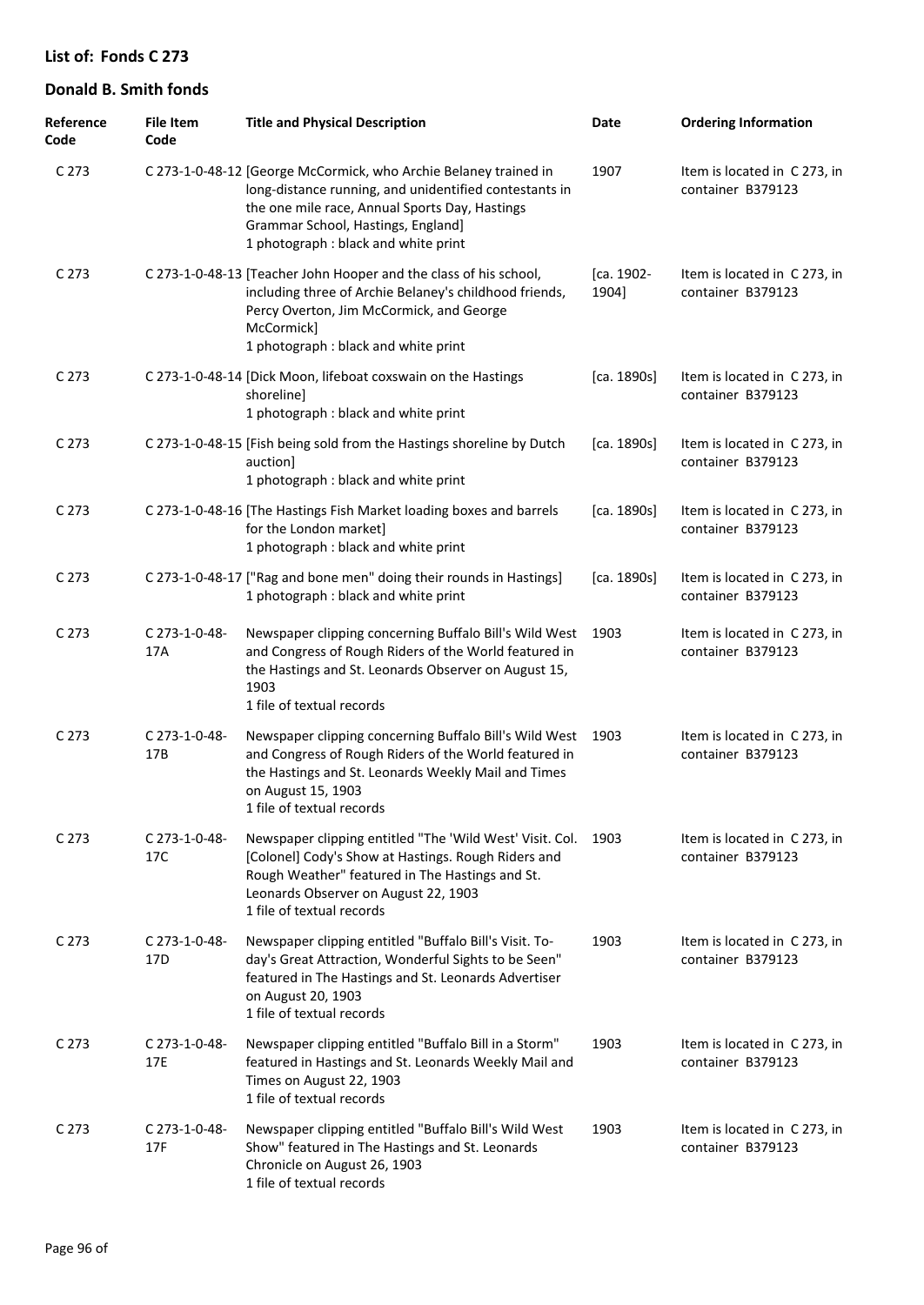**List of: Fonds C 273**

**Donald B. Smith fonds**

| Reference Code | File Item Code | Title and Physical Description | Date | Ordering Information |
|---|---|---|---|---|
| C 273 | C 273-1-0-48-12 | [George McCormick, who Archie Belaney trained in long-distance running, and unidentified contestants in the one mile race, Annual Sports Day, Hastings Grammar School, Hastings, England]<br>1 photograph : black and white print | 1907 | Item is located in C 273, in container B379123 |
| C 273 | C 273-1-0-48-13 | [Teacher John Hooper and the class of his school, including three of Archie Belaney's childhood friends, Percy Overton, Jim McCormick, and George McCormick]<br>1 photograph : black and white print | [ca. 1902-1904] | Item is located in C 273, in container B379123 |
| C 273 | C 273-1-0-48-14 | [Dick Moon, lifeboat coxswain on the Hastings shoreline]<br>1 photograph : black and white print | [ca. 1890s] | Item is located in C 273, in container B379123 |
| C 273 | C 273-1-0-48-15 | [Fish being sold from the Hastings shoreline by Dutch auction]<br>1 photograph : black and white print | [ca. 1890s] | Item is located in C 273, in container B379123 |
| C 273 | C 273-1-0-48-16 | [The Hastings Fish Market loading boxes and barrels for the London market]<br>1 photograph : black and white print | [ca. 1890s] | Item is located in C 273, in container B379123 |
| C 273 | C 273-1-0-48-17 | ["Rag and bone men" doing their rounds in Hastings]<br>1 photograph : black and white print | [ca. 1890s] | Item is located in C 273, in container B379123 |
| C 273 | C 273-1-0-48-17A | Newspaper clipping concerning Buffalo Bill's Wild West and Congress of Rough Riders of the World featured in the Hastings and St. Leonards Observer on August 15, 1903<br>1 file of textual records | 1903 | Item is located in C 273, in container B379123 |
| C 273 | C 273-1-0-48-17B | Newspaper clipping concerning Buffalo Bill's Wild West and Congress of Rough Riders of the World featured in the Hastings and St. Leonards Weekly Mail and Times on August 15, 1903<br>1 file of textual records | 1903 | Item is located in C 273, in container B379123 |
| C 273 | C 273-1-0-48-17C | Newspaper clipping entitled "The 'Wild West' Visit. Col. [Colonel] Cody's Show at Hastings. Rough Riders and Rough Weather" featured in The Hastings and St. Leonards Observer on August 22, 1903<br>1 file of textual records | 1903 | Item is located in C 273, in container B379123 |
| C 273 | C 273-1-0-48-17D | Newspaper clipping entitled "Buffalo Bill's Visit. To-day's Great Attraction, Wonderful Sights to be Seen" featured in The Hastings and St. Leonards Advertiser on August 20, 1903<br>1 file of textual records | 1903 | Item is located in C 273, in container B379123 |
| C 273 | C 273-1-0-48-17E | Newspaper clipping entitled "Buffalo Bill in a Storm" featured in Hastings and St. Leonards Weekly Mail and Times on August 22, 1903<br>1 file of textual records | 1903 | Item is located in C 273, in container B379123 |
| C 273 | C 273-1-0-48-17F | Newspaper clipping entitled "Buffalo Bill's Wild West Show" featured in The Hastings and St. Leonards Chronicle on August 26, 1903<br>1 file of textual records | 1903 | Item is located in C 273, in container B379123 |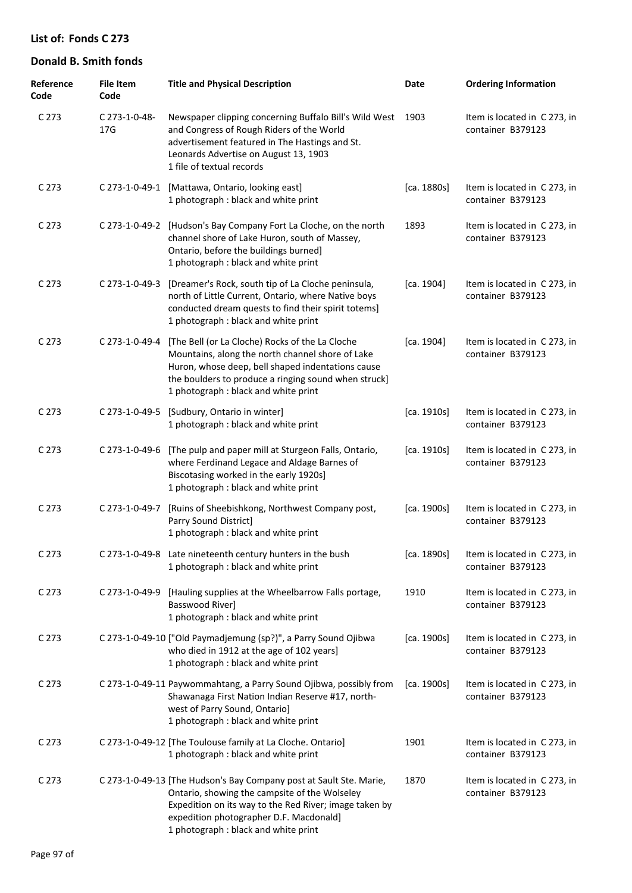## List of: Fonds C 273

## Donald B. Smith fonds

| Reference Code | File Item Code | Title and Physical Description | Date | Ordering Information |
|---|---|---|---|---|
| C 273 | C 273-1-0-48-17G | Newspaper clipping concerning Buffalo Bill's Wild West and Congress of Rough Riders of the World advertisement featured in The Hastings and St. Leonards Advertise on August 13, 1903<br>1 file of textual records | 1903 | Item is located in C 273, in container B379123 |
| C 273 | C 273-1-0-49-1 | [Mattawa, Ontario, looking east]<br>1 photograph : black and white print | [ca. 1880s] | Item is located in C 273, in container B379123 |
| C 273 | C 273-1-0-49-2 | [Hudson's Bay Company Fort La Cloche, on the north channel shore of Lake Huron, south of Massey, Ontario, before the buildings burned]<br>1 photograph : black and white print | 1893 | Item is located in C 273, in container B379123 |
| C 273 | C 273-1-0-49-3 | [Dreamer's Rock, south tip of La Cloche peninsula, north of Little Current, Ontario, where Native boys conducted dream quests to find their spirit totems]<br>1 photograph : black and white print | [ca. 1904] | Item is located in C 273, in container B379123 |
| C 273 | C 273-1-0-49-4 | [The Bell (or La Cloche) Rocks of the La Cloche Mountains, along the north channel shore of Lake Huron, whose deep, bell shaped indentations cause the boulders to produce a ringing sound when struck]<br>1 photograph : black and white print | [ca. 1904] | Item is located in C 273, in container B379123 |
| C 273 | C 273-1-0-49-5 | [Sudbury, Ontario in winter]<br>1 photograph : black and white print | [ca. 1910s] | Item is located in C 273, in container B379123 |
| C 273 | C 273-1-0-49-6 | [The pulp and paper mill at Sturgeon Falls, Ontario, where Ferdinand Legace and Aldage Barnes of Biscotasing worked in the early 1920s]<br>1 photograph : black and white print | [ca. 1910s] | Item is located in C 273, in container B379123 |
| C 273 | C 273-1-0-49-7 | [Ruins of Sheebishkong, Northwest Company post, Parry Sound District]<br>1 photograph : black and white print | [ca. 1900s] | Item is located in C 273, in container B379123 |
| C 273 | C 273-1-0-49-8 | Late nineteenth century hunters in the bush<br>1 photograph : black and white print | [ca. 1890s] | Item is located in C 273, in container B379123 |
| C 273 | C 273-1-0-49-9 | [Hauling supplies at the Wheelbarrow Falls portage, Basswood River]<br>1 photograph : black and white print | 1910 | Item is located in C 273, in container B379123 |
| C 273 | C 273-1-0-49-10 | ["Old Paymadjemung (sp?)", a Parry Sound Ojibwa who died in 1912 at the age of 102 years]<br>1 photograph : black and white print | [ca. 1900s] | Item is located in C 273, in container B379123 |
| C 273 | C 273-1-0-49-11 | Paywommahtang, a Parry Sound Ojibwa, possibly from Shawanaga First Nation Indian Reserve #17, north-west of Parry Sound, Ontario]<br>1 photograph : black and white print | [ca. 1900s] | Item is located in C 273, in container B379123 |
| C 273 | C 273-1-0-49-12 | [The Toulouse family at La Cloche. Ontario]<br>1 photograph : black and white print | 1901 | Item is located in C 273, in container B379123 |
| C 273 | C 273-1-0-49-13 | [The Hudson's Bay Company post at Sault Ste. Marie, Ontario, showing the campsite of the Wolseley Expedition on its way to the Red River; image taken by expedition photographer D.F. Macdonald]<br>1 photograph : black and white print | 1870 | Item is located in C 273, in container B379123 |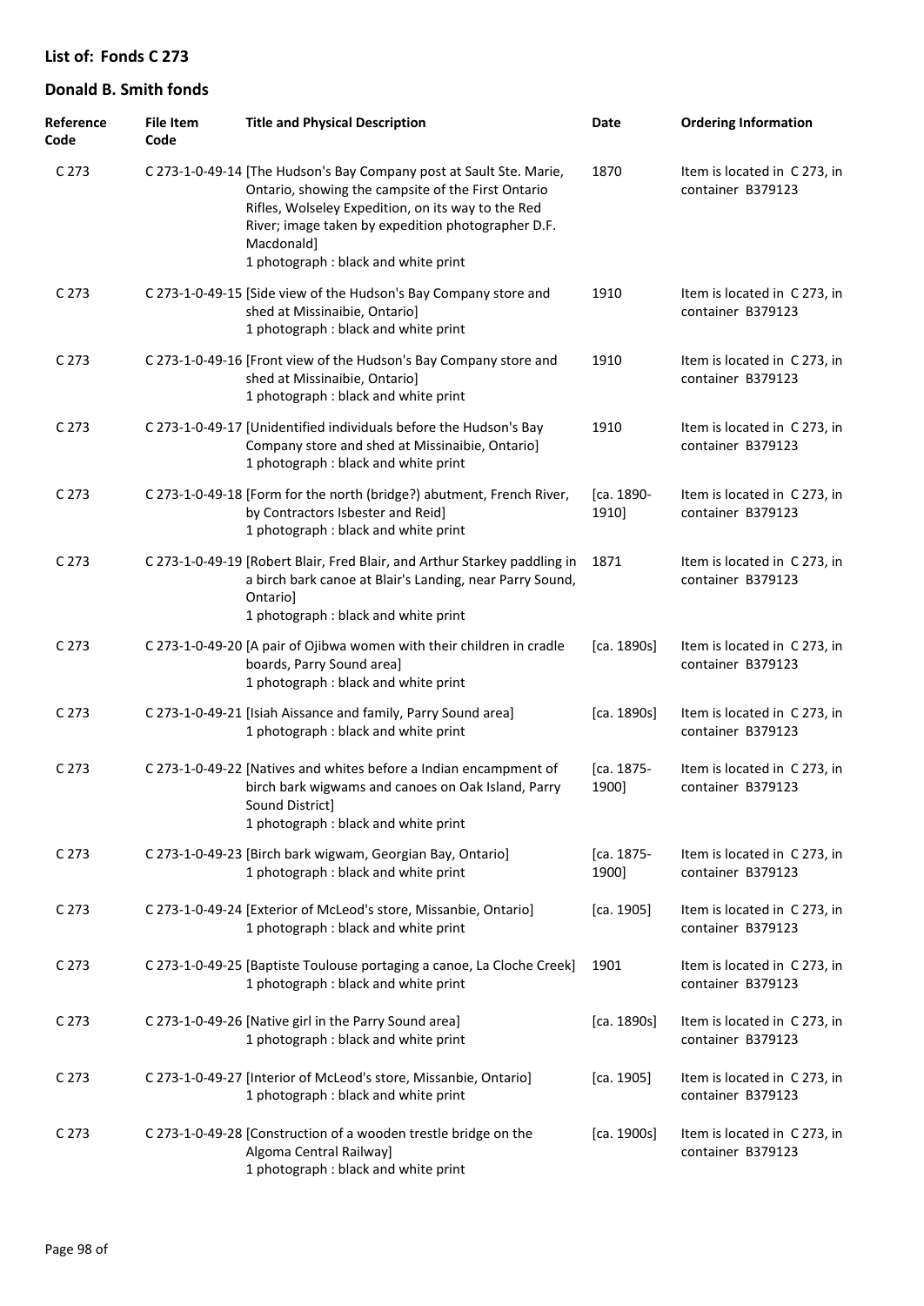**List of: Fonds C 273**

**Donald B. Smith fonds**

| Reference Code | File Item Code | Title and Physical Description | Date | Ordering Information |
|---|---|---|---|---|
| C 273 | C 273-1-0-49-14 | [The Hudson's Bay Company post at Sault Ste. Marie, Ontario, showing the campsite of the First Ontario Rifles, Wolseley Expedition, on its way to the Red River; image taken by expedition photographer D.F. Macdonald]<br>1 photograph : black and white print | 1870 | Item is located in C 273, in container B379123 |
| C 273 | C 273-1-0-49-15 | [Side view of the Hudson's Bay Company store and shed at Missinaibie, Ontario]<br>1 photograph : black and white print | 1910 | Item is located in C 273, in container B379123 |
| C 273 | C 273-1-0-49-16 | [Front view of the Hudson's Bay Company store and shed at Missinaibie, Ontario]<br>1 photograph : black and white print | 1910 | Item is located in C 273, in container B379123 |
| C 273 | C 273-1-0-49-17 | [Unidentified individuals before the Hudson's Bay Company store and shed at Missinaibie, Ontario]<br>1 photograph : black and white print | 1910 | Item is located in C 273, in container B379123 |
| C 273 | C 273-1-0-49-18 | [Form for the north (bridge?) abutment, French River, by Contractors Isbester and Reid]<br>1 photograph : black and white print | [ca. 1890-1910] | Item is located in C 273, in container B379123 |
| C 273 | C 273-1-0-49-19 | [Robert Blair, Fred Blair, and Arthur Starkey paddling in a birch bark canoe at Blair's Landing, near Parry Sound, Ontario]<br>1 photograph : black and white print | 1871 | Item is located in C 273, in container B379123 |
| C 273 | C 273-1-0-49-20 | [A pair of Ojibwa women with their children in cradle boards, Parry Sound area]<br>1 photograph : black and white print | [ca. 1890s] | Item is located in C 273, in container B379123 |
| C 273 | C 273-1-0-49-21 | [Isiah Aissance and family, Parry Sound area]<br>1 photograph : black and white print | [ca. 1890s] | Item is located in C 273, in container B379123 |
| C 273 | C 273-1-0-49-22 | [Natives and whites before a Indian encampment of birch bark wigwams and canoes on Oak Island, Parry Sound District]<br>1 photograph : black and white print | [ca. 1875-1900] | Item is located in C 273, in container B379123 |
| C 273 | C 273-1-0-49-23 | [Birch bark wigwam, Georgian Bay, Ontario]<br>1 photograph : black and white print | [ca. 1875-1900] | Item is located in C 273, in container B379123 |
| C 273 | C 273-1-0-49-24 | [Exterior of McLeod's store, Missanbie, Ontario]<br>1 photograph : black and white print | [ca. 1905] | Item is located in C 273, in container B379123 |
| C 273 | C 273-1-0-49-25 | [Baptiste Toulouse portaging a canoe, La Cloche Creek]<br>1 photograph : black and white print | 1901 | Item is located in C 273, in container B379123 |
| C 273 | C 273-1-0-49-26 | [Native girl in the Parry Sound area]<br>1 photograph : black and white print | [ca. 1890s] | Item is located in C 273, in container B379123 |
| C 273 | C 273-1-0-49-27 | [Interior of McLeod's store, Missanbie, Ontario]<br>1 photograph : black and white print | [ca. 1905] | Item is located in C 273, in container B379123 |
| C 273 | C 273-1-0-49-28 | [Construction of a wooden trestle bridge on the Algoma Central Railway]<br>1 photograph : black and white print | [ca. 1900s] | Item is located in C 273, in container B379123 |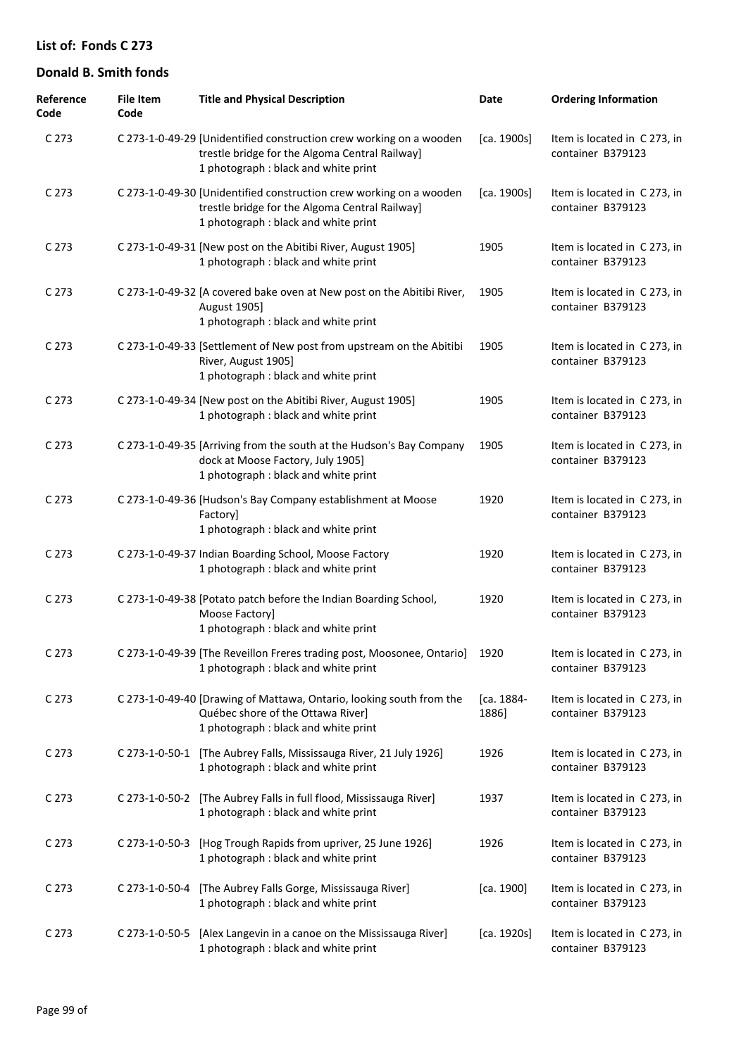## List of: Fonds C 273

## Donald B. Smith fonds

| Reference Code | File Item Code | Title and Physical Description | Date | Ordering Information |
|---|---|---|---|---|
| C 273 | C 273-1-0-49-29 | [Unidentified construction crew working on a wooden trestle bridge for the Algoma Central Railway]<br>1 photograph : black and white print | [ca. 1900s] | Item is located in C 273, in container B379123 |
| C 273 | C 273-1-0-49-30 | [Unidentified construction crew working on a wooden trestle bridge for the Algoma Central Railway]<br>1 photograph : black and white print | [ca. 1900s] | Item is located in C 273, in container B379123 |
| C 273 | C 273-1-0-49-31 | [New post on the Abitibi River, August 1905]<br>1 photograph : black and white print | 1905 | Item is located in C 273, in container B379123 |
| C 273 | C 273-1-0-49-32 | [A covered bake oven at New post on the Abitibi River, August 1905]<br>1 photograph : black and white print | 1905 | Item is located in C 273, in container B379123 |
| C 273 | C 273-1-0-49-33 | [Settlement of New post from upstream on the Abitibi River, August 1905]<br>1 photograph : black and white print | 1905 | Item is located in C 273, in container B379123 |
| C 273 | C 273-1-0-49-34 | [New post on the Abitibi River, August 1905]<br>1 photograph : black and white print | 1905 | Item is located in C 273, in container B379123 |
| C 273 | C 273-1-0-49-35 | [Arriving from the south at the Hudson's Bay Company dock at Moose Factory, July 1905]<br>1 photograph : black and white print | 1905 | Item is located in C 273, in container B379123 |
| C 273 | C 273-1-0-49-36 | [Hudson's Bay Company establishment at Moose Factory]<br>1 photograph : black and white print | 1920 | Item is located in C 273, in container B379123 |
| C 273 | C 273-1-0-49-37 | Indian Boarding School, Moose Factory<br>1 photograph : black and white print | 1920 | Item is located in C 273, in container B379123 |
| C 273 | C 273-1-0-49-38 | [Potato patch before the Indian Boarding School, Moose Factory]<br>1 photograph : black and white print | 1920 | Item is located in C 273, in container B379123 |
| C 273 | C 273-1-0-49-39 | [The Reveillon Freres trading post, Moosonee, Ontario]<br>1 photograph : black and white print | 1920 | Item is located in C 273, in container B379123 |
| C 273 | C 273-1-0-49-40 | [Drawing of Mattawa, Ontario, looking south from the Québec shore of the Ottawa River]<br>1 photograph : black and white print | [ca. 1884-1886] | Item is located in C 273, in container B379123 |
| C 273 | C 273-1-0-50-1 | [The Aubrey Falls, Mississauga River, 21 July 1926]<br>1 photograph : black and white print | 1926 | Item is located in C 273, in container B379123 |
| C 273 | C 273-1-0-50-2 | [The Aubrey Falls in full flood, Mississauga River]<br>1 photograph : black and white print | 1937 | Item is located in C 273, in container B379123 |
| C 273 | C 273-1-0-50-3 | [Hog Trough Rapids from upriver, 25 June 1926]<br>1 photograph : black and white print | 1926 | Item is located in C 273, in container B379123 |
| C 273 | C 273-1-0-50-4 | [The Aubrey Falls Gorge, Mississauga River]<br>1 photograph : black and white print | [ca. 1900] | Item is located in C 273, in container B379123 |
| C 273 | C 273-1-0-50-5 | [Alex Langevin in a canoe on the Mississauga River]<br>1 photograph : black and white print | [ca. 1920s] | Item is located in C 273, in container B379123 |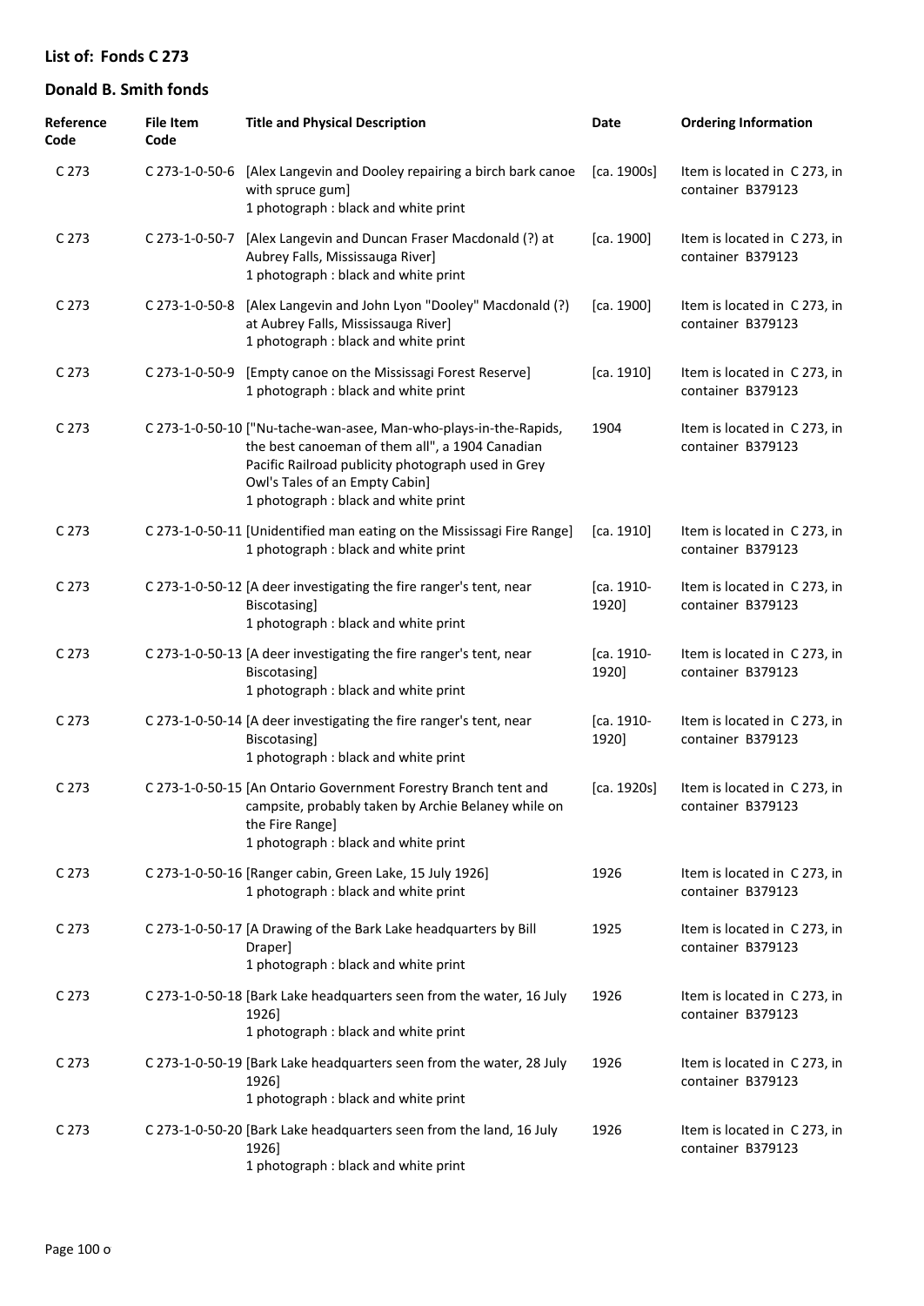## List of: Fonds C 273

## Donald B. Smith fonds

| Reference Code | File Item Code | Title and Physical Description | Date | Ordering Information |
|---|---|---|---|---|
| C 273 | C 273-1-0-50-6 | [Alex Langevin and Dooley repairing a birch bark canoe with spruce gum]<br>1 photograph : black and white print | [ca. 1900s] | Item is located in C 273, in container B379123 |
| C 273 | C 273-1-0-50-7 | [Alex Langevin and Duncan Fraser Macdonald (?) at Aubrey Falls, Mississauga River]<br>1 photograph : black and white print | [ca. 1900] | Item is located in C 273, in container B379123 |
| C 273 | C 273-1-0-50-8 | [Alex Langevin and John Lyon "Dooley" Macdonald (?) at Aubrey Falls, Mississauga River]<br>1 photograph : black and white print | [ca. 1900] | Item is located in C 273, in container B379123 |
| C 273 | C 273-1-0-50-9 | [Empty canoe on the Mississagi Forest Reserve]<br>1 photograph : black and white print | [ca. 1910] | Item is located in C 273, in container B379123 |
| C 273 | C 273-1-0-50-10 | ["Nu-tache-wan-asee, Man-who-plays-in-the-Rapids, the best canoeman of them all", a 1904 Canadian Pacific Railroad publicity photograph used in Grey Owl's Tales of an Empty Cabin]<br>1 photograph : black and white print | 1904 | Item is located in C 273, in container B379123 |
| C 273 | C 273-1-0-50-11 | [Unidentified man eating on the Mississagi Fire Range]<br>1 photograph : black and white print | [ca. 1910] | Item is located in C 273, in container B379123 |
| C 273 | C 273-1-0-50-12 | [A deer investigating the fire ranger's tent, near Biscotasing]<br>1 photograph : black and white print | [ca. 1910-1920] | Item is located in C 273, in container B379123 |
| C 273 | C 273-1-0-50-13 | [A deer investigating the fire ranger's tent, near Biscotasing]<br>1 photograph : black and white print | [ca. 1910-1920] | Item is located in C 273, in container B379123 |
| C 273 | C 273-1-0-50-14 | [A deer investigating the fire ranger's tent, near Biscotasing]<br>1 photograph : black and white print | [ca. 1910-1920] | Item is located in C 273, in container B379123 |
| C 273 | C 273-1-0-50-15 | [An Ontario Government Forestry Branch tent and campsite, probably taken by Archie Belaney while on the Fire Range]<br>1 photograph : black and white print | [ca. 1920s] | Item is located in C 273, in container B379123 |
| C 273 | C 273-1-0-50-16 | [Ranger cabin, Green Lake, 15 July 1926]<br>1 photograph : black and white print | 1926 | Item is located in C 273, in container B379123 |
| C 273 | C 273-1-0-50-17 | [A Drawing of the Bark Lake headquarters by Bill Draper]<br>1 photograph : black and white print | 1925 | Item is located in C 273, in container B379123 |
| C 273 | C 273-1-0-50-18 | [Bark Lake headquarters seen from the water, 16 July 1926]<br>1 photograph : black and white print | 1926 | Item is located in C 273, in container B379123 |
| C 273 | C 273-1-0-50-19 | [Bark Lake headquarters seen from the water, 28 July 1926]<br>1 photograph : black and white print | 1926 | Item is located in C 273, in container B379123 |
| C 273 | C 273-1-0-50-20 | [Bark Lake headquarters seen from the land, 16 July 1926]<br>1 photograph : black and white print | 1926 | Item is located in C 273, in container B379123 |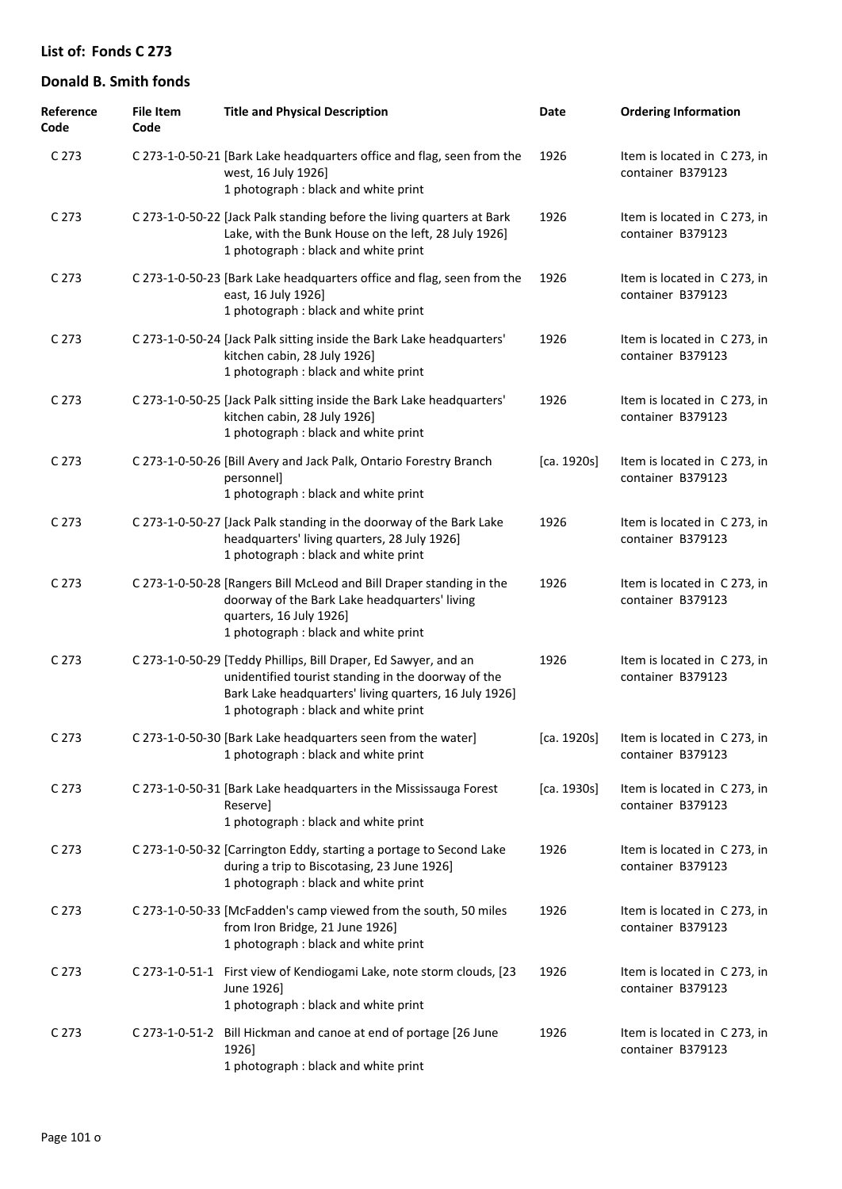## List of: Fonds C 273

## Donald B. Smith fonds

| Reference Code | File Item Code | Title and Physical Description | Date | Ordering Information |
|---|---|---|---|---|
| C 273 | C 273-1-0-50-21 | [Bark Lake headquarters office and flag, seen from the west, 16 July 1926]<br>1 photograph : black and white print | 1926 | Item is located in C 273, in container B379123 |
| C 273 | C 273-1-0-50-22 | [Jack Palk standing before the living quarters at Bark Lake, with the Bunk House on the left, 28 July 1926]<br>1 photograph : black and white print | 1926 | Item is located in C 273, in container B379123 |
| C 273 | C 273-1-0-50-23 | [Bark Lake headquarters office and flag, seen from the east, 16 July 1926]<br>1 photograph : black and white print | 1926 | Item is located in C 273, in container B379123 |
| C 273 | C 273-1-0-50-24 | [Jack Palk sitting inside the Bark Lake headquarters' kitchen cabin, 28 July 1926]<br>1 photograph : black and white print | 1926 | Item is located in C 273, in container B379123 |
| C 273 | C 273-1-0-50-25 | [Jack Palk sitting inside the Bark Lake headquarters' kitchen cabin, 28 July 1926]<br>1 photograph : black and white print | 1926 | Item is located in C 273, in container B379123 |
| C 273 | C 273-1-0-50-26 | [Bill Avery and Jack Palk, Ontario Forestry Branch personnel]<br>1 photograph : black and white print | [ca. 1920s] | Item is located in C 273, in container B379123 |
| C 273 | C 273-1-0-50-27 | [Jack Palk standing in the doorway of the Bark Lake headquarters' living quarters, 28 July 1926]<br>1 photograph : black and white print | 1926 | Item is located in C 273, in container B379123 |
| C 273 | C 273-1-0-50-28 | [Rangers Bill McLeod and Bill Draper standing in the doorway of the Bark Lake headquarters' living quarters, 16 July 1926]<br>1 photograph : black and white print | 1926 | Item is located in C 273, in container B379123 |
| C 273 | C 273-1-0-50-29 | [Teddy Phillips, Bill Draper, Ed Sawyer, and an unidentified tourist standing in the doorway of the Bark Lake headquarters' living quarters, 16 July 1926]<br>1 photograph : black and white print | 1926 | Item is located in C 273, in container B379123 |
| C 273 | C 273-1-0-50-30 | [Bark Lake headquarters seen from the water]<br>1 photograph : black and white print | [ca. 1920s] | Item is located in C 273, in container B379123 |
| C 273 | C 273-1-0-50-31 | [Bark Lake headquarters in the Mississauga Forest Reserve]<br>1 photograph : black and white print | [ca. 1930s] | Item is located in C 273, in container B379123 |
| C 273 | C 273-1-0-50-32 | [Carrington Eddy, starting a portage to Second Lake during a trip to Biscotasing, 23 June 1926]<br>1 photograph : black and white print | 1926 | Item is located in C 273, in container B379123 |
| C 273 | C 273-1-0-50-33 | [McFadden's camp viewed from the south, 50 miles from Iron Bridge, 21 June 1926]<br>1 photograph : black and white print | 1926 | Item is located in C 273, in container B379123 |
| C 273 | C 273-1-0-51-1 | First view of Kendiogami Lake, note storm clouds, [23 June 1926]<br>1 photograph : black and white print | 1926 | Item is located in C 273, in container B379123 |
| C 273 | C 273-1-0-51-2 | Bill Hickman and canoe at end of portage [26 June 1926]<br>1 photograph : black and white print | 1926 | Item is located in C 273, in container B379123 |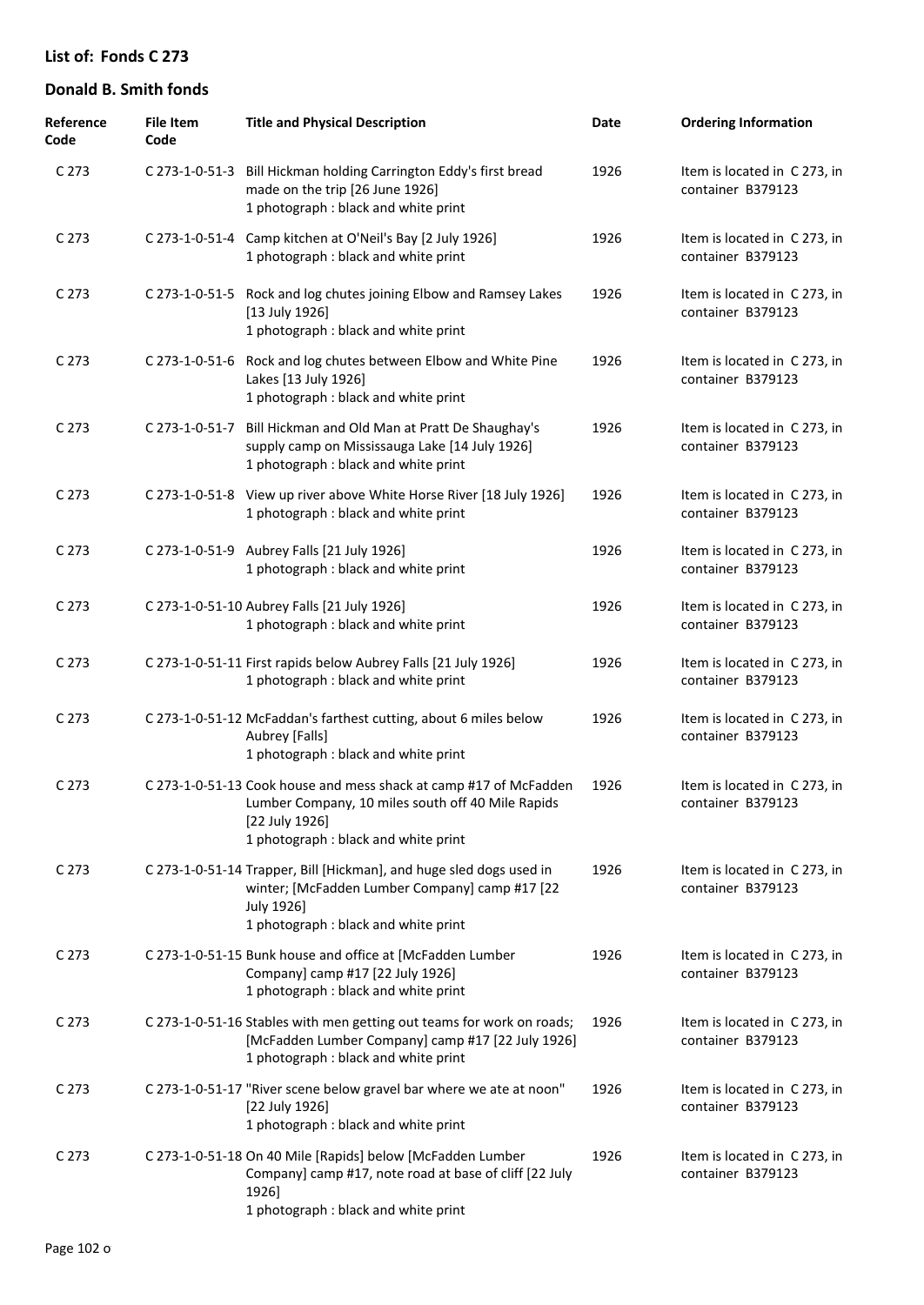**List of: Fonds C 273**

**Donald B. Smith fonds**

| Reference Code | File Item Code | Title and Physical Description | Date | Ordering Information |
|---|---|---|---|---|
| C 273 | C 273-1-0-51-3 | Bill Hickman holding Carrington Eddy's first bread made on the trip [26 June 1926]<br>1 photograph : black and white print | 1926 | Item is located in C 273, in container B379123 |
| C 273 | C 273-1-0-51-4 | Camp kitchen at O'Neil's Bay [2 July 1926]<br>1 photograph : black and white print | 1926 | Item is located in C 273, in container B379123 |
| C 273 | C 273-1-0-51-5 | Rock and log chutes joining Elbow and Ramsey Lakes [13 July 1926]<br>1 photograph : black and white print | 1926 | Item is located in C 273, in container B379123 |
| C 273 | C 273-1-0-51-6 | Rock and log chutes between Elbow and White Pine Lakes [13 July 1926]<br>1 photograph : black and white print | 1926 | Item is located in C 273, in container B379123 |
| C 273 | C 273-1-0-51-7 | Bill Hickman and Old Man at Pratt De Shaughay's supply camp on Mississauga Lake [14 July 1926]<br>1 photograph : black and white print | 1926 | Item is located in C 273, in container B379123 |
| C 273 | C 273-1-0-51-8 | View up river above White Horse River [18 July 1926]<br>1 photograph : black and white print | 1926 | Item is located in C 273, in container B379123 |
| C 273 | C 273-1-0-51-9 | Aubrey Falls [21 July 1926]<br>1 photograph : black and white print | 1926 | Item is located in C 273, in container B379123 |
| C 273 | C 273-1-0-51-10 | Aubrey Falls [21 July 1926]<br>1 photograph : black and white print | 1926 | Item is located in C 273, in container B379123 |
| C 273 | C 273-1-0-51-11 | First rapids below Aubrey Falls [21 July 1926]<br>1 photograph : black and white print | 1926 | Item is located in C 273, in container B379123 |
| C 273 | C 273-1-0-51-12 | McFaddan's farthest cutting, about 6 miles below Aubrey [Falls]<br>1 photograph : black and white print | 1926 | Item is located in C 273, in container B379123 |
| C 273 | C 273-1-0-51-13 | Cook house and mess shack at camp #17 of McFadden Lumber Company, 10 miles south off 40 Mile Rapids [22 July 1926]<br>1 photograph : black and white print | 1926 | Item is located in C 273, in container B379123 |
| C 273 | C 273-1-0-51-14 | Trapper, Bill [Hickman], and huge sled dogs used in winter; [McFadden Lumber Company] camp #17 [22 July 1926]<br>1 photograph : black and white print | 1926 | Item is located in C 273, in container B379123 |
| C 273 | C 273-1-0-51-15 | Bunk house and office at [McFadden Lumber Company] camp #17 [22 July 1926]<br>1 photograph : black and white print | 1926 | Item is located in C 273, in container B379123 |
| C 273 | C 273-1-0-51-16 | Stables with men getting out teams for work on roads; [McFadden Lumber Company] camp #17 [22 July 1926]<br>1 photograph : black and white print | 1926 | Item is located in C 273, in container B379123 |
| C 273 | C 273-1-0-51-17 | "River scene below gravel bar where we ate at noon" [22 July 1926]<br>1 photograph : black and white print | 1926 | Item is located in C 273, in container B379123 |
| C 273 | C 273-1-0-51-18 | On 40 Mile [Rapids] below [McFadden Lumber Company] camp #17, note road at base of cliff [22 July 1926]<br>1 photograph : black and white print | 1926 | Item is located in C 273, in container B379123 |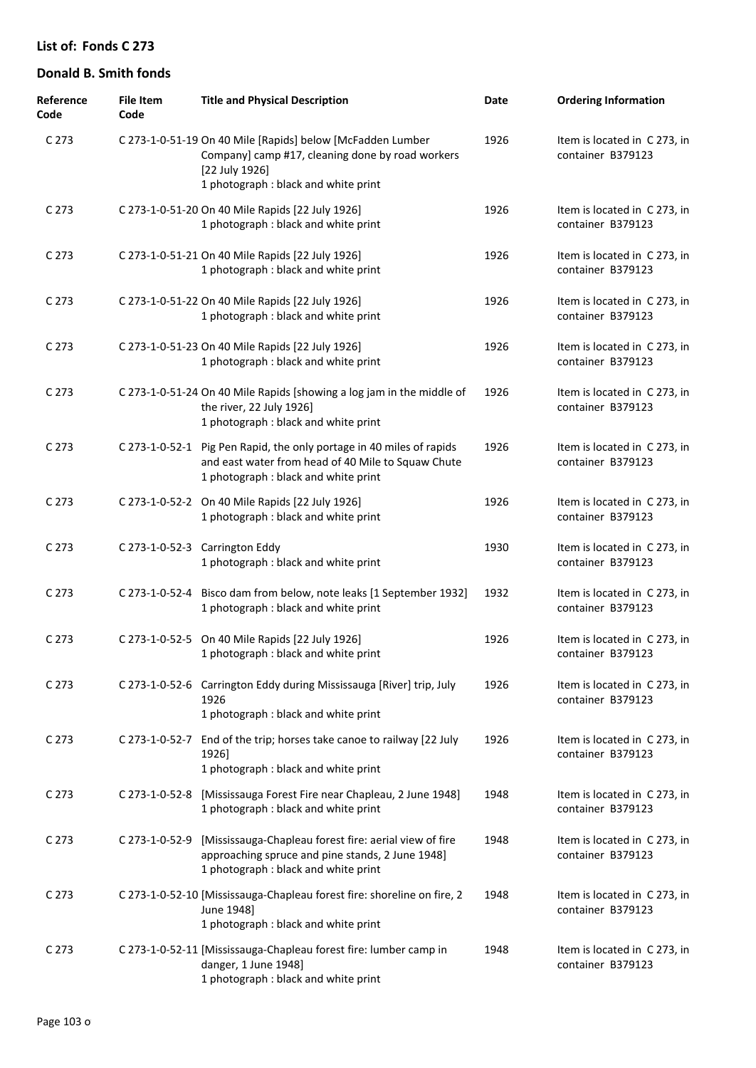## List of: Fonds C 273

## Donald B. Smith fonds

| Reference Code | File Item Code | Title and Physical Description | Date | Ordering Information |
|---|---|---|---|---|
| C 273 | C 273-1-0-51-19 | On 40 Mile [Rapids] below [McFadden Lumber Company] camp #17, cleaning done by road workers [22 July 1926]<br>1 photograph : black and white print | 1926 | Item is located in C 273, in container B379123 |
| C 273 | C 273-1-0-51-20 | On 40 Mile Rapids [22 July 1926]<br>1 photograph : black and white print | 1926 | Item is located in C 273, in container B379123 |
| C 273 | C 273-1-0-51-21 | On 40 Mile Rapids [22 July 1926]<br>1 photograph : black and white print | 1926 | Item is located in C 273, in container B379123 |
| C 273 | C 273-1-0-51-22 | On 40 Mile Rapids [22 July 1926]<br>1 photograph : black and white print | 1926 | Item is located in C 273, in container B379123 |
| C 273 | C 273-1-0-51-23 | On 40 Mile Rapids [22 July 1926]<br>1 photograph : black and white print | 1926 | Item is located in C 273, in container B379123 |
| C 273 | C 273-1-0-51-24 | On 40 Mile Rapids [showing a log jam in the middle of the river, 22 July 1926]<br>1 photograph : black and white print | 1926 | Item is located in C 273, in container B379123 |
| C 273 | C 273-1-0-52-1 | Pig Pen Rapid, the only portage in 40 miles of rapids and east water from head of 40 Mile to Squaw Chute<br>1 photograph : black and white print | 1926 | Item is located in C 273, in container B379123 |
| C 273 | C 273-1-0-52-2 | On 40 Mile Rapids [22 July 1926]<br>1 photograph : black and white print | 1926 | Item is located in C 273, in container B379123 |
| C 273 | C 273-1-0-52-3 | Carrington Eddy<br>1 photograph : black and white print | 1930 | Item is located in C 273, in container B379123 |
| C 273 | C 273-1-0-52-4 | Bisco dam from below, note leaks [1 September 1932]<br>1 photograph : black and white print | 1932 | Item is located in C 273, in container B379123 |
| C 273 | C 273-1-0-52-5 | On 40 Mile Rapids [22 July 1926]<br>1 photograph : black and white print | 1926 | Item is located in C 273, in container B379123 |
| C 273 | C 273-1-0-52-6 | Carrington Eddy during Mississauga [River] trip, July 1926<br>1 photograph : black and white print | 1926 | Item is located in C 273, in container B379123 |
| C 273 | C 273-1-0-52-7 | End of the trip; horses take canoe to railway [22 July 1926]<br>1 photograph : black and white print | 1926 | Item is located in C 273, in container B379123 |
| C 273 | C 273-1-0-52-8 | [Mississauga Forest Fire near Chapleau, 2 June 1948]<br>1 photograph : black and white print | 1948 | Item is located in C 273, in container B379123 |
| C 273 | C 273-1-0-52-9 | [Mississauga-Chapleau forest fire: aerial view of fire approaching spruce and pine stands, 2 June 1948]<br>1 photograph : black and white print | 1948 | Item is located in C 273, in container B379123 |
| C 273 | C 273-1-0-52-10 | [Mississauga-Chapleau forest fire: shoreline on fire, 2 June 1948]<br>1 photograph : black and white print | 1948 | Item is located in C 273, in container B379123 |
| C 273 | C 273-1-0-52-11 | [Mississauga-Chapleau forest fire: lumber camp in danger, 1 June 1948]<br>1 photograph : black and white print | 1948 | Item is located in C 273, in container B379123 |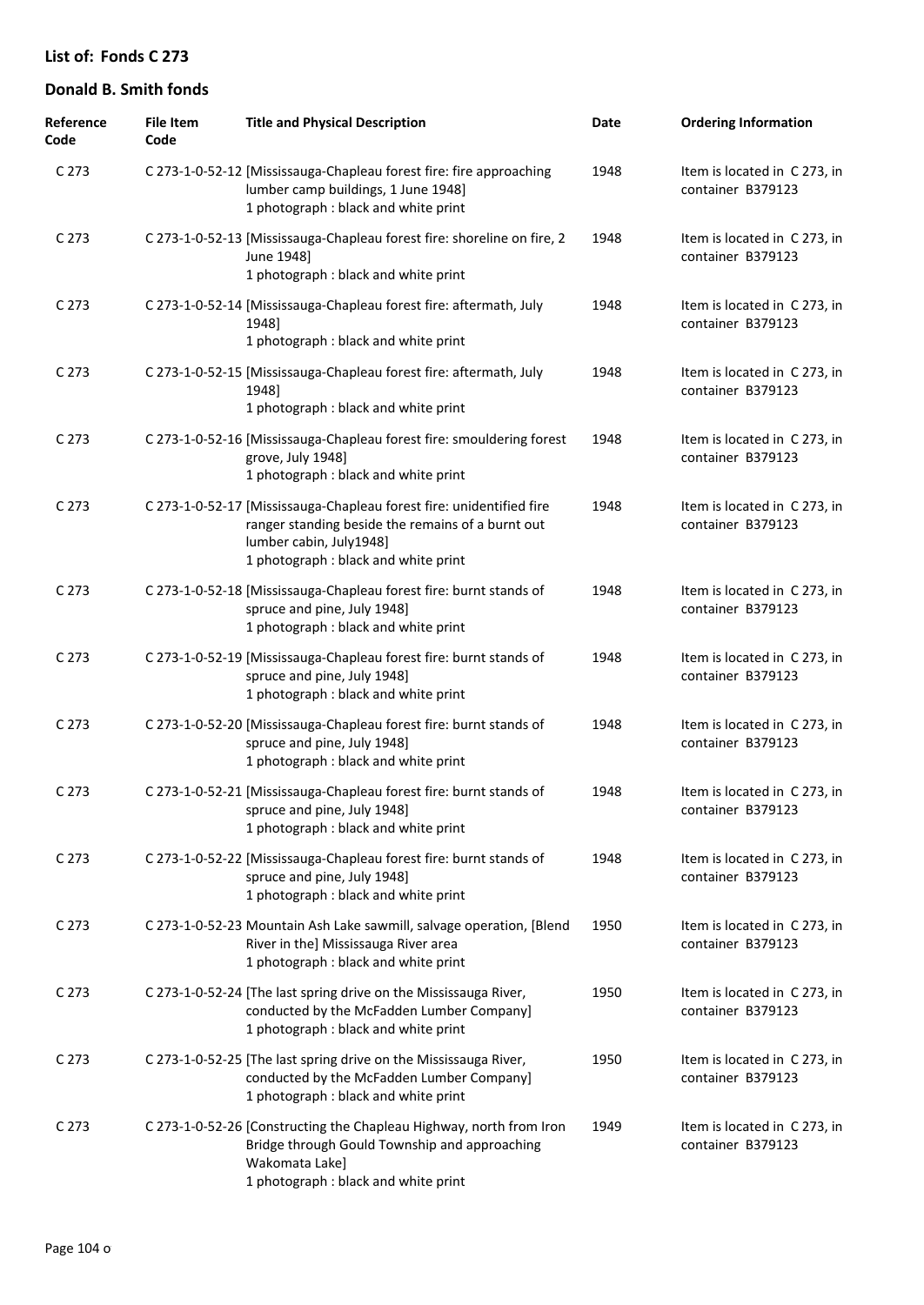## List of: Fonds C 273

## Donald B. Smith fonds

| Reference Code | File Item Code | Title and Physical Description | Date | Ordering Information |
|---|---|---|---|---|
| C 273 | C 273-1-0-52-12 | [Mississauga-Chapleau forest fire: fire approaching lumber camp buildings, 1 June 1948] 1 photograph : black and white print | 1948 | Item is located in C 273, in container B379123 |
| C 273 | C 273-1-0-52-13 | [Mississauga-Chapleau forest fire: shoreline on fire, 2 June 1948] 1 photograph : black and white print | 1948 | Item is located in C 273, in container B379123 |
| C 273 | C 273-1-0-52-14 | [Mississauga-Chapleau forest fire: aftermath, July 1948] 1 photograph : black and white print | 1948 | Item is located in C 273, in container B379123 |
| C 273 | C 273-1-0-52-15 | [Mississauga-Chapleau forest fire: aftermath, July 1948] 1 photograph : black and white print | 1948 | Item is located in C 273, in container B379123 |
| C 273 | C 273-1-0-52-16 | [Mississauga-Chapleau forest fire: smouldering forest grove, July 1948] 1 photograph : black and white print | 1948 | Item is located in C 273, in container B379123 |
| C 273 | C 273-1-0-52-17 | [Mississauga-Chapleau forest fire: unidentified fire ranger standing beside the remains of a burnt out lumber cabin, July1948] 1 photograph : black and white print | 1948 | Item is located in C 273, in container B379123 |
| C 273 | C 273-1-0-52-18 | [Mississauga-Chapleau forest fire: burnt stands of spruce and pine, July 1948] 1 photograph : black and white print | 1948 | Item is located in C 273, in container B379123 |
| C 273 | C 273-1-0-52-19 | [Mississauga-Chapleau forest fire: burnt stands of spruce and pine, July 1948] 1 photograph : black and white print | 1948 | Item is located in C 273, in container B379123 |
| C 273 | C 273-1-0-52-20 | [Mississauga-Chapleau forest fire: burnt stands of spruce and pine, July 1948] 1 photograph : black and white print | 1948 | Item is located in C 273, in container B379123 |
| C 273 | C 273-1-0-52-21 | [Mississauga-Chapleau forest fire: burnt stands of spruce and pine, July 1948] 1 photograph : black and white print | 1948 | Item is located in C 273, in container B379123 |
| C 273 | C 273-1-0-52-22 | [Mississauga-Chapleau forest fire: burnt stands of spruce and pine, July 1948] 1 photograph : black and white print | 1948 | Item is located in C 273, in container B379123 |
| C 273 | C 273-1-0-52-23 | Mountain Ash Lake sawmill, salvage operation, [Blend River in the] Mississauga River area 1 photograph : black and white print | 1950 | Item is located in C 273, in container B379123 |
| C 273 | C 273-1-0-52-24 | [The last spring drive on the Mississauga River, conducted by the McFadden Lumber Company] 1 photograph : black and white print | 1950 | Item is located in C 273, in container B379123 |
| C 273 | C 273-1-0-52-25 | [The last spring drive on the Mississauga River, conducted by the McFadden Lumber Company] 1 photograph : black and white print | 1950 | Item is located in C 273, in container B379123 |
| C 273 | C 273-1-0-52-26 | [Constructing the Chapleau Highway, north from Iron Bridge through Gould Township and approaching Wakomata Lake] 1 photograph : black and white print | 1949 | Item is located in C 273, in container B379123 |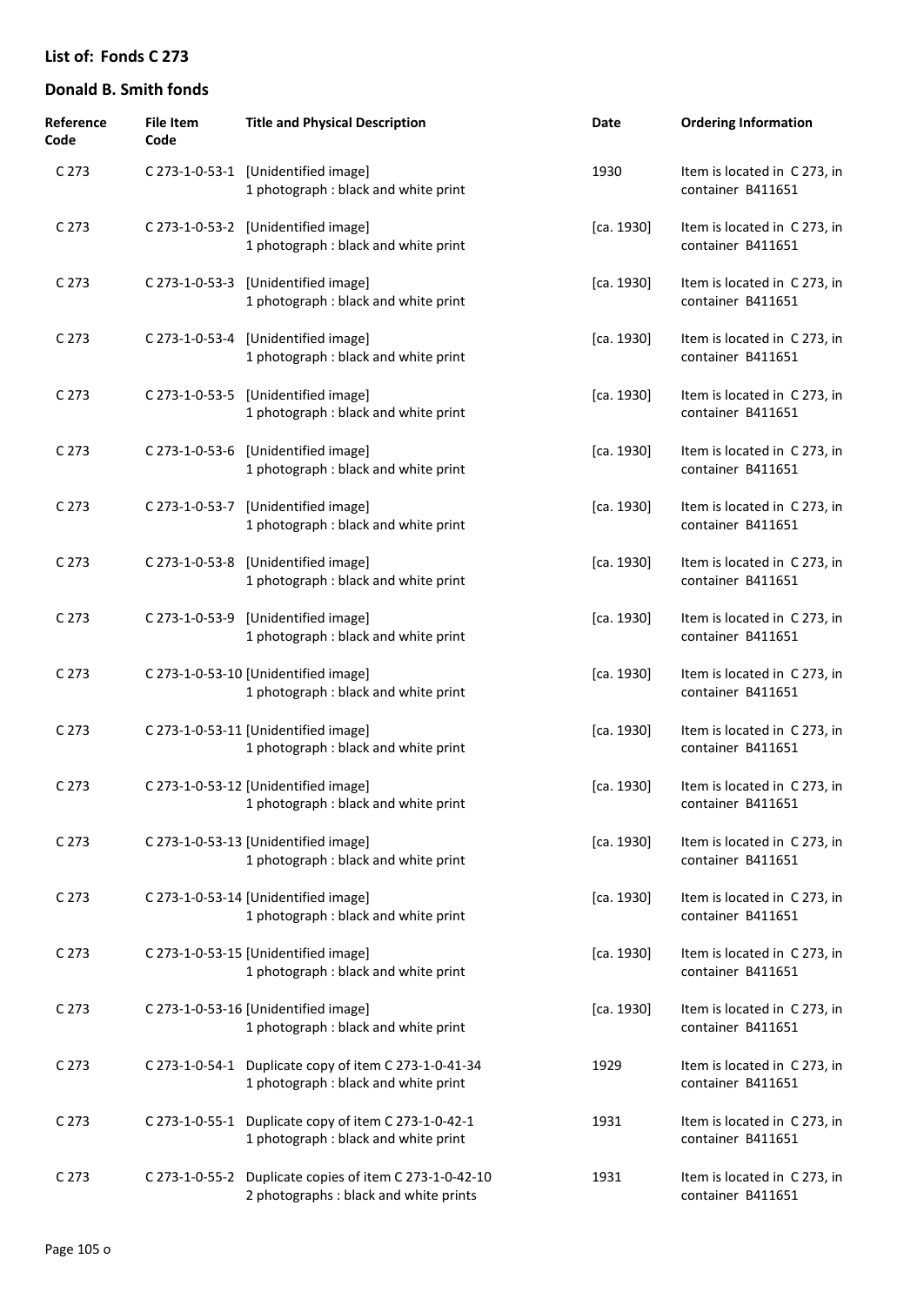**List of: Fonds C 273**

**Donald B. Smith fonds**

| Reference Code | File Item Code | Title and Physical Description | Date | Ordering Information |
|---|---|---|---|---|
| C 273 | C 273-1-0-53-1 | [Unidentified image] 1 photograph : black and white print | 1930 | Item is located in C 273, in container B411651 |
| C 273 | C 273-1-0-53-2 | [Unidentified image] 1 photograph : black and white print | [ca. 1930] | Item is located in C 273, in container B411651 |
| C 273 | C 273-1-0-53-3 | [Unidentified image] 1 photograph : black and white print | [ca. 1930] | Item is located in C 273, in container B411651 |
| C 273 | C 273-1-0-53-4 | [Unidentified image] 1 photograph : black and white print | [ca. 1930] | Item is located in C 273, in container B411651 |
| C 273 | C 273-1-0-53-5 | [Unidentified image] 1 photograph : black and white print | [ca. 1930] | Item is located in C 273, in container B411651 |
| C 273 | C 273-1-0-53-6 | [Unidentified image] 1 photograph : black and white print | [ca. 1930] | Item is located in C 273, in container B411651 |
| C 273 | C 273-1-0-53-7 | [Unidentified image] 1 photograph : black and white print | [ca. 1930] | Item is located in C 273, in container B411651 |
| C 273 | C 273-1-0-53-8 | [Unidentified image] 1 photograph : black and white print | [ca. 1930] | Item is located in C 273, in container B411651 |
| C 273 | C 273-1-0-53-9 | [Unidentified image] 1 photograph : black and white print | [ca. 1930] | Item is located in C 273, in container B411651 |
| C 273 | C 273-1-0-53-10 | [Unidentified image] 1 photograph : black and white print | [ca. 1930] | Item is located in C 273, in container B411651 |
| C 273 | C 273-1-0-53-11 | [Unidentified image] 1 photograph : black and white print | [ca. 1930] | Item is located in C 273, in container B411651 |
| C 273 | C 273-1-0-53-12 | [Unidentified image] 1 photograph : black and white print | [ca. 1930] | Item is located in C 273, in container B411651 |
| C 273 | C 273-1-0-53-13 | [Unidentified image] 1 photograph : black and white print | [ca. 1930] | Item is located in C 273, in container B411651 |
| C 273 | C 273-1-0-53-14 | [Unidentified image] 1 photograph : black and white print | [ca. 1930] | Item is located in C 273, in container B411651 |
| C 273 | C 273-1-0-53-15 | [Unidentified image] 1 photograph : black and white print | [ca. 1930] | Item is located in C 273, in container B411651 |
| C 273 | C 273-1-0-53-16 | [Unidentified image] 1 photograph : black and white print | [ca. 1930] | Item is located in C 273, in container B411651 |
| C 273 | C 273-1-0-54-1 | Duplicate copy of item C 273-1-0-41-34 1 photograph : black and white print | 1929 | Item is located in C 273, in container B411651 |
| C 273 | C 273-1-0-55-1 | Duplicate copy of item C 273-1-0-42-1 1 photograph : black and white print | 1931 | Item is located in C 273, in container B411651 |
| C 273 | C 273-1-0-55-2 | Duplicate copies of item C 273-1-0-42-10 2 photographs : black and white prints | 1931 | Item is located in C 273, in container B411651 |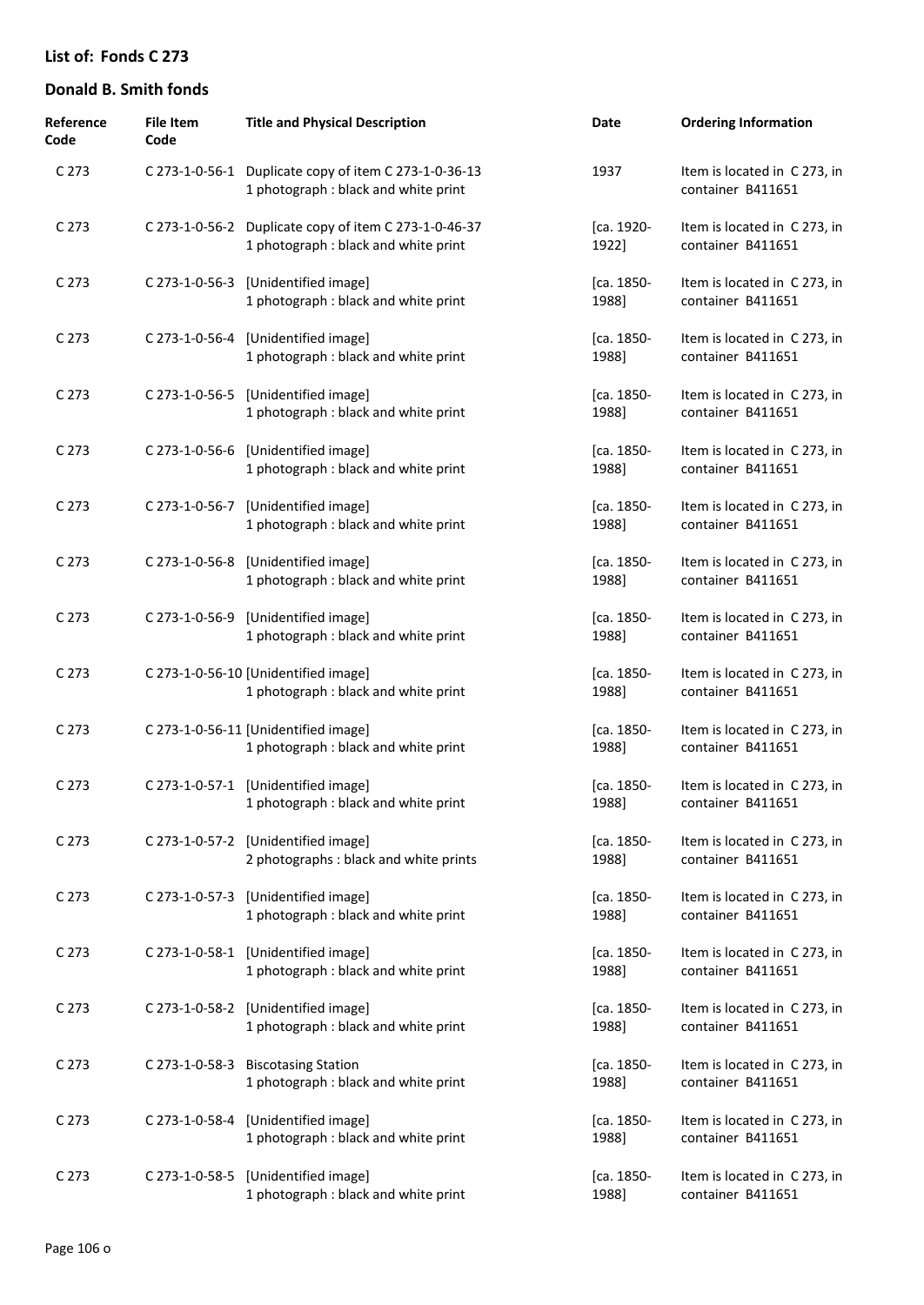## List of: Fonds C 273

## Donald B. Smith fonds

| Reference Code | File Item Code | Title and Physical Description | Date | Ordering Information |
|---|---|---|---|---|
| C 273 | C 273-1-0-56-1 | Duplicate copy of item C 273-1-0-36-13<br>1 photograph : black and white print | 1937 | Item is located in C 273, in container B411651 |
| C 273 | C 273-1-0-56-2 | Duplicate copy of item C 273-1-0-46-37<br>1 photograph : black and white print | [ca. 1920-1922] | Item is located in C 273, in container B411651 |
| C 273 | C 273-1-0-56-3 | [Unidentified image]<br>1 photograph : black and white print | [ca. 1850-1988] | Item is located in C 273, in container B411651 |
| C 273 | C 273-1-0-56-4 | [Unidentified image]<br>1 photograph : black and white print | [ca. 1850-1988] | Item is located in C 273, in container B411651 |
| C 273 | C 273-1-0-56-5 | [Unidentified image]<br>1 photograph : black and white print | [ca. 1850-1988] | Item is located in C 273, in container B411651 |
| C 273 | C 273-1-0-56-6 | [Unidentified image]<br>1 photograph : black and white print | [ca. 1850-1988] | Item is located in C 273, in container B411651 |
| C 273 | C 273-1-0-56-7 | [Unidentified image]<br>1 photograph : black and white print | [ca. 1850-1988] | Item is located in C 273, in container B411651 |
| C 273 | C 273-1-0-56-8 | [Unidentified image]<br>1 photograph : black and white print | [ca. 1850-1988] | Item is located in C 273, in container B411651 |
| C 273 | C 273-1-0-56-9 | [Unidentified image]<br>1 photograph : black and white print | [ca. 1850-1988] | Item is located in C 273, in container B411651 |
| C 273 | C 273-1-0-56-10 | [Unidentified image]<br>1 photograph : black and white print | [ca. 1850-1988] | Item is located in C 273, in container B411651 |
| C 273 | C 273-1-0-56-11 | [Unidentified image]<br>1 photograph : black and white print | [ca. 1850-1988] | Item is located in C 273, in container B411651 |
| C 273 | C 273-1-0-57-1 | [Unidentified image]<br>1 photograph : black and white print | [ca. 1850-1988] | Item is located in C 273, in container B411651 |
| C 273 | C 273-1-0-57-2 | [Unidentified image]<br>2 photographs : black and white prints | [ca. 1850-1988] | Item is located in C 273, in container B411651 |
| C 273 | C 273-1-0-57-3 | [Unidentified image]<br>1 photograph : black and white print | [ca. 1850-1988] | Item is located in C 273, in container B411651 |
| C 273 | C 273-1-0-58-1 | [Unidentified image]<br>1 photograph : black and white print | [ca. 1850-1988] | Item is located in C 273, in container B411651 |
| C 273 | C 273-1-0-58-2 | [Unidentified image]<br>1 photograph : black and white print | [ca. 1850-1988] | Item is located in C 273, in container B411651 |
| C 273 | C 273-1-0-58-3 | Biscotasing Station<br>1 photograph : black and white print | [ca. 1850-1988] | Item is located in C 273, in container B411651 |
| C 273 | C 273-1-0-58-4 | [Unidentified image]<br>1 photograph : black and white print | [ca. 1850-1988] | Item is located in C 273, in container B411651 |
| C 273 | C 273-1-0-58-5 | [Unidentified image]<br>1 photograph : black and white print | [ca. 1850-1988] | Item is located in C 273, in container B411651 |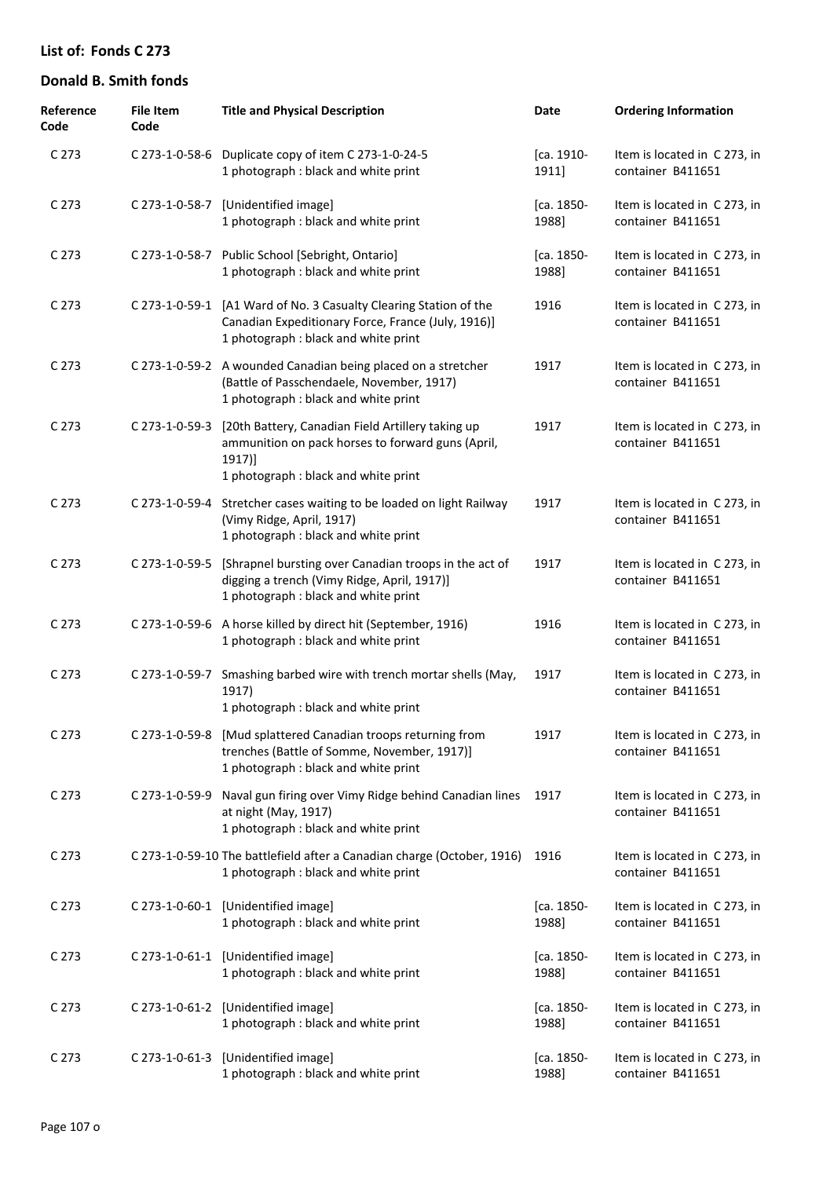## List of: Fonds C 273

## Donald B. Smith fonds

| Reference Code | File Item Code | Title and Physical Description | Date | Ordering Information |
|---|---|---|---|---|
| C 273 | C 273-1-0-58-6 | Duplicate copy of item C 273-1-0-24-5<br>1 photograph : black and white print | [ca. 1910-1911] | Item is located in C 273, in container B411651 |
| C 273 | C 273-1-0-58-7 | [Unidentified image]<br>1 photograph : black and white print | [ca. 1850-1988] | Item is located in C 273, in container B411651 |
| C 273 | C 273-1-0-58-7 | Public School [Sebright, Ontario]<br>1 photograph : black and white print | [ca. 1850-1988] | Item is located in C 273, in container B411651 |
| C 273 | C 273-1-0-59-1 | [A1 Ward of No. 3 Casualty Clearing Station of the Canadian Expeditionary Force, France (July, 1916)]<br>1 photograph : black and white print | 1916 | Item is located in C 273, in container B411651 |
| C 273 | C 273-1-0-59-2 | A wounded Canadian being placed on a stretcher (Battle of Passchendaele, November, 1917)<br>1 photograph : black and white print | 1917 | Item is located in C 273, in container B411651 |
| C 273 | C 273-1-0-59-3 | [20th Battery, Canadian Field Artillery taking up ammunition on pack horses to forward guns (April, 1917)]<br>1 photograph : black and white print | 1917 | Item is located in C 273, in container B411651 |
| C 273 | C 273-1-0-59-4 | Stretcher cases waiting to be loaded on light Railway (Vimy Ridge, April, 1917)<br>1 photograph : black and white print | 1917 | Item is located in C 273, in container B411651 |
| C 273 | C 273-1-0-59-5 | [Shrapnel bursting over Canadian troops in the act of digging a trench (Vimy Ridge, April, 1917)]<br>1 photograph : black and white print | 1917 | Item is located in C 273, in container B411651 |
| C 273 | C 273-1-0-59-6 | A horse killed by direct hit (September, 1916)<br>1 photograph : black and white print | 1916 | Item is located in C 273, in container B411651 |
| C 273 | C 273-1-0-59-7 | Smashing barbed wire with trench mortar shells (May, 1917)<br>1 photograph : black and white print | 1917 | Item is located in C 273, in container B411651 |
| C 273 | C 273-1-0-59-8 | [Mud splattered Canadian troops returning from trenches (Battle of Somme, November, 1917)]<br>1 photograph : black and white print | 1917 | Item is located in C 273, in container B411651 |
| C 273 | C 273-1-0-59-9 | Naval gun firing over Vimy Ridge behind Canadian lines at night (May, 1917)<br>1 photograph : black and white print | 1917 | Item is located in C 273, in container B411651 |
| C 273 | C 273-1-0-59-10 | The battlefield after a Canadian charge (October, 1916)<br>1 photograph : black and white print | 1916 | Item is located in C 273, in container B411651 |
| C 273 | C 273-1-0-60-1 | [Unidentified image]<br>1 photograph : black and white print | [ca. 1850-1988] | Item is located in C 273, in container B411651 |
| C 273 | C 273-1-0-61-1 | [Unidentified image]<br>1 photograph : black and white print | [ca. 1850-1988] | Item is located in C 273, in container B411651 |
| C 273 | C 273-1-0-61-2 | [Unidentified image]<br>1 photograph : black and white print | [ca. 1850-1988] | Item is located in C 273, in container B411651 |
| C 273 | C 273-1-0-61-3 | [Unidentified image]<br>1 photograph : black and white print | [ca. 1850-1988] | Item is located in C 273, in container B411651 |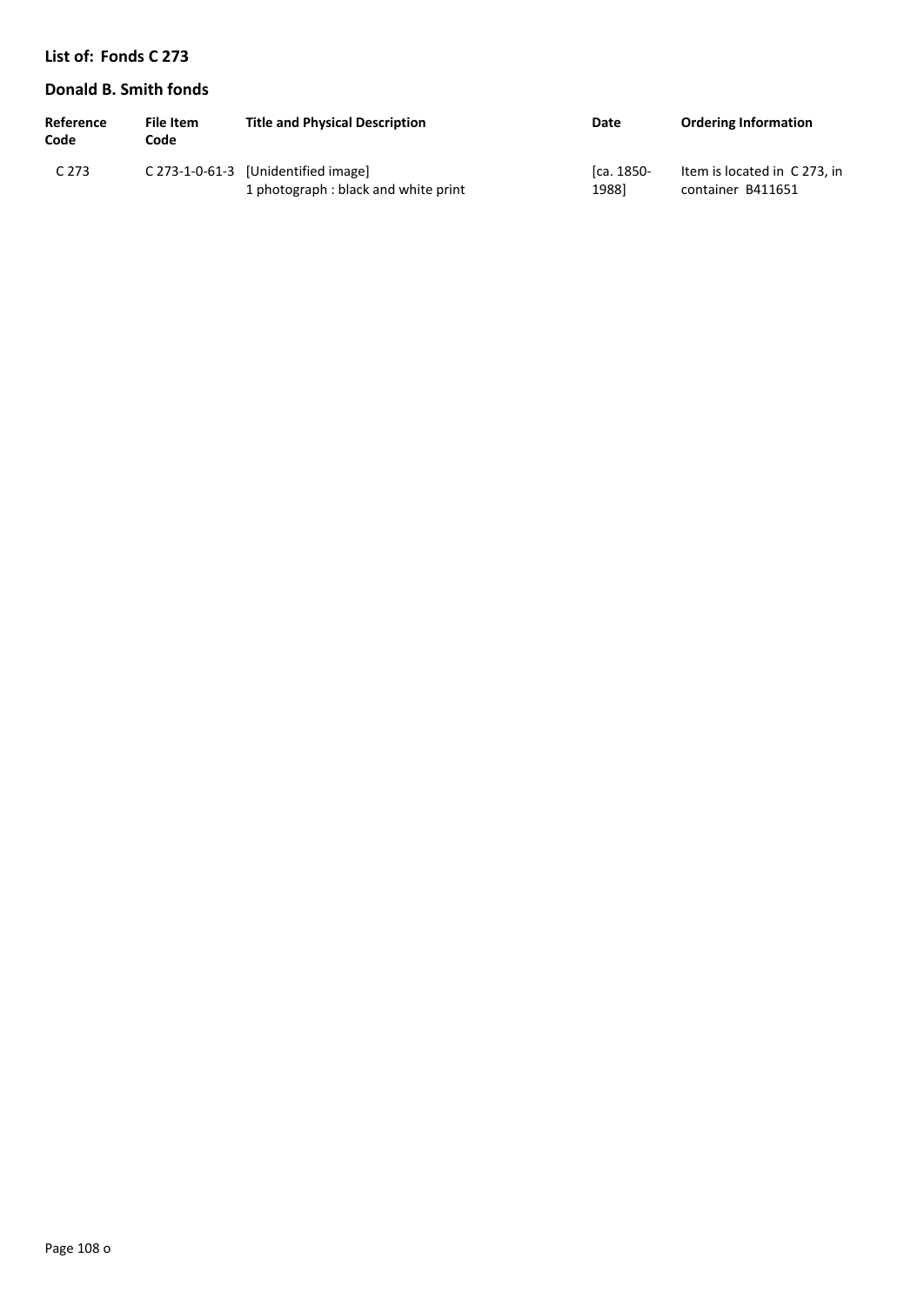## List of: Fonds C 273

## Donald B. Smith fonds

| Reference Code | File Item Code | Title and Physical Description | Date | Ordering Information |
|---|---|---|---|---|
| C 273 | C 273-1-0-61-3 | [Unidentified image]<br>1 photograph : black and white print | [ca. 1850-1988] | Item is located in C 273, in container B411651 |